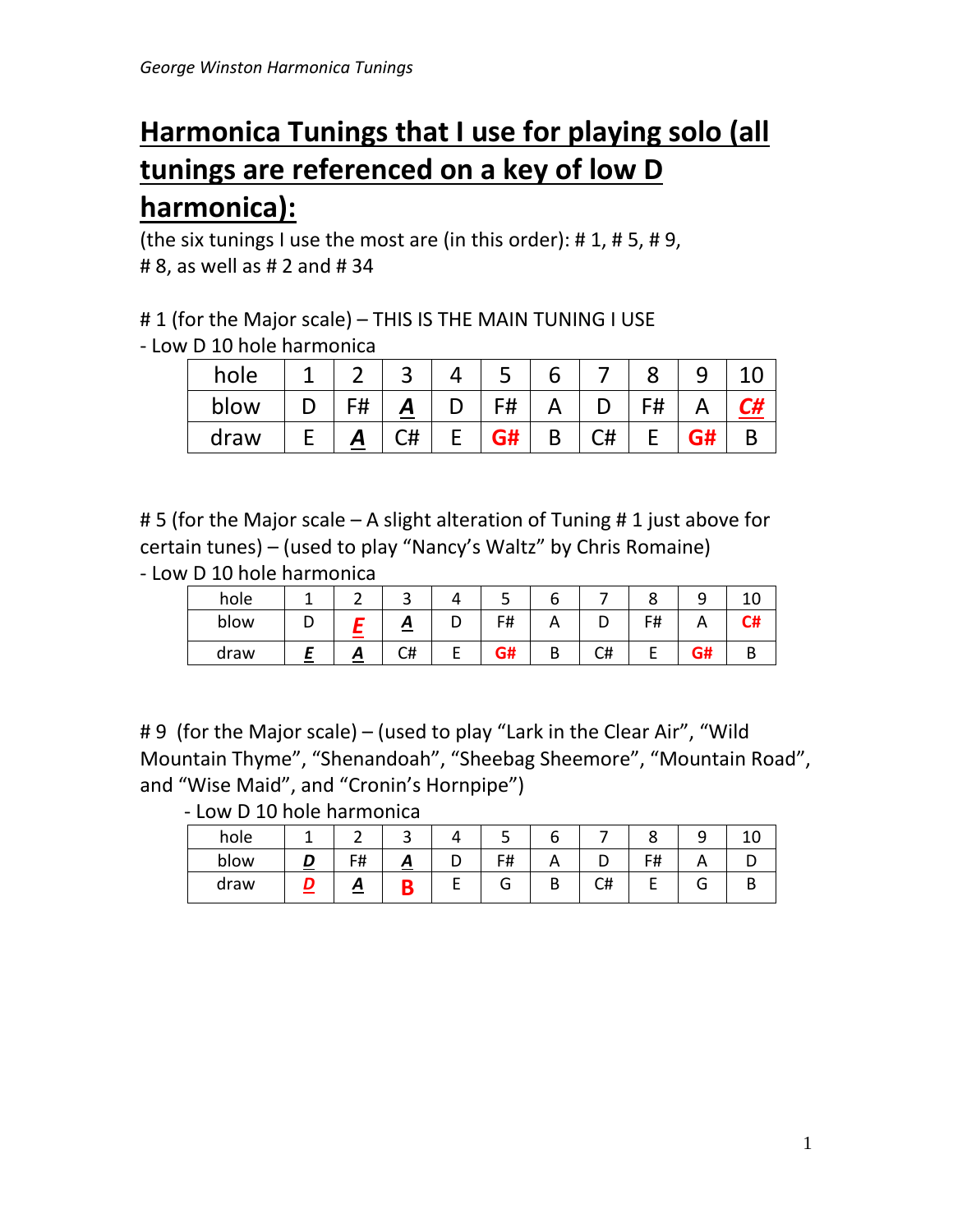## Harmonica Tunings that I use for playing solo (all tunings are referenced on a key of low D harmonica):

(the six tunings I use the most are (in this order): # 1, # 5, # 9, # 8, as well as # 2 and # 34

# 1 (for the Major scale) – THIS IS THE MAIN TUNING I USE
- Low D 10 hole harmonica

| hole | 1 | 2 | 3 | 4 | 5 | 6 | 7 | 8 | 9 | 10 |
|---|---|---|---|---|---|---|---|---|---|---|
| blow | D | F# | ***A*** | D | F# | A | D | F# | A | ***C#*** |
| draw | E | ***A*** | C# | E | **G#** | B | C# | E | **G#** | B |

# 5 (for the Major scale – A slight alteration of Tuning # 1 just above for certain tunes) – (used to play "Nancy's Waltz" by Chris Romaine)
- Low D 10 hole harmonica

| hole | 1 | 2 | 3 | 4 | 5 | 6 | 7 | 8 | 9 | 10 |
|---|---|---|---|---|---|---|---|---|---|---|
| blow | D | ***E*** | ***A*** | D | F# | A | D | F# | A | **C#** |
| draw | ***E*** | ***A*** | C# | E | **G#** | B | C# | E | **G#** | B |

# 9 (for the Major scale) – (used to play "Lark in the Clear Air", "Wild Mountain Thyme", "Shenandoah", "Sheebag Sheemore", "Mountain Road", and "Wise Maid", and "Cronin's Hornpipe")
- Low D 10 hole harmonica

| hole | 1 | 2 | 3 | 4 | 5 | 6 | 7 | 8 | 9 | 10 |
|---|---|---|---|---|---|---|---|---|---|---|
| blow | ***D*** | F# | ***A*** | D | F# | A | D | F# | A | D |
| draw | ***D*** | ***A*** | **B** | E | G | B | C# | E | G | B |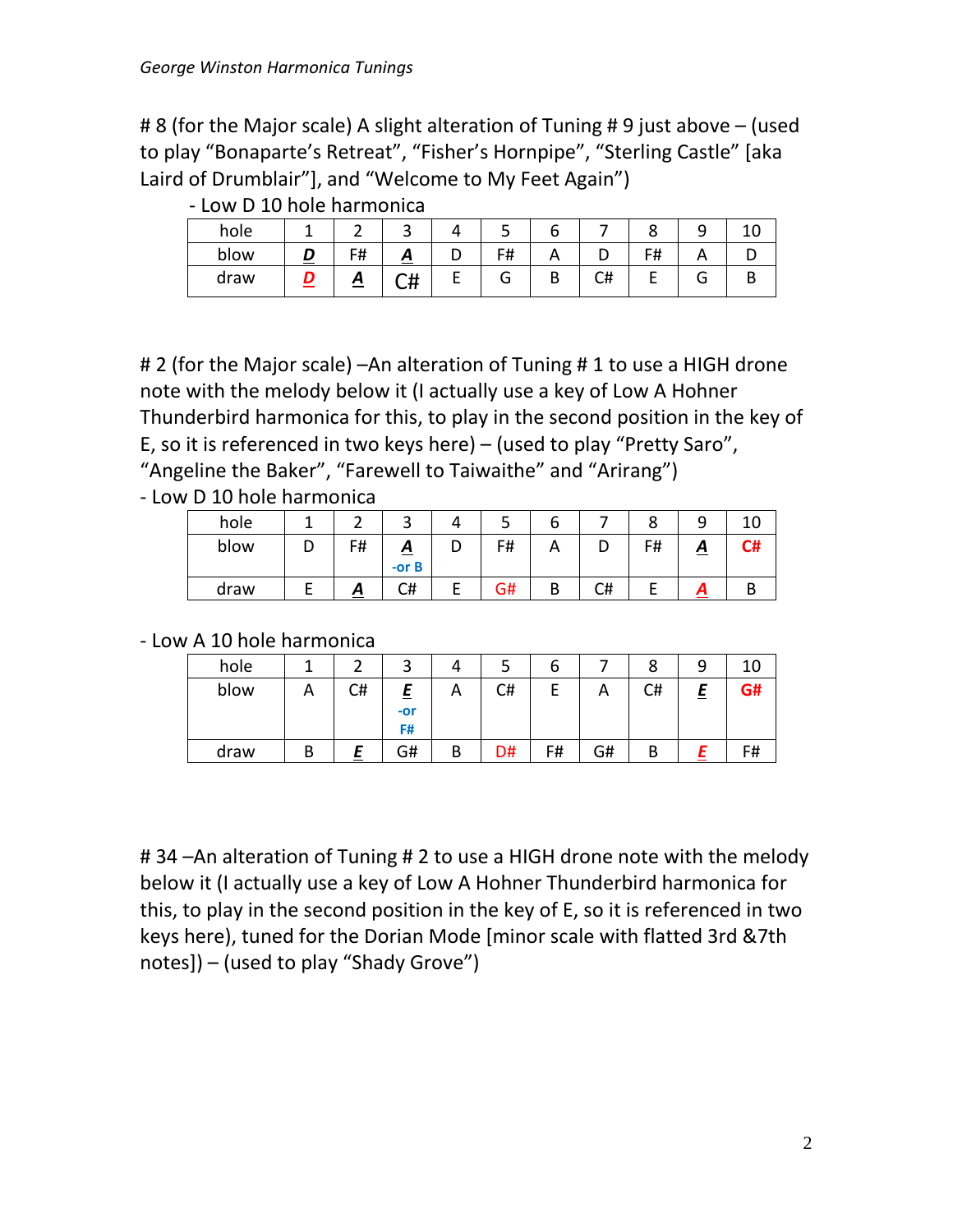# 8 (for the Major scale) A slight alteration of Tuning # 9 just above – (used to play "Bonaparte's Retreat", "Fisher's Hornpipe", "Sterling Castle" [aka Laird of Drumblair"], and "Welcome to My Feet Again")

- Low D 10 hole harmonica

| hole | 1 | 2 | 3 | 4 | 5 | 6 | 7 | 8 | 9 | 10 |
|---|---|---|---|---|---|---|---|---|---|---|
| blow | ***D*** | F# | ***A*** | D | F# | A | D | F# | A | D |
| draw | ***D*** | ***A*** | C# | E | G | B | C# | E | G | B |

# 2 (for the Major scale) –An alteration of Tuning # 1 to use a HIGH drone note with the melody below it (I actually use a key of Low A Hohner Thunderbird harmonica for this, to play in the second position in the key of E, so it is referenced in two keys here) – (used to play "Pretty Saro", "Angeline the Baker", "Farewell to Taiwaithe" and "Arirang")

- Low D 10 hole harmonica

| hole | 1 | 2 | 3 | 4 | 5 | 6 | 7 | 8 | 9 | 10 |
|---|---|---|---|---|---|---|---|---|---|---|
| blow | D | F# | ***A*** -or B | D | F# | A | D | F# | ***A*** | C# |
| draw | E | ***A*** | C# | E | G# | B | C# | E | ***A*** | B |

- Low A 10 hole harmonica

| hole | 1 | 2 | 3 | 4 | 5 | 6 | 7 | 8 | 9 | 10 |
|---|---|---|---|---|---|---|---|---|---|---|
| blow | A | C# | ***E*** -or F# | A | C# | E | A | C# | ***E*** | G# |
| draw | B | ***E*** | G# | B | D# | F# | G# | B | ***E*** | F# |

# 34 –An alteration of Tuning # 2 to use a HIGH drone note with the melody below it (I actually use a key of Low A Hohner Thunderbird harmonica for this, to play in the second position in the key of E, so it is referenced in two keys here), tuned for the Dorian Mode [minor scale with flatted 3rd &7th notes]) – (used to play "Shady Grove")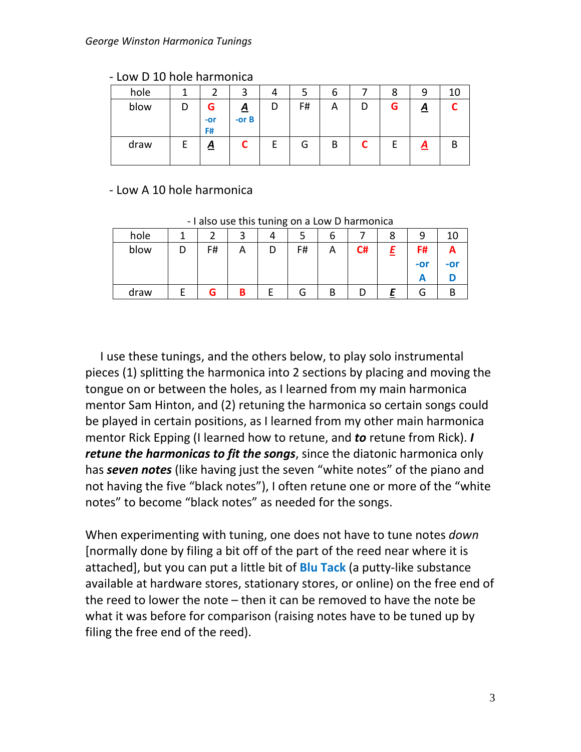- Low D 10 hole harmonica

| hole | 1 | 2 | 3 | 4 | 5 | 6 | 7 | 8 | 9 | 10 |
|---|---|---|---|---|---|---|---|---|---|---|
| blow | D | **G** -or F# | ***A*** -or B | D | F# | A | D | **G** | ***A*** | **C** |
| draw | E | ***A*** | **C** | E | G | B | **C** | E | ***A*** | B |

- Low A 10 hole harmonica

- I also use this tuning on a Low D harmonica

| hole | 1 | 2 | 3 | 4 | 5 | 6 | 7 | 8 | 9 | 10 |
|---|---|---|---|---|---|---|---|---|---|---|
| blow | D | F# | A | D | F# | A | **C#** | ***E*** | **F#** -or **A** | **A** -or **D** |
| draw | E | **G** | **B** | E | G | B | D | ***E*** | G | B |

I use these tunings, and the others below, to play solo instrumental pieces (1) splitting the harmonica into 2 sections by placing and moving the tongue on or between the holes, as I learned from my main harmonica mentor Sam Hinton, and (2) retuning the harmonica so certain songs could be played in certain positions, as I learned from my other main harmonica mentor Rick Epping (I learned how to retune, and ***to*** retune from Rick). ***I retune the harmonicas to fit the songs***, since the diatonic harmonica only has ***seven notes*** (like having just the seven "white notes" of the piano and not having the five "black notes"), I often retune one or more of the "white notes" to become "black notes" as needed for the songs.

When experimenting with tuning, one does not have to tune notes *down* [normally done by filing a bit off of the part of the reed near where it is attached], but you can put a little bit of **Blu Tack** (a putty-like substance available at hardware stores, stationary stores, or online) on the free end of the reed to lower the note – then it can be removed to have the note be what it was before for comparison (raising notes have to be tuned up by filing the free end of the reed).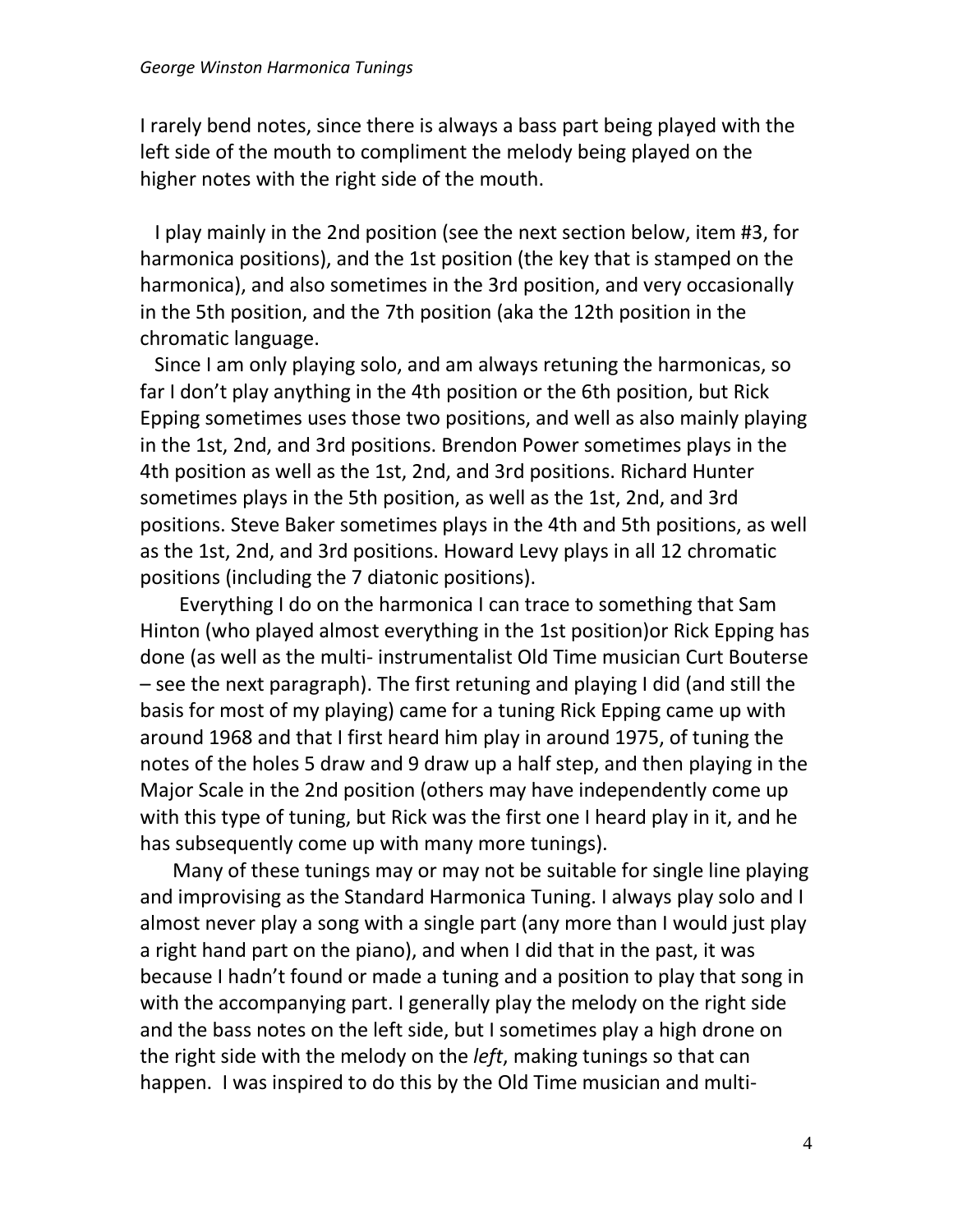I rarely bend notes, since there is always a bass part being played with the left side of the mouth to compliment the melody being played on the higher notes with the right side of the mouth.

I play mainly in the 2nd position (see the next section below, item #3, for harmonica positions), and the 1st position (the key that is stamped on the harmonica), and also sometimes in the 3rd position, and very occasionally in the 5th position, and the 7th position (aka the 12th position in the chromatic language.

Since I am only playing solo, and am always retuning the harmonicas, so far I don't play anything in the 4th position or the 6th position, but Rick Epping sometimes uses those two positions, and well as also mainly playing in the 1st, 2nd, and 3rd positions. Brendon Power sometimes plays in the 4th position as well as the 1st, 2nd, and 3rd positions. Richard Hunter sometimes plays in the 5th position, as well as the 1st, 2nd, and 3rd positions. Steve Baker sometimes plays in the 4th and 5th positions, as well as the 1st, 2nd, and 3rd positions. Howard Levy plays in all 12 chromatic positions (including the 7 diatonic positions).

Everything I do on the harmonica I can trace to something that Sam Hinton (who played almost everything in the 1st position)or Rick Epping has done (as well as the multi- instrumentalist Old Time musician Curt Bouterse – see the next paragraph). The first retuning and playing I did (and still the basis for most of my playing) came for a tuning Rick Epping came up with around 1968 and that I first heard him play in around 1975, of tuning the notes of the holes 5 draw and 9 draw up a half step, and then playing in the Major Scale in the 2nd position (others may have independently come up with this type of tuning, but Rick was the first one I heard play in it, and he has subsequently come up with many more tunings).

Many of these tunings may or may not be suitable for single line playing and improvising as the Standard Harmonica Tuning. I always play solo and I almost never play a song with a single part (any more than I would just play a right hand part on the piano), and when I did that in the past, it was because I hadn't found or made a tuning and a position to play that song in with the accompanying part. I generally play the melody on the right side and the bass notes on the left side, but I sometimes play a high drone on the right side with the melody on the *left*, making tunings so that can happen. I was inspired to do this by the Old Time musician and multi-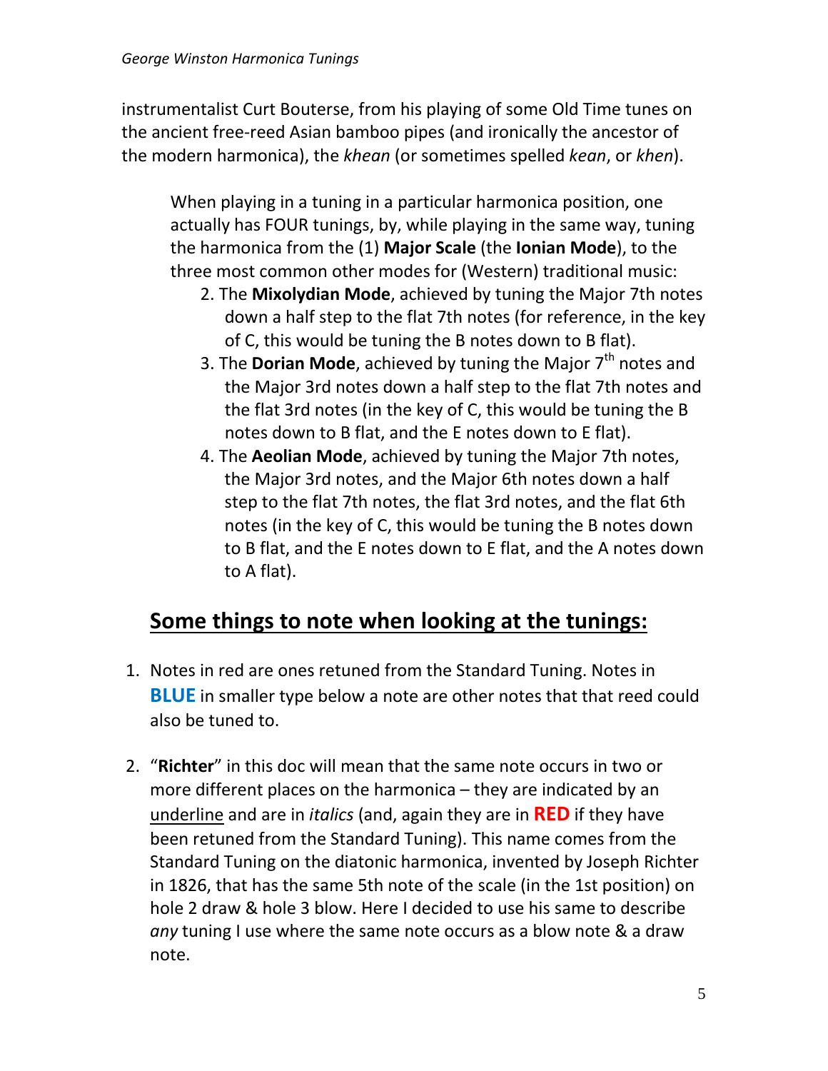instrumentalist Curt Bouterse, from his playing of some Old Time tunes on the ancient free-reed Asian bamboo pipes (and ironically the ancestor of the modern harmonica), the *khean* (or sometimes spelled *kean*, or *khen*).

> When playing in a tuning in a particular harmonica position, one actually has FOUR tunings, by, while playing in the same way, tuning the harmonica from the (1) **Major Scale** (the **Ionian Mode**), to the three most common other modes for (Western) traditional music:
>
> 2. The **Mixolydian Mode**, achieved by tuning the Major 7th notes down a half step to the flat 7th notes (for reference, in the key of C, this would be tuning the B notes down to B flat).
> 3. The **Dorian Mode**, achieved by tuning the Major 7th notes and the Major 3rd notes down a half step to the flat 7th notes and the flat 3rd notes (in the key of C, this would be tuning the B notes down to B flat, and the E notes down to E flat).
> 4. The **Aeolian Mode**, achieved by tuning the Major 7th notes, the Major 3rd notes, and the Major 6th notes down a half step to the flat 7th notes, the flat 3rd notes, and the flat 6th notes (in the key of C, this would be tuning the B notes down to B flat, and the E notes down to E flat, and the A notes down to A flat).

## Some things to note when looking at the tunings:

1. Notes in red are ones retuned from the Standard Tuning. Notes in **BLUE** in smaller type below a note are other notes that that reed could also be tuned to.

2. "**Richter**" in this doc will mean that the same note occurs in two or more different places on the harmonica – they are indicated by an underline and are in *italics* (and, again they are in **RED** if they have been retuned from the Standard Tuning). This name comes from the Standard Tuning on the diatonic harmonica, invented by Joseph Richter in 1826, that has the same 5th note of the scale (in the 1st position) on hole 2 draw & hole 3 blow. Here I decided to use his same to describe *any* tuning I use where the same note occurs as a blow note & a draw note.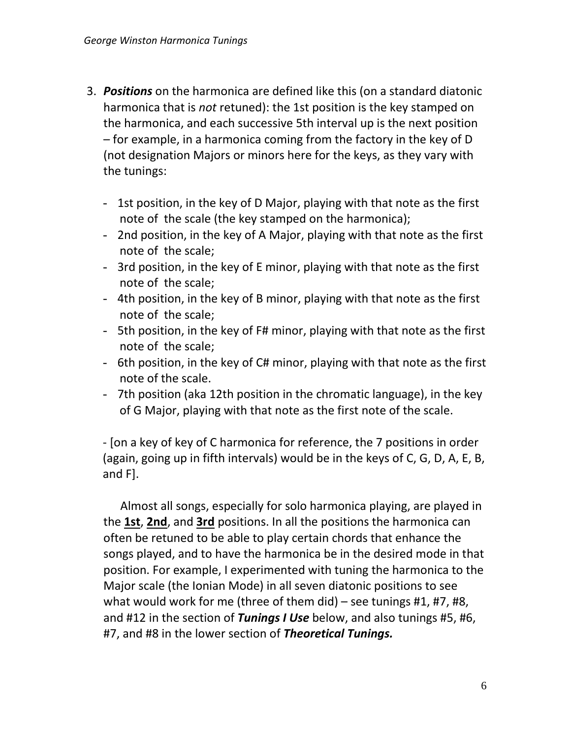3. ***Positions*** on the harmonica are defined like this (on a standard diatonic harmonica that is *not* retuned): the 1st position is the key stamped on the harmonica, and each successive 5th interval up is the next position – for example, in a harmonica coming from the factory in the key of D (not designation Majors or minors here for the keys, as they vary with the tunings:

   - 1st position, in the key of D Major, playing with that note as the first note of the scale (the key stamped on the harmonica);
   - 2nd position, in the key of A Major, playing with that note as the first note of the scale;
   - 3rd position, in the key of E minor, playing with that note as the first note of the scale;
   - 4th position, in the key of B minor, playing with that note as the first note of the scale;
   - 5th position, in the key of F# minor, playing with that note as the first note of the scale;
   - 6th position, in the key of C# minor, playing with that note as the first note of the scale.
   - 7th position (aka 12th position in the chromatic language), in the key of G Major, playing with that note as the first note of the scale.

   - [on a key of key of C harmonica for reference, the 7 positions in order (again, going up in fifth intervals) would be in the keys of C, G, D, A, E, B, and F].

   Almost all songs, especially for solo harmonica playing, are played in the **1st**, **2nd**, and **3rd** positions. In all the positions the harmonica can often be retuned to be able to play certain chords that enhance the songs played, and to have the harmonica be in the desired mode in that position. For example, I experimented with tuning the harmonica to the Major scale (the Ionian Mode) in all seven diatonic positions to see what would work for me (three of them did) – see tunings #1, #7, #8, and #12 in the section of ***Tunings I Use*** below, and also tunings #5, #6, #7, and #8 in the lower section of ***Theoretical Tunings.***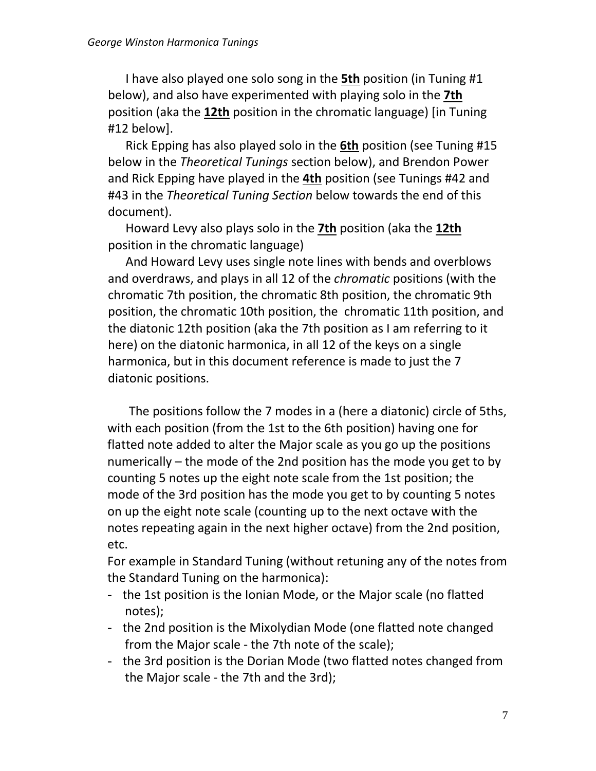I have also played one solo song in the **5th** position (in Tuning #1 below), and also have experimented with playing solo in the **7th** position (aka the **12th** position in the chromatic language) [in Tuning #12 below].

Rick Epping has also played solo in the **6th** position (see Tuning #15 below in the *Theoretical Tunings* section below), and Brendon Power and Rick Epping have played in the **4th** position (see Tunings #42 and #43 in the *Theoretical Tuning Section* below towards the end of this document).

Howard Levy also plays solo in the **7th** position (aka the **12th** position in the chromatic language)

And Howard Levy uses single note lines with bends and overblows and overdraws, and plays in all 12 of the *chromatic* positions (with the chromatic 7th position, the chromatic 8th position, the chromatic 9th position, the chromatic 10th position, the chromatic 11th position, and the diatonic 12th position (aka the 7th position as I am referring to it here) on the diatonic harmonica, in all 12 of the keys on a single harmonica, but in this document reference is made to just the 7 diatonic positions.

The positions follow the 7 modes in a (here a diatonic) circle of 5ths, with each position (from the 1st to the 6th position) having one for flatted note added to alter the Major scale as you go up the positions numerically – the mode of the 2nd position has the mode you get to by counting 5 notes up the eight note scale from the 1st position; the mode of the 3rd position has the mode you get to by counting 5 notes on up the eight note scale (counting up to the next octave with the notes repeating again in the next higher octave) from the 2nd position, etc.

For example in Standard Tuning (without retuning any of the notes from the Standard Tuning on the harmonica):

- the 1st position is the Ionian Mode, or the Major scale (no flatted notes);
- the 2nd position is the Mixolydian Mode (one flatted note changed from the Major scale - the 7th note of the scale);
- the 3rd position is the Dorian Mode (two flatted notes changed from the Major scale - the 7th and the 3rd);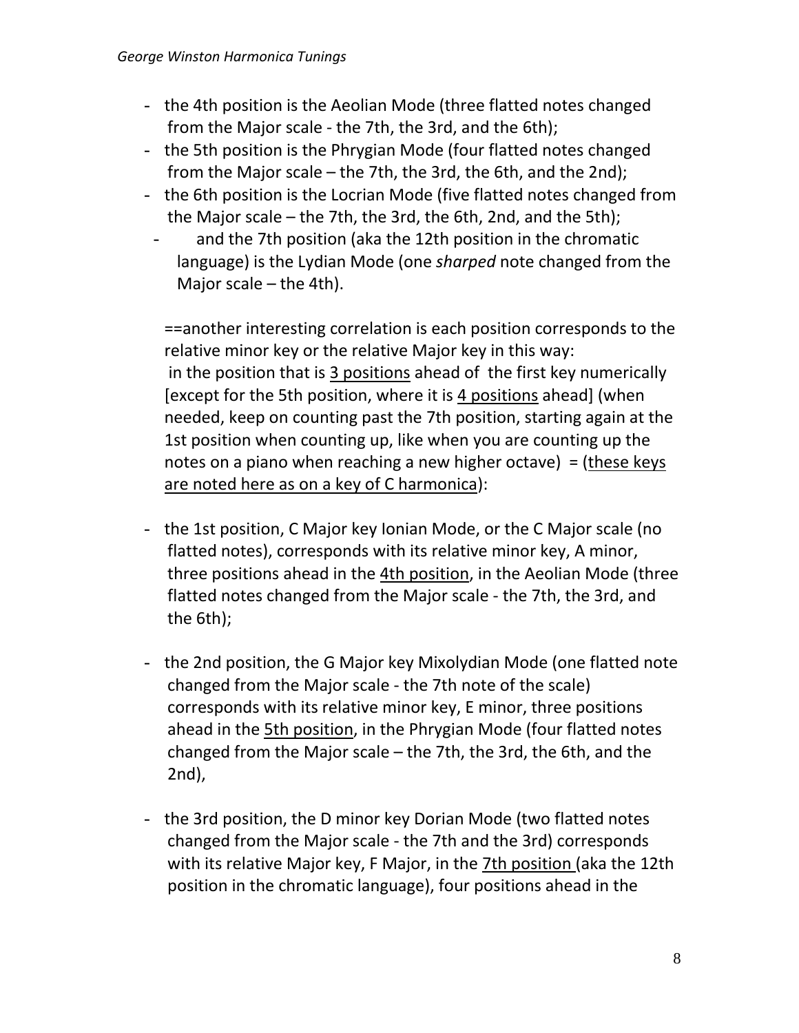- the 4th position is the Aeolian Mode (three flatted notes changed from the Major scale - the 7th, the 3rd, and the 6th);
- the 5th position is the Phrygian Mode (four flatted notes changed from the Major scale – the 7th, the 3rd, the 6th, and the 2nd);
- the 6th position is the Locrian Mode (five flatted notes changed from the Major scale – the 7th, the 3rd, the 6th, 2nd, and the 5th);
- and the 7th position (aka the 12th position in the chromatic language) is the Lydian Mode (one *sharped* note changed from the Major scale – the 4th).

==another interesting correlation is each position corresponds to the relative minor key or the relative Major key in this way: in the position that is <u>3 positions</u> ahead of the first key numerically [except for the 5th position, where it is <u>4 positions</u> ahead] (when needed, keep on counting past the 7th position, starting again at the 1st position when counting up, like when you are counting up the notes on a piano when reaching a new higher octave) = (<u>these keys are noted here as on a key of C harmonica</u>):

- the 1st position, C Major key Ionian Mode, or the C Major scale (no flatted notes), corresponds with its relative minor key, A minor, three positions ahead in the <u>4th position</u>, in the Aeolian Mode (three flatted notes changed from the Major scale - the 7th, the 3rd, and the 6th);

- the 2nd position, the G Major key Mixolydian Mode (one flatted note changed from the Major scale - the 7th note of the scale) corresponds with its relative minor key, E minor, three positions ahead in the <u>5th position</u>, in the Phrygian Mode (four flatted notes changed from the Major scale – the 7th, the 3rd, the 6th, and the 2nd),

- the 3rd position, the D minor key Dorian Mode (two flatted notes changed from the Major scale - the 7th and the 3rd) corresponds with its relative Major key, F Major, in the <u>7th position</u> (aka the 12th position in the chromatic language), four positions ahead in the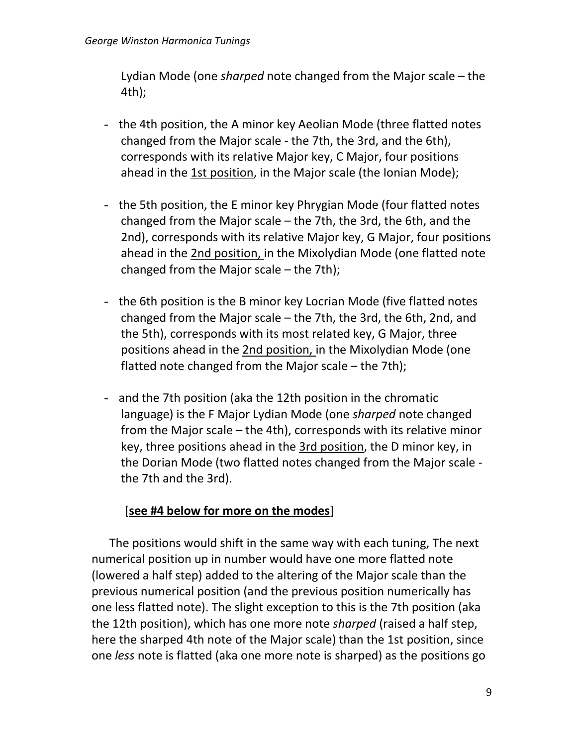Lydian Mode (one *sharped* note changed from the Major scale – the 4th);

- the 4th position, the A minor key Aeolian Mode (three flatted notes changed from the Major scale - the 7th, the 3rd, and the 6th), corresponds with its relative Major key, C Major, four positions ahead in the <u>1st position</u>, in the Major scale (the Ionian Mode);

- the 5th position, the E minor key Phrygian Mode (four flatted notes changed from the Major scale – the 7th, the 3rd, the 6th, and the 2nd), corresponds with its relative Major key, G Major, four positions ahead in the <u>2nd position,</u> in the Mixolydian Mode (one flatted note changed from the Major scale – the 7th);

- the 6th position is the B minor key Locrian Mode (five flatted notes changed from the Major scale – the 7th, the 3rd, the 6th, 2nd, and the 5th), corresponds with its most related key, G Major, three positions ahead in the <u>2nd position,</u> in the Mixolydian Mode (one flatted note changed from the Major scale – the 7th);

- and the 7th position (aka the 12th position in the chromatic language) is the F Major Lydian Mode (one *sharped* note changed from the Major scale – the 4th), corresponds with its relative minor key, three positions ahead in the <u>3rd position</u>, the D minor key, in the Dorian Mode (two flatted notes changed from the Major scale - the 7th and the 3rd).

[**<u>see #4 below for more on the modes</u>**]

The positions would shift in the same way with each tuning, The next numerical position up in number would have one more flatted note (lowered a half step) added to the altering of the Major scale than the previous numerical position (and the previous position numerically has one less flatted note). The slight exception to this is the 7th position (aka the 12th position), which has one more note *sharped* (raised a half step, here the sharped 4th note of the Major scale) than the 1st position, since one *less* note is flatted (aka one more note is sharped) as the positions go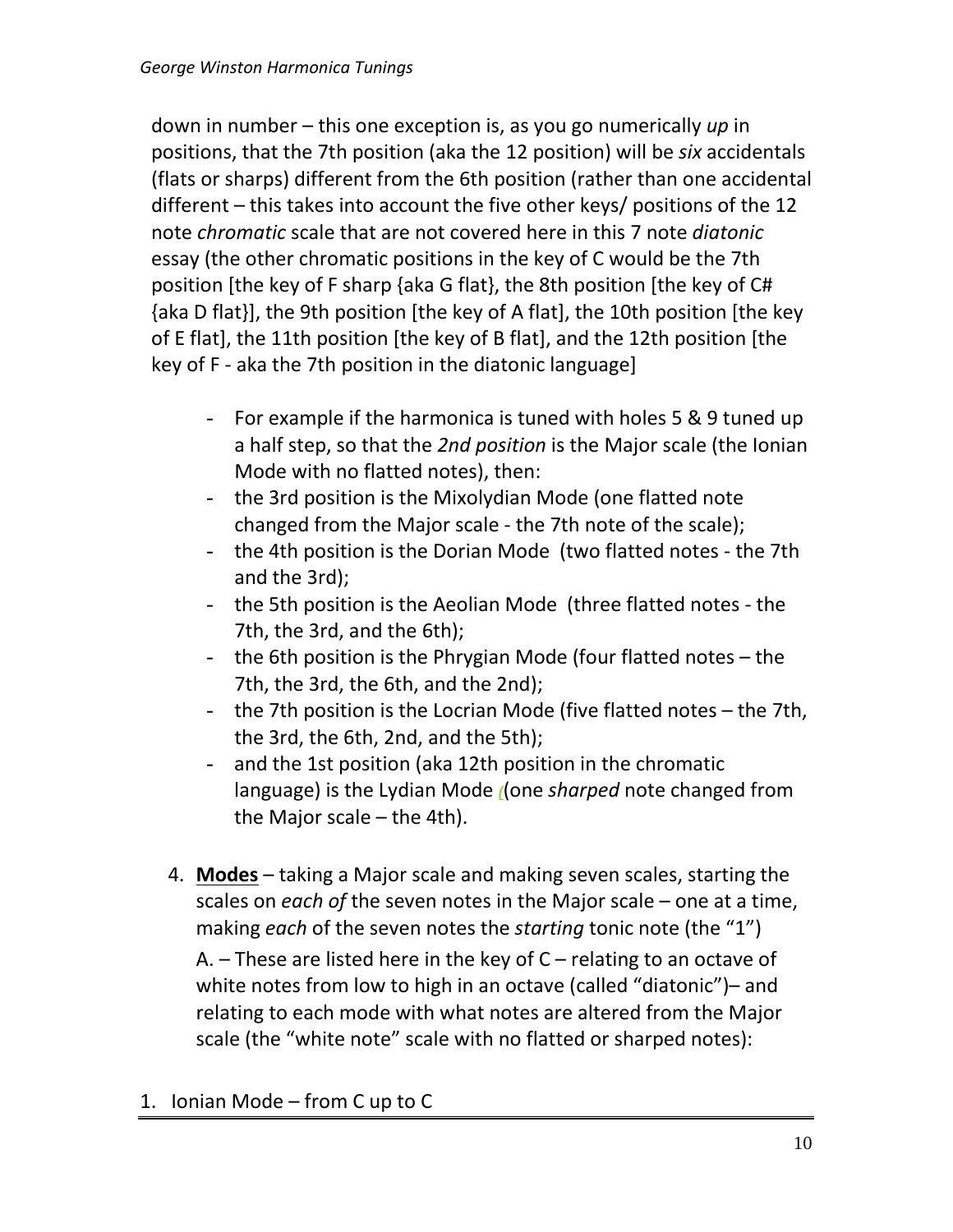down in number – this one exception is, as you go numerically *up* in positions, that the 7th position (aka the 12 position) will be *six* accidentals (flats or sharps) different from the 6th position (rather than one accidental different – this takes into account the five other keys/ positions of the 12 note *chromatic* scale that are not covered here in this 7 note *diatonic* essay (the other chromatic positions in the key of C would be the 7th position [the key of F sharp {aka G flat}, the 8th position [the key of C# {aka D flat}], the 9th position [the key of A flat], the 10th position [the key of E flat], the 11th position [the key of B flat], and the 12th position [the key of F - aka the 7th position in the diatonic language]

- For example if the harmonica is tuned with holes 5 & 9 tuned up a half step, so that the *2nd position* is the Major scale (the Ionian Mode with no flatted notes), then:
- the 3rd position is the Mixolydian Mode (one flatted note changed from the Major scale - the 7th note of the scale);
- the 4th position is the Dorian Mode (two flatted notes - the 7th and the 3rd);
- the 5th position is the Aeolian Mode (three flatted notes - the 7th, the 3rd, and the 6th);
- the 6th position is the Phrygian Mode (four flatted notes – the 7th, the 3rd, the 6th, and the 2nd);
- the 7th position is the Locrian Mode (five flatted notes – the 7th, the 3rd, the 6th, 2nd, and the 5th);
- and the 1st position (aka 12th position in the chromatic language) is the Lydian Mode ((one *sharped* note changed from the Major scale – the 4th).

4. **Modes** – taking a Major scale and making seven scales, starting the scales on *each of* the seven notes in the Major scale – one at a time, making *each* of the seven notes the *starting* tonic note (the "1")

   A. – These are listed here in the key of C – relating to an octave of white notes from low to high in an octave (called "diatonic")– and relating to each mode with what notes are altered from the Major scale (the "white note" scale with no flatted or sharped notes):

1. Ionian Mode – from C up to C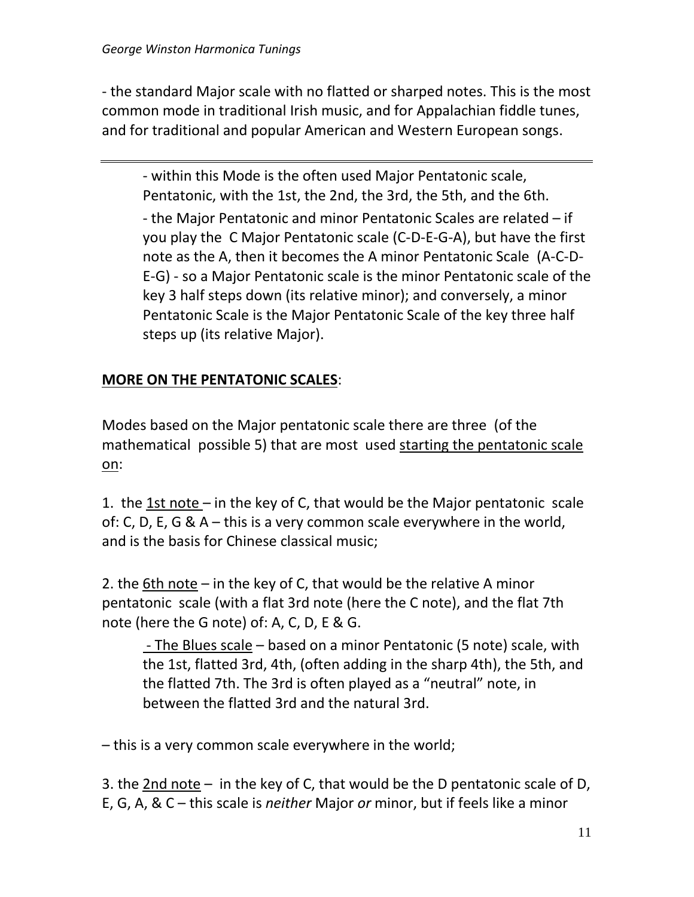- the standard Major scale with no flatted or sharped notes. This is the most common mode in traditional Irish music, and for Appalachian fiddle tunes, and for traditional and popular American and Western European songs.

---

> - within this Mode is the often used Major Pentatonic scale, Pentatonic, with the 1st, the 2nd, the 3rd, the 5th, and the 6th.
>
> - the Major Pentatonic and minor Pentatonic Scales are related – if you play the C Major Pentatonic scale (C-D-E-G-A), but have the first note as the A, then it becomes the A minor Pentatonic Scale (A-C-D-E-G) - so a Major Pentatonic scale is the minor Pentatonic scale of the key 3 half steps down (its relative minor); and conversely, a minor Pentatonic Scale is the Major Pentatonic Scale of the key three half steps up (its relative Major).

**MORE ON THE PENTATONIC SCALES**:

Modes based on the Major pentatonic scale there are three (of the mathematical possible 5) that are most used starting the pentatonic scale on:

1. the 1st note – in the key of C, that would be the Major pentatonic scale of: C, D, E, G & A – this is a very common scale everywhere in the world, and is the basis for Chinese classical music;

2. the 6th note – in the key of C, that would be the relative A minor pentatonic scale (with a flat 3rd note (here the C note), and the flat 7th note (here the G note) of: A, C, D, E & G.

> - The Blues scale – based on a minor Pentatonic (5 note) scale, with the 1st, flatted 3rd, 4th, (often adding in the sharp 4th), the 5th, and the flatted 7th. The 3rd is often played as a "neutral" note, in between the flatted 3rd and the natural 3rd.

– this is a very common scale everywhere in the world;

3. the 2nd note – in the key of C, that would be the D pentatonic scale of D, E, G, A, & C – this scale is *neither* Major *or* minor, but if feels like a minor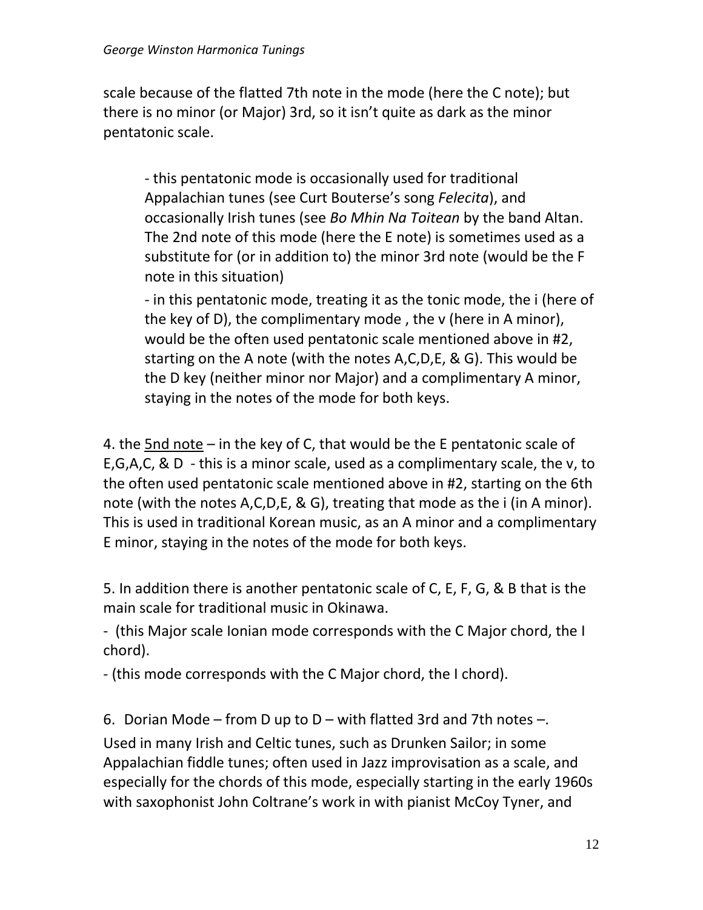scale because of the flatted 7th note in the mode (here the C note); but there is no minor (or Major) 3rd, so it isn't quite as dark as the minor pentatonic scale.

- this pentatonic mode is occasionally used for traditional Appalachian tunes (see Curt Bouterse's song *Felecita*), and occasionally Irish tunes (see *Bo Mhin Na Toitean* by the band Altan. The 2nd note of this mode (here the E note) is sometimes used as a substitute for (or in addition to) the minor 3rd note (would be the F note in this situation)

- in this pentatonic mode, treating it as the tonic mode, the i (here of the key of D), the complimentary mode , the v (here in A minor), would be the often used pentatonic scale mentioned above in #2, starting on the A note (with the notes A,C,D,E, & G). This would be the D key (neither minor nor Major) and a complimentary A minor, staying in the notes of the mode for both keys.

4. the <u>5nd note</u> – in the key of C, that would be the E pentatonic scale of E,G,A,C, & D - this is a minor scale, used as a complimentary scale, the v, to the often used pentatonic scale mentioned above in #2, starting on the 6th note (with the notes A,C,D,E, & G), treating that mode as the i (in A minor). This is used in traditional Korean music, as an A minor and a complimentary E minor, staying in the notes of the mode for both keys.

5. In addition there is another pentatonic scale of C, E, F, G, & B that is the main scale for traditional music in Okinawa.

- (this Major scale Ionian mode corresponds with the C Major chord, the I chord).

- (this mode corresponds with the C Major chord, the I chord).

6. Dorian Mode – from D up to D – with flatted 3rd and 7th notes –. Used in many Irish and Celtic tunes, such as Drunken Sailor; in some Appalachian fiddle tunes; often used in Jazz improvisation as a scale, and especially for the chords of this mode, especially starting in the early 1960s with saxophonist John Coltrane's work in with pianist McCoy Tyner, and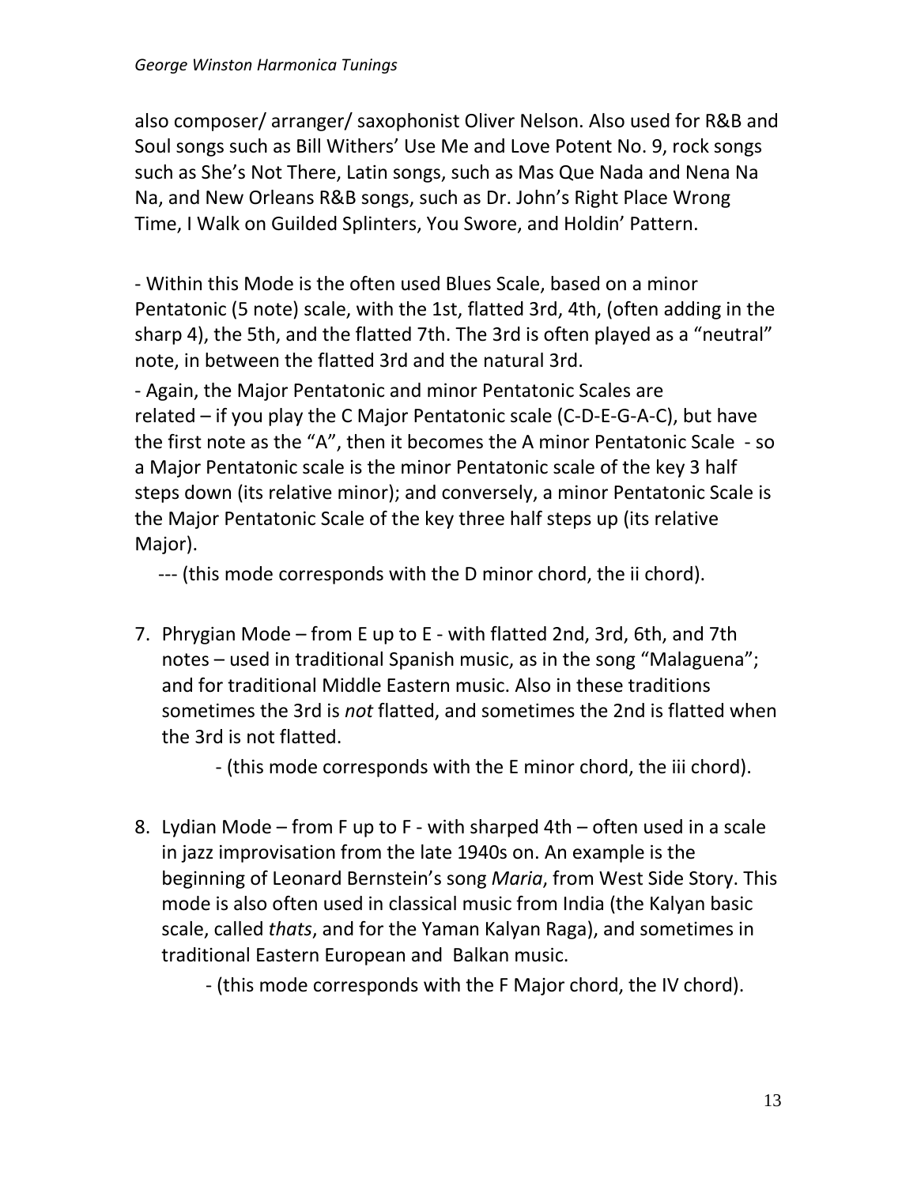also composer/ arranger/ saxophonist Oliver Nelson. Also used for R&B and Soul songs such as Bill Withers' Use Me and Love Potent No. 9, rock songs such as She's Not There, Latin songs, such as Mas Que Nada and Nena Na Na, and New Orleans R&B songs, such as Dr. John's Right Place Wrong Time, I Walk on Guilded Splinters, You Swore, and Holdin' Pattern.

- Within this Mode is the often used Blues Scale, based on a minor Pentatonic (5 note) scale, with the 1st, flatted 3rd, 4th, (often adding in the sharp 4), the 5th, and the flatted 7th. The 3rd is often played as a "neutral" note, in between the flatted 3rd and the natural 3rd.

- Again, the Major Pentatonic and minor Pentatonic Scales are related – if you play the C Major Pentatonic scale (C-D-E-G-A-C), but have the first note as the "A", then it becomes the A minor Pentatonic Scale - so a Major Pentatonic scale is the minor Pentatonic scale of the key 3 half steps down (its relative minor); and conversely, a minor Pentatonic Scale is the Major Pentatonic Scale of the key three half steps up (its relative Major).

--- (this mode corresponds with the D minor chord, the ii chord).

7. Phrygian Mode – from E up to E - with flatted 2nd, 3rd, 6th, and 7th notes – used in traditional Spanish music, as in the song "Malaguena"; and for traditional Middle Eastern music. Also in these traditions sometimes the 3rd is *not* flatted, and sometimes the 2nd is flatted when the 3rd is not flatted.

   - (this mode corresponds with the E minor chord, the iii chord).

8. Lydian Mode – from F up to F - with sharped 4th – often used in a scale in jazz improvisation from the late 1940s on. An example is the beginning of Leonard Bernstein's song *Maria*, from West Side Story. This mode is also often used in classical music from India (the Kalyan basic scale, called *thats*, and for the Yaman Kalyan Raga), and sometimes in traditional Eastern European and Balkan music.

   - (this mode corresponds with the F Major chord, the IV chord).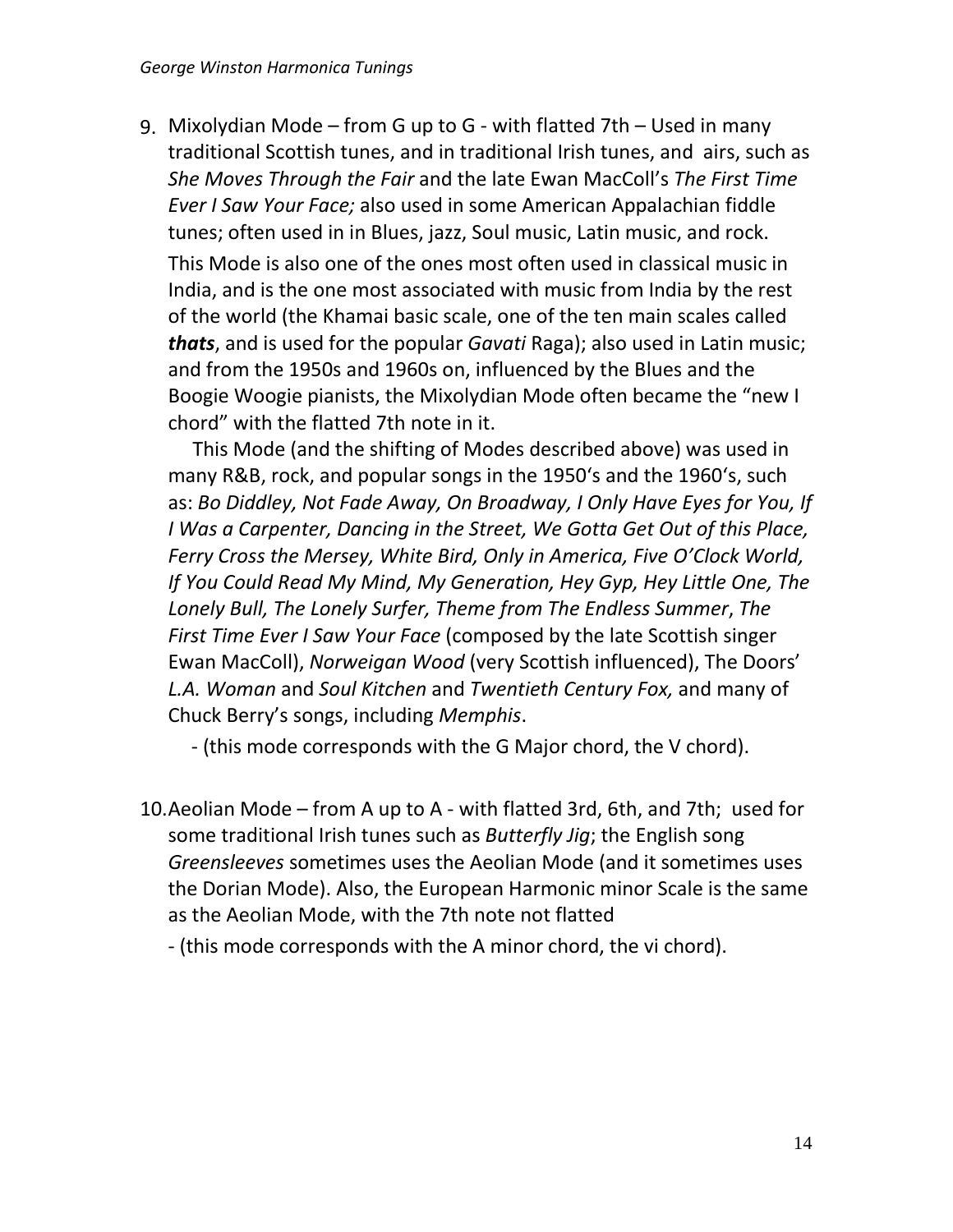9. Mixolydian Mode – from G up to G - with flatted 7th – Used in many traditional Scottish tunes, and in traditional Irish tunes, and airs, such as *She Moves Through the Fair* and the late Ewan MacColl's *The First Time Ever I Saw Your Face;* also used in some American Appalachian fiddle tunes; often used in in Blues, jazz, Soul music, Latin music, and rock.

   This Mode is also one of the ones most often used in classical music in India, and is the one most associated with music from India by the rest of the world (the Khamai basic scale, one of the ten main scales called ***thats***, and is used for the popular *Gavati* Raga); also used in Latin music; and from the 1950s and 1960s on, influenced by the Blues and the Boogie Woogie pianists, the Mixolydian Mode often became the "new I chord" with the flatted 7th note in it.

   This Mode (and the shifting of Modes described above) was used in many R&B, rock, and popular songs in the 1950's and the 1960's, such as: *Bo Diddley, Not Fade Away, On Broadway, I Only Have Eyes for You, If I Was a Carpenter, Dancing in the Street, We Gotta Get Out of this Place, Ferry Cross the Mersey, White Bird, Only in America, Five O'Clock World, If You Could Read My Mind, My Generation, Hey Gyp, Hey Little One, The Lonely Bull, The Lonely Surfer, Theme from The Endless Summer*, *The First Time Ever I Saw Your Face* (composed by the late Scottish singer Ewan MacColl), *Norweigan Wood* (very Scottish influenced), The Doors' *L.A. Woman* and *Soul Kitchen* and *Twentieth Century Fox,* and many of Chuck Berry's songs, including *Memphis*.

   - (this mode corresponds with the G Major chord, the V chord).

10. Aeolian Mode – from A up to A - with flatted 3rd, 6th, and 7th; used for some traditional Irish tunes such as *Butterfly Jig*; the English song *Greensleeves* sometimes uses the Aeolian Mode (and it sometimes uses the Dorian Mode). Also, the European Harmonic minor Scale is the same as the Aeolian Mode, with the 7th note not flatted

    - (this mode corresponds with the A minor chord, the vi chord).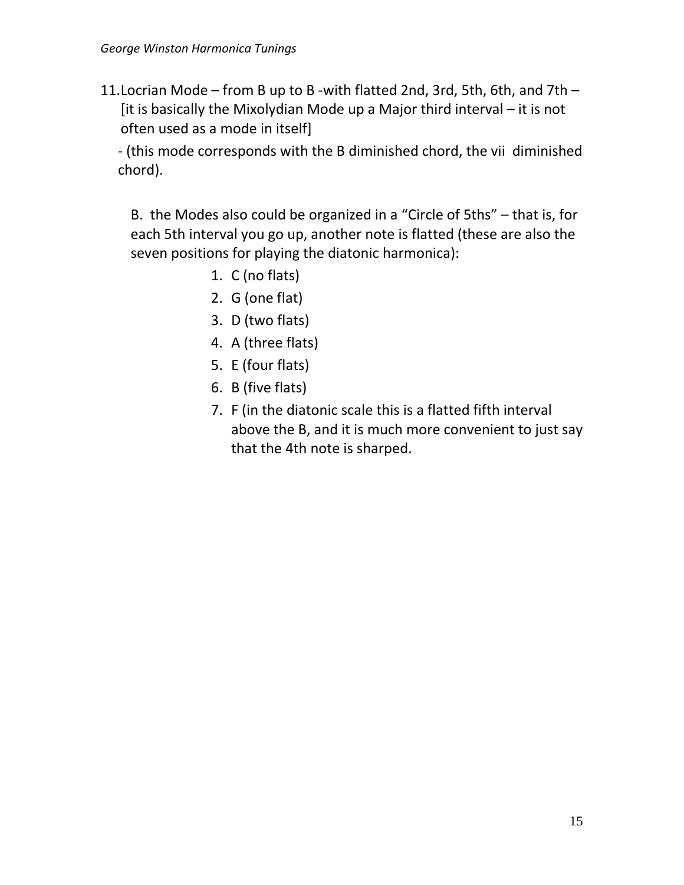11. Locrian Mode – from B up to B -with flatted 2nd, 3rd, 5th, 6th, and 7th – [it is basically the Mixolydian Mode up a Major third interval – it is not often used as a mode in itself]

   - (this mode corresponds with the B diminished chord, the vii diminished chord).

B. the Modes also could be organized in a "Circle of 5ths" – that is, for each 5th interval you go up, another note is flatted (these are also the seven positions for playing the diatonic harmonica):

1. C (no flats)
2. G (one flat)
3. D (two flats)
4. A (three flats)
5. E (four flats)
6. B (five flats)
7. F (in the diatonic scale this is a flatted fifth interval above the B, and it is much more convenient to just say that the 4th note is sharped.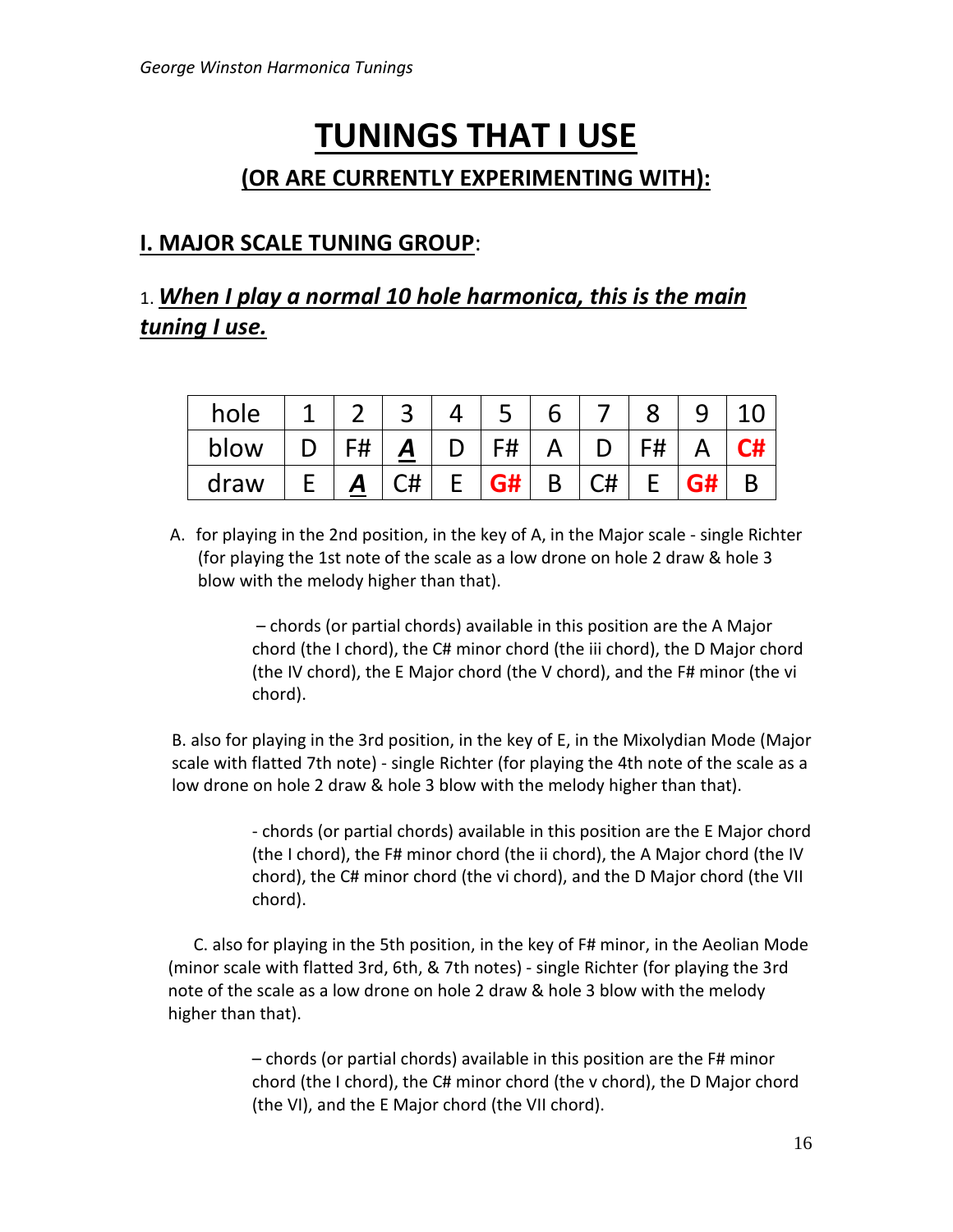# TUNINGS THAT I USE

## (OR ARE CURRENTLY EXPERIMENTING WITH):

### I. MAJOR SCALE TUNING GROUP:

1. ***When I play a normal 10 hole harmonica, this is the main tuning I use.***

| hole | 1 | 2 | 3 | 4 | 5 | 6 | 7 | 8 | 9 | 10 |
|---|---|---|---|---|---|---|---|---|---|---|
| blow | D | F# | ***A*** | D | F# | A | D | F# | A | **C#** |
| draw | E | ***A*** | C# | E | **G#** | B | C# | E | **G#** | B |

A. for playing in the 2nd position, in the key of A, in the Major scale - single Richter (for playing the 1st note of the scale as a low drone on hole 2 draw & hole 3 blow with the melody higher than that).

– chords (or partial chords) available in this position are the A Major chord (the I chord), the C# minor chord (the iii chord), the D Major chord (the IV chord), the E Major chord (the V chord), and the F# minor (the vi chord).

B. also for playing in the 3rd position, in the key of E, in the Mixolydian Mode (Major scale with flatted 7th note) - single Richter (for playing the 4th note of the scale as a low drone on hole 2 draw & hole 3 blow with the melody higher than that).

- chords (or partial chords) available in this position are the E Major chord (the I chord), the F# minor chord (the ii chord), the A Major chord (the IV chord), the C# minor chord (the vi chord), and the D Major chord (the VII chord).

C. also for playing in the 5th position, in the key of F# minor, in the Aeolian Mode (minor scale with flatted 3rd, 6th, & 7th notes) - single Richter (for playing the 3rd note of the scale as a low drone on hole 2 draw & hole 3 blow with the melody higher than that).

– chords (or partial chords) available in this position are the F# minor chord (the I chord), the C# minor chord (the v chord), the D Major chord (the VI), and the E Major chord (the VII chord).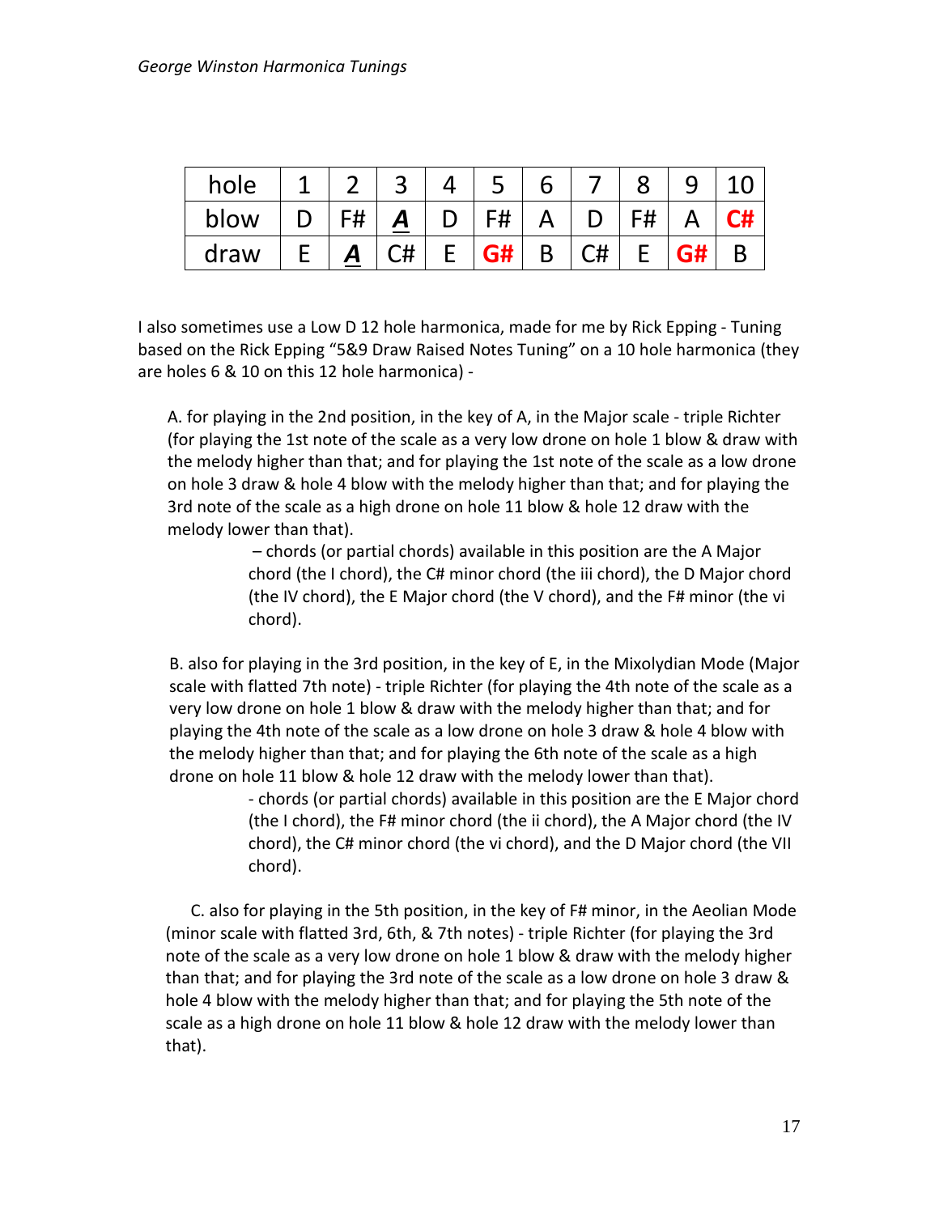| hole | 1 | 2 | 3 | 4 | 5 | 6 | 7 | 8 | 9 | 10 |
|---|---|---|---|---|---|---|---|---|---|---|
| blow | D | F# | ***A*** | D | F# | A | D | F# | A | **C#** |
| draw | E | ***A*** | C# | E | **G#** | B | C# | E | **G#** | B |

I also sometimes use a Low D 12 hole harmonica, made for me by Rick Epping - Tuning based on the Rick Epping "5&9 Draw Raised Notes Tuning" on a 10 hole harmonica (they are holes 6 & 10 on this 12 hole harmonica) -

A. for playing in the 2nd position, in the key of A, in the Major scale - triple Richter (for playing the 1st note of the scale as a very low drone on hole 1 blow & draw with the melody higher than that; and for playing the 1st note of the scale as a low drone on hole 3 draw & hole 4 blow with the melody higher than that; and for playing the 3rd note of the scale as a high drone on hole 11 blow & hole 12 draw with the melody lower than that).

– chords (or partial chords) available in this position are the A Major chord (the I chord), the C# minor chord (the iii chord), the D Major chord (the IV chord), the E Major chord (the V chord), and the F# minor (the vi chord).

B. also for playing in the 3rd position, in the key of E, in the Mixolydian Mode (Major scale with flatted 7th note) - triple Richter (for playing the 4th note of the scale as a very low drone on hole 1 blow & draw with the melody higher than that; and for playing the 4th note of the scale as a low drone on hole 3 draw & hole 4 blow with the melody higher than that; and for playing the 6th note of the scale as a high drone on hole 11 blow & hole 12 draw with the melody lower than that).

- chords (or partial chords) available in this position are the E Major chord (the I chord), the F# minor chord (the ii chord), the A Major chord (the IV chord), the C# minor chord (the vi chord), and the D Major chord (the VII chord).

C. also for playing in the 5th position, in the key of F# minor, in the Aeolian Mode (minor scale with flatted 3rd, 6th, & 7th notes) - triple Richter (for playing the 3rd note of the scale as a very low drone on hole 1 blow & draw with the melody higher than that; and for playing the 3rd note of the scale as a low drone on hole 3 draw & hole 4 blow with the melody higher than that; and for playing the 5th note of the scale as a high drone on hole 11 blow & hole 12 draw with the melody lower than that).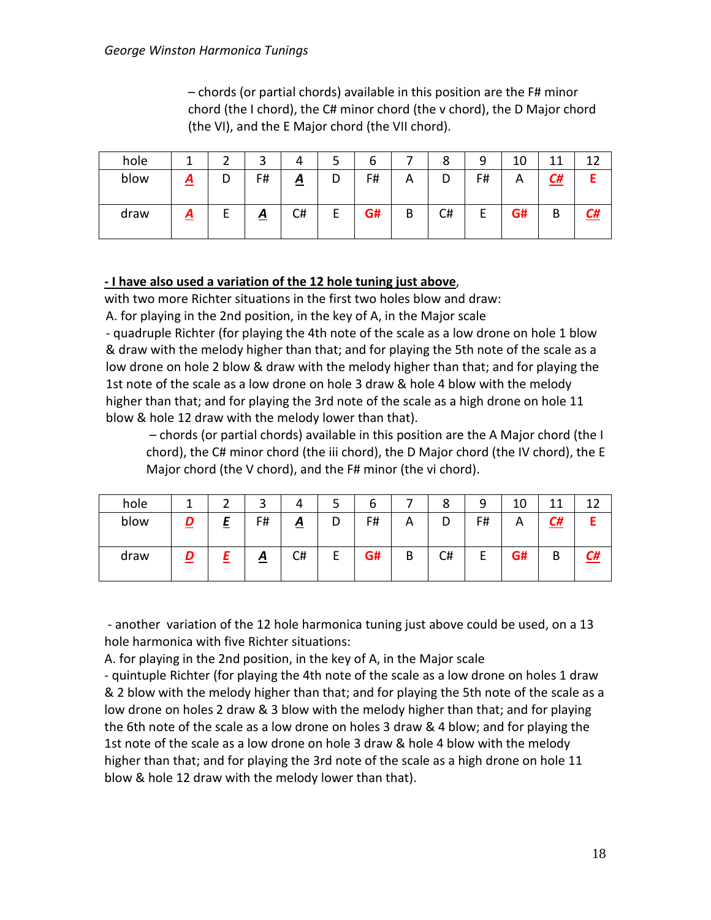– chords (or partial chords) available in this position are the F# minor chord (the I chord), the C# minor chord (the v chord), the D Major chord (the VI), and the E Major chord (the VII chord).

| hole | 1 | 2 | 3 | 4 | 5 | 6 | 7 | 8 | 9 | 10 | 11 | 12 |
|---|---|---|---|---|---|---|---|---|---|---|---|---|
| blow | ***A*** | D | F# | ***A*** | D | F# | A | D | F# | A | ***C#*** | **E** |
| draw | ***A*** | E | ***A*** | C# | E | **G#** | B | C# | E | **G#** | B | ***C#*** |

**- I have also used a variation of the 12 hole tuning just above**, with two more Richter situations in the first two holes blow and draw:

A. for playing in the 2nd position, in the key of A, in the Major scale

- quadruple Richter (for playing the 4th note of the scale as a low drone on hole 1 blow & draw with the melody higher than that; and for playing the 5th note of the scale as a low drone on hole 2 blow & draw with the melody higher than that; and for playing the 1st note of the scale as a low drone on hole 3 draw & hole 4 blow with the melody higher than that; and for playing the 3rd note of the scale as a high drone on hole 11 blow & hole 12 draw with the melody lower than that).

  – chords (or partial chords) available in this position are the A Major chord (the I chord), the C# minor chord (the iii chord), the D Major chord (the IV chord), the E Major chord (the V chord), and the F# minor (the vi chord).

| hole | 1 | 2 | 3 | 4 | 5 | 6 | 7 | 8 | 9 | 10 | 11 | 12 |
|---|---|---|---|---|---|---|---|---|---|---|---|---|
| blow | ***D*** | ***E*** | F# | ***A*** | D | F# | A | D | F# | A | ***C#*** | **E** |
| draw | ***D*** | ***E*** | ***A*** | C# | E | **G#** | B | C# | E | **G#** | B | ***C#*** |

- another variation of the 12 hole harmonica tuning just above could be used, on a 13 hole harmonica with five Richter situations:

A. for playing in the 2nd position, in the key of A, in the Major scale

- quintuple Richter (for playing the 4th note of the scale as a low drone on holes 1 draw & 2 blow with the melody higher than that; and for playing the 5th note of the scale as a low drone on holes 2 draw & 3 blow with the melody higher than that; and for playing the 6th note of the scale as a low drone on holes 3 draw & 4 blow; and for playing the 1st note of the scale as a low drone on hole 3 draw & hole 4 blow with the melody higher than that; and for playing the 3rd note of the scale as a high drone on hole 11 blow & hole 12 draw with the melody lower than that).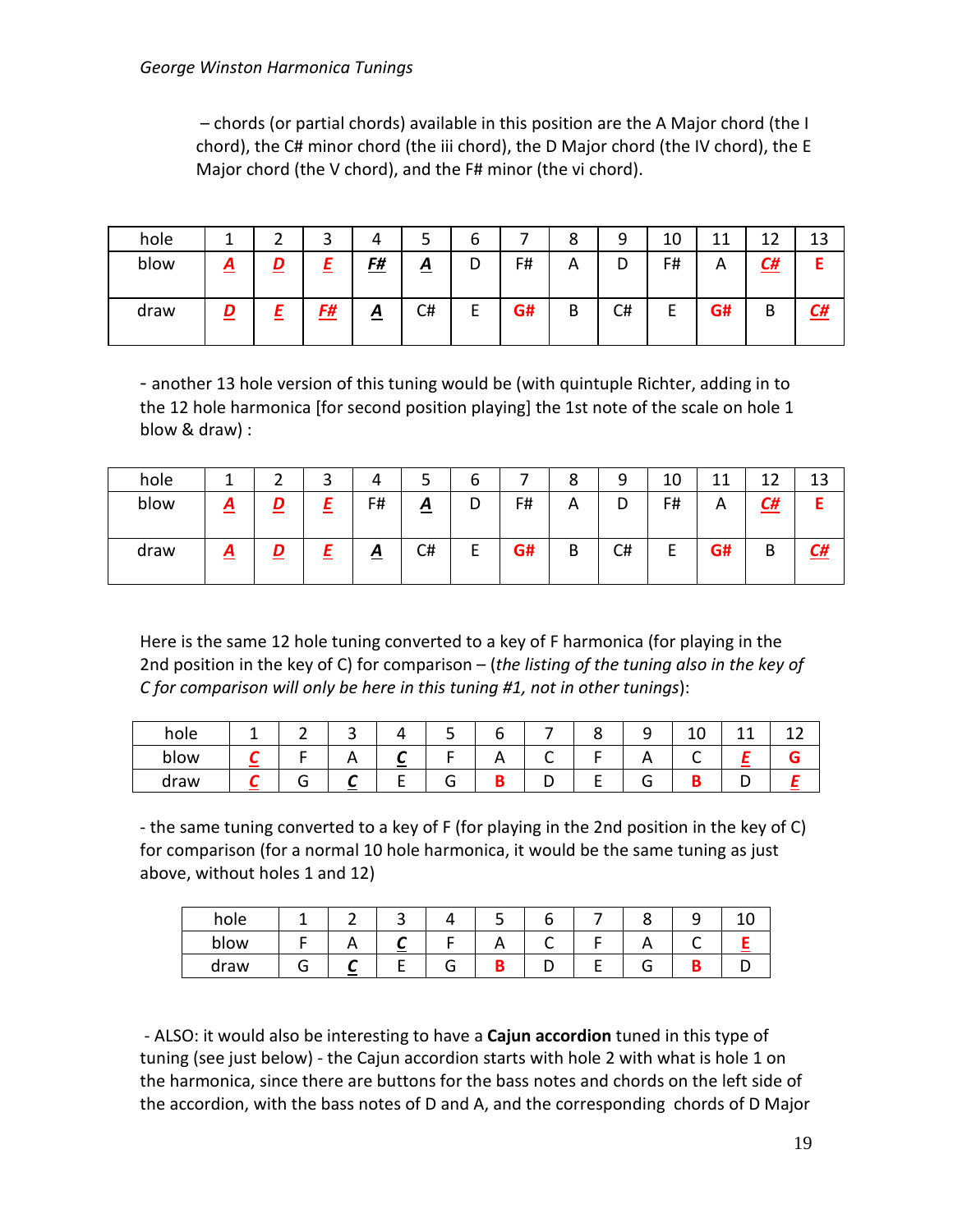– chords (or partial chords) available in this position are the A Major chord (the I chord), the C# minor chord (the iii chord), the D Major chord (the IV chord), the E Major chord (the V chord), and the F# minor (the vi chord).

| hole | 1 | 2 | 3 | 4 | 5 | 6 | 7 | 8 | 9 | 10 | 11 | 12 | 13 |
|---|---|---|---|---|---|---|---|---|---|---|---|---|---|
| blow | ***A*** | ***D*** | ***E*** | ***F#*** | ***A*** | D | F# | A | D | F# | A | ***C#*** | **E** |
| draw | ***D*** | ***E*** | ***F#*** | ***A*** | C# | E | **G#** | B | C# | E | **G#** | B | ***C#*** |

- another 13 hole version of this tuning would be (with quintuple Richter, adding in to the 12 hole harmonica [for second position playing] the 1st note of the scale on hole 1 blow & draw) :

| hole | 1 | 2 | 3 | 4 | 5 | 6 | 7 | 8 | 9 | 10 | 11 | 12 | 13 |
|---|---|---|---|---|---|---|---|---|---|---|---|---|---|
| blow | ***A*** | ***D*** | ***E*** | F# | ***A*** | D | F# | A | D | F# | A | ***C#*** | **E** |
| draw | ***A*** | ***D*** | ***E*** | ***A*** | C# | E | **G#** | B | C# | E | **G#** | B | ***C#*** |

Here is the same 12 hole tuning converted to a key of F harmonica (for playing in the 2nd position in the key of C) for comparison – (*the listing of the tuning also in the key of C for comparison will only be here in this tuning #1, not in other tunings*):

| hole | 1 | 2 | 3 | 4 | 5 | 6 | 7 | 8 | 9 | 10 | 11 | 12 |
|---|---|---|---|---|---|---|---|---|---|---|---|---|
| blow | ***C*** | F | A | ***C*** | F | A | C | F | A | C | ***E*** | **G** |
| draw | ***C*** | G | ***C*** | E | G | **B** | D | E | G | **B** | D | ***E*** |

- the same tuning converted to a key of F (for playing in the 2nd position in the key of C) for comparison (for a normal 10 hole harmonica, it would be the same tuning as just above, without holes 1 and 12)

| hole | 1 | 2 | 3 | 4 | 5 | 6 | 7 | 8 | 9 | 10 |
|---|---|---|---|---|---|---|---|---|---|---|
| blow | F | A | ***C*** | F | A | C | F | A | C | ***E*** |
| draw | G | ***C*** | E | G | **B** | D | E | G | **B** | D |

- ALSO: it would also be interesting to have a **Cajun accordion** tuned in this type of tuning (see just below) - the Cajun accordion starts with hole 2 with what is hole 1 on the harmonica, since there are buttons for the bass notes and chords on the left side of the accordion, with the bass notes of D and A, and the corresponding chords of D Major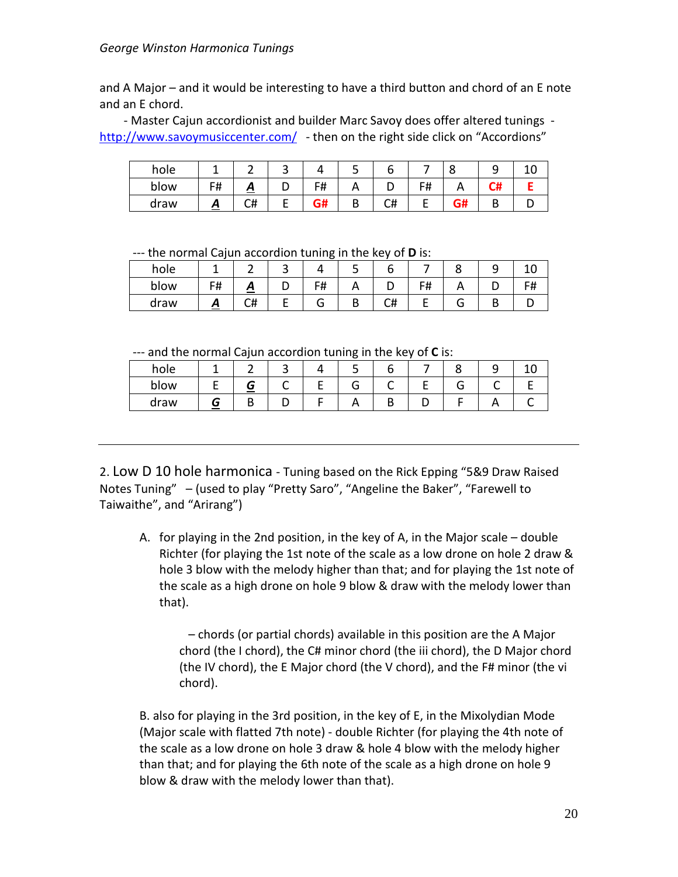and A Major – and it would be interesting to have a third button and chord of an E note and an E chord.

- Master Cajun accordionist and builder Marc Savoy does offer altered tunings - http://www.savoymusiccenter.com/ - then on the right side click on "Accordions"

| hole | 1 | 2 | 3 | 4 | 5 | 6 | 7 | 8 | 9 | 10 |
|---|---|---|---|---|---|---|---|---|---|---|
| blow | F# | **_A_** | D | F# | A | D | F# | A | **C#** | **E** |
| draw | **_A_** | C# | E | **G#** | B | C# | E | **G#** | B | D |

--- the normal Cajun accordion tuning in the key of **D** is:

| hole | 1 | 2 | 3 | 4 | 5 | 6 | 7 | 8 | 9 | 10 |
|---|---|---|---|---|---|---|---|---|---|---|
| blow | F# | **_A_** | D | F# | A | D | F# | A | D | F# |
| draw | **_A_** | C# | E | G | B | C# | E | G | B | D |

--- and the normal Cajun accordion tuning in the key of **C** is:

| hole | 1 | 2 | 3 | 4 | 5 | 6 | 7 | 8 | 9 | 10 |
|---|---|---|---|---|---|---|---|---|---|---|
| blow | E | **_G_** | C | E | G | C | E | G | C | E |
| draw | **_G_** | B | D | F | A | B | D | F | A | C |

---

2. Low D 10 hole harmonica - Tuning based on the Rick Epping "5&9 Draw Raised Notes Tuning" – (used to play "Pretty Saro", "Angeline the Baker", "Farewell to Taiwaithe", and "Arirang")

A. for playing in the 2nd position, in the key of A, in the Major scale – double Richter (for playing the 1st note of the scale as a low drone on hole 2 draw & hole 3 blow with the melody higher than that; and for playing the 1st note of the scale as a high drone on hole 9 blow & draw with the melody lower than that).

– chords (or partial chords) available in this position are the A Major chord (the I chord), the C# minor chord (the iii chord), the D Major chord (the IV chord), the E Major chord (the V chord), and the F# minor (the vi chord).

B. also for playing in the 3rd position, in the key of E, in the Mixolydian Mode (Major scale with flatted 7th note) - double Richter (for playing the 4th note of the scale as a low drone on hole 3 draw & hole 4 blow with the melody higher than that; and for playing the 6th note of the scale as a high drone on hole 9 blow & draw with the melody lower than that).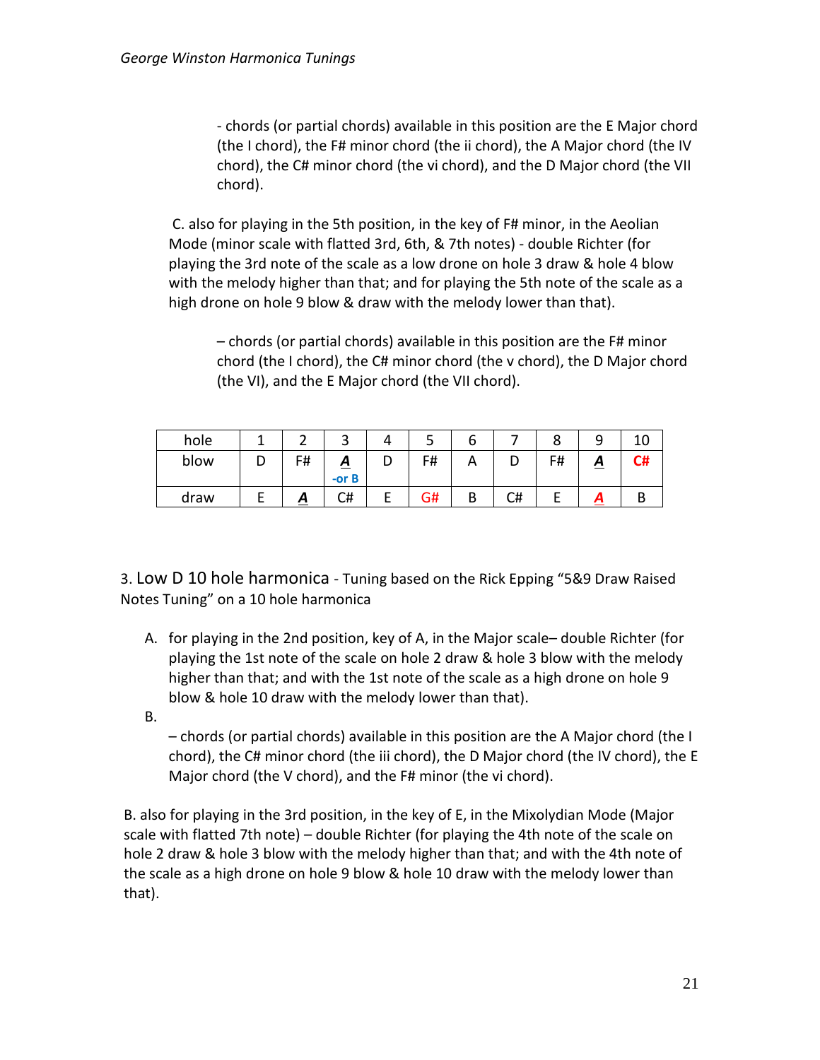- chords (or partial chords) available in this position are the E Major chord (the I chord), the F# minor chord (the ii chord), the A Major chord (the IV chord), the C# minor chord (the vi chord), and the D Major chord (the VII chord).

C. also for playing in the 5th position, in the key of F# minor, in the Aeolian Mode (minor scale with flatted 3rd, 6th, & 7th notes) - double Richter (for playing the 3rd note of the scale as a low drone on hole 3 draw & hole 4 blow with the melody higher than that; and for playing the 5th note of the scale as a high drone on hole 9 blow & draw with the melody lower than that).

– chords (or partial chords) available in this position are the F# minor chord (the I chord), the C# minor chord (the v chord), the D Major chord (the VI), and the E Major chord (the VII chord).

| hole | 1 | 2 | 3 | 4 | 5 | 6 | 7 | 8 | 9 | 10 |
|---|---|---|---|---|---|---|---|---|---|---|
| blow | D | F# | **_A_** -or B | D | F# | A | D | F# | **_A_** | C# |
| draw | E | **_A_** | C# | E | G# | B | C# | E | **_A_** | B |

3. Low D 10 hole harmonica - Tuning based on the Rick Epping "5&9 Draw Raised Notes Tuning" on a 10 hole harmonica

A. for playing in the 2nd position, key of A, in the Major scale– double Richter (for playing the 1st note of the scale on hole 2 draw & hole 3 blow with the melody higher than that; and with the 1st note of the scale as a high drone on hole 9 blow & hole 10 draw with the melody lower than that).

B.

– chords (or partial chords) available in this position are the A Major chord (the I chord), the C# minor chord (the iii chord), the D Major chord (the IV chord), the E Major chord (the V chord), and the F# minor (the vi chord).

B. also for playing in the 3rd position, in the key of E, in the Mixolydian Mode (Major scale with flatted 7th note) – double Richter (for playing the 4th note of the scale on hole 2 draw & hole 3 blow with the melody higher than that; and with the 4th note of the scale as a high drone on hole 9 blow & hole 10 draw with the melody lower than that).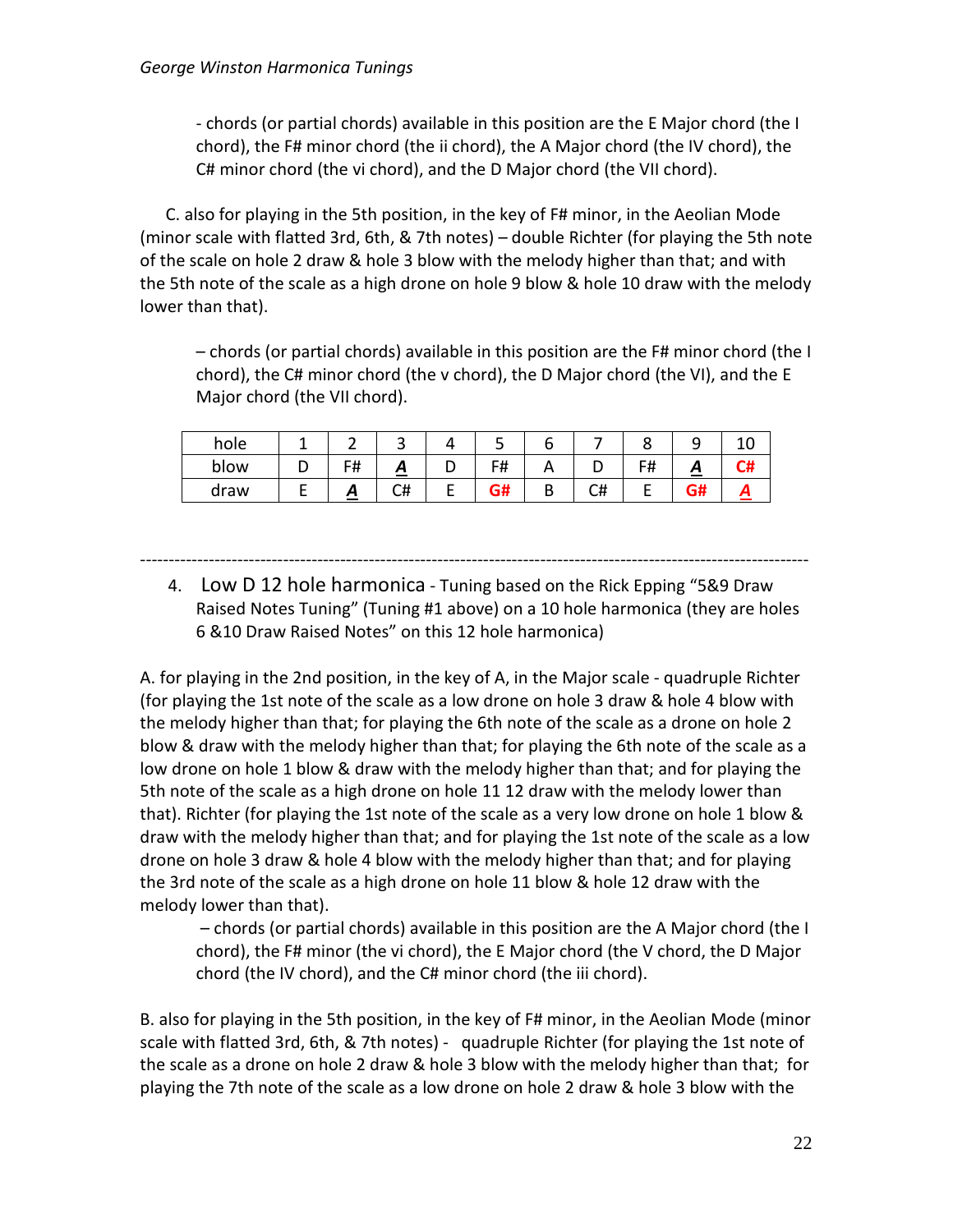- chords (or partial chords) available in this position are the E Major chord (the I chord), the F# minor chord (the ii chord), the A Major chord (the IV chord), the C# minor chord (the vi chord), and the D Major chord (the VII chord).

C. also for playing in the 5th position, in the key of F# minor, in the Aeolian Mode (minor scale with flatted 3rd, 6th, & 7th notes) – double Richter (for playing the 5th note of the scale on hole 2 draw & hole 3 blow with the melody higher than that; and with the 5th note of the scale as a high drone on hole 9 blow & hole 10 draw with the melody lower than that).

– chords (or partial chords) available in this position are the F# minor chord (the I chord), the C# minor chord (the v chord), the D Major chord (the VI), and the E Major chord (the VII chord).

| hole | 1 | 2 | 3 | 4 | 5 | 6 | 7 | 8 | 9 | 10 |
|---|---|---|---|---|---|---|---|---|---|---|
| blow | D | F# | ***A*** | D | F# | A | D | F# | ***A*** | **C#** |
| draw | E | ***A*** | C# | E | **G#** | B | C# | E | **G#** | ***A*** |

---

4. Low D 12 hole harmonica - Tuning based on the Rick Epping "5&9 Draw Raised Notes Tuning" (Tuning #1 above) on a 10 hole harmonica (they are holes 6 &10 Draw Raised Notes" on this 12 hole harmonica)

A. for playing in the 2nd position, in the key of A, in the Major scale - quadruple Richter (for playing the 1st note of the scale as a low drone on hole 3 draw & hole 4 blow with the melody higher than that; for playing the 6th note of the scale as a drone on hole 2 blow & draw with the melody higher than that; for playing the 6th note of the scale as a low drone on hole 1 blow & draw with the melody higher than that; and for playing the 5th note of the scale as a high drone on hole 11 12 draw with the melody lower than that). Richter (for playing the 1st note of the scale as a very low drone on hole 1 blow & draw with the melody higher than that; and for playing the 1st note of the scale as a low drone on hole 3 draw & hole 4 blow with the melody higher than that; and for playing the 3rd note of the scale as a high drone on hole 11 blow & hole 12 draw with the melody lower than that).

– chords (or partial chords) available in this position are the A Major chord (the I chord), the F# minor (the vi chord), the E Major chord (the V chord, the D Major chord (the IV chord), and the C# minor chord (the iii chord).

B. also for playing in the 5th position, in the key of F# minor, in the Aeolian Mode (minor scale with flatted 3rd, 6th, & 7th notes) - quadruple Richter (for playing the 1st note of the scale as a drone on hole 2 draw & hole 3 blow with the melody higher than that; for playing the 7th note of the scale as a low drone on hole 2 draw & hole 3 blow with the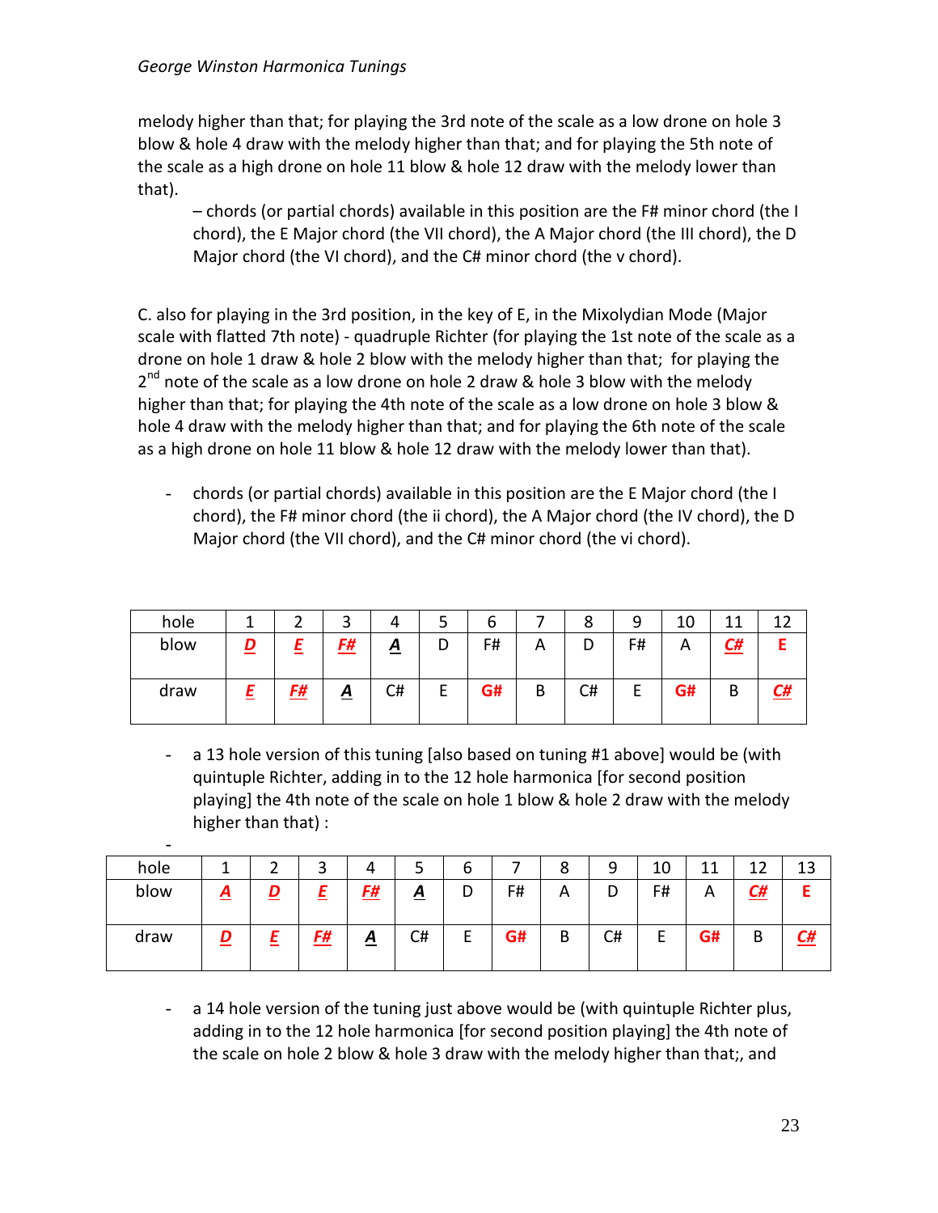melody higher than that; for playing the 3rd note of the scale as a low drone on hole 3 blow & hole 4 draw with the melody higher than that; and for playing the 5th note of the scale as a high drone on hole 11 blow & hole 12 draw with the melody lower than that).

– chords (or partial chords) available in this position are the F# minor chord (the I chord), the E Major chord (the VII chord), the A Major chord (the III chord), the D Major chord (the VI chord), and the C# minor chord (the v chord).

C. also for playing in the 3rd position, in the key of E, in the Mixolydian Mode (Major scale with flatted 7th note) - quadruple Richter (for playing the 1st note of the scale as a drone on hole 1 draw & hole 2 blow with the melody higher than that; for playing the 2nd note of the scale as a low drone on hole 2 draw & hole 3 blow with the melody higher than that; for playing the 4th note of the scale as a low drone on hole 3 blow & hole 4 draw with the melody higher than that; and for playing the 6th note of the scale as a high drone on hole 11 blow & hole 12 draw with the melody lower than that).

- chords (or partial chords) available in this position are the E Major chord (the I chord), the F# minor chord (the ii chord), the A Major chord (the IV chord), the D Major chord (the VII chord), and the C# minor chord (the vi chord).

| hole | 1 | 2 | 3 | 4 | 5 | 6 | 7 | 8 | 9 | 10 | 11 | 12 |
|---|---|---|---|---|---|---|---|---|---|---|---|---|
| blow | ***D*** | ***E*** | ***F#*** | ***A*** | D | F# | A | D | F# | A | ***C#*** | **E** |
| draw | ***E*** | ***F#*** | ***A*** | C# | E | **G#** | B | C# | E | **G#** | B | ***C#*** |

- a 13 hole version of this tuning [also based on tuning #1 above] would be (with quintuple Richter, adding in to the 12 hole harmonica [for second position playing] the 4th note of the scale on hole 1 blow & hole 2 draw with the melody higher than that) :

| hole | 1 | 2 | 3 | 4 | 5 | 6 | 7 | 8 | 9 | 10 | 11 | 12 | 13 |
|---|---|---|---|---|---|---|---|---|---|---|---|---|---|
| blow | ***A*** | ***D*** | ***E*** | ***F#*** | ***A*** | D | F# | A | D | F# | A | ***C#*** | **E** |
| draw | ***D*** | ***E*** | ***F#*** | ***A*** | C# | E | **G#** | B | C# | E | **G#** | B | ***C#*** |

- a 14 hole version of the tuning just above would be (with quintuple Richter plus, adding in to the 12 hole harmonica [for second position playing] the 4th note of the scale on hole 2 blow & hole 3 draw with the melody higher than that;, and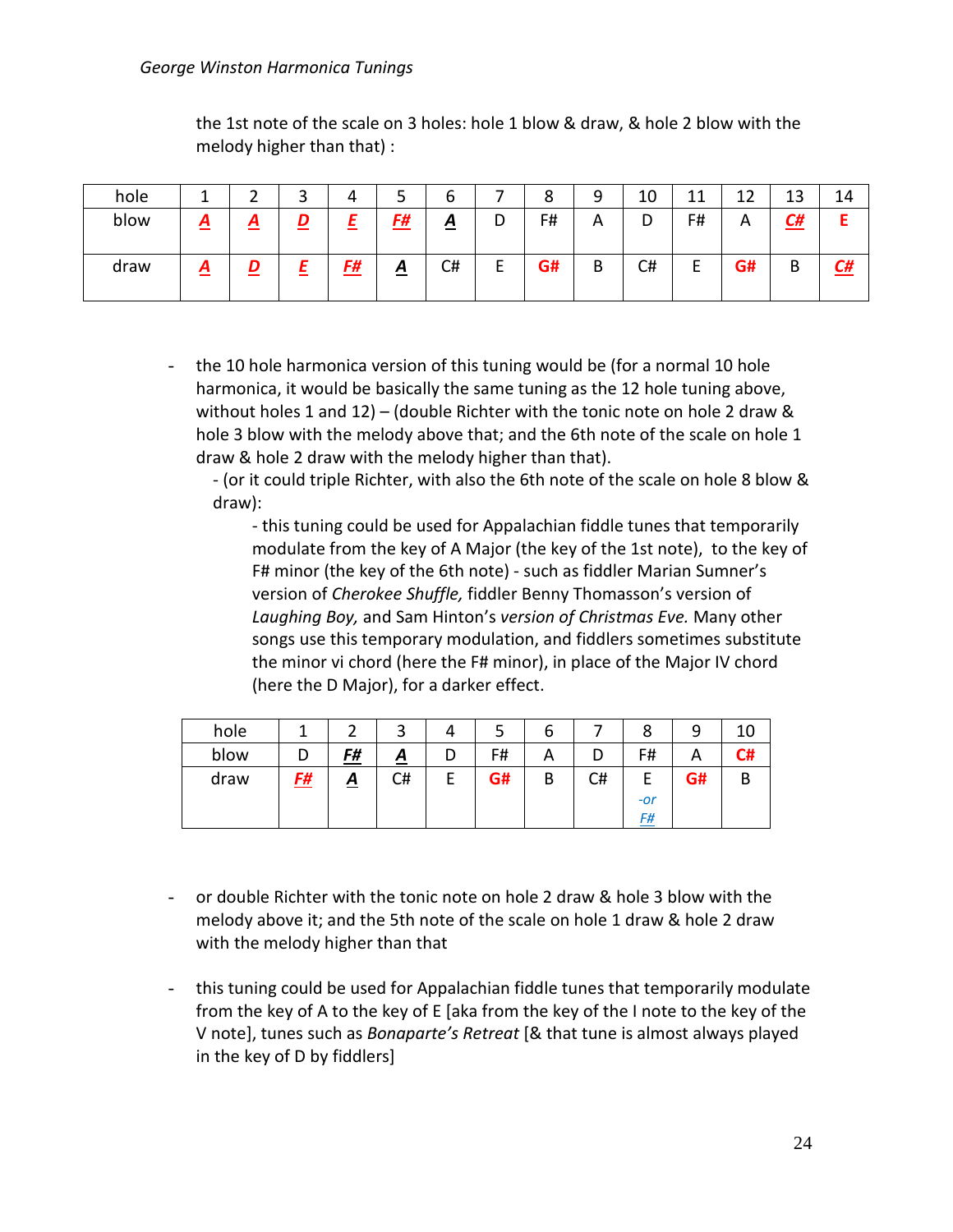the 1st note of the scale on 3 holes: hole 1 blow & draw, & hole 2 blow with the melody higher than that) :

| hole | 1 | 2 | 3 | 4 | 5 | 6 | 7 | 8 | 9 | 10 | 11 | 12 | 13 | 14 |
|---|---|---|---|---|---|---|---|---|---|---|---|---|---|---|
| blow | ***A*** | ***A*** | ***D*** | ***E*** | ***F#*** | ***A*** | D | F# | A | D | F# | A | ***C#*** | **E** |
| draw | ***A*** | ***D*** | ***E*** | ***F#*** | ***A*** | C# | E | **G#** | B | C# | E | **G#** | B | ***C#*** |

- the 10 hole harmonica version of this tuning would be (for a normal 10 hole harmonica, it would be basically the same tuning as the 12 hole tuning above, without holes 1 and 12) – (double Richter with the tonic note on hole 2 draw & hole 3 blow with the melody above that; and the 6th note of the scale on hole 1 draw & hole 2 draw with the melody higher than that).
  - (or it could triple Richter, with also the 6th note of the scale on hole 8 blow & draw):
    - this tuning could be used for Appalachian fiddle tunes that temporarily modulate from the key of A Major (the key of the 1st note), to the key of F# minor (the key of the 6th note) - such as fiddler Marian Sumner's version of *Cherokee Shuffle,* fiddler Benny Thomasson's version of *Laughing Boy,* and Sam Hinton's *version of Christmas Eve.* Many other songs use this temporary modulation, and fiddlers sometimes substitute the minor vi chord (here the F# minor), in place of the Major IV chord (here the D Major), for a darker effect.

| hole | 1 | 2 | 3 | 4 | 5 | 6 | 7 | 8 | 9 | 10 |
|---|---|---|---|---|---|---|---|---|---|---|
| blow | D | ***F#*** | ***A*** | D | F# | A | D | F# | A | **C#** |
| draw | ***F#*** | ***A*** | C# | E | **G#** | B | C# | E *-or* ***F#*** | **G#** | B |

- or double Richter with the tonic note on hole 2 draw & hole 3 blow with the melody above it; and the 5th note of the scale on hole 1 draw & hole 2 draw with the melody higher than that

- this tuning could be used for Appalachian fiddle tunes that temporarily modulate from the key of A to the key of E [aka from the key of the I note to the key of the V note], tunes such as *Bonaparte's Retreat* [& that tune is almost always played in the key of D by fiddlers]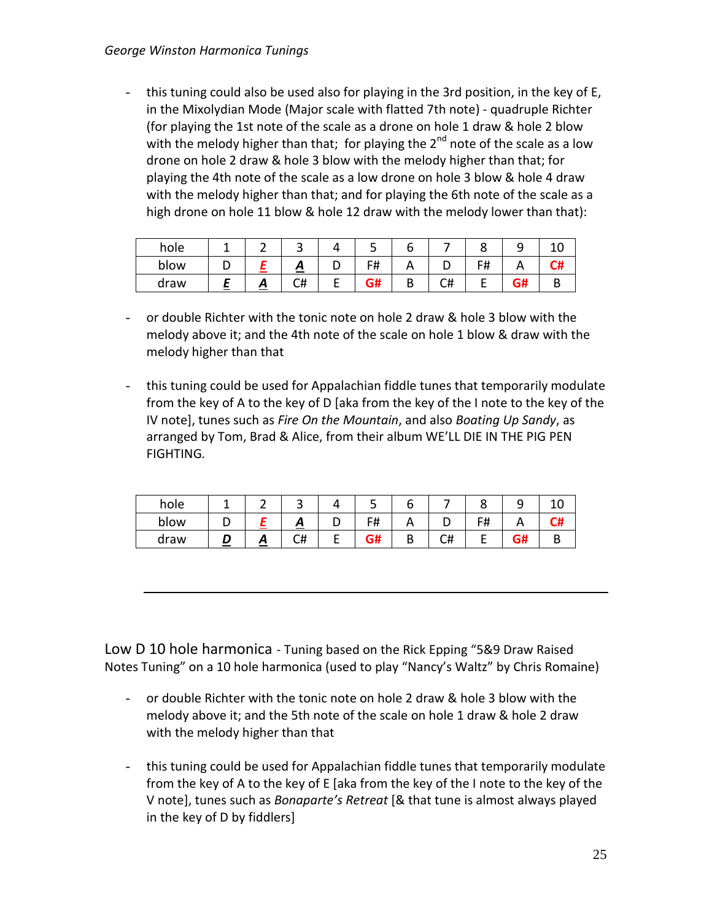- this tuning could also be used also for playing in the 3rd position, in the key of E, in the Mixolydian Mode (Major scale with flatted 7th note) - quadruple Richter (for playing the 1st note of the scale as a drone on hole 1 draw & hole 2 blow with the melody higher than that; for playing the 2nd note of the scale as a low drone on hole 2 draw & hole 3 blow with the melody higher than that; for playing the 4th note of the scale as a low drone on hole 3 blow & hole 4 draw with the melody higher than that; and for playing the 6th note of the scale as a high drone on hole 11 blow & hole 12 draw with the melody lower than that):

| hole | 1 | 2 | 3 | 4 | 5 | 6 | 7 | 8 | 9 | 10 |
|---|---|---|---|---|---|---|---|---|---|---|
| blow | D | ***E*** | ***A*** | D | F# | A | D | F# | A | **C#** |
| draw | ***E*** | ***A*** | C# | E | **G#** | B | C# | E | **G#** | B |

- or double Richter with the tonic note on hole 2 draw & hole 3 blow with the melody above it; and the 4th note of the scale on hole 1 blow & draw with the melody higher than that

- this tuning could be used for Appalachian fiddle tunes that temporarily modulate from the key of A to the key of D [aka from the key of the I note to the key of the IV note], tunes such as *Fire On the Mountain*, and also *Boating Up Sandy*, as arranged by Tom, Brad & Alice, from their album WE'LL DIE IN THE PIG PEN FIGHTING.

| hole | 1 | 2 | 3 | 4 | 5 | 6 | 7 | 8 | 9 | 10 |
|---|---|---|---|---|---|---|---|---|---|---|
| blow | D | ***E*** | ***A*** | D | F# | A | D | F# | A | **C#** |
| draw | ***D*** | ***A*** | C# | E | **G#** | B | C# | E | **G#** | B |

---

## Low D 10 hole harmonica - Tuning based on the Rick Epping "5&9 Draw Raised Notes Tuning" on a 10 hole harmonica (used to play "Nancy's Waltz" by Chris Romaine)

- or double Richter with the tonic note on hole 2 draw & hole 3 blow with the melody above it; and the 5th note of the scale on hole 1 draw & hole 2 draw with the melody higher than that

- this tuning could be used for Appalachian fiddle tunes that temporarily modulate from the key of A to the key of E [aka from the key of the I note to the key of the V note], tunes such as *Bonaparte's Retreat* [& that tune is almost always played in the key of D by fiddlers]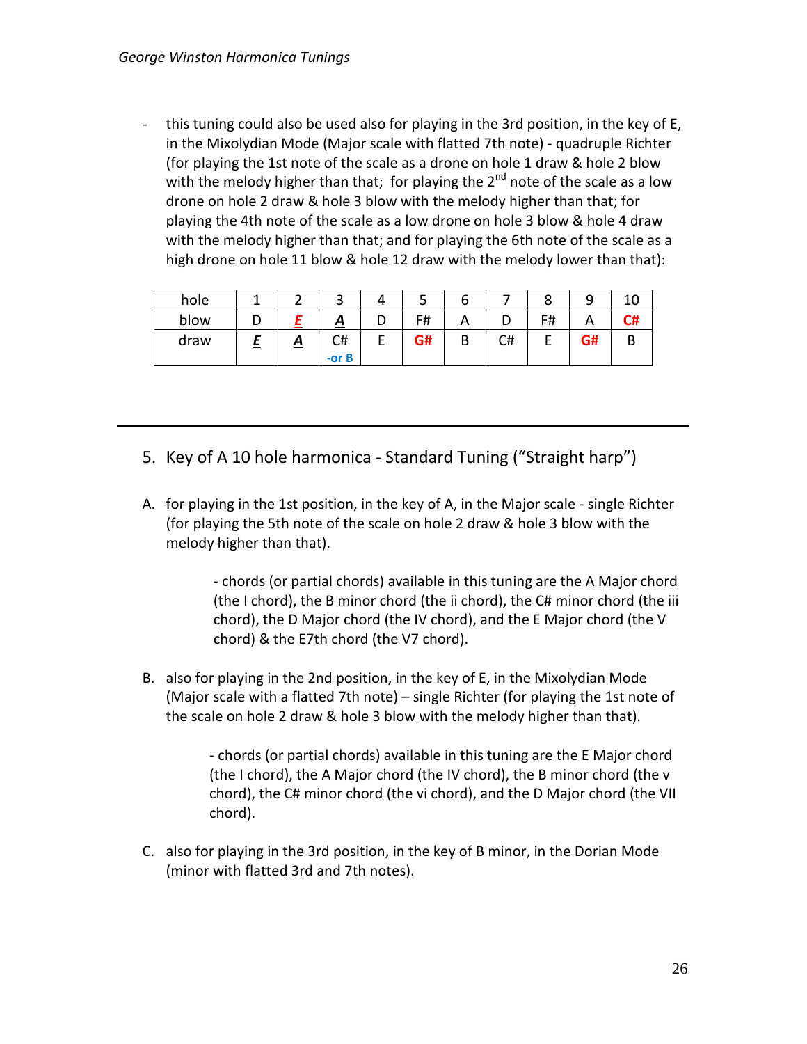- this tuning could also be used also for playing in the 3rd position, in the key of E, in the Mixolydian Mode (Major scale with flatted 7th note) - quadruple Richter (for playing the 1st note of the scale as a drone on hole 1 draw & hole 2 blow with the melody higher than that; for playing the 2nd note of the scale as a low drone on hole 2 draw & hole 3 blow with the melody higher than that; for playing the 4th note of the scale as a low drone on hole 3 blow & hole 4 draw with the melody higher than that; and for playing the 6th note of the scale as a high drone on hole 11 blow & hole 12 draw with the melody lower than that):

| hole | 1 | 2 | 3 | 4 | 5 | 6 | 7 | 8 | 9 | 10 |
|---|---|---|---|---|---|---|---|---|---|---|
| blow | D | ***E*** | ***A*** | D | F# | A | D | F# | A | **C#** |
| draw | ***E*** | ***A*** | C# -or B | E | **G#** | B | C# | E | **G#** | B |

---

5. Key of A 10 hole harmonica - Standard Tuning ("Straight harp")

A. for playing in the 1st position, in the key of A, in the Major scale - single Richter (for playing the 5th note of the scale on hole 2 draw & hole 3 blow with the melody higher than that).

   - chords (or partial chords) available in this tuning are the A Major chord (the I chord), the B minor chord (the ii chord), the C# minor chord (the iii chord), the D Major chord (the IV chord), and the E Major chord (the V chord) & the E7th chord (the V7 chord).

B. also for playing in the 2nd position, in the key of E, in the Mixolydian Mode (Major scale with a flatted 7th note) – single Richter (for playing the 1st note of the scale on hole 2 draw & hole 3 blow with the melody higher than that).

   - chords (or partial chords) available in this tuning are the E Major chord (the I chord), the A Major chord (the IV chord), the B minor chord (the v chord), the C# minor chord (the vi chord), and the D Major chord (the VII chord).

C. also for playing in the 3rd position, in the key of B minor, in the Dorian Mode (minor with flatted 3rd and 7th notes).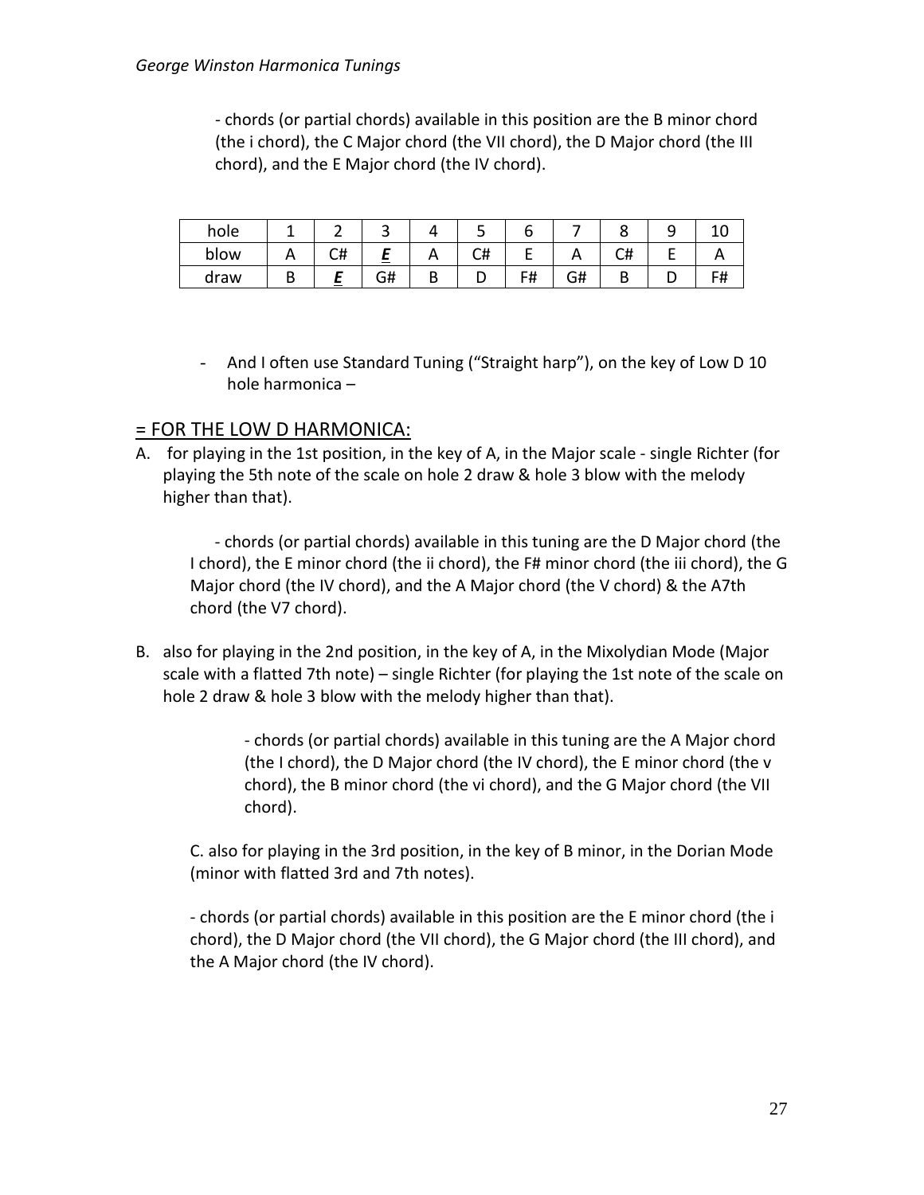- chords (or partial chords) available in this position are the B minor chord (the i chord), the C Major chord (the VII chord), the D Major chord (the III chord), and the E Major chord (the IV chord).

| hole | 1 | 2 | 3 | 4 | 5 | 6 | 7 | 8 | 9 | 10 |
|---|---|---|---|---|---|---|---|---|---|---|
| blow | A | C# | ***E*** | A | C# | E | A | C# | E | A |
| draw | B | ***E*** | G# | B | D | F# | G# | B | D | F# |

- And I often use Standard Tuning ("Straight harp"), on the key of Low D 10 hole harmonica –

## = FOR THE LOW D HARMONICA:

A. for playing in the 1st position, in the key of A, in the Major scale - single Richter (for playing the 5th note of the scale on hole 2 draw & hole 3 blow with the melody higher than that).

   - chords (or partial chords) available in this tuning are the D Major chord (the I chord), the E minor chord (the ii chord), the F# minor chord (the iii chord), the G Major chord (the IV chord), and the A Major chord (the V chord) & the A7th chord (the V7 chord).

B. also for playing in the 2nd position, in the key of A, in the Mixolydian Mode (Major scale with a flatted 7th note) – single Richter (for playing the 1st note of the scale on hole 2 draw & hole 3 blow with the melody higher than that).

   - chords (or partial chords) available in this tuning are the A Major chord (the I chord), the D Major chord (the IV chord), the E minor chord (the v chord), the B minor chord (the vi chord), and the G Major chord (the VII chord).

C. also for playing in the 3rd position, in the key of B minor, in the Dorian Mode (minor with flatted 3rd and 7th notes).

   - chords (or partial chords) available in this position are the E minor chord (the i chord), the D Major chord (the VII chord), the G Major chord (the III chord), and the A Major chord (the IV chord).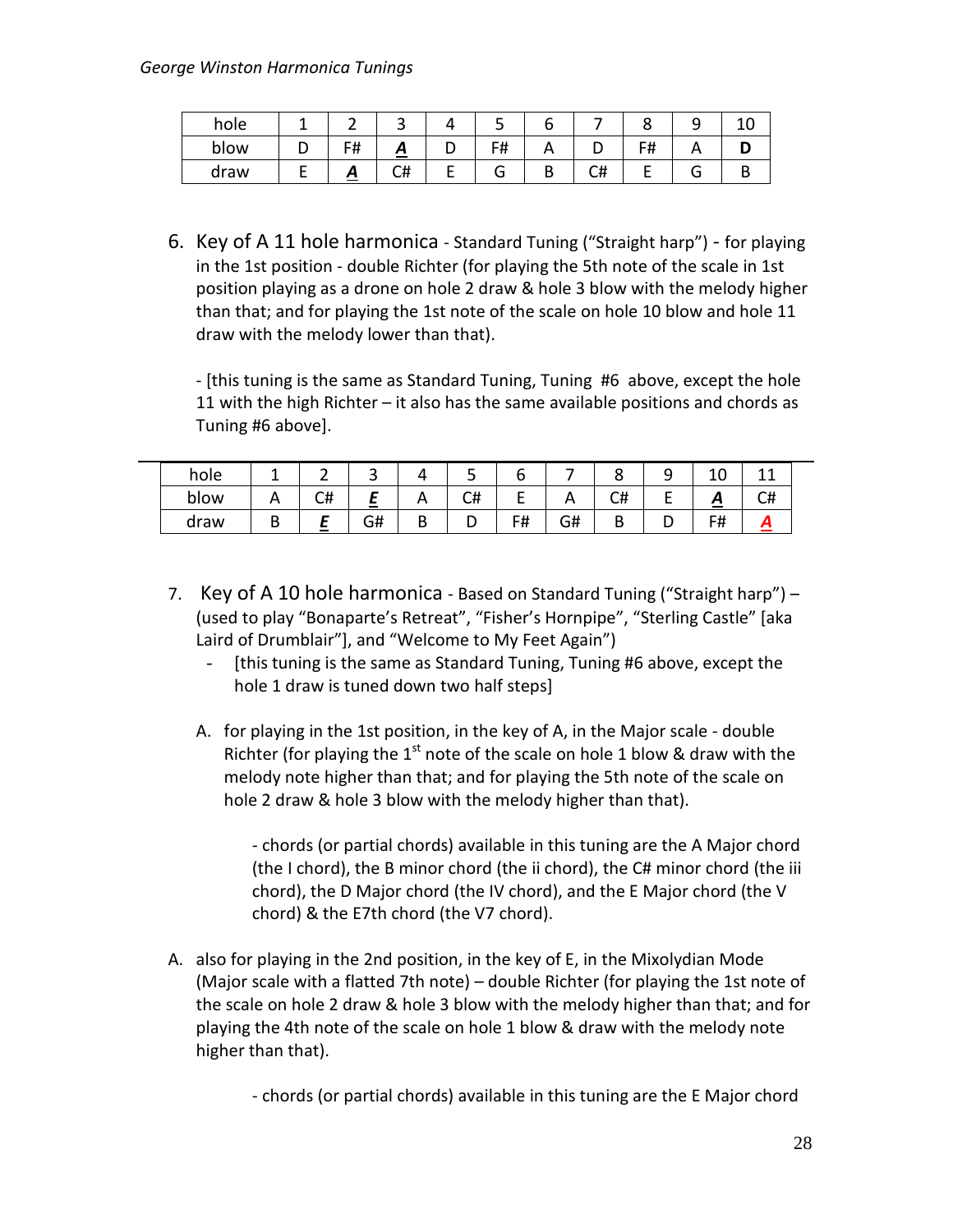| hole | 1 | 2 | 3 | 4 | 5 | 6 | 7 | 8 | 9 | 10 |
|---|---|---|---|---|---|---|---|---|---|---|
| blow | D | F# | ***A*** | D | F# | A | D | F# | A | **D** |
| draw | E | ***A*** | C# | E | G | B | C# | E | G | B |

6. Key of A 11 hole harmonica - Standard Tuning ("Straight harp") - for playing in the 1st position - double Richter (for playing the 5th note of the scale in 1st position playing as a drone on hole 2 draw & hole 3 blow with the melody higher than that; and for playing the 1st note of the scale on hole 10 blow and hole 11 draw with the melody lower than that).

   - [this tuning is the same as Standard Tuning, Tuning #6 above, except the hole 11 with the high Richter – it also has the same available positions and chords as Tuning #6 above].

| hole | 1 | 2 | 3 | 4 | 5 | 6 | 7 | 8 | 9 | 10 | 11 |
|---|---|---|---|---|---|---|---|---|---|---|---|
| blow | A | C# | ***E*** | A | C# | E | A | C# | E | ***A*** | C# |
| draw | B | ***E*** | G# | B | D | F# | G# | B | D | F# | ***A*** |

7. Key of A 10 hole harmonica - Based on Standard Tuning ("Straight harp") – (used to play "Bonaparte's Retreat", "Fisher's Hornpipe", "Sterling Castle" [aka Laird of Drumblair"], and "Welcome to My Feet Again")
   - [this tuning is the same as Standard Tuning, Tuning #6 above, except the hole 1 draw is tuned down two half steps]

   A. for playing in the 1st position, in the key of A, in the Major scale - double Richter (for playing the 1st note of the scale on hole 1 blow & draw with the melody note higher than that; and for playing the 5th note of the scale on hole 2 draw & hole 3 blow with the melody higher than that).

      - chords (or partial chords) available in this tuning are the A Major chord (the I chord), the B minor chord (the ii chord), the C# minor chord (the iii chord), the D Major chord (the IV chord), and the E Major chord (the V chord) & the E7th chord (the V7 chord).

A. also for playing in the 2nd position, in the key of E, in the Mixolydian Mode (Major scale with a flatted 7th note) – double Richter (for playing the 1st note of the scale on hole 2 draw & hole 3 blow with the melody higher than that; and for playing the 4th note of the scale on hole 1 blow & draw with the melody note higher than that).

   - chords (or partial chords) available in this tuning are the E Major chord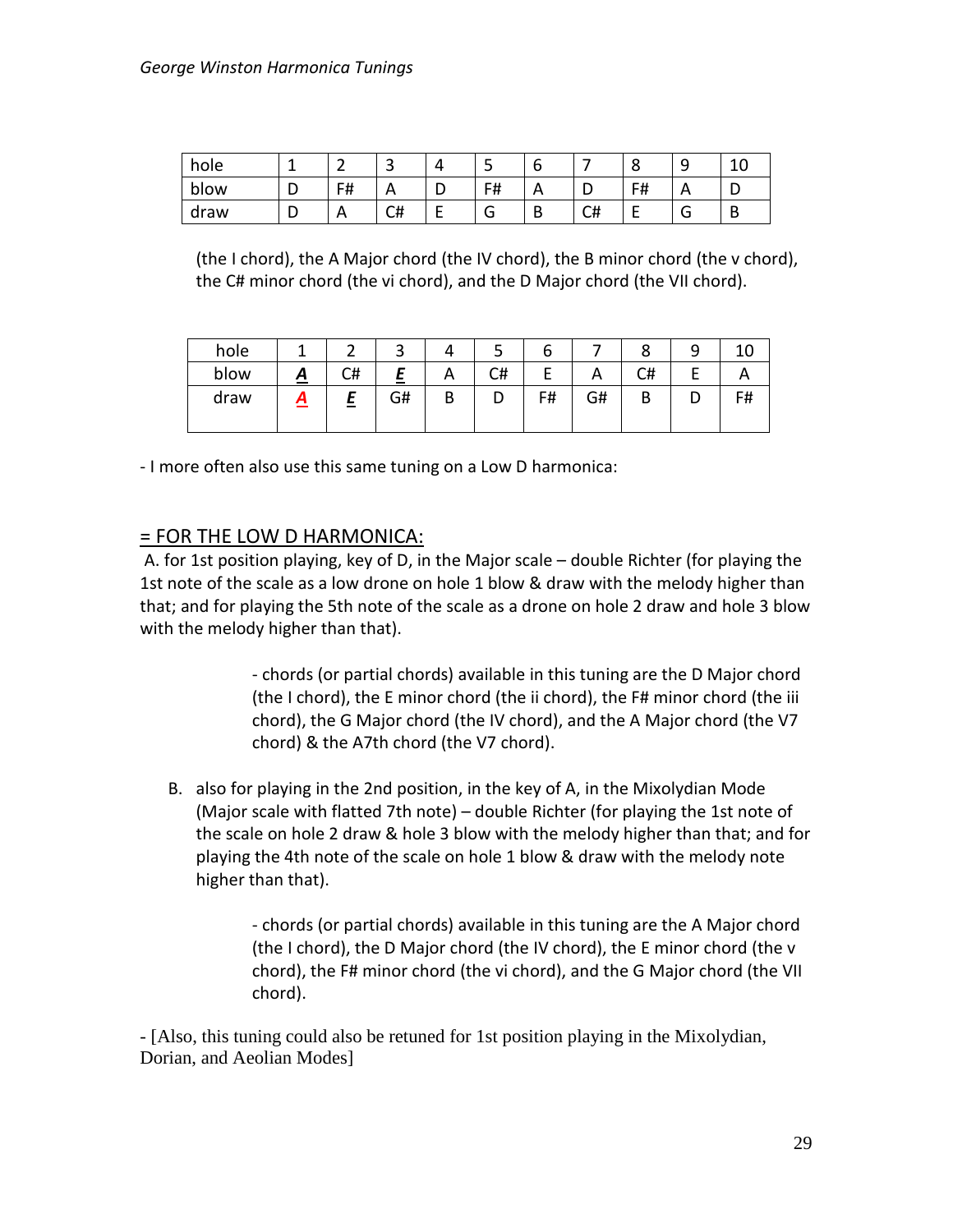| hole | 1 | 2 | 3 | 4 | 5 | 6 | 7 | 8 | 9 | 10 |
|---|---|---|---|---|---|---|---|---|---|---|
| blow | D | F# | A | D | F# | A | D | F# | A | D |
| draw | D | A | C# | E | G | B | C# | E | G | B |

(the I chord), the A Major chord (the IV chord), the B minor chord (the v chord), the C# minor chord (the vi chord), and the D Major chord (the VII chord).

| hole | 1 | 2 | 3 | 4 | 5 | 6 | 7 | 8 | 9 | 10 |
|---|---|---|---|---|---|---|---|---|---|---|
| blow | **_A_** | C# | **_E_** | A | C# | E | A | C# | E | A |
| draw | **_A_** | **_E_** | G# | B | D | F# | G# | B | D | F# |

- I more often also use this same tuning on a Low D harmonica:

## = FOR THE LOW D HARMONICA:

A. for 1st position playing, key of D, in the Major scale – double Richter (for playing the 1st note of the scale as a low drone on hole 1 blow & draw with the melody higher than that; and for playing the 5th note of the scale as a drone on hole 2 draw and hole 3 blow with the melody higher than that).

- chords (or partial chords) available in this tuning are the D Major chord (the I chord), the E minor chord (the ii chord), the F# minor chord (the iii chord), the G Major chord (the IV chord), and the A Major chord (the V7 chord) & the A7th chord (the V7 chord).

B. also for playing in the 2nd position, in the key of A, in the Mixolydian Mode (Major scale with flatted 7th note) – double Richter (for playing the 1st note of the scale on hole 2 draw & hole 3 blow with the melody higher than that; and for playing the 4th note of the scale on hole 1 blow & draw with the melody note higher than that).

- chords (or partial chords) available in this tuning are the A Major chord (the I chord), the D Major chord (the IV chord), the E minor chord (the v chord), the F# minor chord (the vi chord), and the G Major chord (the VII chord).

- [Also, this tuning could also be retuned for 1st position playing in the Mixolydian, Dorian, and Aeolian Modes]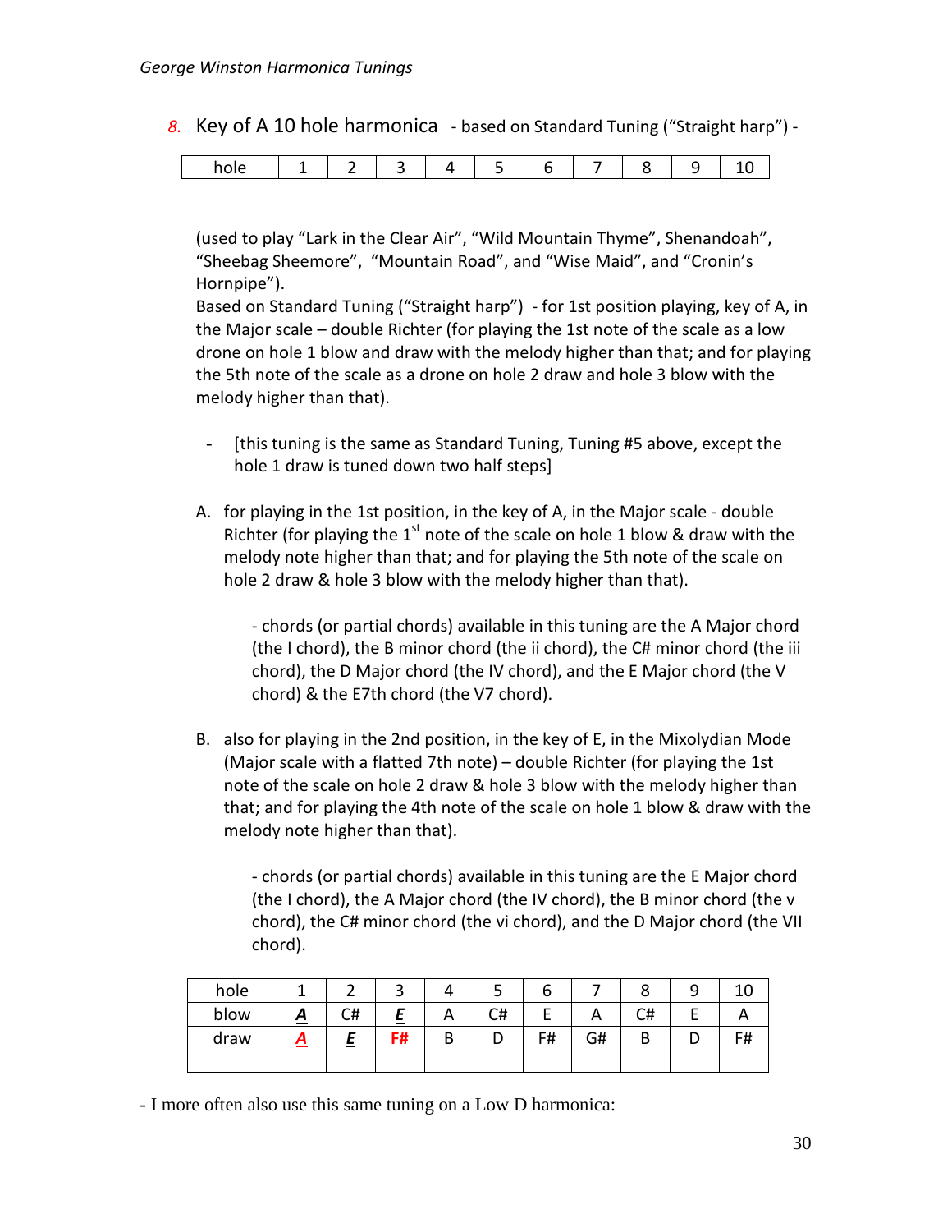8. Key of A 10 hole harmonica - based on Standard Tuning ("Straight harp") -

| hole | 1 | 2 | 3 | 4 | 5 | 6 | 7 | 8 | 9 | 10 |
|---|---|---|---|---|---|---|---|---|---|---|

(used to play "Lark in the Clear Air", "Wild Mountain Thyme", Shenandoah", "Sheebag Sheemore", "Mountain Road", and "Wise Maid", and "Cronin's Hornpipe").

Based on Standard Tuning ("Straight harp") - for 1st position playing, key of A, in the Major scale – double Richter (for playing the 1st note of the scale as a low drone on hole 1 blow and draw with the melody higher than that; and for playing the 5th note of the scale as a drone on hole 2 draw and hole 3 blow with the melody higher than that).

- [this tuning is the same as Standard Tuning, Tuning #5 above, except the hole 1 draw is tuned down two half steps]

A. for playing in the 1st position, in the key of A, in the Major scale - double Richter (for playing the 1st note of the scale on hole 1 blow & draw with the melody note higher than that; and for playing the 5th note of the scale on hole 2 draw & hole 3 blow with the melody higher than that).

   - chords (or partial chords) available in this tuning are the A Major chord (the I chord), the B minor chord (the ii chord), the C# minor chord (the iii chord), the D Major chord (the IV chord), and the E Major chord (the V chord) & the E7th chord (the V7 chord).

B. also for playing in the 2nd position, in the key of E, in the Mixolydian Mode (Major scale with a flatted 7th note) – double Richter (for playing the 1st note of the scale on hole 2 draw & hole 3 blow with the melody higher than that; and for playing the 4th note of the scale on hole 1 blow & draw with the melody note higher than that).

   - chords (or partial chords) available in this tuning are the E Major chord (the I chord), the A Major chord (the IV chord), the B minor chord (the v chord), the C# minor chord (the vi chord), and the D Major chord (the VII chord).

| hole | 1 | 2 | 3 | 4 | 5 | 6 | 7 | 8 | 9 | 10 |
|---|---|---|---|---|---|---|---|---|---|---|
| blow | ***A*** | C# | ***E*** | A | C# | E | A | C# | E | A |
| draw | ***A*** | ***E*** | **F#** | B | D | F# | G# | B | D | F# |

- I more often also use this same tuning on a Low D harmonica: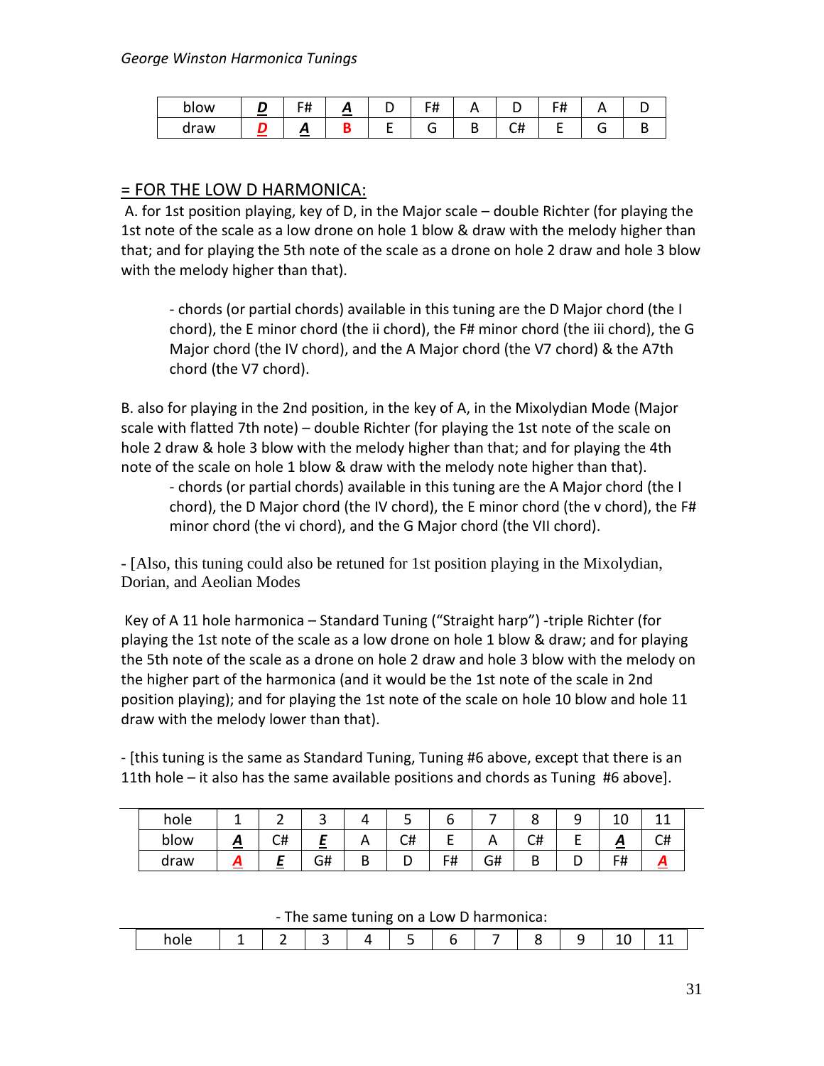| blow | D | F# | A | D | F# | A | D | F# | A | D |
|---|---|---|---|---|---|---|---|---|---|---|
| draw | D | A | B | E | G | B | C# | E | G | B |

= FOR THE LOW D HARMONICA:

A. for 1st position playing, key of D, in the Major scale – double Richter (for playing the 1st note of the scale as a low drone on hole 1 blow & draw with the melody higher than that; and for playing the 5th note of the scale as a drone on hole 2 draw and hole 3 blow with the melody higher than that).

- chords (or partial chords) available in this tuning are the D Major chord (the I chord), the E minor chord (the ii chord), the F# minor chord (the iii chord), the G Major chord (the IV chord), and the A Major chord (the V7 chord) & the A7th chord (the V7 chord).

B. also for playing in the 2nd position, in the key of A, in the Mixolydian Mode (Major scale with flatted 7th note) – double Richter (for playing the 1st note of the scale on hole 2 draw & hole 3 blow with the melody higher than that; and for playing the 4th note of the scale on hole 1 blow & draw with the melody note higher than that).

- chords (or partial chords) available in this tuning are the A Major chord (the I chord), the D Major chord (the IV chord), the E minor chord (the v chord), the F# minor chord (the vi chord), and the G Major chord (the VII chord).

- [Also, this tuning could also be retuned for 1st position playing in the Mixolydian, Dorian, and Aeolian Modes

Key of A 11 hole harmonica – Standard Tuning ("Straight harp") -triple Richter (for playing the 1st note of the scale as a low drone on hole 1 blow & draw; and for playing the 5th note of the scale as a drone on hole 2 draw and hole 3 blow with the melody on the higher part of the harmonica (and it would be the 1st note of the scale in 2nd position playing); and for playing the 1st note of the scale on hole 10 blow and hole 11 draw with the melody lower than that).

- [this tuning is the same as Standard Tuning, Tuning #6 above, except that there is an 11th hole – it also has the same available positions and chords as Tuning #6 above].

| hole | 1 | 2 | 3 | 4 | 5 | 6 | 7 | 8 | 9 | 10 | 11 |
|---|---|---|---|---|---|---|---|---|---|---|---|
| blow | A | C# | E | A | C# | E | A | C# | E | A | C# |
| draw | A | E | G# | B | D | F# | G# | B | D | F# | A |

- The same tuning on a Low D harmonica:

| hole | 1 | 2 | 3 | 4 | 5 | 6 | 7 | 8 | 9 | 10 | 11 |
|---|---|---|---|---|---|---|---|---|---|---|---|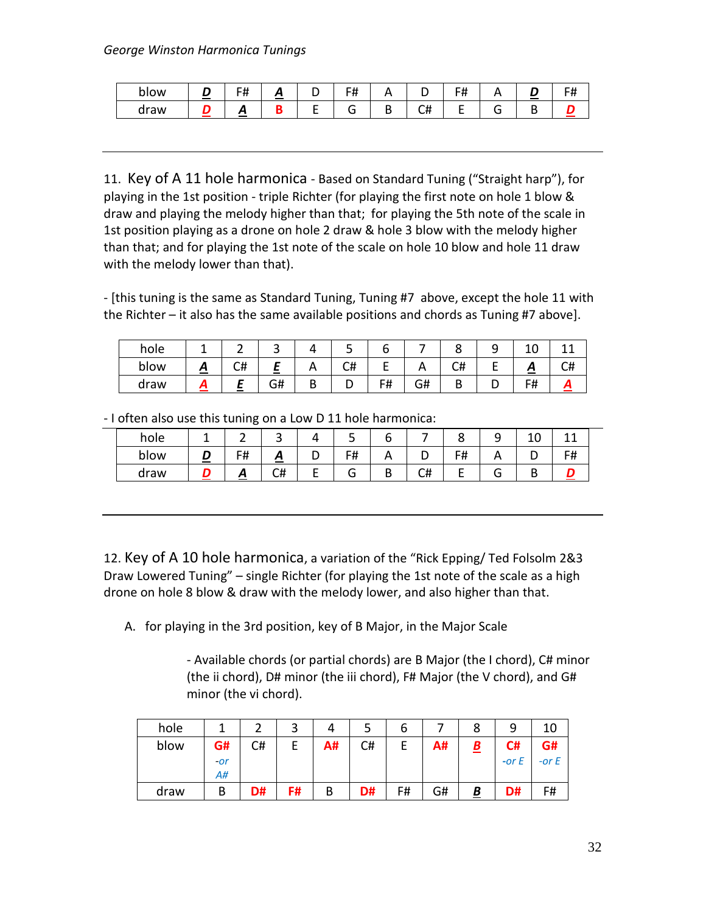| blow | ***D*** | F# | ***A*** | D | F# | A | D | F# | A | ***D*** | F# |
|---|---|---|---|---|---|---|---|---|---|---|---|
| draw | ***D*** | ***A*** | **B** | E | G | B | C# | E | G | B | ***D*** |

---

11. Key of A 11 hole harmonica - Based on Standard Tuning ("Straight harp"), for playing in the 1st position - triple Richter (for playing the first note on hole 1 blow & draw and playing the melody higher than that; for playing the 5th note of the scale in 1st position playing as a drone on hole 2 draw & hole 3 blow with the melody higher than that; and for playing the 1st note of the scale on hole 10 blow and hole 11 draw with the melody lower than that).

- [this tuning is the same as Standard Tuning, Tuning #7 above, except the hole 11 with the Richter – it also has the same available positions and chords as Tuning #7 above].

| hole | 1 | 2 | 3 | 4 | 5 | 6 | 7 | 8 | 9 | 10 | 11 |
|---|---|---|---|---|---|---|---|---|---|---|---|
| blow | ***A*** | C# | ***E*** | A | C# | E | A | C# | E | ***A*** | C# |
| draw | ***A*** | ***E*** | G# | B | D | F# | G# | B | D | F# | ***A*** |

- I often also use this tuning on a Low D 11 hole harmonica:

| hole | 1 | 2 | 3 | 4 | 5 | 6 | 7 | 8 | 9 | 10 | 11 |
|---|---|---|---|---|---|---|---|---|---|---|---|
| blow | ***D*** | F# | ***A*** | D | F# | A | D | F# | A | D | F# |
| draw | ***D*** | ***A*** | C# | E | G | B | C# | E | G | B | ***D*** |

---

12. Key of A 10 hole harmonica, a variation of the "Rick Epping/ Ted Folsolm 2&3 Draw Lowered Tuning" – single Richter (for playing the 1st note of the scale as a high drone on hole 8 blow & draw with the melody lower, and also higher than that.

A. for playing in the 3rd position, key of B Major, in the Major Scale

   - Available chords (or partial chords) are B Major (the I chord), C# minor (the ii chord), D# minor (the iii chord), F# Major (the V chord), and G# minor (the vi chord).

| hole | 1 | 2 | 3 | 4 | 5 | 6 | 7 | 8 | 9 | 10 |
|---|---|---|---|---|---|---|---|---|---|---|
| blow | **G#** *-or A#* | C# | E | **A#** | C# | E | **A#** | ***B*** | **C#** *-or E* | **G#** *-or E* |
| draw | B | **D#** | **F#** | B | **D#** | F# | G# | ***B*** | **D#** | F# |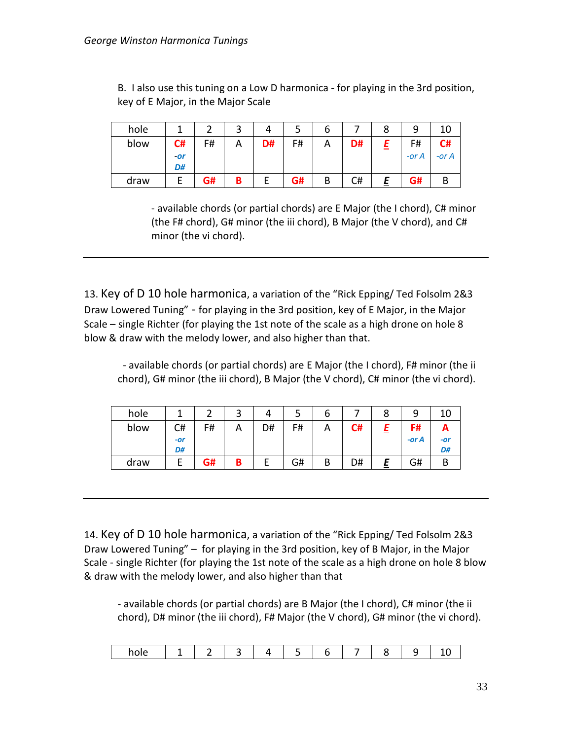B. I also use this tuning on a Low D harmonica - for playing in the 3rd position, key of E Major, in the Major Scale

| hole | 1 | 2 | 3 | 4 | 5 | 6 | 7 | 8 | 9 | 10 |
|---|---|---|---|---|---|---|---|---|---|---|
| blow | C# *-or D#* | F# | A | D# | F# | A | D# | *E* | F# *-or A* | C# *-or A* |
| draw | E | G# | B | E | G# | B | C# | *E* | G# | B |

- available chords (or partial chords) are E Major (the I chord), C# minor (the F# chord), G# minor (the iii chord), B Major (the V chord), and C# minor (the vi chord).

---

13. Key of D 10 hole harmonica, a variation of the "Rick Epping/ Ted Folsolm 2&3 Draw Lowered Tuning" - for playing in the 3rd position, key of E Major, in the Major Scale – single Richter (for playing the 1st note of the scale as a high drone on hole 8 blow & draw with the melody lower, and also higher than that.

- available chords (or partial chords) are E Major (the I chord), F# minor (the ii chord), G# minor (the iii chord), B Major (the V chord), C# minor (the vi chord).

| hole | 1 | 2 | 3 | 4 | 5 | 6 | 7 | 8 | 9 | 10 |
|---|---|---|---|---|---|---|---|---|---|---|
| blow | C# *-or D#* | F# | A | D# | F# | A | C# | *E* | F# *-or A* | A *-or D#* |
| draw | E | G# | B | E | G# | B | D# | *E* | G# | B |

---

14. Key of D 10 hole harmonica, a variation of the "Rick Epping/ Ted Folsolm 2&3 Draw Lowered Tuning" – for playing in the 3rd position, key of B Major, in the Major Scale - single Richter (for playing the 1st note of the scale as a high drone on hole 8 blow & draw with the melody lower, and also higher than that

- available chords (or partial chords) are B Major (the I chord), C# minor (the ii chord), D# minor (the iii chord), F# Major (the V chord), G# minor (the vi chord).

| hole | 1 | 2 | 3 | 4 | 5 | 6 | 7 | 8 | 9 | 10 |
|---|---|---|---|---|---|---|---|---|---|---|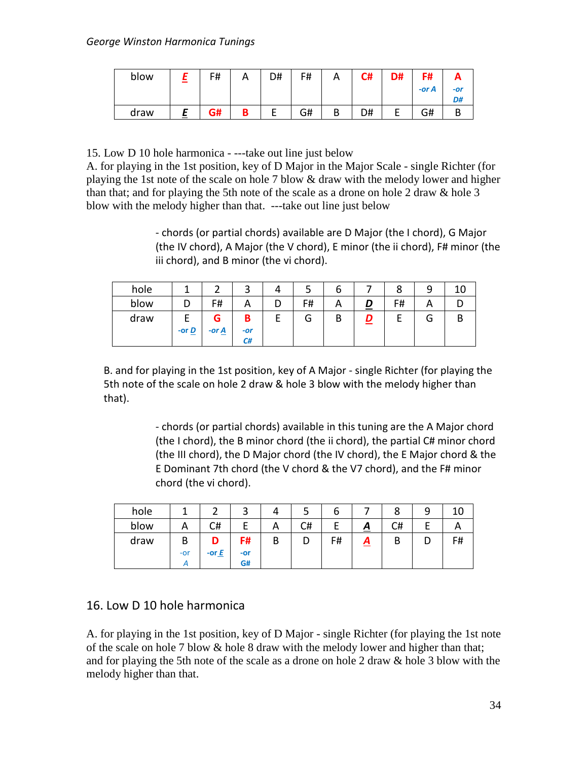| blow | E | F# | A | D# | F# | A | C# | D# | F# -or A | A -or D# |
|---|---|---|---|---|---|---|---|---|---|---|
| draw | E | G# | B | E | G# | B | D# | E | G# | B |

15. Low D 10 hole harmonica - ---take out line just below
A. for playing in the 1st position, key of D Major in the Major Scale - single Richter (for playing the 1st note of the scale on hole 7 blow & draw with the melody lower and higher than that; and for playing the 5th note of the scale as a drone on hole 2 draw & hole 3 blow with the melody higher than that. ---take out line just below

> - chords (or partial chords) available are D Major (the I chord), G Major (the IV chord), A Major (the V chord), E minor (the ii chord), F# minor (the iii chord), and B minor (the vi chord).

| hole | 1 | 2 | 3 | 4 | 5 | 6 | 7 | 8 | 9 | 10 |
|---|---|---|---|---|---|---|---|---|---|---|
| blow | D | F# | A | D | F# | A | D | F# | A | D |
| draw | E -or D | G -or A | B -or C# | E | G | B | D | E | G | B |

B. and for playing in the 1st position, key of A Major - single Richter (for playing the 5th note of the scale on hole 2 draw & hole 3 blow with the melody higher than that).

> - chords (or partial chords) available in this tuning are the A Major chord (the I chord), the B minor chord (the ii chord), the partial C# minor chord (the III chord), the D Major chord (the IV chord), the E Major chord & the E Dominant 7th chord (the V chord & the V7 chord), and the F# minor chord (the vi chord).

| hole | 1 | 2 | 3 | 4 | 5 | 6 | 7 | 8 | 9 | 10 |
|---|---|---|---|---|---|---|---|---|---|---|
| blow | A | C# | E | A | C# | E | A | C# | E | A |
| draw | B -or A | D -or E | F# -or G# | B | D | F# | A | B | D | F# |

## 16. Low D 10 hole harmonica

A. for playing in the 1st position, key of D Major - single Richter (for playing the 1st note of the scale on hole 7 blow & hole 8 draw with the melody lower and higher than that; and for playing the 5th note of the scale as a drone on hole 2 draw & hole 3 blow with the melody higher than that.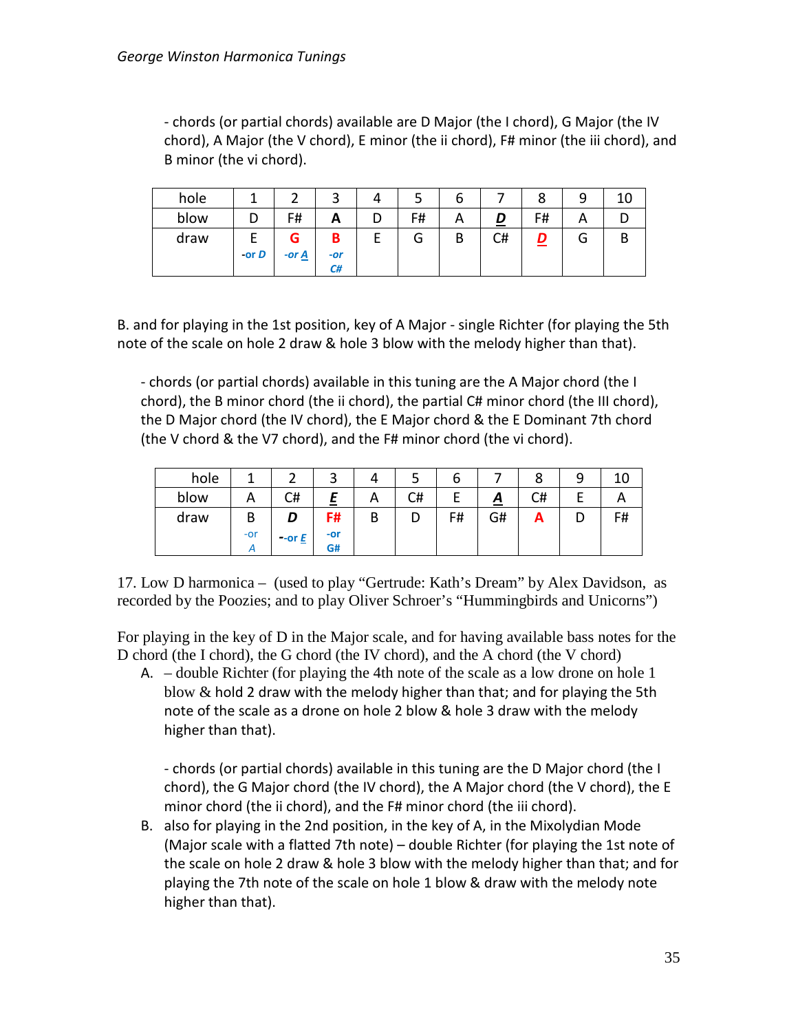- chords (or partial chords) available are D Major (the I chord), G Major (the IV chord), A Major (the V chord), E minor (the ii chord), F# minor (the iii chord), and B minor (the vi chord).

| hole | 1 | 2 | 3 | 4 | 5 | 6 | 7 | 8 | 9 | 10 |
|---|---|---|---|---|---|---|---|---|---|---|
| blow | D | F# | **A** | D | F# | A | ***D*** | F# | A | D |
| draw | E -or *D* | **G** -or *A* | **B** -or *C#* | E | G | B | C# | ***D*** | G | B |

B. and for playing in the 1st position, key of A Major - single Richter (for playing the 5th note of the scale on hole 2 draw & hole 3 blow with the melody higher than that).

- chords (or partial chords) available in this tuning are the A Major chord (the I chord), the B minor chord (the ii chord), the partial C# minor chord (the III chord), the D Major chord (the IV chord), the E Major chord & the E Dominant 7th chord (the V chord & the V7 chord), and the F# minor chord (the vi chord).

| hole | 1 | 2 | 3 | 4 | 5 | 6 | 7 | 8 | 9 | 10 |
|---|---|---|---|---|---|---|---|---|---|---|
| blow | A | C# | ***E*** | A | C# | E | ***A*** | C# | E | A |
| draw | B -or *A* | ***D*** --or *E* | **F#** -or G# | B | D | F# | G# | **A** | D | F# |

17. Low D harmonica – (used to play "Gertrude: Kath's Dream" by Alex Davidson, as recorded by the Poozies; and to play Oliver Schroer's "Hummingbirds and Unicorns")

For playing in the key of D in the Major scale, and for having available bass notes for the D chord (the I chord), the G chord (the IV chord), and the A chord (the V chord)

A. – double Richter (for playing the 4th note of the scale as a low drone on hole 1 blow & hold 2 draw with the melody higher than that; and for playing the 5th note of the scale as a drone on hole 2 blow & hole 3 draw with the melody higher than that).

   - chords (or partial chords) available in this tuning are the D Major chord (the I chord), the G Major chord (the IV chord), the A Major chord (the V chord), the E minor chord (the ii chord), and the F# minor chord (the iii chord).

B. also for playing in the 2nd position, in the key of A, in the Mixolydian Mode (Major scale with a flatted 7th note) – double Richter (for playing the 1st note of the scale on hole 2 draw & hole 3 blow with the melody higher than that; and for playing the 7th note of the scale on hole 1 blow & draw with the melody note higher than that).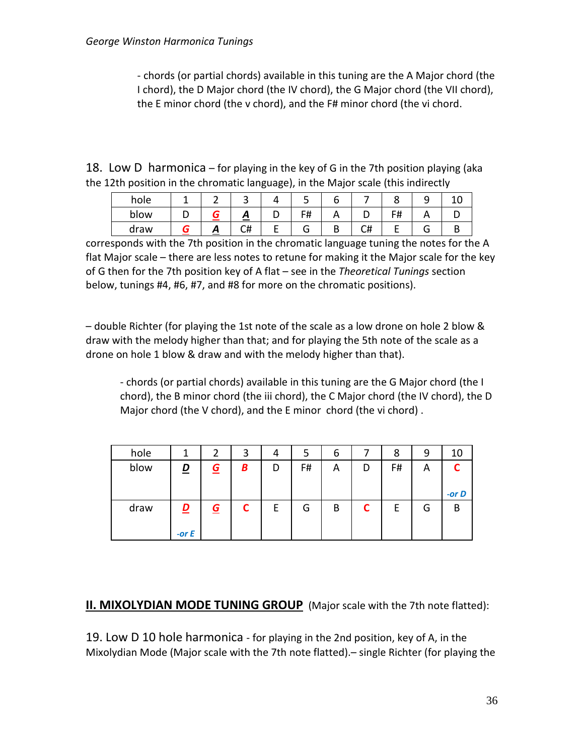- chords (or partial chords) available in this tuning are the A Major chord (the I chord), the D Major chord (the IV chord), the G Major chord (the VII chord), the E minor chord (the v chord), and the F# minor chord (the vi chord.

18. Low D harmonica – for playing in the key of G in the 7th position playing (aka the 12th position in the chromatic language), in the Major scale (this indirectly

| hole | 1 | 2 | 3 | 4 | 5 | 6 | 7 | 8 | 9 | 10 |
|---|---|---|---|---|---|---|---|---|---|---|
| blow | D | ***G*** | ***A*** | D | F# | A | D | F# | A | D |
| draw | ***G*** | ***A*** | C# | E | G | B | C# | E | G | B |

corresponds with the 7th position in the chromatic language tuning the notes for the A flat Major scale – there are less notes to retune for making it the Major scale for the key of G then for the 7th position key of A flat – see in the *Theoretical Tunings* section below, tunings #4, #6, #7, and #8 for more on the chromatic positions).

– double Richter (for playing the 1st note of the scale as a low drone on hole 2 blow & draw with the melody higher than that; and for playing the 5th note of the scale as a drone on hole 1 blow & draw and with the melody higher than that).

- chords (or partial chords) available in this tuning are the G Major chord (the I chord), the B minor chord (the iii chord), the C Major chord (the IV chord), the D Major chord (the V chord), and the E minor chord (the vi chord) .

| hole | 1 | 2 | 3 | 4 | 5 | 6 | 7 | 8 | 9 | 10 |
|---|---|---|---|---|---|---|---|---|---|---|
| blow | ***D*** | ***G*** | ***B*** | D | F# | A | D | F# | A | **C** *-or D* |
| draw | ***D*** *-or E* | ***G*** | **C** | E | G | B | **C** | E | G | B |

## II. MIXOLYDIAN MODE TUNING GROUP (Major scale with the 7th note flatted):

19. Low D 10 hole harmonica - for playing in the 2nd position, key of A, in the Mixolydian Mode (Major scale with the 7th note flatted).– single Richter (for playing the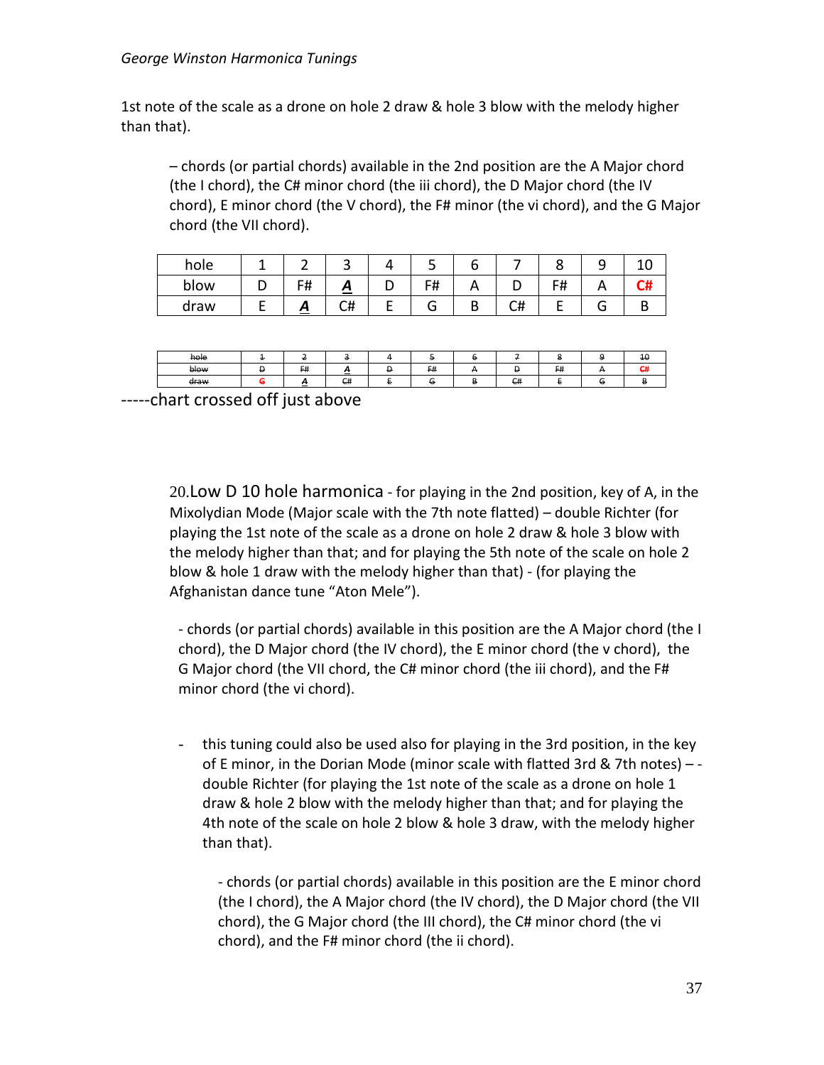1st note of the scale as a drone on hole 2 draw & hole 3 blow with the melody higher than that).

– chords (or partial chords) available in the 2nd position are the A Major chord (the I chord), the C# minor chord (the iii chord), the D Major chord (the IV chord), E minor chord (the V chord), the F# minor (the vi chord), and the G Major chord (the VII chord).

| hole | 1 | 2 | 3 | 4 | 5 | 6 | 7 | 8 | 9 | 10 |
|---|---|---|---|---|---|---|---|---|---|---|
| blow | D | F# | ***A*** | D | F# | A | D | F# | A | **C#** |
| draw | E | ***A*** | C# | E | G | B | C# | E | G | B |

| ~~hole~~ | ~~1~~ | ~~2~~ | ~~3~~ | ~~4~~ | ~~5~~ | ~~6~~ | ~~7~~ | ~~8~~ | ~~9~~ | ~~10~~ |
|---|---|---|---|---|---|---|---|---|---|---|
| ~~blow~~ | ~~D~~ | ~~F#~~ | ~~A~~ | ~~D~~ | ~~F#~~ | ~~A~~ | ~~D~~ | ~~F#~~ | ~~A~~ | ~~C#~~ |
| ~~draw~~ | ~~G~~ | ~~A~~ | ~~C#~~ | ~~E~~ | ~~G~~ | ~~B~~ | ~~C#~~ | ~~E~~ | ~~G~~ | ~~B~~ |

-----chart crossed off just above

20.Low D 10 hole harmonica - for playing in the 2nd position, key of A, in the Mixolydian Mode (Major scale with the 7th note flatted) – double Richter (for playing the 1st note of the scale as a drone on hole 2 draw & hole 3 blow with the melody higher than that; and for playing the 5th note of the scale on hole 2 blow & hole 1 draw with the melody higher than that) - (for playing the Afghanistan dance tune "Aton Mele").

- chords (or partial chords) available in this position are the A Major chord (the I chord), the D Major chord (the IV chord), the E minor chord (the v chord), the G Major chord (the VII chord, the C# minor chord (the iii chord), and the F# minor chord (the vi chord).

- this tuning could also be used also for playing in the 3rd position, in the key of E minor, in the Dorian Mode (minor scale with flatted 3rd & 7th notes) – - double Richter (for playing the 1st note of the scale as a drone on hole 1 draw & hole 2 blow with the melody higher than that; and for playing the 4th note of the scale on hole 2 blow & hole 3 draw, with the melody higher than that).

  - chords (or partial chords) available in this position are the E minor chord (the I chord), the A Major chord (the IV chord), the D Major chord (the VII chord), the G Major chord (the III chord), the C# minor chord (the vi chord), and the F# minor chord (the ii chord).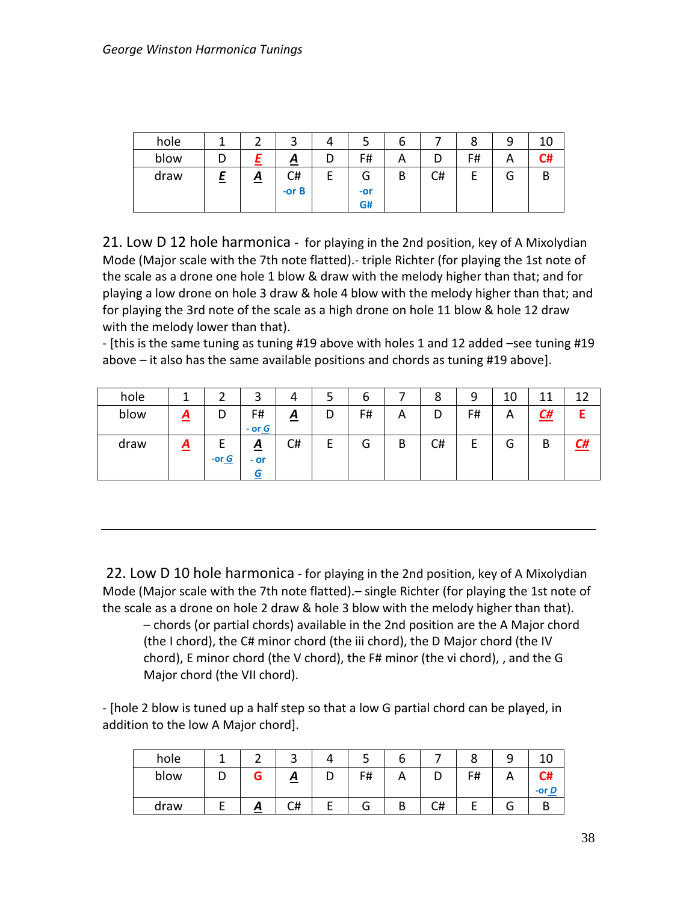| hole | 1 | 2 | 3 | 4 | 5 | 6 | 7 | 8 | 9 | 10 |
|---|---|---|---|---|---|---|---|---|---|---|
| blow | D | **_E_** | **_A_** | D | F# | A | D | F# | A | **C#** |
| draw | **_E_** | **_A_** | C# -or B | E | G -or G# | B | C# | E | G | B |

21. Low D 12 hole harmonica - for playing in the 2nd position, key of A Mixolydian Mode (Major scale with the 7th note flatted).- triple Richter (for playing the 1st note of the scale as a drone one hole 1 blow & draw with the melody higher than that; and for playing a low drone on hole 3 draw & hole 4 blow with the melody higher than that; and for playing the 3rd note of the scale as a high drone on hole 11 blow & hole 12 draw with the melody lower than that).

- [this is the same tuning as tuning #19 above with holes 1 and 12 added –see tuning #19 above – it also has the same available positions and chords as tuning #19 above].

| hole | 1 | 2 | 3 | 4 | 5 | 6 | 7 | 8 | 9 | 10 | 11 | 12 |
|---|---|---|---|---|---|---|---|---|---|---|---|---|
| blow | **_A_** | D | F# - or **_G_** | **_A_** | D | F# | A | D | F# | A | **_C#_** | **E** |
| draw | **_A_** | E -or **_G_** | **_A_** - or **_G_** | C# | E | G | B | C# | E | G | B | **_C#_** |

---

22. Low D 10 hole harmonica - for playing in the 2nd position, key of A Mixolydian Mode (Major scale with the 7th note flatted).– single Richter (for playing the 1st note of the scale as a drone on hole 2 draw & hole 3 blow with the melody higher than that).

– chords (or partial chords) available in the 2nd position are the A Major chord (the I chord), the C# minor chord (the iii chord), the D Major chord (the IV chord), E minor chord (the V chord), the F# minor (the vi chord), , and the G Major chord (the VII chord).

- [hole 2 blow is tuned up a half step so that a low G partial chord can be played, in addition to the low A Major chord].

| hole | 1 | 2 | 3 | 4 | 5 | 6 | 7 | 8 | 9 | 10 |
|---|---|---|---|---|---|---|---|---|---|---|
| blow | D | **G** | **_A_** | D | F# | A | D | F# | A | **C#** -or **_D_** |
| draw | E | **_A_** | C# | E | G | B | C# | E | G | B |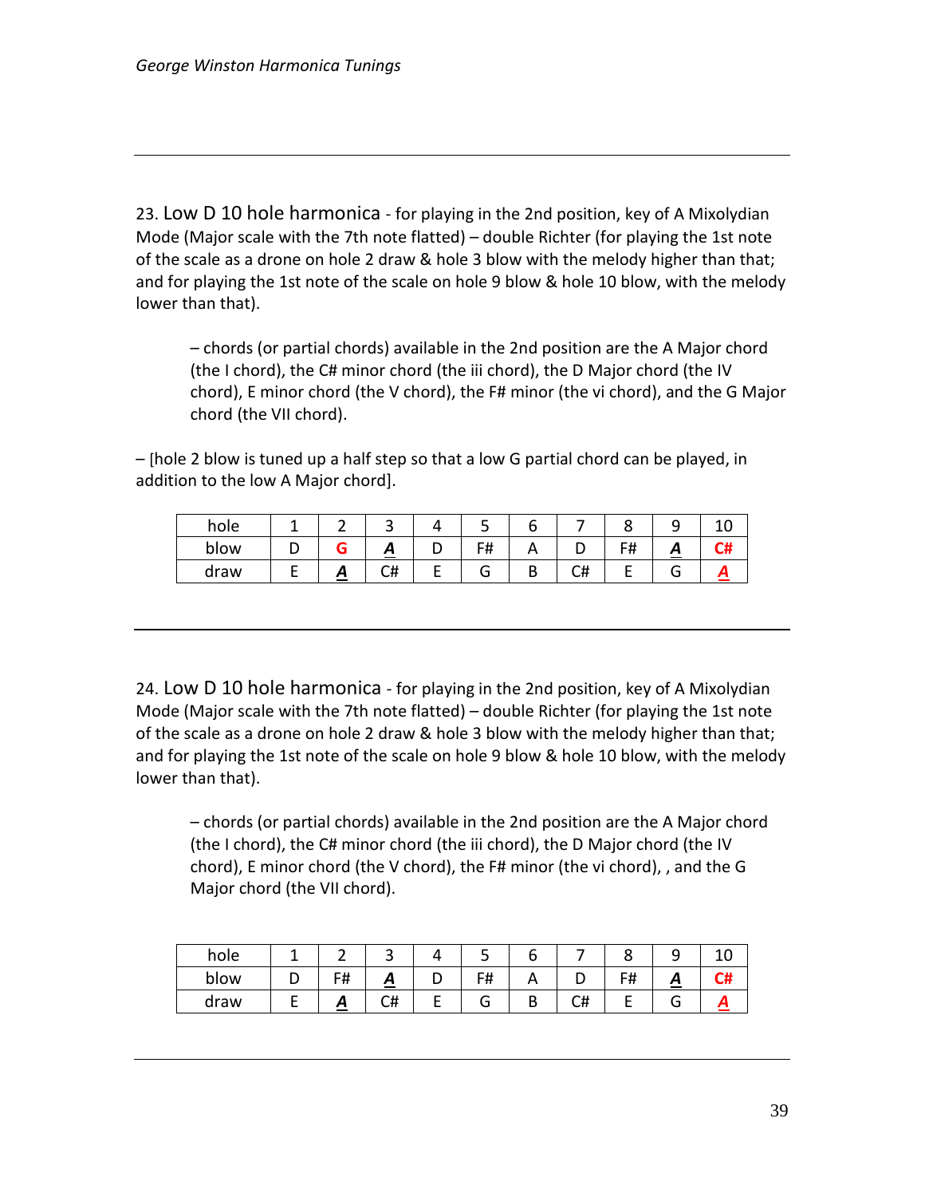23. Low D 10 hole harmonica - for playing in the 2nd position, key of A Mixolydian Mode (Major scale with the 7th note flatted) – double Richter (for playing the 1st note of the scale as a drone on hole 2 draw & hole 3 blow with the melody higher than that; and for playing the 1st note of the scale on hole 9 blow & hole 10 blow, with the melody lower than that).

> – chords (or partial chords) available in the 2nd position are the A Major chord (the I chord), the C# minor chord (the iii chord), the D Major chord (the IV chord), E minor chord (the V chord), the F# minor (the vi chord), and the G Major chord (the VII chord).

– [hole 2 blow is tuned up a half step so that a low G partial chord can be played, in addition to the low A Major chord].

| hole | 1 | 2 | 3 | 4 | 5 | 6 | 7 | 8 | 9 | 10 |
|---|---|---|---|---|---|---|---|---|---|---|
| blow | D | **G** | ***A*** | D | F# | A | D | F# | ***A*** | **C#** |
| draw | E | ***A*** | C# | E | G | B | C# | E | G | ***A*** |

---

24. Low D 10 hole harmonica - for playing in the 2nd position, key of A Mixolydian Mode (Major scale with the 7th note flatted) – double Richter (for playing the 1st note of the scale as a drone on hole 2 draw & hole 3 blow with the melody higher than that; and for playing the 1st note of the scale on hole 9 blow & hole 10 blow, with the melody lower than that).

> – chords (or partial chords) available in the 2nd position are the A Major chord (the I chord), the C# minor chord (the iii chord), the D Major chord (the IV chord), E minor chord (the V chord), the F# minor (the vi chord), , and the G Major chord (the VII chord).

| hole | 1 | 2 | 3 | 4 | 5 | 6 | 7 | 8 | 9 | 10 |
|---|---|---|---|---|---|---|---|---|---|---|
| blow | D | F# | ***A*** | D | F# | A | D | F# | ***A*** | **C#** |
| draw | E | ***A*** | C# | E | G | B | C# | E | G | ***A*** |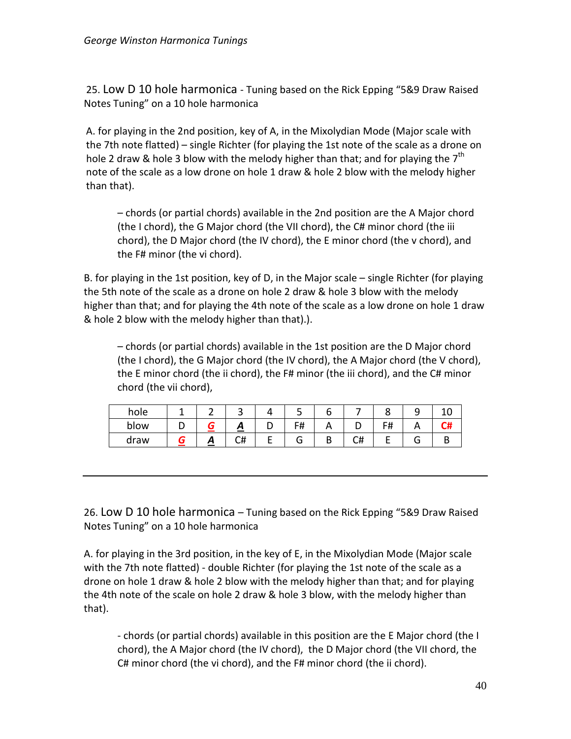25. Low D 10 hole harmonica - Tuning based on the Rick Epping "5&9 Draw Raised Notes Tuning" on a 10 hole harmonica

A. for playing in the 2nd position, key of A, in the Mixolydian Mode (Major scale with the 7th note flatted) – single Richter (for playing the 1st note of the scale as a drone on hole 2 draw & hole 3 blow with the melody higher than that; and for playing the 7th note of the scale as a low drone on hole 1 draw & hole 2 blow with the melody higher than that).

– chords (or partial chords) available in the 2nd position are the A Major chord (the I chord), the G Major chord (the VII chord), the C# minor chord (the iii chord), the D Major chord (the IV chord), the E minor chord (the v chord), and the F# minor (the vi chord).

B. for playing in the 1st position, key of D, in the Major scale – single Richter (for playing the 5th note of the scale as a drone on hole 2 draw & hole 3 blow with the melody higher than that; and for playing the 4th note of the scale as a low drone on hole 1 draw & hole 2 blow with the melody higher than that).).

– chords (or partial chords) available in the 1st position are the D Major chord (the I chord), the G Major chord (the IV chord), the A Major chord (the V chord), the E minor chord (the ii chord), the F# minor (the iii chord), and the C# minor chord (the vii chord),

| hole | 1 | 2 | 3 | 4 | 5 | 6 | 7 | 8 | 9 | 10 |
|---|---|---|---|---|---|---|---|---|---|---|
| blow | D | ***G*** | ***A*** | D | F# | A | D | F# | A | **C#** |
| draw | ***G*** | ***A*** | C# | E | G | B | C# | E | G | B |

---

26. Low D 10 hole harmonica – Tuning based on the Rick Epping "5&9 Draw Raised Notes Tuning" on a 10 hole harmonica

A. for playing in the 3rd position, in the key of E, in the Mixolydian Mode (Major scale with the 7th note flatted) - double Richter (for playing the 1st note of the scale as a drone on hole 1 draw & hole 2 blow with the melody higher than that; and for playing the 4th note of the scale on hole 2 draw & hole 3 blow, with the melody higher than that).

- chords (or partial chords) available in this position are the E Major chord (the I chord), the A Major chord (the IV chord), the D Major chord (the VII chord, the C# minor chord (the vi chord), and the F# minor chord (the ii chord).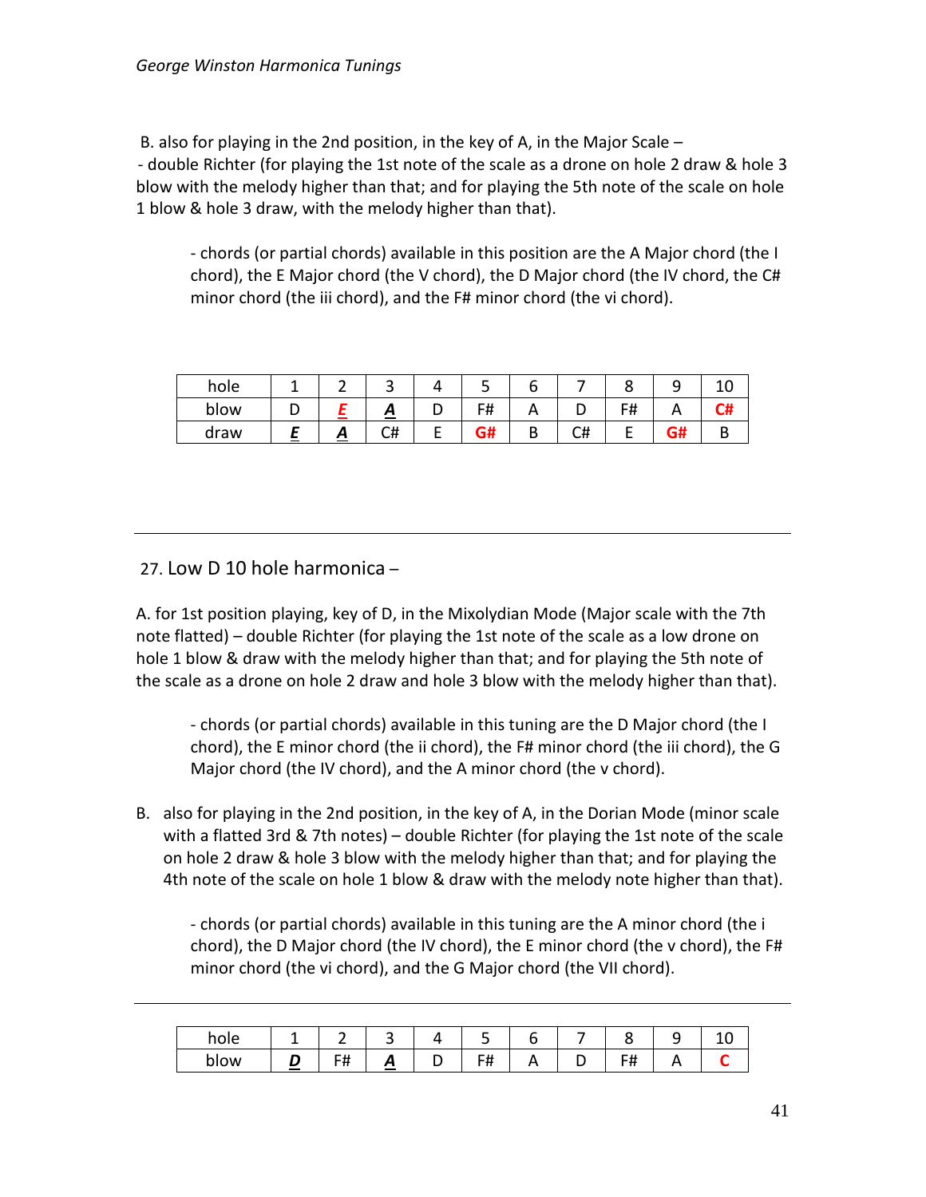B. also for playing in the 2nd position, in the key of A, in the Major Scale –
- double Richter (for playing the 1st note of the scale as a drone on hole 2 draw & hole 3 blow with the melody higher than that; and for playing the 5th note of the scale on hole 1 blow & hole 3 draw, with the melody higher than that).

> - chords (or partial chords) available in this position are the A Major chord (the I chord), the E Major chord (the V chord), the D Major chord (the IV chord, the C# minor chord (the iii chord), and the F# minor chord (the vi chord).

| hole | 1 | 2 | 3 | 4 | 5 | 6 | 7 | 8 | 9 | 10 |
|---|---|---|---|---|---|---|---|---|---|---|
| blow | D | ***E*** | ***A*** | D | F# | A | D | F# | A | **C#** |
| draw | ***E*** | ***A*** | C# | E | **G#** | B | C# | E | **G#** | B |

---

## 27. Low D 10 hole harmonica –

A. for 1st position playing, key of D, in the Mixolydian Mode (Major scale with the 7th note flatted) – double Richter (for playing the 1st note of the scale as a low drone on hole 1 blow & draw with the melody higher than that; and for playing the 5th note of the scale as a drone on hole 2 draw and hole 3 blow with the melody higher than that).

> - chords (or partial chords) available in this tuning are the D Major chord (the I chord), the E minor chord (the ii chord), the F# minor chord (the iii chord), the G Major chord (the IV chord), and the A minor chord (the v chord).

B. also for playing in the 2nd position, in the key of A, in the Dorian Mode (minor scale with a flatted 3rd & 7th notes) – double Richter (for playing the 1st note of the scale on hole 2 draw & hole 3 blow with the melody higher than that; and for playing the 4th note of the scale on hole 1 blow & draw with the melody note higher than that).

> - chords (or partial chords) available in this tuning are the A minor chord (the i chord), the D Major chord (the IV chord), the E minor chord (the v chord), the F# minor chord (the vi chord), and the G Major chord (the VII chord).

---

| hole | 1 | 2 | 3 | 4 | 5 | 6 | 7 | 8 | 9 | 10 |
|---|---|---|---|---|---|---|---|---|---|---|
| blow | ***D*** | F# | ***A*** | D | F# | A | D | F# | A | **C** |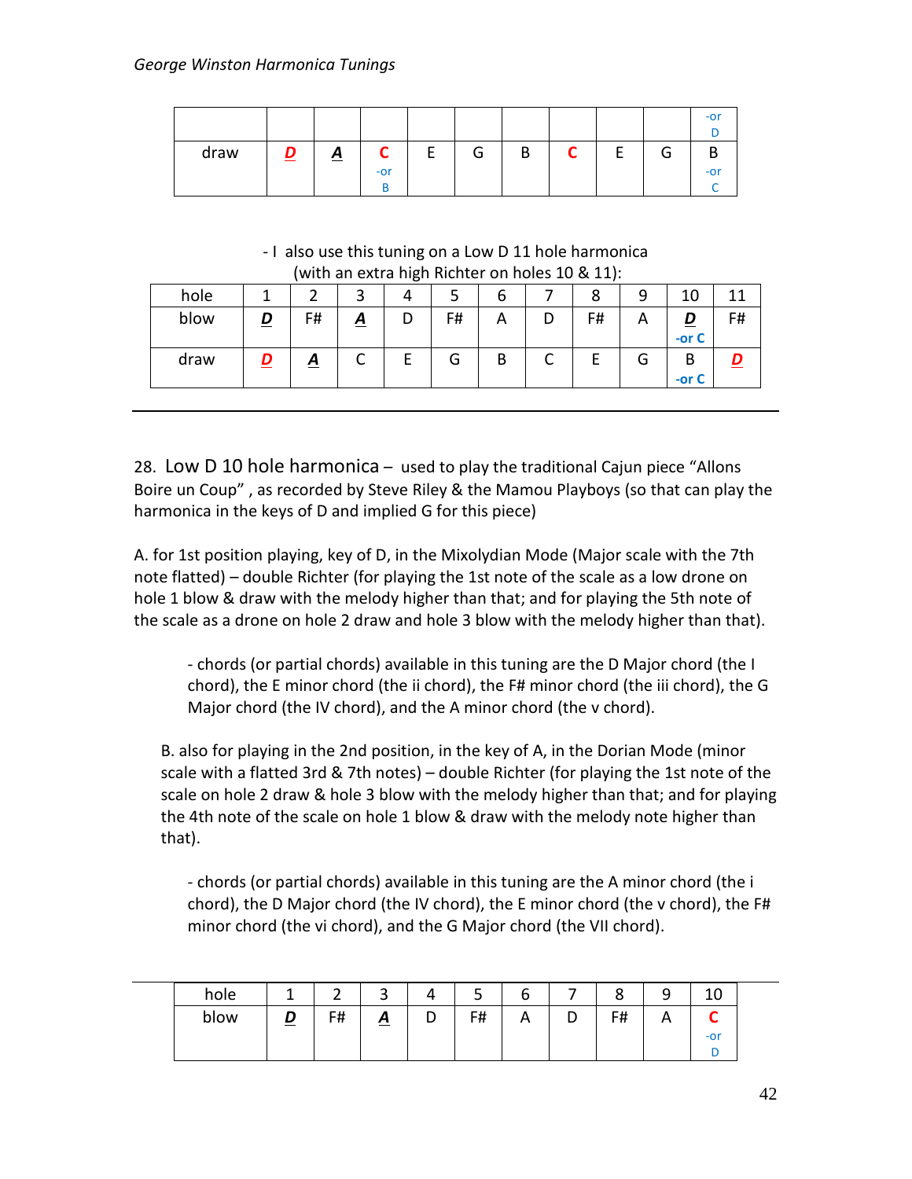| | | | | | | | | | | -or D |
|---|---|---|---|---|---|---|---|---|---|---|
| draw | ***D*** | ***A*** | **C** -or B | E | G | B | **C** | E | G | B -or C |

- I also use this tuning on a Low D 11 hole harmonica (with an extra high Richter on holes 10 & 11):

| hole | 1 | 2 | 3 | 4 | 5 | 6 | 7 | 8 | 9 | 10 | 11 |
|---|---|---|---|---|---|---|---|---|---|---|---|
| blow | ***D*** | F# | ***A*** | D | F# | A | D | F# | A | ***D*** -or C | F# |
| draw | ***D*** | ***A*** | C | E | G | B | C | E | G | B -or C | ***D*** |

---

28. Low D 10 hole harmonica – used to play the traditional Cajun piece "Allons Boire un Coup" , as recorded by Steve Riley & the Mamou Playboys (so that can play the harmonica in the keys of D and implied G for this piece)

A. for 1st position playing, key of D, in the Mixolydian Mode (Major scale with the 7th note flatted) – double Richter (for playing the 1st note of the scale as a low drone on hole 1 blow & draw with the melody higher than that; and for playing the 5th note of the scale as a drone on hole 2 draw and hole 3 blow with the melody higher than that).

- chords (or partial chords) available in this tuning are the D Major chord (the I chord), the E minor chord (the ii chord), the F# minor chord (the iii chord), the G Major chord (the IV chord), and the A minor chord (the v chord).

B. also for playing in the 2nd position, in the key of A, in the Dorian Mode (minor scale with a flatted 3rd & 7th notes) – double Richter (for playing the 1st note of the scale on hole 2 draw & hole 3 blow with the melody higher than that; and for playing the 4th note of the scale on hole 1 blow & draw with the melody note higher than that).

- chords (or partial chords) available in this tuning are the A minor chord (the i chord), the D Major chord (the IV chord), the E minor chord (the v chord), the F# minor chord (the vi chord), and the G Major chord (the VII chord).

| hole | 1 | 2 | 3 | 4 | 5 | 6 | 7 | 8 | 9 | 10 |
|---|---|---|---|---|---|---|---|---|---|---|
| blow | ***D*** | F# | ***A*** | D | F# | A | D | F# | A | **C** -or D |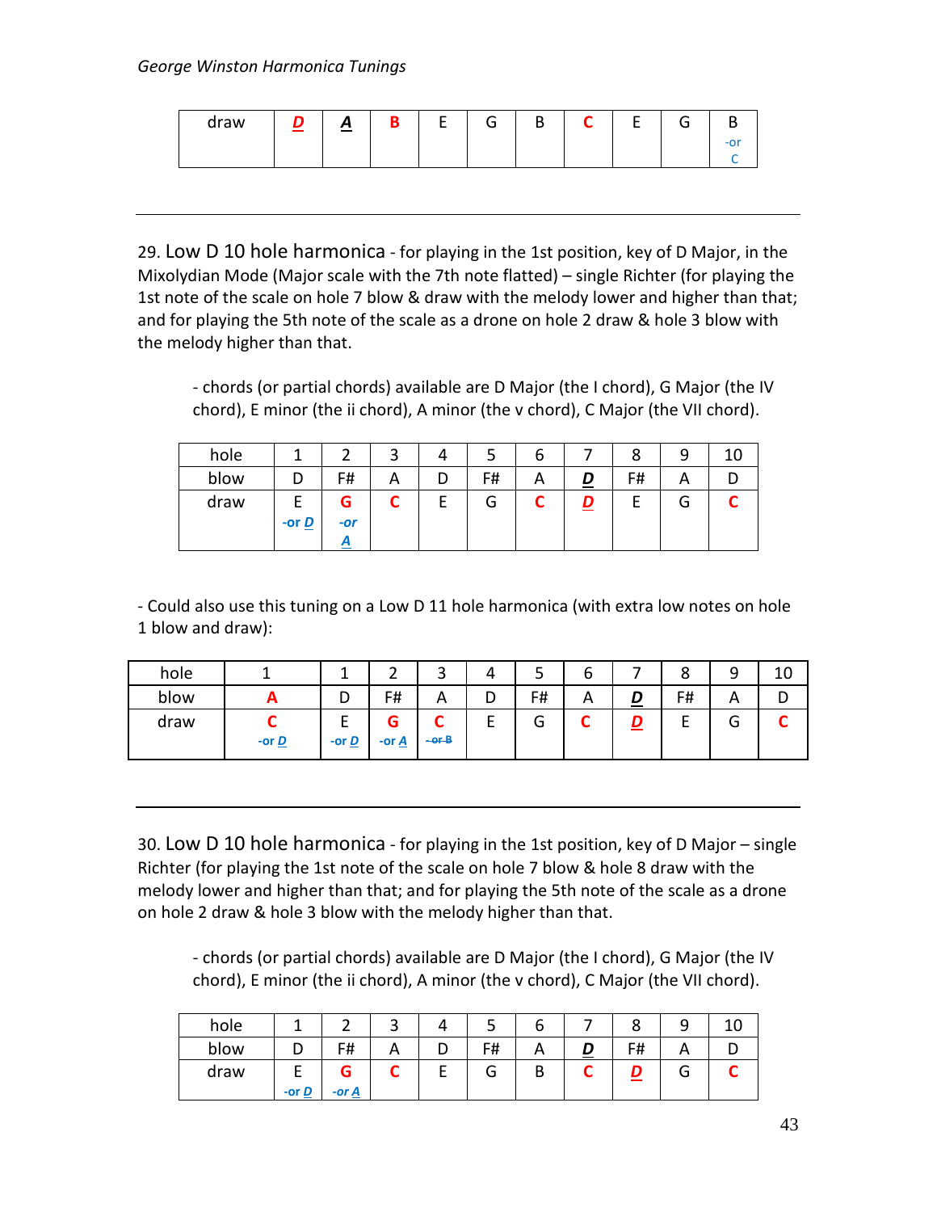| draw | **D** | **A** | **B** | E | G | B | **C** | E | G | B -or C |
|---|---|---|---|---|---|---|---|---|---|---|

---

29. Low D 10 hole harmonica - for playing in the 1st position, key of D Major, in the Mixolydian Mode (Major scale with the 7th note flatted) – single Richter (for playing the 1st note of the scale on hole 7 blow & draw with the melody lower and higher than that; and for playing the 5th note of the scale as a drone on hole 2 draw & hole 3 blow with the melody higher than that.

- chords (or partial chords) available are D Major (the I chord), G Major (the IV chord), E minor (the ii chord), A minor (the v chord), C Major (the VII chord).

| hole | 1 | 2 | 3 | 4 | 5 | 6 | 7 | 8 | 9 | 10 |
|---|---|---|---|---|---|---|---|---|---|---|
| blow | D | F# | A | D | F# | A | **D** | F# | A | D |
| draw | E -or D | **G** -or A | **C** | E | G | **C** | **D** | E | G | **C** |

- Could also use this tuning on a Low D 11 hole harmonica (with extra low notes on hole 1 blow and draw):

| hole | 1 | 1 | 2 | 3 | 4 | 5 | 6 | 7 | 8 | 9 | 10 |
|---|---|---|---|---|---|---|---|---|---|---|---|
| blow | **A** | D | F# | A | D | F# | A | **D** | F# | A | D |
| draw | **C** -or D | E -or D | **G** -or A | **C** ~~-or B~~ | E | G | **C** | **D** | E | G | **C** |

---

30. Low D 10 hole harmonica - for playing in the 1st position, key of D Major – single Richter (for playing the 1st note of the scale on hole 7 blow & hole 8 draw with the melody lower and higher than that; and for playing the 5th note of the scale as a drone on hole 2 draw & hole 3 blow with the melody higher than that.

- chords (or partial chords) available are D Major (the I chord), G Major (the IV chord), E minor (the ii chord), A minor (the v chord), C Major (the VII chord).

| hole | 1 | 2 | 3 | 4 | 5 | 6 | 7 | 8 | 9 | 10 |
|---|---|---|---|---|---|---|---|---|---|---|
| blow | D | F# | A | D | F# | A | **D** | F# | A | D |
| draw | E -or D | **G** -or A | **C** | E | G | B | **C** | **D** | G | **C** |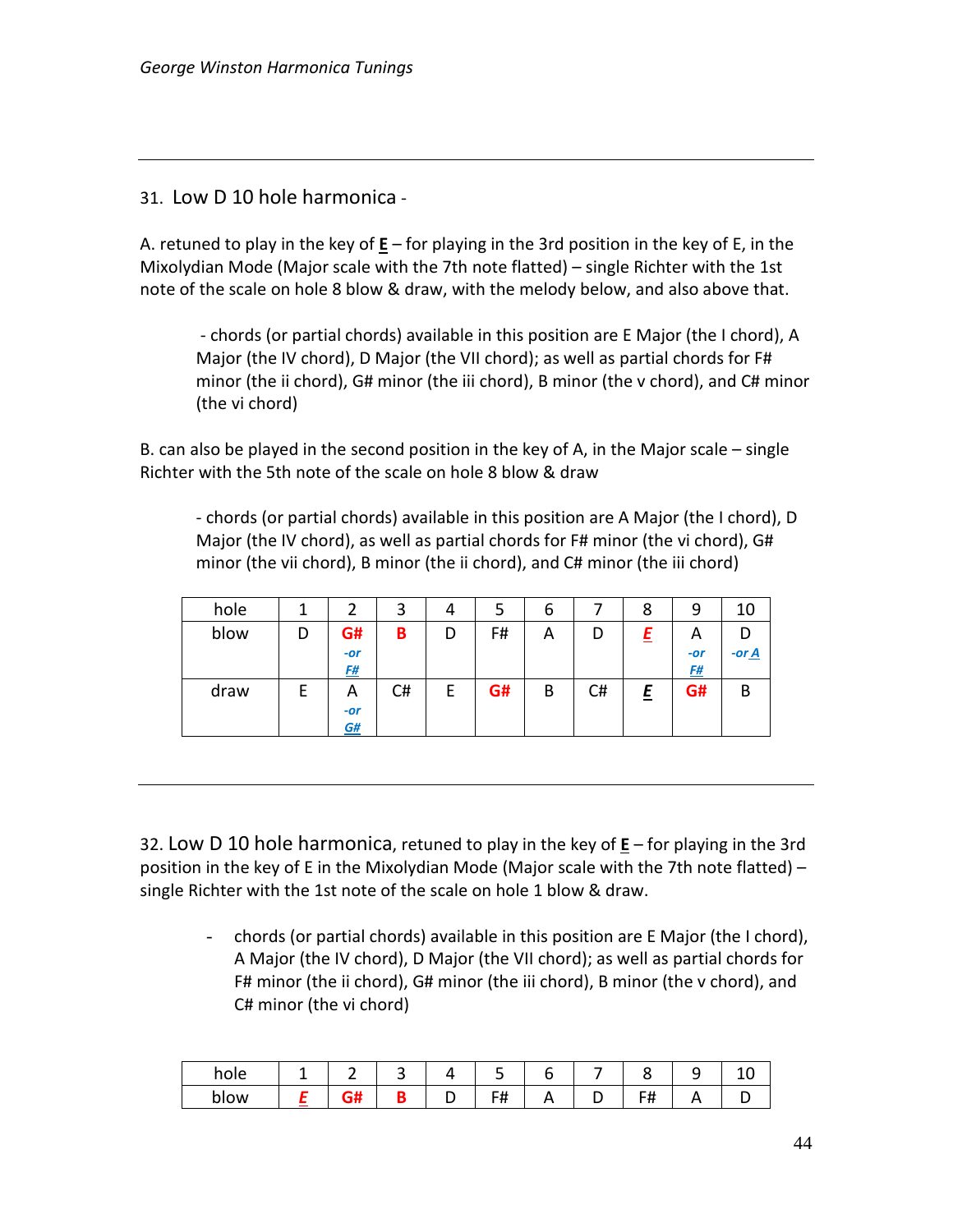## 31. Low D 10 hole harmonica -

A. retuned to play in the key of **E** – for playing in the 3rd position in the key of E, in the Mixolydian Mode (Major scale with the 7th note flatted) – single Richter with the 1st note of the scale on hole 8 blow & draw, with the melody below, and also above that.

> - chords (or partial chords) available in this position are E Major (the I chord), A Major (the IV chord), D Major (the VII chord); as well as partial chords for F# minor (the ii chord), G# minor (the iii chord), B minor (the v chord), and C# minor (the vi chord)

B. can also be played in the second position in the key of A, in the Major scale – single Richter with the 5th note of the scale on hole 8 blow & draw

> - chords (or partial chords) available in this position are A Major (the I chord), D Major (the IV chord), as well as partial chords for F# minor (the vi chord), G# minor (the vii chord), B minor (the ii chord), and C# minor (the iii chord)

| hole | 1 | 2 | 3 | 4 | 5 | 6 | 7 | 8 | 9 | 10 |
|---|---|---|---|---|---|---|---|---|---|---|
| blow | D | **G#** *-or F#* | **B** | D | F# | A | D | ***E*** | A *-or F#* | D *-or A* |
| draw | E | A *-or G#* | C# | E | **G#** | B | C# | ***E*** | **G#** | B |

---

32. Low D 10 hole harmonica, retuned to play in the key of **E** – for playing in the 3rd position in the key of E in the Mixolydian Mode (Major scale with the 7th note flatted) – single Richter with the 1st note of the scale on hole 1 blow & draw.

- chords (or partial chords) available in this position are E Major (the I chord), A Major (the IV chord), D Major (the VII chord); as well as partial chords for F# minor (the ii chord), G# minor (the iii chord), B minor (the v chord), and C# minor (the vi chord)

| hole | 1 | 2 | 3 | 4 | 5 | 6 | 7 | 8 | 9 | 10 |
|---|---|---|---|---|---|---|---|---|---|---|
| blow | ***E*** | **G#** | **B** | D | F# | A | D | F# | A | D |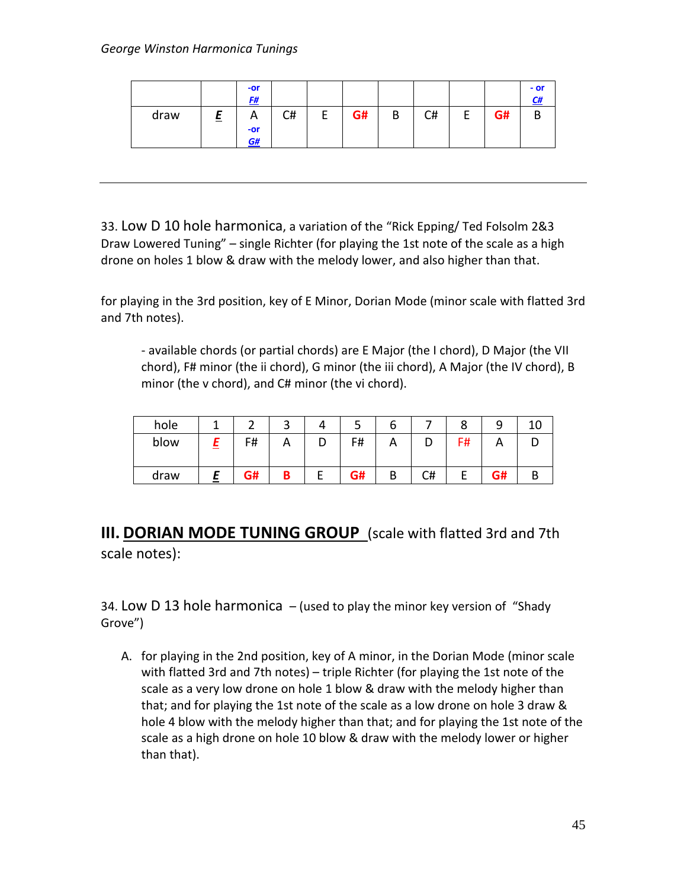| | | -or F# | | | | | | | | - or C# |
|---|---|---|---|---|---|---|---|---|---|---|
| draw | E | A -or G# | C# | E | G# | B | C# | E | G# | B |

---

33. Low D 10 hole harmonica, a variation of the "Rick Epping/ Ted Folsolm 2&3 Draw Lowered Tuning" – single Richter (for playing the 1st note of the scale as a high drone on holes 1 blow & draw with the melody lower, and also higher than that.

for playing in the 3rd position, key of E Minor, Dorian Mode (minor scale with flatted 3rd and 7th notes).

> - available chords (or partial chords) are E Major (the I chord), D Major (the VII chord), F# minor (the ii chord), G minor (the iii chord), A Major (the IV chord), B minor (the v chord), and C# minor (the vi chord).

| hole | 1 | 2 | 3 | 4 | 5 | 6 | 7 | 8 | 9 | 10 |
|---|---|---|---|---|---|---|---|---|---|---|
| blow | E | F# | A | D | F# | A | D | F# | A | D |
| draw | E | G# | B | E | G# | B | C# | E | G# | B |

## III. DORIAN MODE TUNING GROUP (scale with flatted 3rd and 7th scale notes):

34. Low D 13 hole harmonica – (used to play the minor key version of "Shady Grove")

A. for playing in the 2nd position, key of A minor, in the Dorian Mode (minor scale with flatted 3rd and 7th notes) – triple Richter (for playing the 1st note of the scale as a very low drone on hole 1 blow & draw with the melody higher than that; and for playing the 1st note of the scale as a low drone on hole 3 draw & hole 4 blow with the melody higher than that; and for playing the 1st note of the scale as a high drone on hole 10 blow & draw with the melody lower or higher than that).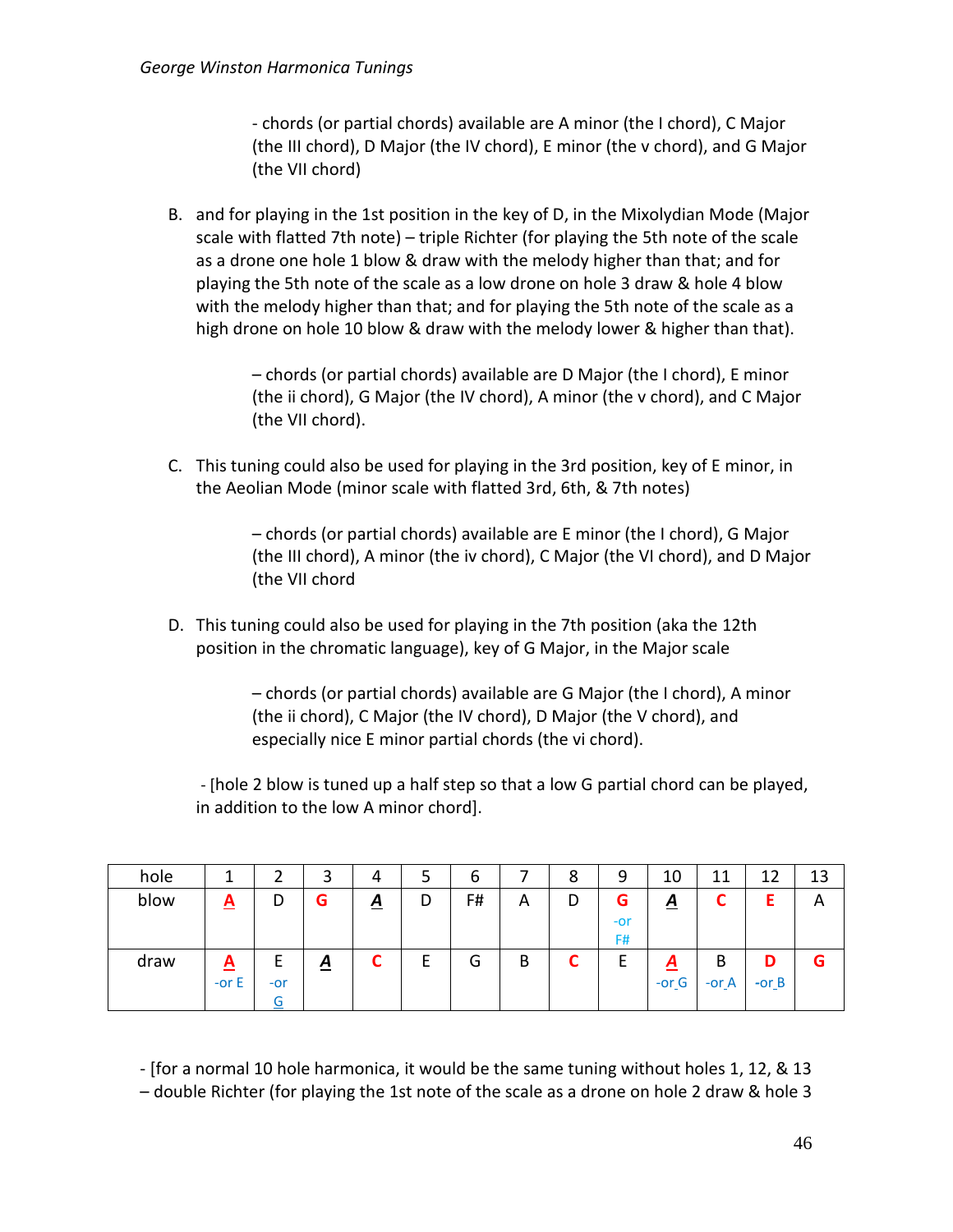- chords (or partial chords) available are A minor (the I chord), C Major (the III chord), D Major (the IV chord), E minor (the v chord), and G Major (the VII chord)

B. and for playing in the 1st position in the key of D, in the Mixolydian Mode (Major scale with flatted 7th note) – triple Richter (for playing the 5th note of the scale as a drone one hole 1 blow & draw with the melody higher than that; and for playing the 5th note of the scale as a low drone on hole 3 draw & hole 4 blow with the melody higher than that; and for playing the 5th note of the scale as a high drone on hole 10 blow & draw with the melody lower & higher than that).

– chords (or partial chords) available are D Major (the I chord), E minor (the ii chord), G Major (the IV chord), A minor (the v chord), and C Major (the VII chord).

C. This tuning could also be used for playing in the 3rd position, key of E minor, in the Aeolian Mode (minor scale with flatted 3rd, 6th, & 7th notes)

– chords (or partial chords) available are E minor (the I chord), G Major (the III chord), A minor (the iv chord), C Major (the VI chord), and D Major (the VII chord

D. This tuning could also be used for playing in the 7th position (aka the 12th position in the chromatic language), key of G Major, in the Major scale

– chords (or partial chords) available are G Major (the I chord), A minor (the ii chord), C Major (the IV chord), D Major (the V chord), and especially nice E minor partial chords (the vi chord).

- [hole 2 blow is tuned up a half step so that a low G partial chord can be played, in addition to the low A minor chord].

| hole | 1 | 2 | 3 | 4 | 5 | 6 | 7 | 8 | 9 | 10 | 11 | 12 | 13 |
|---|---|---|---|---|---|---|---|---|---|---|---|---|---|
| blow | A | D | G | A | D | F# | A | D | G -or F# | A | C | E | A |
| draw | A -or E | E -or G | A | C | E | G | B | C | E | A -or G | B -or A | D -or B | G |

- [for a normal 10 hole harmonica, it would be the same tuning without holes 1, 12, & 13 – double Richter (for playing the 1st note of the scale as a drone on hole 2 draw & hole 3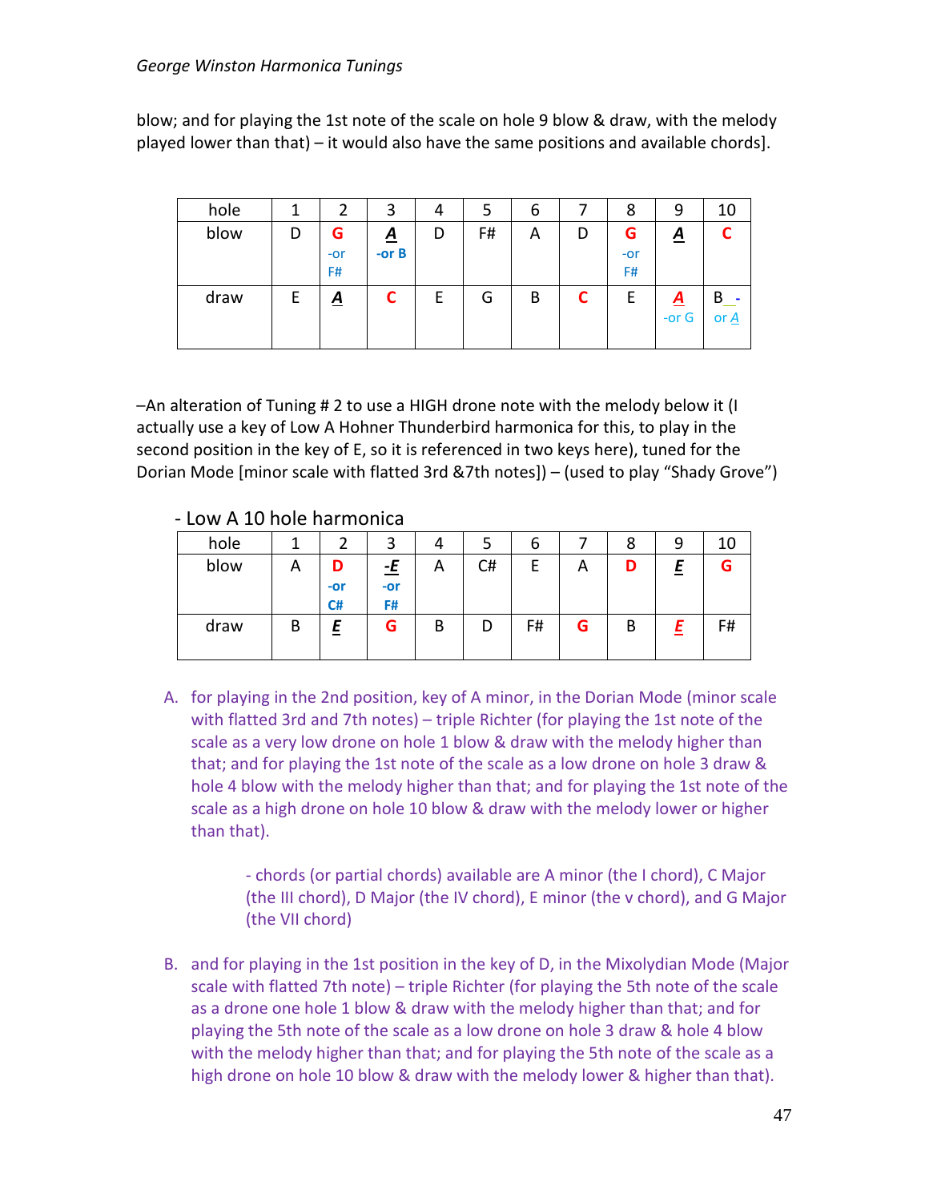blow; and for playing the 1st note of the scale on hole 9 blow & draw, with the melody played lower than that) – it would also have the same positions and available chords].

| hole | 1 | 2 | 3 | 4 | 5 | 6 | 7 | 8 | 9 | 10 |
|---|---|---|---|---|---|---|---|---|---|---|
| blow | D | **G** -or F# | ***A*** -or B | D | F# | A | D | **G** -or F# | ***A*** | **C** |
| draw | E | ***A*** | **C** | E | G | B | **C** | E | ***A*** -or G | B - or *A* |

–An alteration of Tuning # 2 to use a HIGH drone note with the melody below it (I actually use a key of Low A Hohner Thunderbird harmonica for this, to play in the second position in the key of E, so it is referenced in two keys here), tuned for the Dorian Mode [minor scale with flatted 3rd &7th notes]) – (used to play "Shady Grove")

- Low A 10 hole harmonica

| hole | 1 | 2 | 3 | 4 | 5 | 6 | 7 | 8 | 9 | 10 |
|---|---|---|---|---|---|---|---|---|---|---|
| blow | A | **D** -or C# | ***-E*** -or F# | A | C# | E | A | **D** | ***E*** | **G** |
| draw | B | ***E*** | **G** | B | D | F# | **G** | B | ***E*** | F# |

A. for playing in the 2nd position, key of A minor, in the Dorian Mode (minor scale with flatted 3rd and 7th notes) – triple Richter (for playing the 1st note of the scale as a very low drone on hole 1 blow & draw with the melody higher than that; and for playing the 1st note of the scale as a low drone on hole 3 draw & hole 4 blow with the melody higher than that; and for playing the 1st note of the scale as a high drone on hole 10 blow & draw with the melody lower or higher than that).

    - chords (or partial chords) available are A minor (the I chord), C Major (the III chord), D Major (the IV chord), E minor (the v chord), and G Major (the VII chord)

B. and for playing in the 1st position in the key of D, in the Mixolydian Mode (Major scale with flatted 7th note) – triple Richter (for playing the 5th note of the scale as a drone one hole 1 blow & draw with the melody higher than that; and for playing the 5th note of the scale as a low drone on hole 3 draw & hole 4 blow with the melody higher than that; and for playing the 5th note of the scale as a high drone on hole 10 blow & draw with the melody lower & higher than that).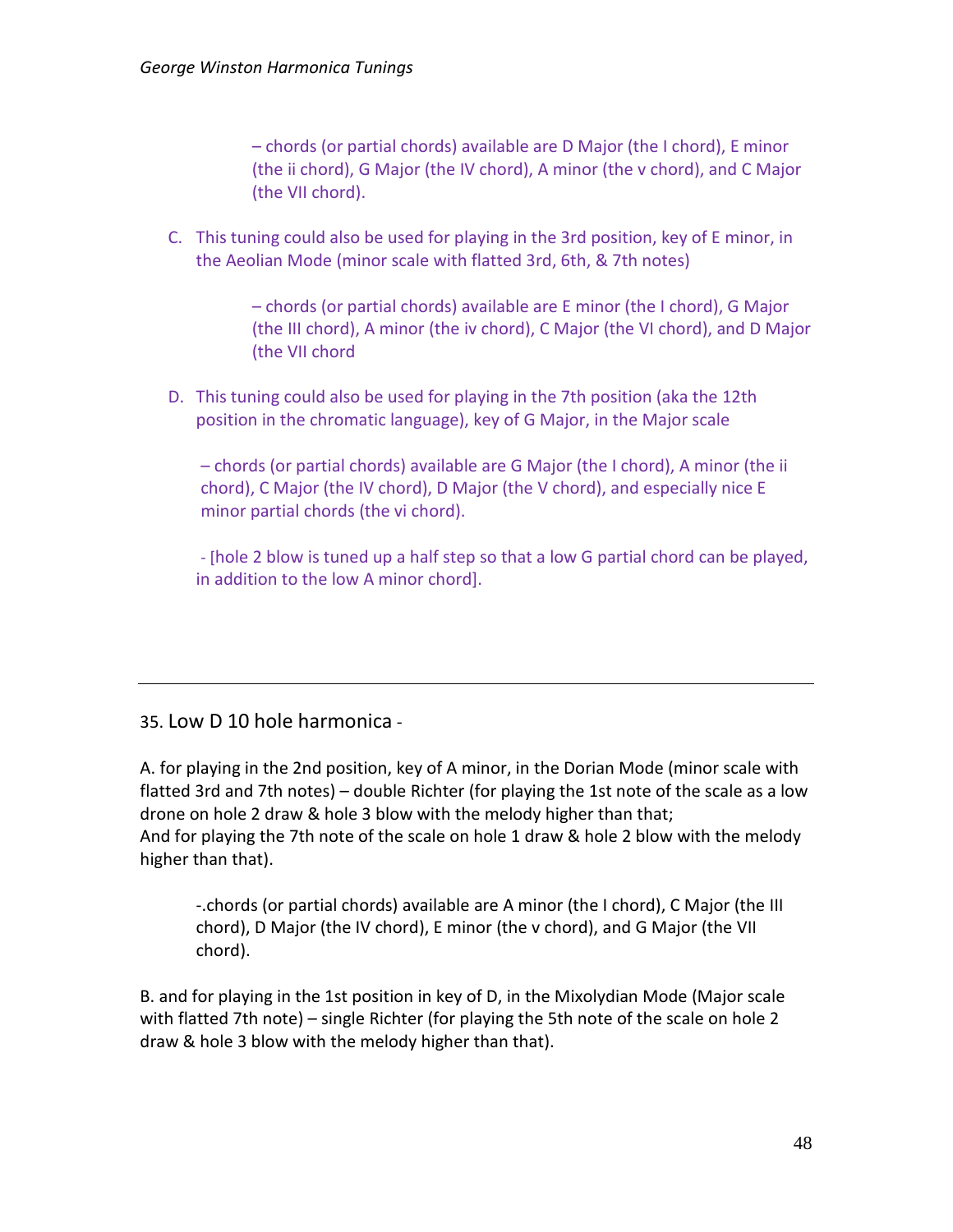– chords (or partial chords) available are D Major (the I chord), E minor (the ii chord), G Major (the IV chord), A minor (the v chord), and C Major (the VII chord).

C. This tuning could also be used for playing in the 3rd position, key of E minor, in the Aeolian Mode (minor scale with flatted 3rd, 6th, & 7th notes)

– chords (or partial chords) available are E minor (the I chord), G Major (the III chord), A minor (the iv chord), C Major (the VI chord), and D Major (the VII chord

D. This tuning could also be used for playing in the 7th position (aka the 12th position in the chromatic language), key of G Major, in the Major scale

– chords (or partial chords) available are G Major (the I chord), A minor (the ii chord), C Major (the IV chord), D Major (the V chord), and especially nice E minor partial chords (the vi chord).

- [hole 2 blow is tuned up a half step so that a low G partial chord can be played, in addition to the low A minor chord].

---

## 35. Low D 10 hole harmonica -

A. for playing in the 2nd position, key of A minor, in the Dorian Mode (minor scale with flatted 3rd and 7th notes) – double Richter (for playing the 1st note of the scale as a low drone on hole 2 draw & hole 3 blow with the melody higher than that;
And for playing the 7th note of the scale on hole 1 draw & hole 2 blow with the melody higher than that).

-.chords (or partial chords) available are A minor (the I chord), C Major (the III chord), D Major (the IV chord), E minor (the v chord), and G Major (the VII chord).

B. and for playing in the 1st position in key of D, in the Mixolydian Mode (Major scale with flatted 7th note) – single Richter (for playing the 5th note of the scale on hole 2 draw & hole 3 blow with the melody higher than that).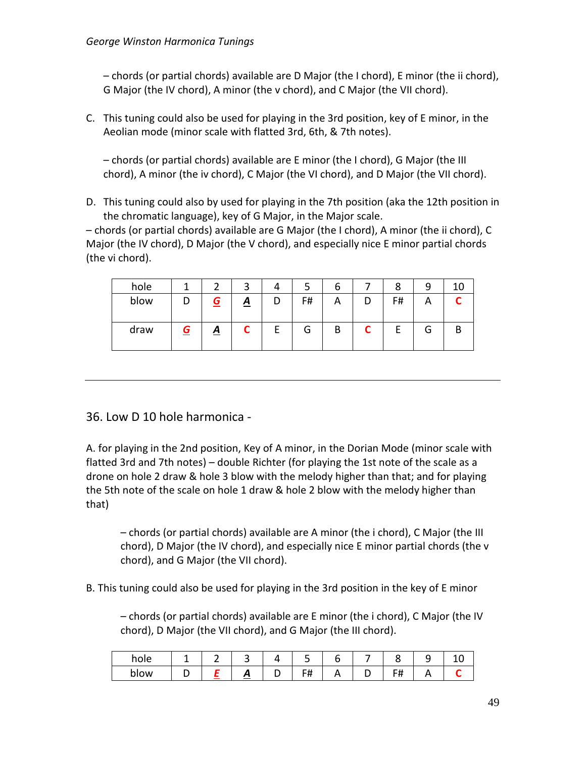– chords (or partial chords) available are D Major (the I chord), E minor (the ii chord), G Major (the IV chord), A minor (the v chord), and C Major (the VII chord).

C. This tuning could also be used for playing in the 3rd position, key of E minor, in the Aeolian mode (minor scale with flatted 3rd, 6th, & 7th notes).

   – chords (or partial chords) available are E minor (the I chord), G Major (the III chord), A minor (the iv chord), C Major (the VI chord), and D Major (the VII chord).

D. This tuning could also by used for playing in the 7th position (aka the 12th position in the chromatic language), key of G Major, in the Major scale.
– chords (or partial chords) available are G Major (the I chord), A minor (the ii chord), C Major (the IV chord), D Major (the V chord), and especially nice E minor partial chords (the vi chord).

| hole | 1 | 2 | 3 | 4 | 5 | 6 | 7 | 8 | 9 | 10 |
|---|---|---|---|---|---|---|---|---|---|---|
| blow | D | ***G*** | ***A*** | D | F# | A | D | F# | A | **C** |
| draw | ***G*** | ***A*** | **C** | E | G | B | **C** | E | G | B |

---

## 36. Low D 10 hole harmonica -

A. for playing in the 2nd position, Key of A minor, in the Dorian Mode (minor scale with flatted 3rd and 7th notes) – double Richter (for playing the 1st note of the scale as a drone on hole 2 draw & hole 3 blow with the melody higher than that; and for playing the 5th note of the scale on hole 1 draw & hole 2 blow with the melody higher than that)

> – chords (or partial chords) available are A minor (the i chord), C Major (the III chord), D Major (the IV chord), and especially nice E minor partial chords (the v chord), and G Major (the VII chord).

B. This tuning could also be used for playing in the 3rd position in the key of E minor

> – chords (or partial chords) available are E minor (the i chord), C Major (the IV chord), D Major (the VII chord), and G Major (the III chord).

| hole | 1 | 2 | 3 | 4 | 5 | 6 | 7 | 8 | 9 | 10 |
|---|---|---|---|---|---|---|---|---|---|---|
| blow | D | ***E*** | ***A*** | D | F# | A | D | F# | A | **C** |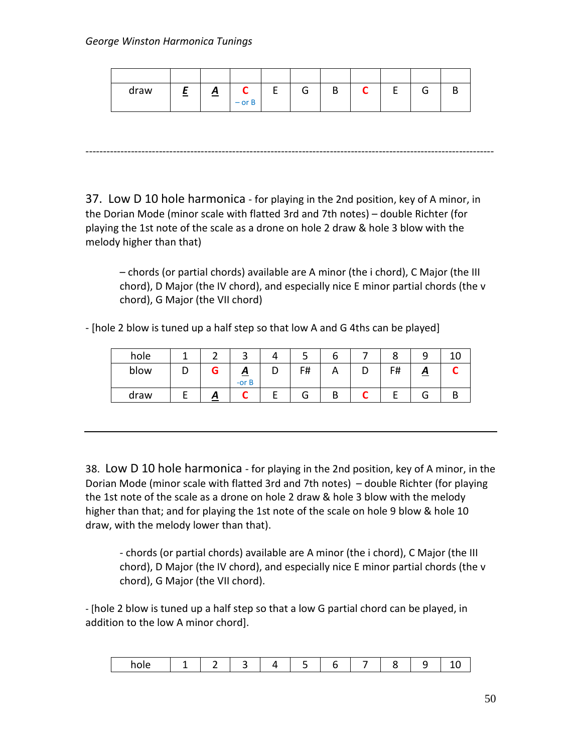| draw | ***E*** | ***A*** | **C** – or B | E | G | B | **C** | E | G | B |
|---|---|---|---|---|---|---|---|---|---|---|

------------------------------------------------------------------------------------------------------------------

37. Low D 10 hole harmonica - for playing in the 2nd position, key of A minor, in the Dorian Mode (minor scale with flatted 3rd and 7th notes) – double Richter (for playing the 1st note of the scale as a drone on hole 2 draw & hole 3 blow with the melody higher than that)

> – chords (or partial chords) available are A minor (the i chord), C Major (the III chord), D Major (the IV chord), and especially nice E minor partial chords (the v chord), G Major (the VII chord)

- [hole 2 blow is tuned up a half step so that low A and G 4ths can be played]

| hole | 1 | 2 | 3 | 4 | 5 | 6 | 7 | 8 | 9 | 10 |
|---|---|---|---|---|---|---|---|---|---|---|
| blow | D | **G** | ***A*** -or B | D | F# | A | D | F# | ***A*** | **C** |
| draw | E | ***A*** | **C** | E | G | B | **C** | E | G | B |

---

38. Low D 10 hole harmonica - for playing in the 2nd position, key of A minor, in the Dorian Mode (minor scale with flatted 3rd and 7th notes) – double Richter (for playing the 1st note of the scale as a drone on hole 2 draw & hole 3 blow with the melody higher than that; and for playing the 1st note of the scale on hole 9 blow & hole 10 draw, with the melody lower than that).

> - chords (or partial chords) available are A minor (the i chord), C Major (the III chord), D Major (the IV chord), and especially nice E minor partial chords (the v chord), G Major (the VII chord).

- [hole 2 blow is tuned up a half step so that a low G partial chord can be played, in addition to the low A minor chord].

| hole | 1 | 2 | 3 | 4 | 5 | 6 | 7 | 8 | 9 | 10 |
|---|---|---|---|---|---|---|---|---|---|---|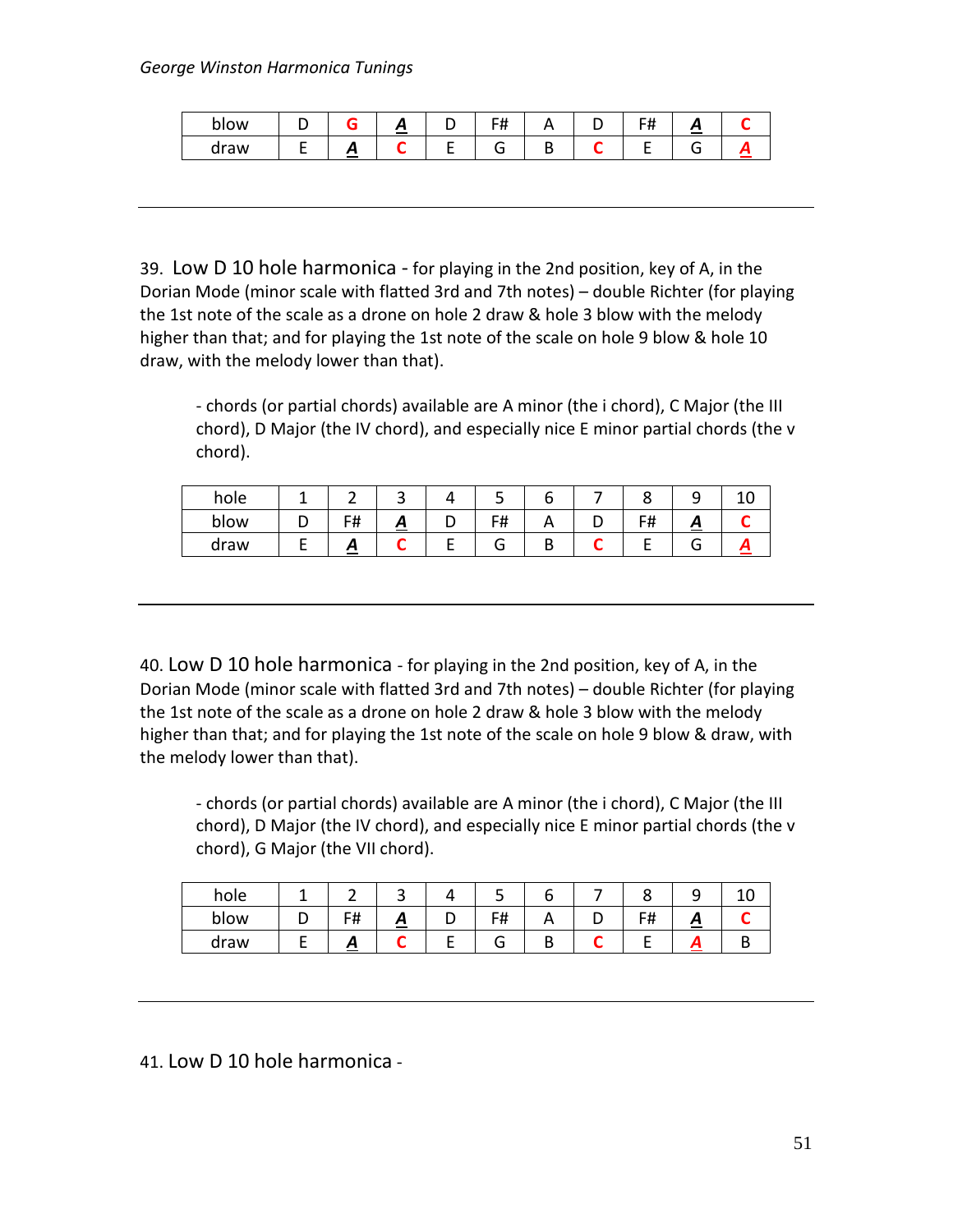| blow | D | **G** | ***A*** | D | F# | A | D | F# | ***A*** | **C** |
|---|---|---|---|---|---|---|---|---|---|---|
| draw | E | ***A*** | **C** | E | G | B | **C** | E | G | ***A*** |

---

39. Low D 10 hole harmonica - for playing in the 2nd position, key of A, in the Dorian Mode (minor scale with flatted 3rd and 7th notes) – double Richter (for playing the 1st note of the scale as a drone on hole 2 draw & hole 3 blow with the melody higher than that; and for playing the 1st note of the scale on hole 9 blow & hole 10 draw, with the melody lower than that).

   - chords (or partial chords) available are A minor (the i chord), C Major (the III chord), D Major (the IV chord), and especially nice E minor partial chords (the v chord).

| hole | 1 | 2 | 3 | 4 | 5 | 6 | 7 | 8 | 9 | 10 |
|---|---|---|---|---|---|---|---|---|---|---|
| blow | D | F# | ***A*** | D | F# | A | D | F# | ***A*** | **C** |
| draw | E | ***A*** | **C** | E | G | B | **C** | E | G | ***A*** |

---

40. Low D 10 hole harmonica - for playing in the 2nd position, key of A, in the Dorian Mode (minor scale with flatted 3rd and 7th notes) – double Richter (for playing the 1st note of the scale as a drone on hole 2 draw & hole 3 blow with the melody higher than that; and for playing the 1st note of the scale on hole 9 blow & draw, with the melody lower than that).

   - chords (or partial chords) available are A minor (the i chord), C Major (the III chord), D Major (the IV chord), and especially nice E minor partial chords (the v chord), G Major (the VII chord).

| hole | 1 | 2 | 3 | 4 | 5 | 6 | 7 | 8 | 9 | 10 |
|---|---|---|---|---|---|---|---|---|---|---|
| blow | D | F# | ***A*** | D | F# | A | D | F# | ***A*** | **C** |
| draw | E | ***A*** | **C** | E | G | B | **C** | E | ***A*** | B |

---

41. Low D 10 hole harmonica -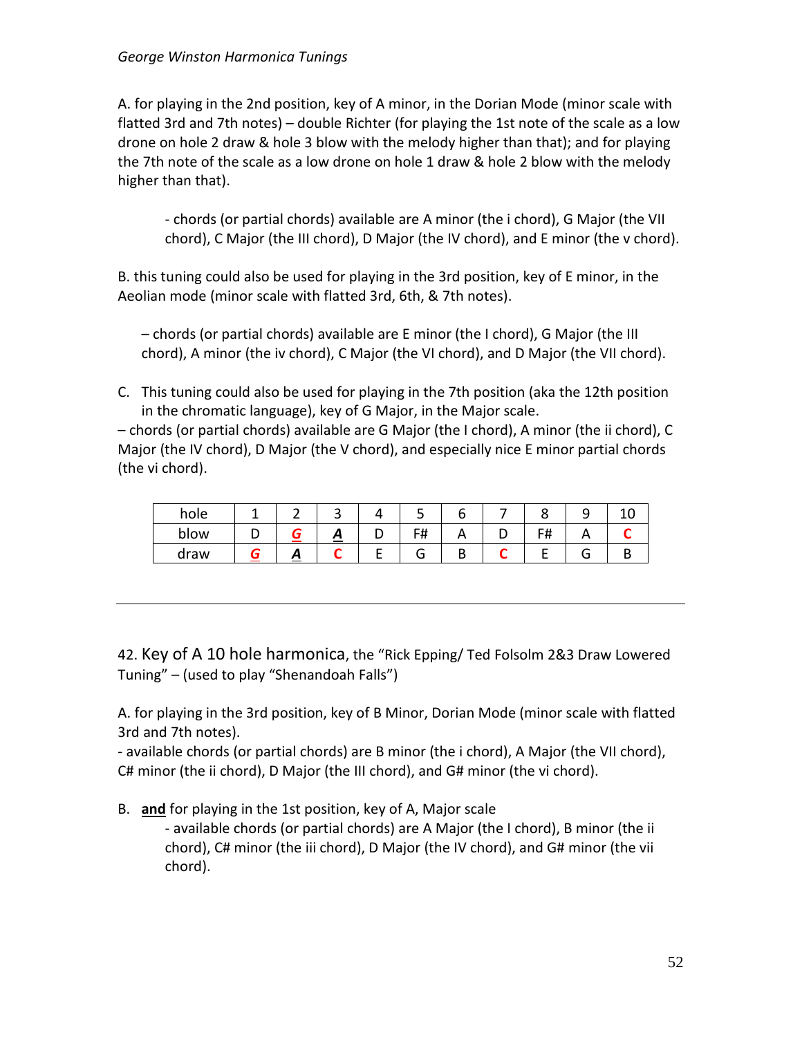*George Winston Harmonica Tunings*

A. for playing in the 2nd position, key of A minor, in the Dorian Mode (minor scale with flatted 3rd and 7th notes) – double Richter (for playing the 1st note of the scale as a low drone on hole 2 draw & hole 3 blow with the melody higher than that); and for playing the 7th note of the scale as a low drone on hole 1 draw & hole 2 blow with the melody higher than that).

- chords (or partial chords) available are A minor (the i chord), G Major (the VII chord), C Major (the III chord), D Major (the IV chord), and E minor (the v chord).

B. this tuning could also be used for playing in the 3rd position, key of E minor, in the Aeolian mode (minor scale with flatted 3rd, 6th, & 7th notes).

– chords (or partial chords) available are E minor (the I chord), G Major (the III chord), A minor (the iv chord), C Major (the VI chord), and D Major (the VII chord).

C. This tuning could also be used for playing in the 7th position (aka the 12th position in the chromatic language), key of G Major, in the Major scale.
– chords (or partial chords) available are G Major (the I chord), A minor (the ii chord), C Major (the IV chord), D Major (the V chord), and especially nice E minor partial chords (the vi chord).

| hole | 1 | 2 | 3 | 4 | 5 | 6 | 7 | 8 | 9 | 10 |
|---|---|---|---|---|---|---|---|---|---|---|
| blow | D | ***G*** | ***A*** | D | F# | A | D | F# | A | **C** |
| draw | ***G*** | ***A*** | **C** | E | G | B | **C** | E | G | B |

---

42. Key of A 10 hole harmonica, the "Rick Epping/ Ted Folsolm 2&3 Draw Lowered Tuning" – (used to play "Shenandoah Falls")

A. for playing in the 3rd position, key of B Minor, Dorian Mode (minor scale with flatted 3rd and 7th notes).
- available chords (or partial chords) are B minor (the i chord), A Major (the VII chord), C# minor (the ii chord), D Major (the III chord), and G# minor (the vi chord).

B. **and** for playing in the 1st position, key of A, Major scale
- available chords (or partial chords) are A Major (the I chord), B minor (the ii chord), C# minor (the iii chord), D Major (the IV chord), and G# minor (the vii chord).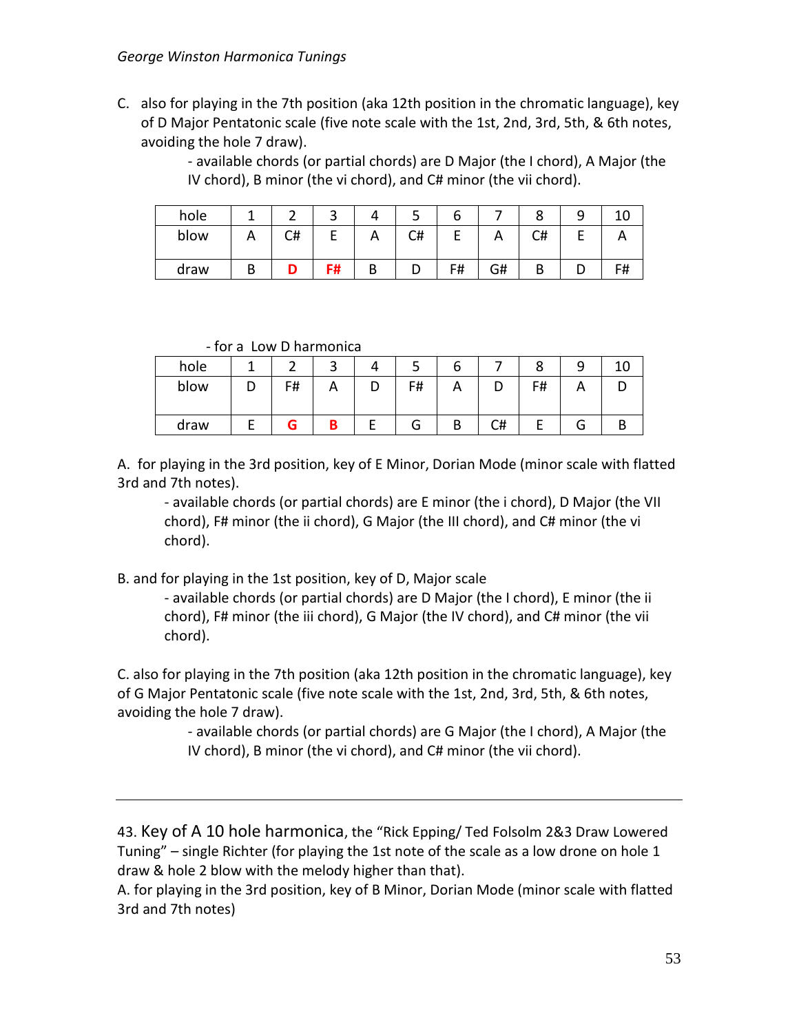C. also for playing in the 7th position (aka 12th position in the chromatic language), key of D Major Pentatonic scale (five note scale with the 1st, 2nd, 3rd, 5th, & 6th notes, avoiding the hole 7 draw).

- available chords (or partial chords) are D Major (the I chord), A Major (the IV chord), B minor (the vi chord), and C# minor (the vii chord).

| hole | 1 | 2 | 3 | 4 | 5 | 6 | 7 | 8 | 9 | 10 |
|---|---|---|---|---|---|---|---|---|---|---|
| blow | A | C# | E | A | C# | E | A | C# | E | A |
| draw | B | **D** | **F#** | B | D | F# | G# | B | D | F# |

- for a Low D harmonica

| hole | 1 | 2 | 3 | 4 | 5 | 6 | 7 | 8 | 9 | 10 |
|---|---|---|---|---|---|---|---|---|---|---|
| blow | D | F# | A | D | F# | A | D | F# | A | D |
| draw | E | **G** | **B** | E | G | B | C# | E | G | B |

A. for playing in the 3rd position, key of E Minor, Dorian Mode (minor scale with flatted 3rd and 7th notes).

- available chords (or partial chords) are E minor (the i chord), D Major (the VII chord), F# minor (the ii chord), G Major (the III chord), and C# minor (the vi chord).

B. and for playing in the 1st position, key of D, Major scale

- available chords (or partial chords) are D Major (the I chord), E minor (the ii chord), F# minor (the iii chord), G Major (the IV chord), and C# minor (the vii chord).

C. also for playing in the 7th position (aka 12th position in the chromatic language), key of G Major Pentatonic scale (five note scale with the 1st, 2nd, 3rd, 5th, & 6th notes, avoiding the hole 7 draw).

- available chords (or partial chords) are G Major (the I chord), A Major (the IV chord), B minor (the vi chord), and C# minor (the vii chord).

---

43. Key of A 10 hole harmonica, the "Rick Epping/ Ted Folsolm 2&3 Draw Lowered Tuning" – single Richter (for playing the 1st note of the scale as a low drone on hole 1 draw & hole 2 blow with the melody higher than that).

A. for playing in the 3rd position, key of B Minor, Dorian Mode (minor scale with flatted 3rd and 7th notes)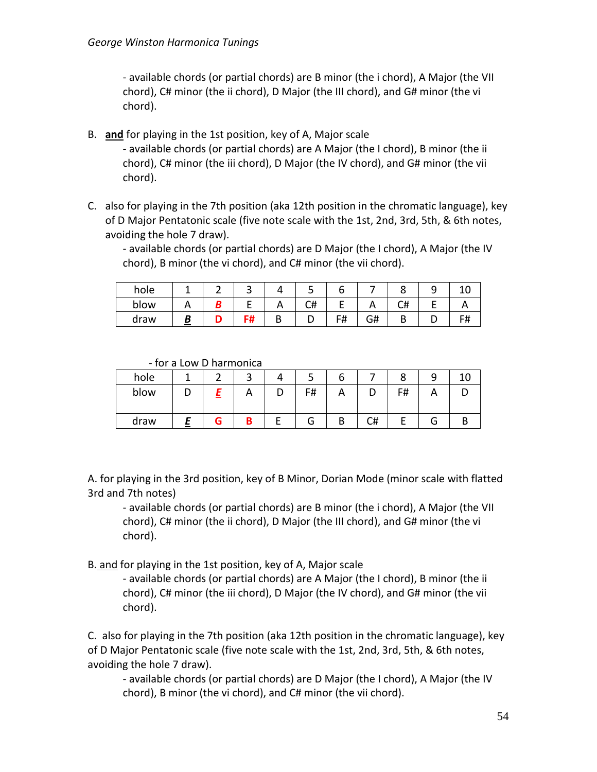- available chords (or partial chords) are B minor (the i chord), A Major (the VII chord), C# minor (the ii chord), D Major (the III chord), and G# minor (the vi chord).

B. **and** for playing in the 1st position, key of A, Major scale

- available chords (or partial chords) are A Major (the I chord), B minor (the ii chord), C# minor (the iii chord), D Major (the IV chord), and G# minor (the vii chord).

C. also for playing in the 7th position (aka 12th position in the chromatic language), key of D Major Pentatonic scale (five note scale with the 1st, 2nd, 3rd, 5th, & 6th notes, avoiding the hole 7 draw).

- available chords (or partial chords) are D Major (the I chord), A Major (the IV chord), B minor (the vi chord), and C# minor (the vii chord).

| hole | 1 | 2 | 3 | 4 | 5 | 6 | 7 | 8 | 9 | 10 |
|---|---|---|---|---|---|---|---|---|---|---|
| blow | A | ***B*** | E | A | C# | E | A | C# | E | A |
| draw | ***B*** | **D** | **F#** | B | D | F# | G# | B | D | F# |

- for a Low D harmonica

| hole | 1 | 2 | 3 | 4 | 5 | 6 | 7 | 8 | 9 | 10 |
|---|---|---|---|---|---|---|---|---|---|---|
| blow | D | ***E*** | A | D | F# | A | D | F# | A | D |
| draw | ***E*** | **G** | **B** | E | G | B | C# | E | G | B |

A. for playing in the 3rd position, key of B Minor, Dorian Mode (minor scale with flatted 3rd and 7th notes)

- available chords (or partial chords) are B minor (the i chord), A Major (the VII chord), C# minor (the ii chord), D Major (the III chord), and G# minor (the vi chord).

B. and for playing in the 1st position, key of A, Major scale

- available chords (or partial chords) are A Major (the I chord), B minor (the ii chord), C# minor (the iii chord), D Major (the IV chord), and G# minor (the vii chord).

C. also for playing in the 7th position (aka 12th position in the chromatic language), key of D Major Pentatonic scale (five note scale with the 1st, 2nd, 3rd, 5th, & 6th notes, avoiding the hole 7 draw).

- available chords (or partial chords) are D Major (the I chord), A Major (the IV chord), B minor (the vi chord), and C# minor (the vii chord).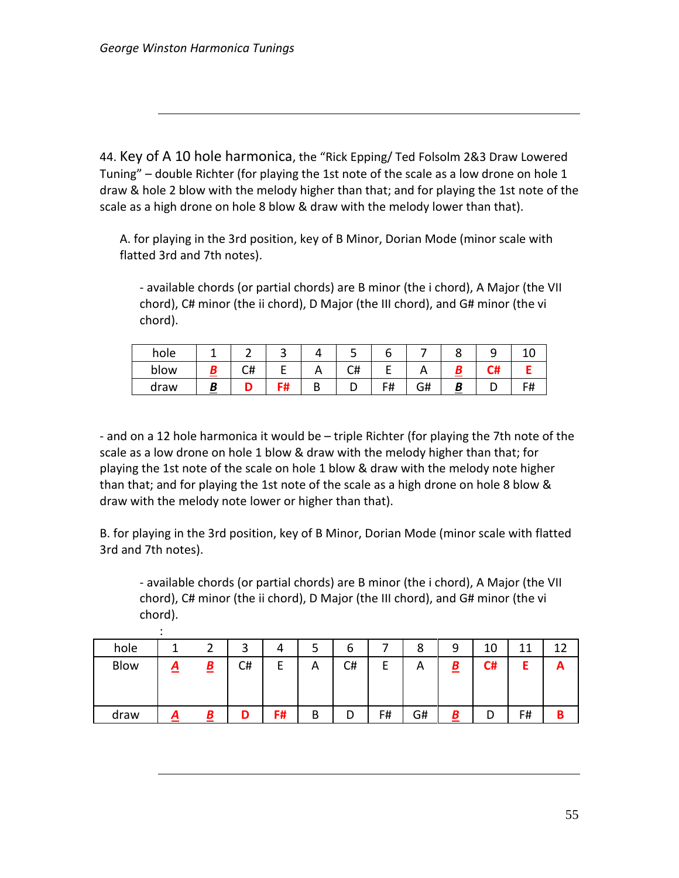44. Key of A 10 hole harmonica, the "Rick Epping/ Ted Folsolm 2&3 Draw Lowered Tuning" – double Richter (for playing the 1st note of the scale as a low drone on hole 1 draw & hole 2 blow with the melody higher than that; and for playing the 1st note of the scale as a high drone on hole 8 blow & draw with the melody lower than that).

A. for playing in the 3rd position, key of B Minor, Dorian Mode (minor scale with flatted 3rd and 7th notes).

- available chords (or partial chords) are B minor (the i chord), A Major (the VII chord), C# minor (the ii chord), D Major (the III chord), and G# minor (the vi chord).

| hole | 1 | 2 | 3 | 4 | 5 | 6 | 7 | 8 | 9 | 10 |
|---|---|---|---|---|---|---|---|---|---|---|
| blow | ***B*** | C# | E | A | C# | E | A | ***B*** | **C#** | **E** |
| draw | ***B*** | **D** | **F#** | B | D | F# | G# | ***B*** | D | F# |

- and on a 12 hole harmonica it would be – triple Richter (for playing the 7th note of the scale as a low drone on hole 1 blow & draw with the melody higher than that; for playing the 1st note of the scale on hole 1 blow & draw with the melody note higher than that; and for playing the 1st note of the scale as a high drone on hole 8 blow & draw with the melody note lower or higher than that).

B. for playing in the 3rd position, key of B Minor, Dorian Mode (minor scale with flatted 3rd and 7th notes).

- available chords (or partial chords) are B minor (the i chord), A Major (the VII chord), C# minor (the ii chord), D Major (the III chord), and G# minor (the vi chord).

:

| hole | 1 | 2 | 3 | 4 | 5 | 6 | 7 | 8 | 9 | 10 | 11 | 12 |
|---|---|---|---|---|---|---|---|---|---|---|---|---|
| Blow | ***A*** | ***B*** | C# | E | A | C# | E | A | ***B*** | **C#** | **E** | **A** |
| draw | ***A*** | ***B*** | **D** | **F#** | B | D | F# | G# | ***B*** | D | F# | **B** |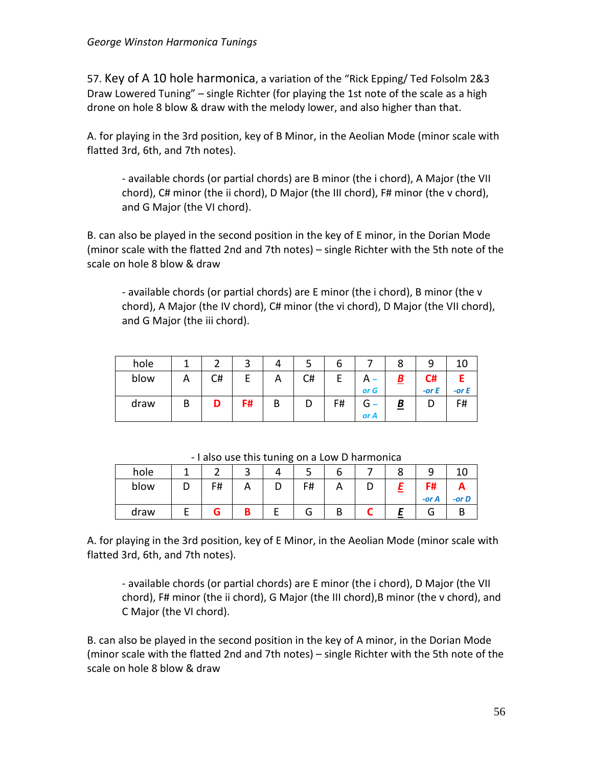57. Key of A 10 hole harmonica, a variation of the "Rick Epping/ Ted Folsolm 2&3 Draw Lowered Tuning" – single Richter (for playing the 1st note of the scale as a high drone on hole 8 blow & draw with the melody lower, and also higher than that.

A. for playing in the 3rd position, key of B Minor, in the Aeolian Mode (minor scale with flatted 3rd, 6th, and 7th notes).

- available chords (or partial chords) are B minor (the i chord), A Major (the VII chord), C# minor (the ii chord), D Major (the III chord), F# minor (the v chord), and G Major (the VI chord).

B. can also be played in the second position in the key of E minor, in the Dorian Mode (minor scale with the flatted 2nd and 7th notes) – single Richter with the 5th note of the scale on hole 8 blow & draw

- available chords (or partial chords) are E minor (the i chord), B minor (the v chord), A Major (the IV chord), C# minor (the vi chord), D Major (the VII chord), and G Major (the iii chord).

| hole | 1 | 2 | 3 | 4 | 5 | 6 | 7 | 8 | 9 | 10 |
|---|---|---|---|---|---|---|---|---|---|---|
| blow | A | C# | E | A | C# | E | A – or G | **B** | **C#** -or E | **E** -or E |
| draw | B | **D** | **F#** | B | D | F# | G – or A | **B** | D | F# |

- I also use this tuning on a Low D harmonica

| hole | 1 | 2 | 3 | 4 | 5 | 6 | 7 | 8 | 9 | 10 |
|---|---|---|---|---|---|---|---|---|---|---|
| blow | D | F# | A | D | F# | A | D | **E** | **F#** -or A | **A** -or D |
| draw | E | **G** | **B** | E | G | B | **C** | **E** | G | B |

A. for playing in the 3rd position, key of E Minor, in the Aeolian Mode (minor scale with flatted 3rd, 6th, and 7th notes).

- available chords (or partial chords) are E minor (the i chord), D Major (the VII chord), F# minor (the ii chord), G Major (the III chord),B minor (the v chord), and C Major (the VI chord).

B. can also be played in the second position in the key of A minor, in the Dorian Mode (minor scale with the flatted 2nd and 7th notes) – single Richter with the 5th note of the scale on hole 8 blow & draw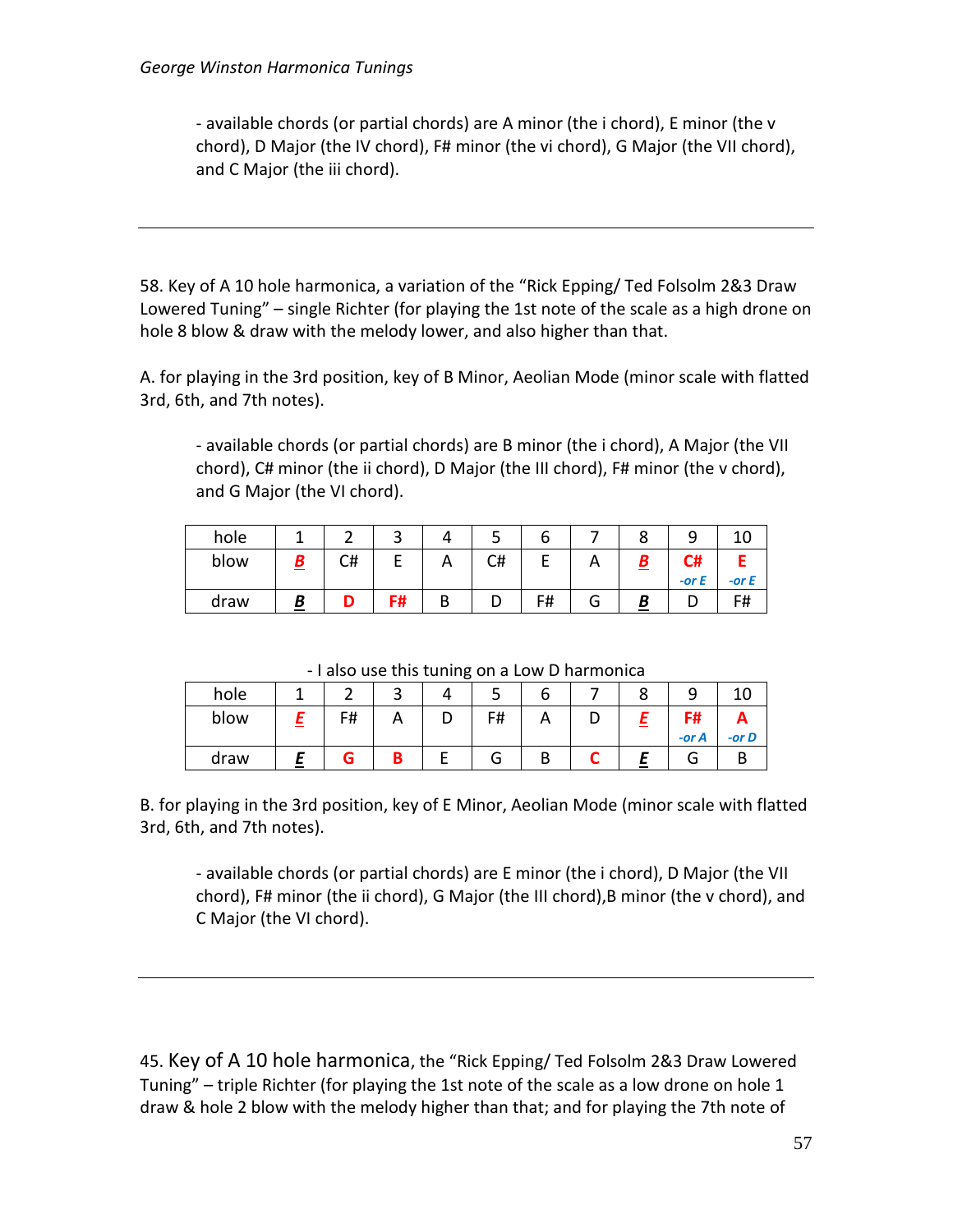- available chords (or partial chords) are A minor (the i chord), E minor (the v chord), D Major (the IV chord), F# minor (the vi chord), G Major (the VII chord), and C Major (the iii chord).

---

58. Key of A 10 hole harmonica, a variation of the "Rick Epping/ Ted Folsolm 2&3 Draw Lowered Tuning" – single Richter (for playing the 1st note of the scale as a high drone on hole 8 blow & draw with the melody lower, and also higher than that.

A. for playing in the 3rd position, key of B Minor, Aeolian Mode (minor scale with flatted 3rd, 6th, and 7th notes).

- available chords (or partial chords) are B minor (the i chord), A Major (the VII chord), C# minor (the ii chord), D Major (the III chord), F# minor (the v chord), and G Major (the VI chord).

| hole | 1 | 2 | 3 | 4 | 5 | 6 | 7 | 8 | 9 | 10 |
|---|---|---|---|---|---|---|---|---|---|---|
| blow | ***B*** | C# | E | A | C# | E | A | ***B*** | **C#** *-or E* | **E** *-or E* |
| draw | ***B*** | **D** | **F#** | B | D | F# | G | ***B*** | D | F# |

- I also use this tuning on a Low D harmonica

| hole | 1 | 2 | 3 | 4 | 5 | 6 | 7 | 8 | 9 | 10 |
|---|---|---|---|---|---|---|---|---|---|---|
| blow | ***E*** | F# | A | D | F# | A | D | ***E*** | **F#** *-or A* | **A** *-or D* |
| draw | ***E*** | **G** | **B** | E | G | B | **C** | ***E*** | G | B |

B. for playing in the 3rd position, key of E Minor, Aeolian Mode (minor scale with flatted 3rd, 6th, and 7th notes).

- available chords (or partial chords) are E minor (the i chord), D Major (the VII chord), F# minor (the ii chord), G Major (the III chord),B minor (the v chord), and C Major (the VI chord).

---

45. Key of A 10 hole harmonica, the "Rick Epping/ Ted Folsolm 2&3 Draw Lowered Tuning" – triple Richter (for playing the 1st note of the scale as a low drone on hole 1 draw & hole 2 blow with the melody higher than that; and for playing the 7th note of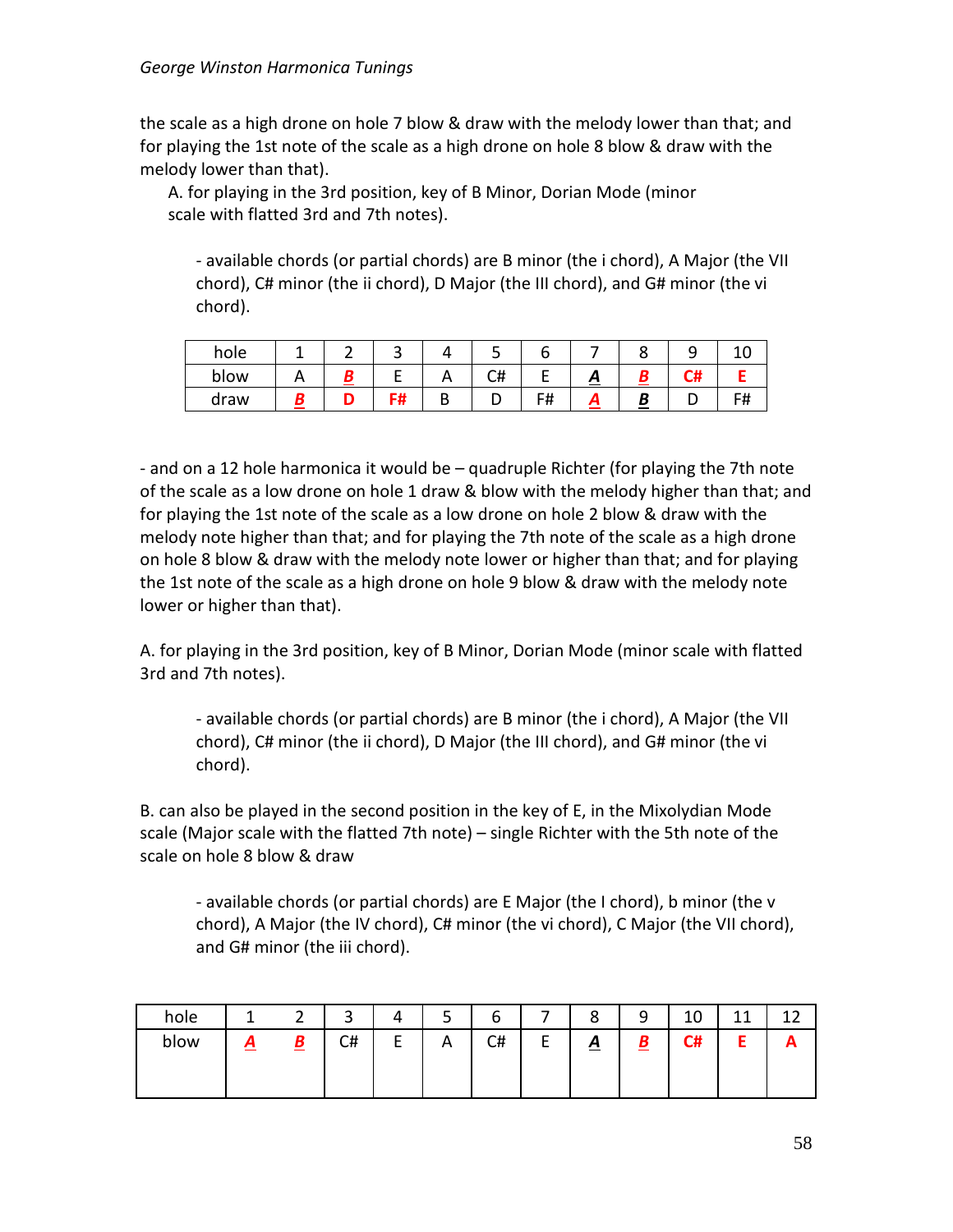the scale as a high drone on hole 7 blow & draw with the melody lower than that; and for playing the 1st note of the scale as a high drone on hole 8 blow & draw with the melody lower than that).

A. for playing in the 3rd position, key of B Minor, Dorian Mode (minor scale with flatted 3rd and 7th notes).

- available chords (or partial chords) are B minor (the i chord), A Major (the VII chord), C# minor (the ii chord), D Major (the III chord), and G# minor (the vi chord).

| hole | 1 | 2 | 3 | 4 | 5 | 6 | 7 | 8 | 9 | 10 |
|---|---|---|---|---|---|---|---|---|---|---|
| blow | A | **B** | E | A | C# | E | **A** | **B** | **C#** | **E** |
| draw | **B** | **D** | **F#** | B | D | F# | **A** | **B** | D | F# |

- and on a 12 hole harmonica it would be – quadruple Richter (for playing the 7th note of the scale as a low drone on hole 1 draw & blow with the melody higher than that; and for playing the 1st note of the scale as a low drone on hole 2 blow & draw with the melody note higher than that; and for playing the 7th note of the scale as a high drone on hole 8 blow & draw with the melody note lower or higher than that; and for playing the 1st note of the scale as a high drone on hole 9 blow & draw with the melody note lower or higher than that).

A. for playing in the 3rd position, key of B Minor, Dorian Mode (minor scale with flatted 3rd and 7th notes).

- available chords (or partial chords) are B minor (the i chord), A Major (the VII chord), C# minor (the ii chord), D Major (the III chord), and G# minor (the vi chord).

B. can also be played in the second position in the key of E, in the Mixolydian Mode scale (Major scale with the flatted 7th note) – single Richter with the 5th note of the scale on hole 8 blow & draw

- available chords (or partial chords) are E Major (the I chord), b minor (the v chord), A Major (the IV chord), C# minor (the vi chord), C Major (the VII chord), and G# minor (the iii chord).

| hole | 1 | 2 | 3 | 4 | 5 | 6 | 7 | 8 | 9 | 10 | 11 | 12 |
|---|---|---|---|---|---|---|---|---|---|---|---|---|
| blow | **A** | **B** | C# | E | A | C# | E | **A** | **B** | **C#** | **E** | **A** |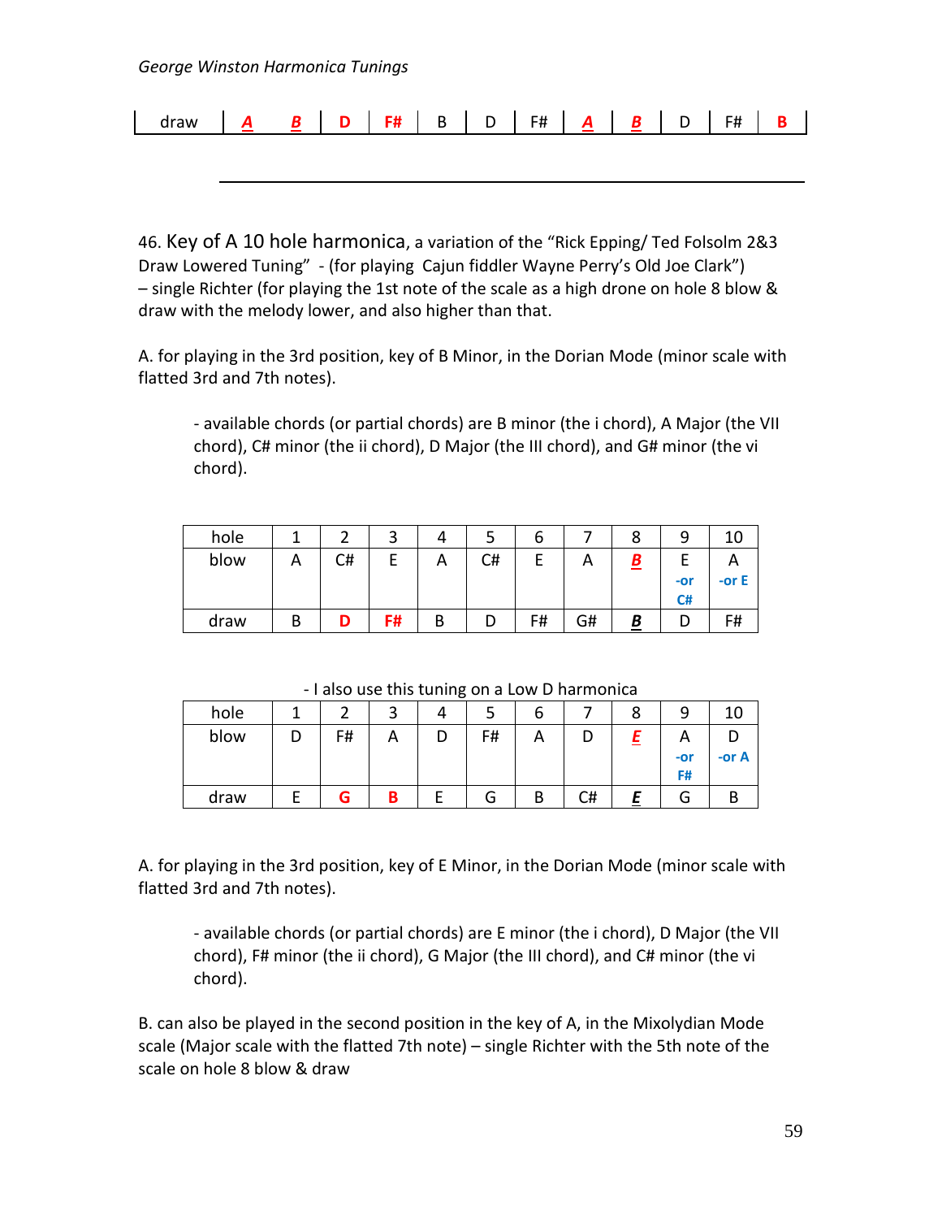| draw | A | B | D | F# | B | D | F# | A | B | D | F# | B |
|---|---|---|---|---|---|---|---|---|---|---|---|---|

46. Key of A 10 hole harmonica, a variation of the "Rick Epping/ Ted Folsolm 2&3 Draw Lowered Tuning" - (for playing Cajun fiddler Wayne Perry's Old Joe Clark") – single Richter (for playing the 1st note of the scale as a high drone on hole 8 blow & draw with the melody lower, and also higher than that.

A. for playing in the 3rd position, key of B Minor, in the Dorian Mode (minor scale with flatted 3rd and 7th notes).

- available chords (or partial chords) are B minor (the i chord), A Major (the VII chord), C# minor (the ii chord), D Major (the III chord), and G# minor (the vi chord).

| hole | 1 | 2 | 3 | 4 | 5 | 6 | 7 | 8 | 9 | 10 |
|---|---|---|---|---|---|---|---|---|---|---|
| blow | A | C# | E | A | C# | E | A | ***B*** | E -or C# | A -or E |
| draw | B | D | F# | B | D | F# | G# | ***B*** | D | F# |

- I also use this tuning on a Low D harmonica

| hole | 1 | 2 | 3 | 4 | 5 | 6 | 7 | 8 | 9 | 10 |
|---|---|---|---|---|---|---|---|---|---|---|
| blow | D | F# | A | D | F# | A | D | ***E*** | A -or F# | D -or A |
| draw | E | G | B | E | G | B | C# | ***E*** | G | B |

A. for playing in the 3rd position, key of E Minor, in the Dorian Mode (minor scale with flatted 3rd and 7th notes).

- available chords (or partial chords) are E minor (the i chord), D Major (the VII chord), F# minor (the ii chord), G Major (the III chord), and C# minor (the vi chord).

B. can also be played in the second position in the key of A, in the Mixolydian Mode scale (Major scale with the flatted 7th note) – single Richter with the 5th note of the scale on hole 8 blow & draw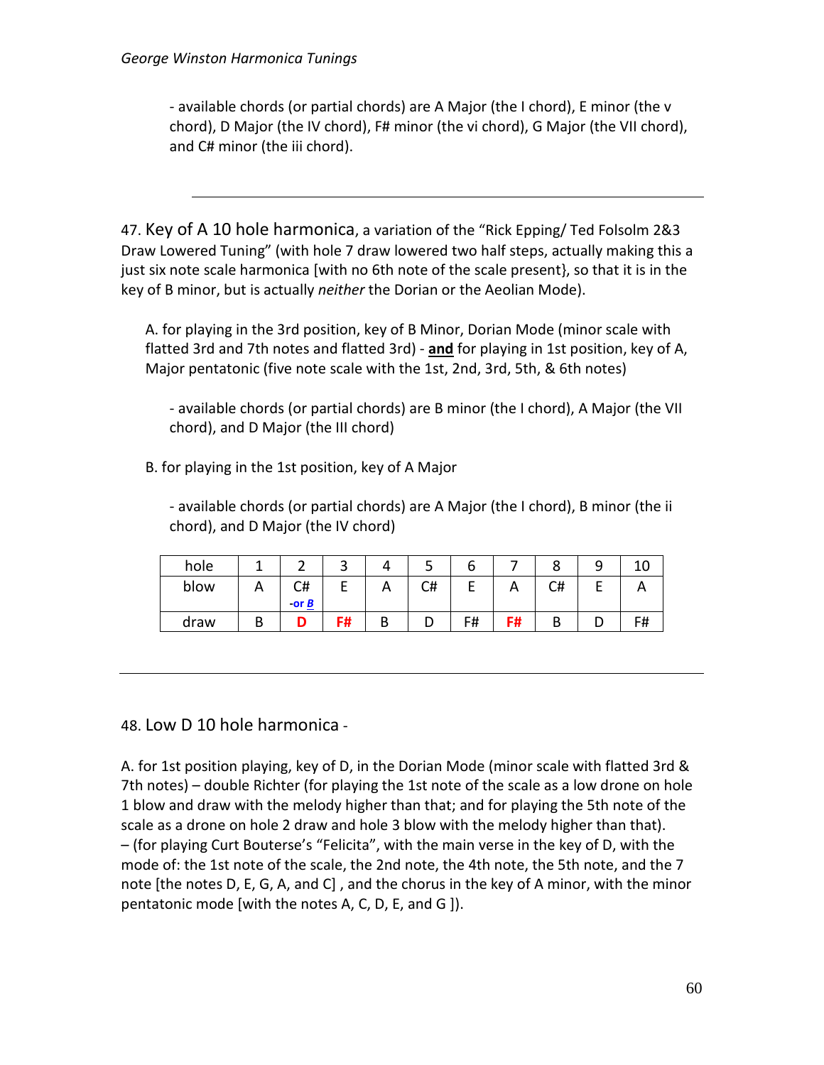- available chords (or partial chords) are A Major (the I chord), E minor (the v chord), D Major (the IV chord), F# minor (the vi chord), G Major (the VII chord), and C# minor (the iii chord).

---

47. Key of A 10 hole harmonica, a variation of the "Rick Epping/ Ted Folsolm 2&3 Draw Lowered Tuning" (with hole 7 draw lowered two half steps, actually making this a just six note scale harmonica [with no 6th note of the scale present}, so that it is in the key of B minor, but is actually *neither* the Dorian or the Aeolian Mode).

A. for playing in the 3rd position, key of B Minor, Dorian Mode (minor scale with flatted 3rd and 7th notes and flatted 3rd) - **and** for playing in 1st position, key of A, Major pentatonic (five note scale with the 1st, 2nd, 3rd, 5th, & 6th notes)

- available chords (or partial chords) are B minor (the I chord), A Major (the VII chord), and D Major (the III chord)

B. for playing in the 1st position, key of A Major

- available chords (or partial chords) are A Major (the I chord), B minor (the ii chord), and D Major (the IV chord)

| hole | 1 | 2 | 3 | 4 | 5 | 6 | 7 | 8 | 9 | 10 |
|---|---|---|---|---|---|---|---|---|---|---|
| blow | A | C# -or ***B*** | E | A | C# | E | A | C# | E | A |
| draw | B | **D** | **F#** | B | D | F# | **F#** | B | D | F# |

---

48. Low D 10 hole harmonica -

A. for 1st position playing, key of D, in the Dorian Mode (minor scale with flatted 3rd & 7th notes) – double Richter (for playing the 1st note of the scale as a low drone on hole 1 blow and draw with the melody higher than that; and for playing the 5th note of the scale as a drone on hole 2 draw and hole 3 blow with the melody higher than that). – (for playing Curt Bouterse's "Felicita", with the main verse in the key of D, with the mode of: the 1st note of the scale, the 2nd note, the 4th note, the 5th note, and the 7 note [the notes D, E, G, A, and C] , and the chorus in the key of A minor, with the minor pentatonic mode [with the notes A, C, D, E, and G ]).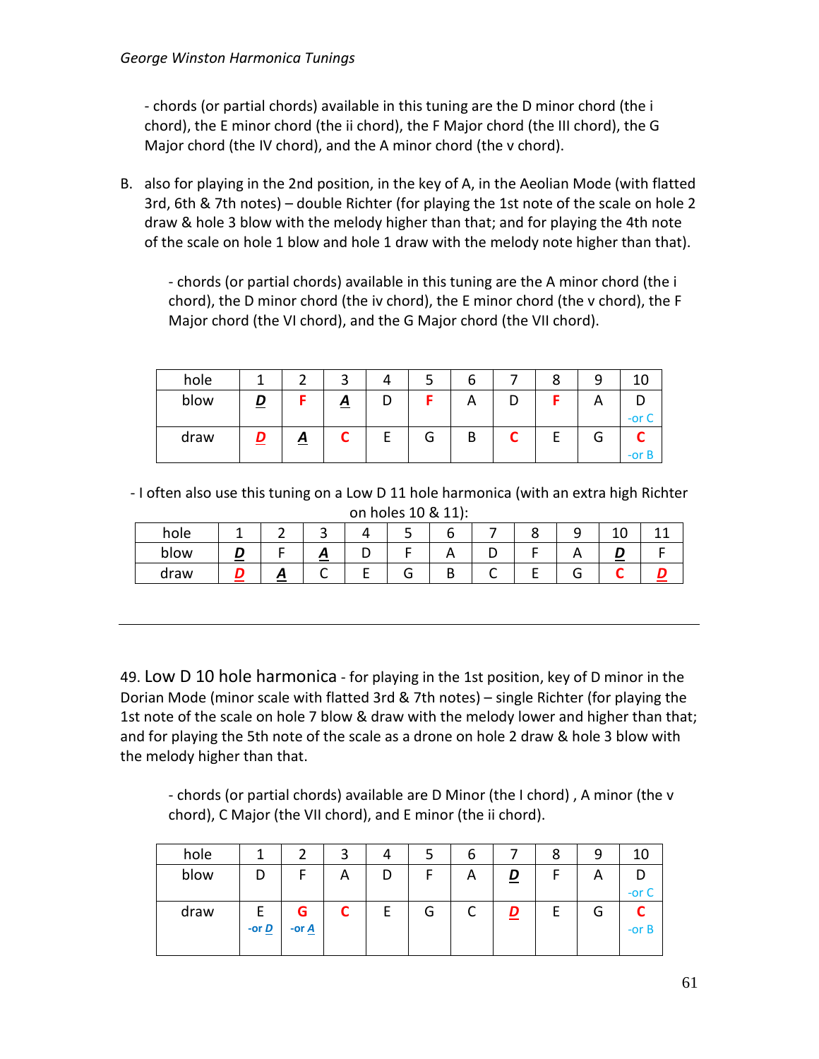- chords (or partial chords) available in this tuning are the D minor chord (the i chord), the E minor chord (the ii chord), the F Major chord (the III chord), the G Major chord (the IV chord), and the A minor chord (the v chord).

B. also for playing in the 2nd position, in the key of A, in the Aeolian Mode (with flatted 3rd, 6th & 7th notes) – double Richter (for playing the 1st note of the scale on hole 2 draw & hole 3 blow with the melody higher than that; and for playing the 4th note of the scale on hole 1 blow and hole 1 draw with the melody note higher than that).

- chords (or partial chords) available in this tuning are the A minor chord (the i chord), the D minor chord (the iv chord), the E minor chord (the v chord), the F Major chord (the VI chord), and the G Major chord (the VII chord).

| hole | 1 | 2 | 3 | 4 | 5 | 6 | 7 | 8 | 9 | 10 |
|---|---|---|---|---|---|---|---|---|---|---|
| blow | ***D*** | **F** | ***A*** | D | **F** | A | D | **F** | A | D -or C |
| draw | ***D*** | ***A*** | **C** | E | G | B | **C** | E | G | **C** -or B |

- I often also use this tuning on a Low D 11 hole harmonica (with an extra high Richter on holes 10 & 11):

| hole | 1 | 2 | 3 | 4 | 5 | 6 | 7 | 8 | 9 | 10 | 11 |
|---|---|---|---|---|---|---|---|---|---|---|---|
| blow | ***D*** | F | ***A*** | D | F | A | D | F | A | ***D*** | F |
| draw | ***D*** | ***A*** | C | E | G | B | C | E | G | **C** | ***D*** |

---

49. Low D 10 hole harmonica - for playing in the 1st position, key of D minor in the Dorian Mode (minor scale with flatted 3rd & 7th notes) – single Richter (for playing the 1st note of the scale on hole 7 blow & draw with the melody lower and higher than that; and for playing the 5th note of the scale as a drone on hole 2 draw & hole 3 blow with the melody higher than that.

- chords (or partial chords) available are D Minor (the I chord) , A minor (the v chord), C Major (the VII chord), and E minor (the ii chord).

| hole | 1 | 2 | 3 | 4 | 5 | 6 | 7 | 8 | 9 | 10 |
|---|---|---|---|---|---|---|---|---|---|---|
| blow | D | F | A | D | F | A | ***D*** | F | A | D -or C |
| draw | E -or ***D*** | **G** -or ***A*** | **C** | E | G | C | ***D*** | E | G | **C** -or B |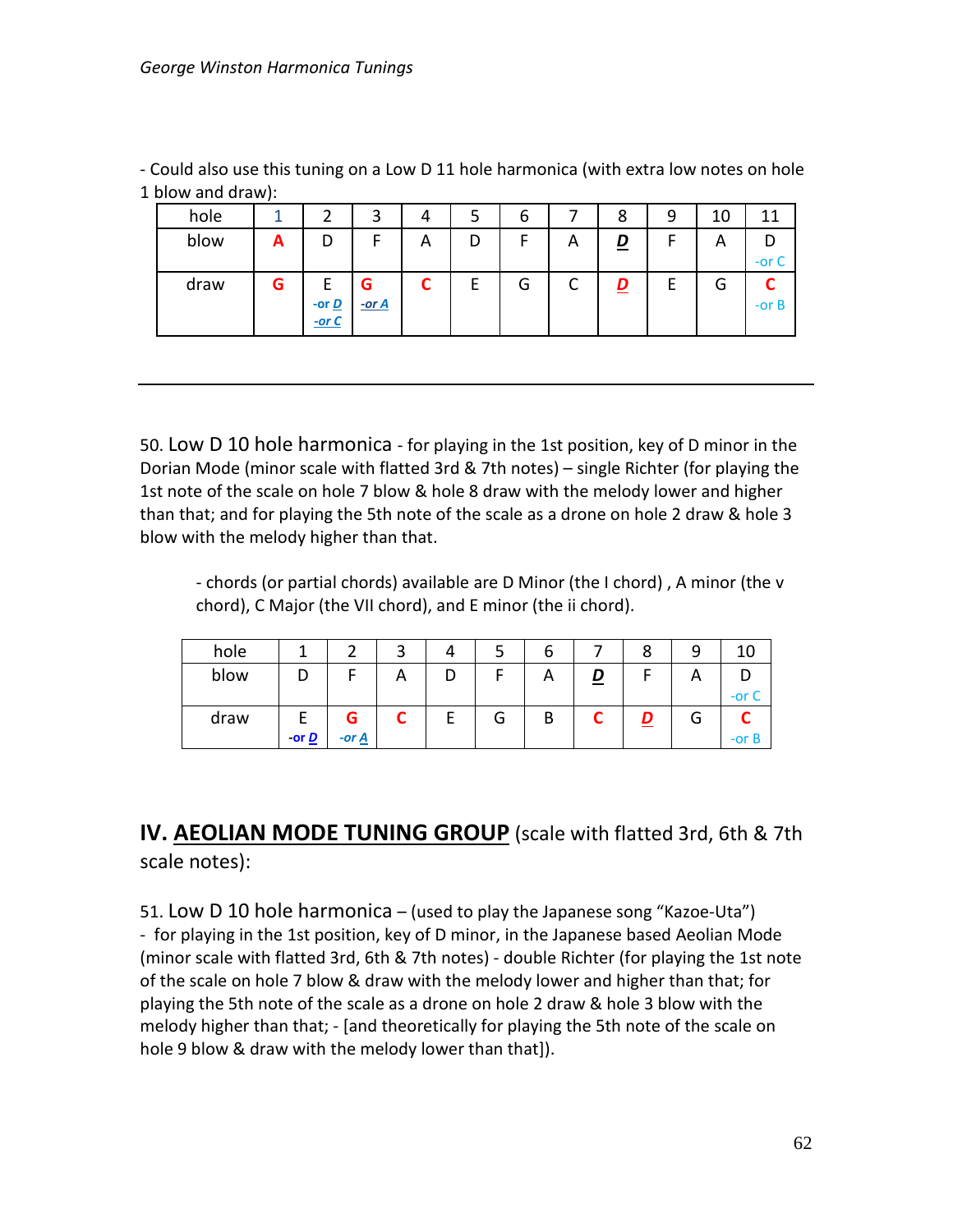- Could also use this tuning on a Low D 11 hole harmonica (with extra low notes on hole 1 blow and draw):

| hole | 1 | 2 | 3 | 4 | 5 | 6 | 7 | 8 | 9 | 10 | 11 |
|---|---|---|---|---|---|---|---|---|---|---|---|
| blow | **A** | D | F | A | D | F | A | ***D*** | F | A | D -or C |
| draw | **G** | E **-or *D*** **-or *C*** | **G** ***-or A*** | **C** | E | G | C | ***D*** | E | G | **C** -or B |

---

50. Low D 10 hole harmonica - for playing in the 1st position, key of D minor in the Dorian Mode (minor scale with flatted 3rd & 7th notes) – single Richter (for playing the 1st note of the scale on hole 7 blow & hole 8 draw with the melody lower and higher than that; and for playing the 5th note of the scale as a drone on hole 2 draw & hole 3 blow with the melody higher than that.

- chords (or partial chords) available are D Minor (the I chord) , A minor (the v chord), C Major (the VII chord), and E minor (the ii chord).

| hole | 1 | 2 | 3 | 4 | 5 | 6 | 7 | 8 | 9 | 10 |
|---|---|---|---|---|---|---|---|---|---|---|
| blow | D | F | A | D | F | A | ***D*** | F | A | D -or C |
| draw | E **-or *D*** | **G** ***-or A*** | **C** | E | G | B | **C** | ***D*** | G | **C** -or B |

## IV. AEOLIAN MODE TUNING GROUP (scale with flatted 3rd, 6th & 7th scale notes):

51. Low D 10 hole harmonica – (used to play the Japanese song "Kazoe-Uta")
- for playing in the 1st position, key of D minor, in the Japanese based Aeolian Mode (minor scale with flatted 3rd, 6th & 7th notes) - double Richter (for playing the 1st note of the scale on hole 7 blow & draw with the melody lower and higher than that; for playing the 5th note of the scale as a drone on hole 2 draw & hole 3 blow with the melody higher than that; - [and theoretically for playing the 5th note of the scale on hole 9 blow & draw with the melody lower than that]).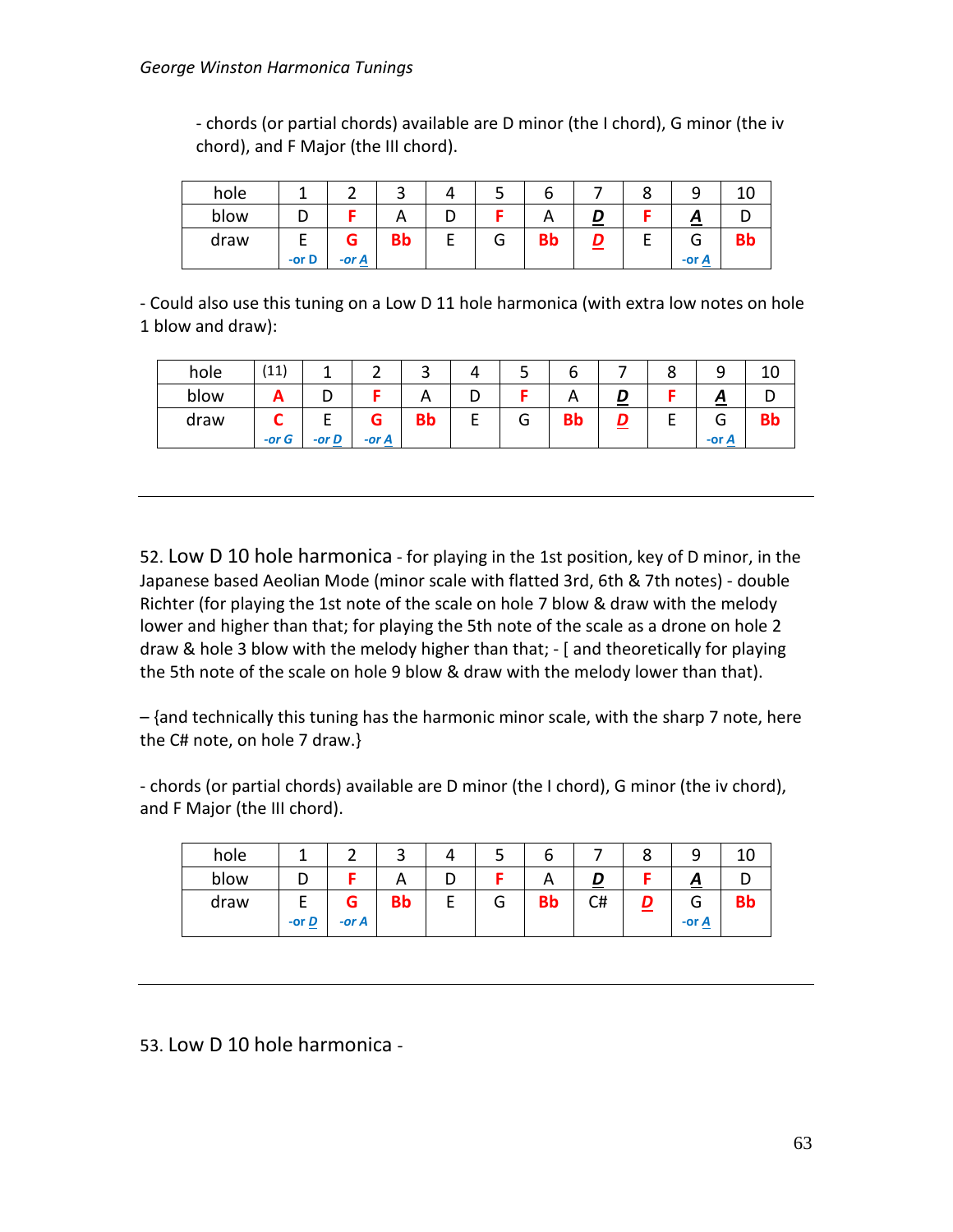- chords (or partial chords) available are D minor (the I chord), G minor (the iv chord), and F Major (the III chord).

| hole | 1 | 2 | 3 | 4 | 5 | 6 | 7 | 8 | 9 | 10 |
|---|---|---|---|---|---|---|---|---|---|---|
| blow | D | **F** | A | D | **F** | A | ***D*** | **F** | ***A*** | D |
| draw | E<br>*-or D* | **G**<br>*-or A* | **Bb** | E | G | **Bb** | ***D*** | E | G<br>*-or A* | **Bb** |

- Could also use this tuning on a Low D 11 hole harmonica (with extra low notes on hole 1 blow and draw):

| hole | (11) | 1 | 2 | 3 | 4 | 5 | 6 | 7 | 8 | 9 | 10 |
|---|---|---|---|---|---|---|---|---|---|---|---|
| blow | **A** | D | **F** | A | D | **F** | A | ***D*** | **F** | ***A*** | D |
| draw | **C**<br>*-or G* | E<br>*-or D* | **G**<br>*-or A* | **Bb** | E | G | **Bb** | ***D*** | E | G<br>*-or A* | **Bb** |

---

52. Low D 10 hole harmonica - for playing in the 1st position, key of D minor, in the Japanese based Aeolian Mode (minor scale with flatted 3rd, 6th & 7th notes) - double Richter (for playing the 1st note of the scale on hole 7 blow & draw with the melody lower and higher than that; for playing the 5th note of the scale as a drone on hole 2 draw & hole 3 blow with the melody higher than that; - [ and theoretically for playing the 5th note of the scale on hole 9 blow & draw with the melody lower than that).

– {and technically this tuning has the harmonic minor scale, with the sharp 7 note, here the C# note, on hole 7 draw.}

- chords (or partial chords) available are D minor (the I chord), G minor (the iv chord), and F Major (the III chord).

| hole | 1 | 2 | 3 | 4 | 5 | 6 | 7 | 8 | 9 | 10 |
|---|---|---|---|---|---|---|---|---|---|---|
| blow | D | **F** | A | D | **F** | A | ***D*** | **F** | ***A*** | D |
| draw | E<br>*-or D* | **G**<br>*-or A* | **Bb** | E | G | **Bb** | C# | ***D*** | G<br>*-or A* | **Bb** |

---

53. Low D 10 hole harmonica -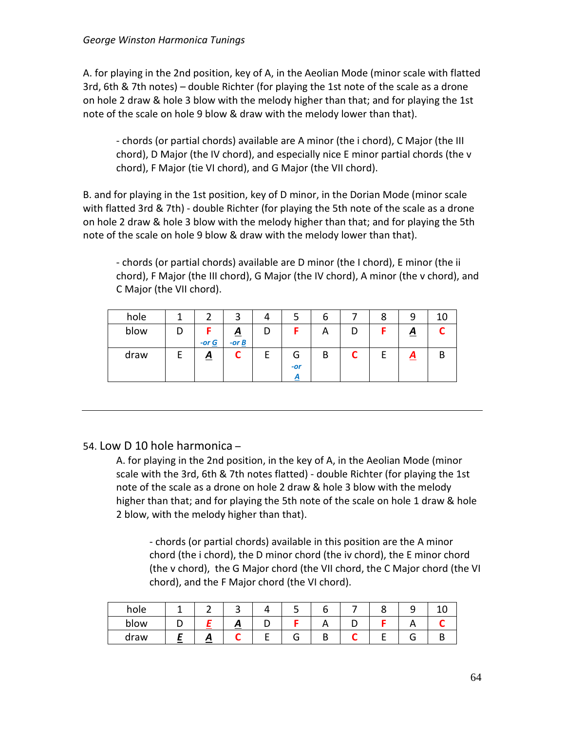A. for playing in the 2nd position, key of A, in the Aeolian Mode (minor scale with flatted 3rd, 6th & 7th notes) – double Richter (for playing the 1st note of the scale as a drone on hole 2 draw & hole 3 blow with the melody higher than that; and for playing the 1st note of the scale on hole 9 blow & draw with the melody lower than that).

- chords (or partial chords) available are A minor (the i chord), C Major (the III chord), D Major (the IV chord), and especially nice E minor partial chords (the v chord), F Major (tie VI chord), and G Major (the VII chord).

B. and for playing in the 1st position, key of D minor, in the Dorian Mode (minor scale with flatted 3rd & 7th) - double Richter (for playing the 5th note of the scale as a drone on hole 2 draw & hole 3 blow with the melody higher than that; and for playing the 5th note of the scale on hole 9 blow & draw with the melody lower than that).

- chords (or partial chords) available are D minor (the I chord), E minor (the ii chord), F Major (the III chord), G Major (the IV chord), A minor (the v chord), and C Major (the VII chord).

| hole | 1 | 2 | 3 | 4 | 5 | 6 | 7 | 8 | 9 | 10 |
|---|---|---|---|---|---|---|---|---|---|---|
| blow | D | **F** *-or G* | ***A*** *-or B* | D | **F** | A | D | **F** | ***A*** | **C** |
| draw | E | ***A*** | **C** | E | G *-or A* | B | **C** | E | ***A*** | B |

---

## 54. Low D 10 hole harmonica –

A. for playing in the 2nd position, in the key of A, in the Aeolian Mode (minor scale with the 3rd, 6th & 7th notes flatted) - double Richter (for playing the 1st note of the scale as a drone on hole 2 draw & hole 3 blow with the melody higher than that; and for playing the 5th note of the scale on hole 1 draw & hole 2 blow, with the melody higher than that).

- chords (or partial chords) available in this position are the A minor chord (the i chord), the D minor chord (the iv chord), the E minor chord (the v chord), the G Major chord (the VII chord, the C Major chord (the VI chord), and the F Major chord (the VI chord).

| hole | 1 | 2 | 3 | 4 | 5 | 6 | 7 | 8 | 9 | 10 |
|---|---|---|---|---|---|---|---|---|---|---|
| blow | D | ***E*** | ***A*** | D | **F** | A | D | **F** | A | **C** |
| draw | ***E*** | ***A*** | **C** | E | G | B | **C** | E | G | B |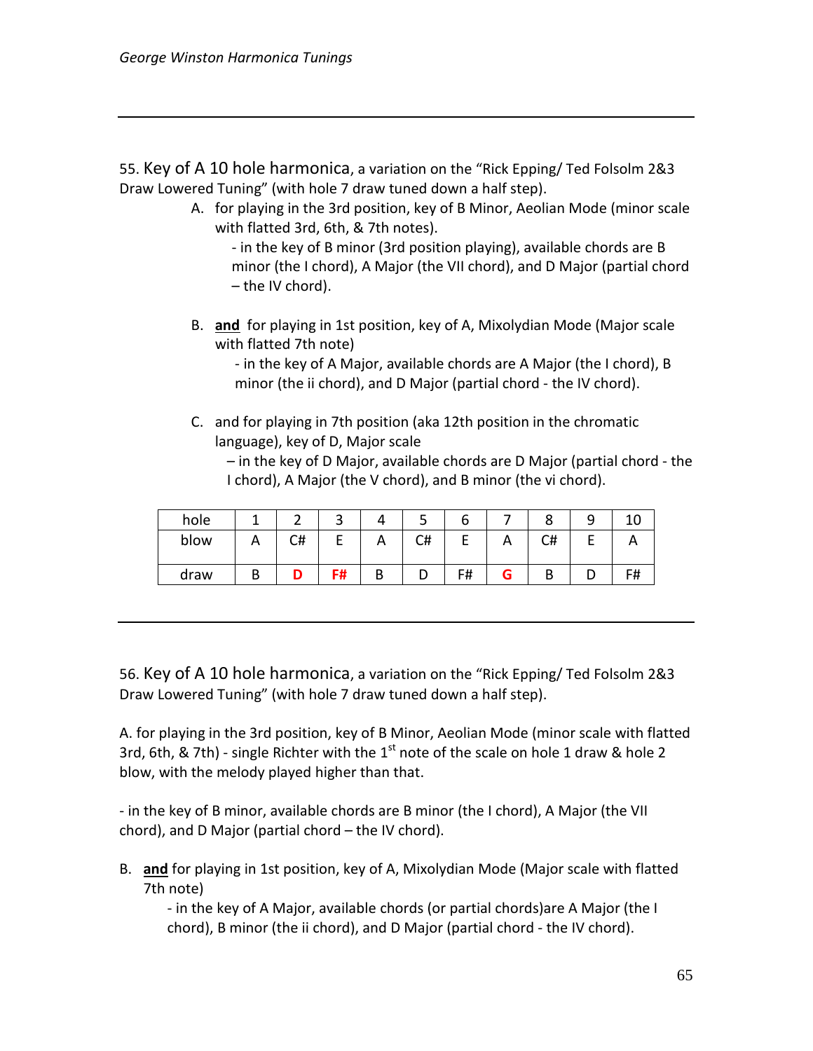55. Key of A 10 hole harmonica, a variation on the "Rick Epping/ Ted Folsolm 2&3 Draw Lowered Tuning" (with hole 7 draw tuned down a half step).

A. for playing in the 3rd position, key of B Minor, Aeolian Mode (minor scale with flatted 3rd, 6th, & 7th notes).

   - in the key of B minor (3rd position playing), available chords are B minor (the I chord), A Major (the VII chord), and D Major (partial chord – the IV chord).

B. **and** for playing in 1st position, key of A, Mixolydian Mode (Major scale with flatted 7th note)

   - in the key of A Major, available chords are A Major (the I chord), B minor (the ii chord), and D Major (partial chord - the IV chord).

C. and for playing in 7th position (aka 12th position in the chromatic language), key of D, Major scale

   – in the key of D Major, available chords are D Major (partial chord - the I chord), A Major (the V chord), and B minor (the vi chord).

| hole | 1 | 2 | 3 | 4 | 5 | 6 | 7 | 8 | 9 | 10 |
|---|---|---|---|---|---|---|---|---|---|---|
| blow | A | C# | E | A | C# | E | A | C# | E | A |
| draw | B | D | F# | B | D | F# | G | B | D | F# |

---

56. Key of A 10 hole harmonica, a variation on the "Rick Epping/ Ted Folsolm 2&3 Draw Lowered Tuning" (with hole 7 draw tuned down a half step).

A. for playing in the 3rd position, key of B Minor, Aeolian Mode (minor scale with flatted 3rd, 6th, & 7th) - single Richter with the 1st note of the scale on hole 1 draw & hole 2 blow, with the melody played higher than that.

- in the key of B minor, available chords are B minor (the I chord), A Major (the VII chord), and D Major (partial chord – the IV chord).

B. **and** for playing in 1st position, key of A, Mixolydian Mode (Major scale with flatted 7th note)

   - in the key of A Major, available chords (or partial chords)are A Major (the I chord), B minor (the ii chord), and D Major (partial chord - the IV chord).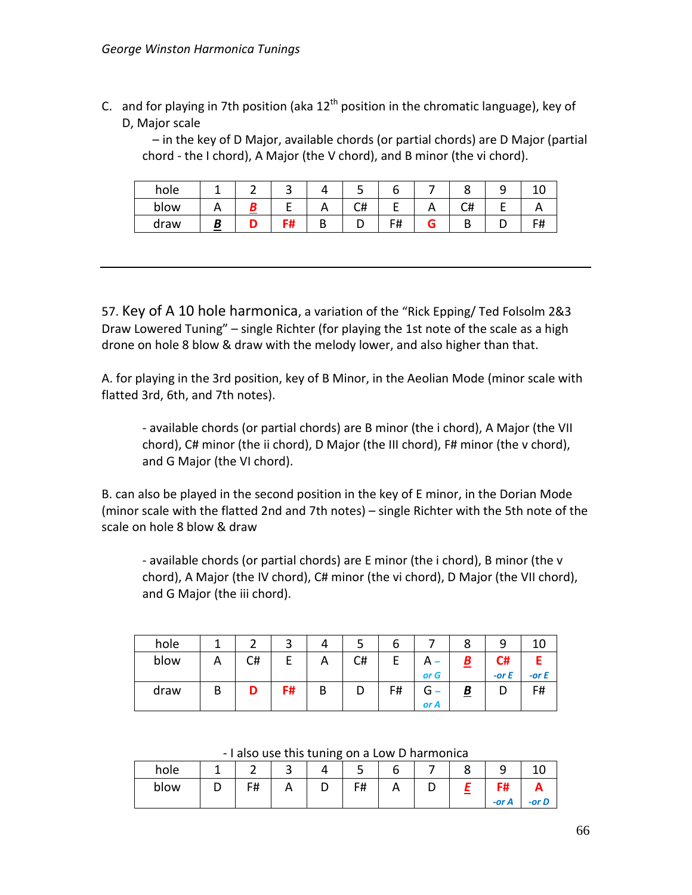C. and for playing in 7th position (aka 12th position in the chromatic language), key of D, Major scale

– in the key of D Major, available chords (or partial chords) are D Major (partial chord - the I chord), A Major (the V chord), and B minor (the vi chord).

| hole | 1 | 2 | 3 | 4 | 5 | 6 | 7 | 8 | 9 | 10 |
|---|---|---|---|---|---|---|---|---|---|---|
| blow | A | ***B*** | E | A | C# | E | A | C# | E | A |
| draw | ***B*** | **D** | **F#** | B | D | F# | **G** | B | D | F# |

---

57. Key of A 10 hole harmonica, a variation of the "Rick Epping/ Ted Folsolm 2&3 Draw Lowered Tuning" – single Richter (for playing the 1st note of the scale as a high drone on hole 8 blow & draw with the melody lower, and also higher than that.

A. for playing in the 3rd position, key of B Minor, in the Aeolian Mode (minor scale with flatted 3rd, 6th, and 7th notes).

- available chords (or partial chords) are B minor (the i chord), A Major (the VII chord), C# minor (the ii chord), D Major (the III chord), F# minor (the v chord), and G Major (the VI chord).

B. can also be played in the second position in the key of E minor, in the Dorian Mode (minor scale with the flatted 2nd and 7th notes) – single Richter with the 5th note of the scale on hole 8 blow & draw

- available chords (or partial chords) are E minor (the i chord), B minor (the v chord), A Major (the IV chord), C# minor (the vi chord), D Major (the VII chord), and G Major (the iii chord).

| hole | 1 | 2 | 3 | 4 | 5 | 6 | 7 | 8 | 9 | 10 |
|---|---|---|---|---|---|---|---|---|---|---|
| blow | A | C# | E | A | C# | E | A – *or G* | ***B*** | **C#** *-or E* | **E** *-or E* |
| draw | B | **D** | **F#** | B | D | F# | G – *or A* | ***B*** | D | F# |

- I also use this tuning on a Low D harmonica

| hole | 1 | 2 | 3 | 4 | 5 | 6 | 7 | 8 | 9 | 10 |
|---|---|---|---|---|---|---|---|---|---|---|
| blow | D | F# | A | D | F# | A | D | ***E*** | **F#** *-or A* | **A** *-or D* |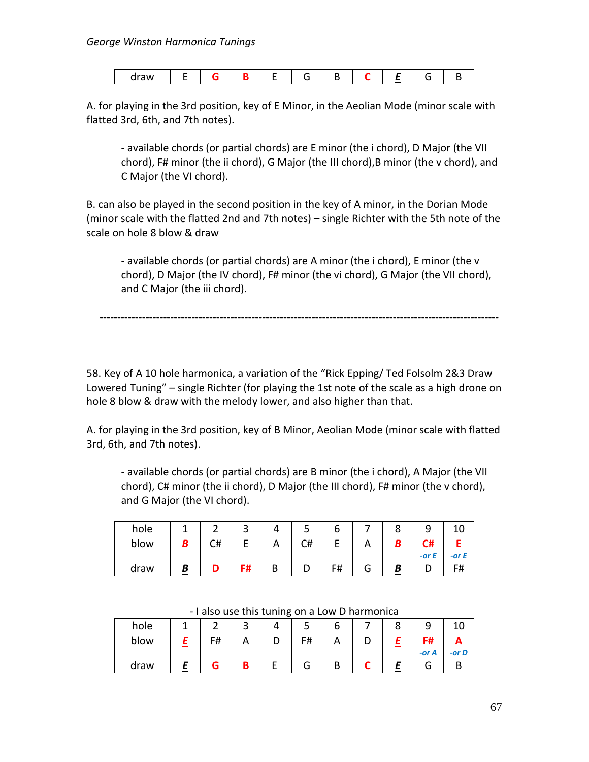| draw | E | G | B | E | G | B | C | E | G | B |
|---|---|---|---|---|---|---|---|---|---|---|

A. for playing in the 3rd position, key of E Minor, in the Aeolian Mode (minor scale with flatted 3rd, 6th, and 7th notes).

- available chords (or partial chords) are E minor (the i chord), D Major (the VII chord), F# minor (the ii chord), G Major (the III chord),B minor (the v chord), and C Major (the VI chord).

B. can also be played in the second position in the key of A minor, in the Dorian Mode (minor scale with the flatted 2nd and 7th notes) – single Richter with the 5th note of the scale on hole 8 blow & draw

- available chords (or partial chords) are A minor (the i chord), E minor (the v chord), D Major (the IV chord), F# minor (the vi chord), G Major (the VII chord), and C Major (the iii chord).

---

58. Key of A 10 hole harmonica, a variation of the "Rick Epping/ Ted Folsolm 2&3 Draw Lowered Tuning" – single Richter (for playing the 1st note of the scale as a high drone on hole 8 blow & draw with the melody lower, and also higher than that.

A. for playing in the 3rd position, key of B Minor, Aeolian Mode (minor scale with flatted 3rd, 6th, and 7th notes).

- available chords (or partial chords) are B minor (the i chord), A Major (the VII chord), C# minor (the ii chord), D Major (the III chord), F# minor (the v chord), and G Major (the VI chord).

| hole | 1 | 2 | 3 | 4 | 5 | 6 | 7 | 8 | 9 | 10 |
|---|---|---|---|---|---|---|---|---|---|---|
| blow | B | C# | E | A | C# | E | A | B | C# -or E | E -or E |
| draw | B | D | F# | B | D | F# | G | B | D | F# |

- I also use this tuning on a Low D harmonica

| hole | 1 | 2 | 3 | 4 | 5 | 6 | 7 | 8 | 9 | 10 |
|---|---|---|---|---|---|---|---|---|---|---|
| blow | E | F# | A | D | F# | A | D | E | F# -or A | A -or D |
| draw | E | G | B | E | G | B | C | E | G | B |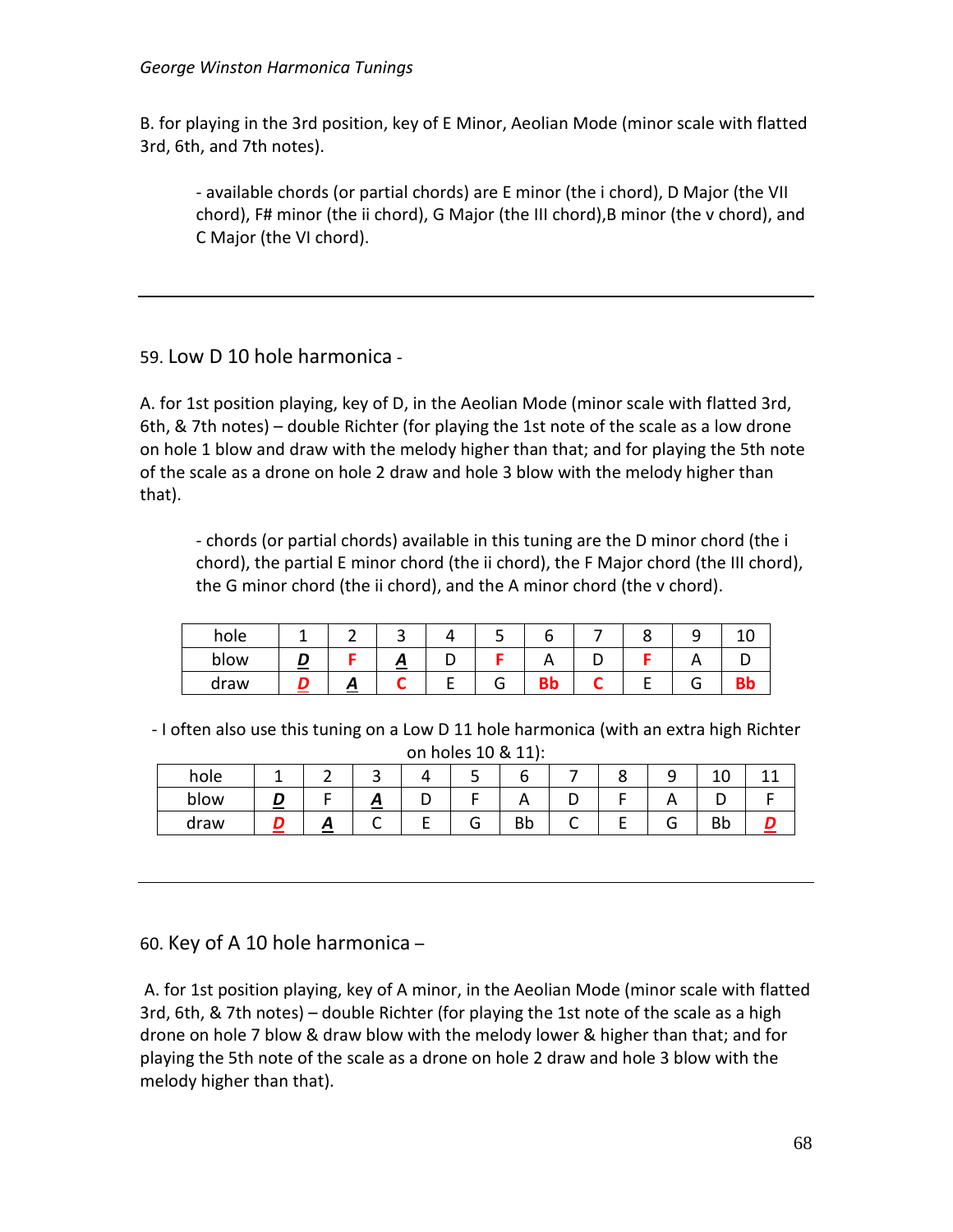B. for playing in the 3rd position, key of E Minor, Aeolian Mode (minor scale with flatted 3rd, 6th, and 7th notes).

- available chords (or partial chords) are E minor (the i chord), D Major (the VII chord), F# minor (the ii chord), G Major (the III chord),B minor (the v chord), and C Major (the VI chord).

---

## 59. Low D 10 hole harmonica -

A. for 1st position playing, key of D, in the Aeolian Mode (minor scale with flatted 3rd, 6th, & 7th notes) – double Richter (for playing the 1st note of the scale as a low drone on hole 1 blow and draw with the melody higher than that; and for playing the 5th note of the scale as a drone on hole 2 draw and hole 3 blow with the melody higher than that).

- chords (or partial chords) available in this tuning are the D minor chord (the i chord), the partial E minor chord (the ii chord), the F Major chord (the III chord), the G minor chord (the ii chord), and the A minor chord (the v chord).

| hole | 1 | 2 | 3 | 4 | 5 | 6 | 7 | 8 | 9 | 10 |
|---|---|---|---|---|---|---|---|---|---|---|
| blow | ***D*** | **F** | ***A*** | D | **F** | A | D | **F** | A | D |
| draw | ***D*** | ***A*** | **C** | E | G | **Bb** | **C** | E | G | **Bb** |

- I often also use this tuning on a Low D 11 hole harmonica (with an extra high Richter on holes 10 & 11):

| hole | 1 | 2 | 3 | 4 | 5 | 6 | 7 | 8 | 9 | 10 | 11 |
|---|---|---|---|---|---|---|---|---|---|---|---|
| blow | ***D*** | F | ***A*** | D | F | A | D | F | A | D | F |
| draw | ***D*** | ***A*** | C | E | G | Bb | C | E | G | Bb | ***D*** |

---

## 60. Key of A 10 hole harmonica –

A. for 1st position playing, key of A minor, in the Aeolian Mode (minor scale with flatted 3rd, 6th, & 7th notes) – double Richter (for playing the 1st note of the scale as a high drone on hole 7 blow & draw blow with the melody lower & higher than that; and for playing the 5th note of the scale as a drone on hole 2 draw and hole 3 blow with the melody higher than that).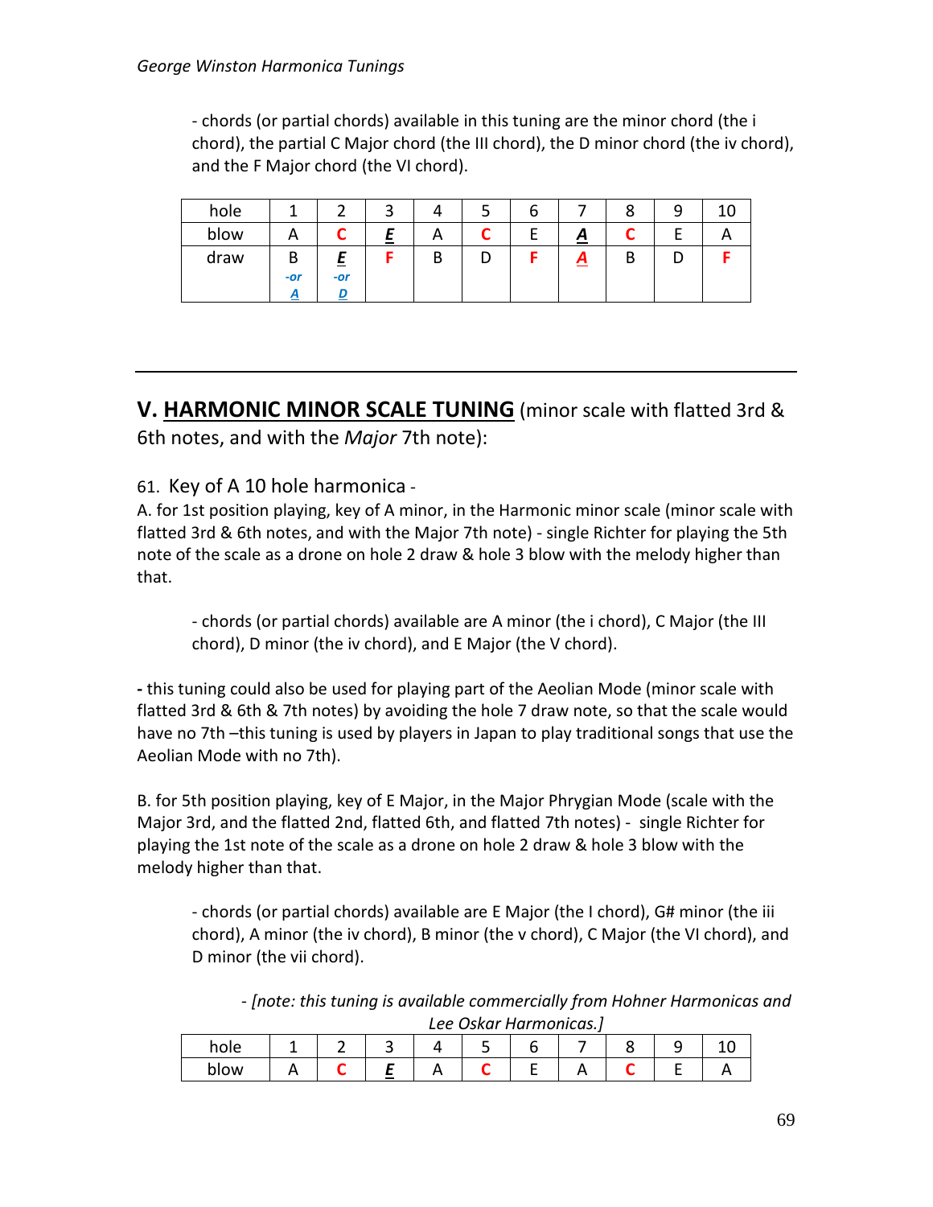- chords (or partial chords) available in this tuning are the minor chord (the i chord), the partial C Major chord (the III chord), the D minor chord (the iv chord), and the F Major chord (the VI chord).

| hole | 1 | 2 | 3 | 4 | 5 | 6 | 7 | 8 | 9 | 10 |
|---|---|---|---|---|---|---|---|---|---|---|
| blow | A | **C** | ***E*** | A | **C** | E | ***A*** | **C** | E | A |
| draw | B *-or* ***A*** | ***E*** *-or* ***D*** | **F** | B | D | **F** | ***A*** | B | D | **F** |

---

## V. **HARMONIC MINOR SCALE TUNING** (minor scale with flatted 3rd & 6th notes, and with the *Major* 7th note):

61. Key of A 10 hole harmonica -

A. for 1st position playing, key of A minor, in the Harmonic minor scale (minor scale with flatted 3rd & 6th notes, and with the Major 7th note) - single Richter for playing the 5th note of the scale as a drone on hole 2 draw & hole 3 blow with the melody higher than that.

- chords (or partial chords) available are A minor (the i chord), C Major (the III chord), D minor (the iv chord), and E Major (the V chord).

**-** this tuning could also be used for playing part of the Aeolian Mode (minor scale with flatted 3rd & 6th & 7th notes) by avoiding the hole 7 draw note, so that the scale would have no 7th –this tuning is used by players in Japan to play traditional songs that use the Aeolian Mode with no 7th).

B. for 5th position playing, key of E Major, in the Major Phrygian Mode (scale with the Major 3rd, and the flatted 2nd, flatted 6th, and flatted 7th notes) - single Richter for playing the 1st note of the scale as a drone on hole 2 draw & hole 3 blow with the melody higher than that.

- chords (or partial chords) available are E Major (the I chord), G# minor (the iii chord), A minor (the iv chord), B minor (the v chord), C Major (the VI chord), and D minor (the vii chord).

*- [note: this tuning is available commercially from Hohner Harmonicas and Lee Oskar Harmonicas.]*

| hole | 1 | 2 | 3 | 4 | 5 | 6 | 7 | 8 | 9 | 10 |
|---|---|---|---|---|---|---|---|---|---|---|
| blow | A | **C** | ***E*** | A | **C** | E | A | **C** | E | A |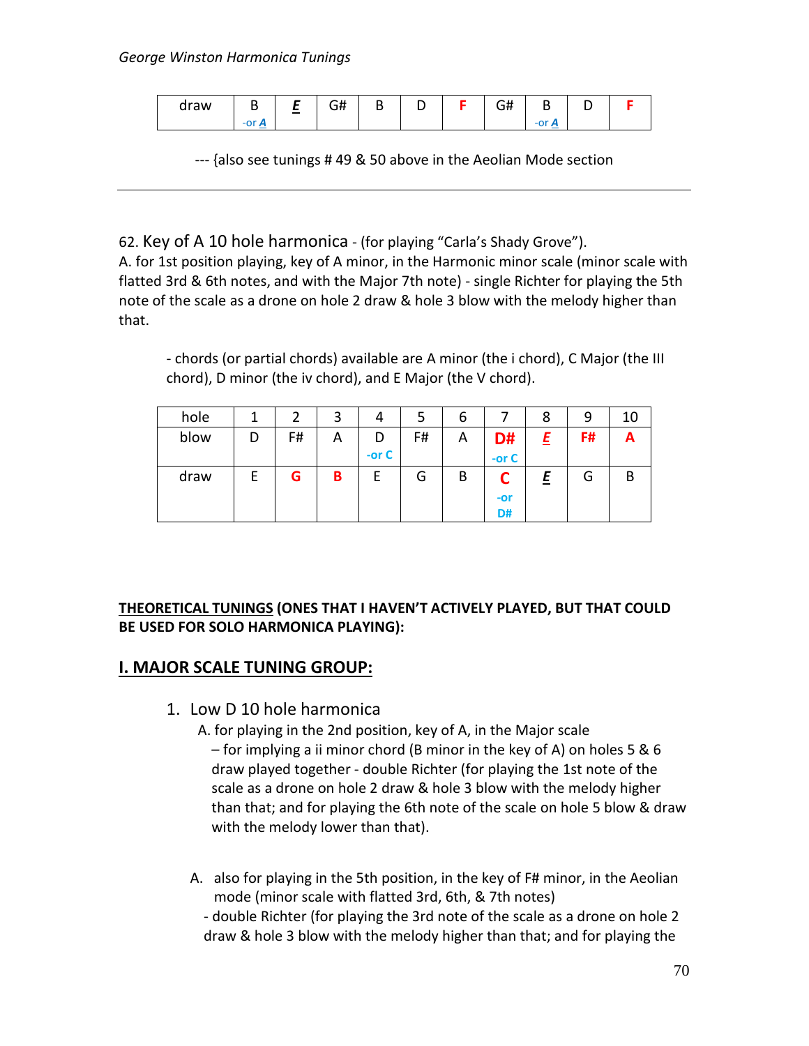| draw | B -or *A* | *E* | G# | B | D | F | G# | B -or *A* | D | F |
|---|---|---|---|---|---|---|---|---|---|---|

--- {also see tunings # 49 & 50 above in the Aeolian Mode section

---

62. Key of A 10 hole harmonica - (for playing "Carla's Shady Grove").
A. for 1st position playing, key of A minor, in the Harmonic minor scale (minor scale with flatted 3rd & 6th notes, and with the Major 7th note) - single Richter for playing the 5th note of the scale as a drone on hole 2 draw & hole 3 blow with the melody higher than that.

- chords (or partial chords) available are A minor (the i chord), C Major (the III chord), D minor (the iv chord), and E Major (the V chord).

| hole | 1 | 2 | 3 | 4 | 5 | 6 | 7 | 8 | 9 | 10 |
|---|---|---|---|---|---|---|---|---|---|---|
| blow | D | F# | A | D -or C | F# | A | **D#** -or C | *E* | **F#** | **A** |
| draw | E | **G** | **B** | E | G | B | **C** -or D# | *E* | G | B |

**THEORETICAL TUNINGS (ONES THAT I HAVEN'T ACTIVELY PLAYED, BUT THAT COULD BE USED FOR SOLO HARMONICA PLAYING):**

## I. MAJOR SCALE TUNING GROUP:

1. Low D 10 hole harmonica
   A. for playing in the 2nd position, key of A, in the Major scale
      – for implying a ii minor chord (B minor in the key of A) on holes 5 & 6 draw played together - double Richter (for playing the 1st note of the scale as a drone on hole 2 draw & hole 3 blow with the melody higher than that; and for playing the 6th note of the scale on hole 5 blow & draw with the melody lower than that).

   A. also for playing in the 5th position, in the key of F# minor, in the Aeolian mode (minor scale with flatted 3rd, 6th, & 7th notes)
   - double Richter (for playing the 3rd note of the scale as a drone on hole 2 draw & hole 3 blow with the melody higher than that; and for playing the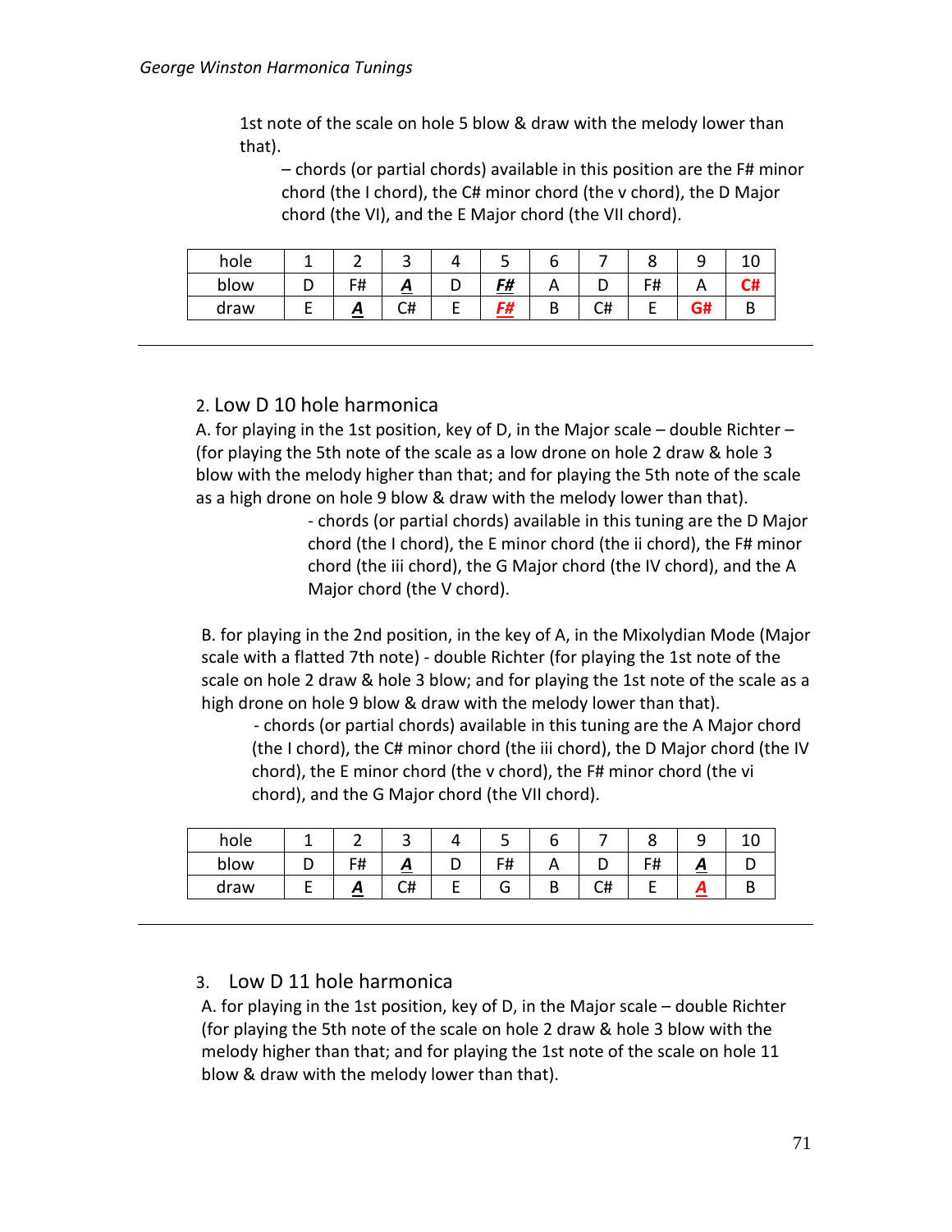1st note of the scale on hole 5 blow & draw with the melody lower than that).

– chords (or partial chords) available in this position are the F# minor chord (the I chord), the C# minor chord (the v chord), the D Major chord (the VI), and the E Major chord (the VII chord).

| hole | 1 | 2 | 3 | 4 | 5 | 6 | 7 | 8 | 9 | 10 |
|---|---|---|---|---|---|---|---|---|---|---|
| blow | D | F# | ***A*** | D | ***F#*** | A | D | F# | A | **C#** |
| draw | E | ***A*** | C# | E | ***F#*** | B | C# | E | **G#** | B |

---

## 2. Low D 10 hole harmonica

A. for playing in the 1st position, key of D, in the Major scale – double Richter – (for playing the 5th note of the scale as a low drone on hole 2 draw & hole 3 blow with the melody higher than that; and for playing the 5th note of the scale as a high drone on hole 9 blow & draw with the melody lower than that).

- chords (or partial chords) available in this tuning are the D Major chord (the I chord), the E minor chord (the ii chord), the F# minor chord (the iii chord), the G Major chord (the IV chord), and the A Major chord (the V chord).

B. for playing in the 2nd position, in the key of A, in the Mixolydian Mode (Major scale with a flatted 7th note) - double Richter (for playing the 1st note of the scale on hole 2 draw & hole 3 blow; and for playing the 1st note of the scale as a high drone on hole 9 blow & draw with the melody lower than that).

- chords (or partial chords) available in this tuning are the A Major chord (the I chord), the C# minor chord (the iii chord), the D Major chord (the IV chord), the E minor chord (the v chord), the F# minor chord (the vi chord), and the G Major chord (the VII chord).

| hole | 1 | 2 | 3 | 4 | 5 | 6 | 7 | 8 | 9 | 10 |
|---|---|---|---|---|---|---|---|---|---|---|
| blow | D | F# | ***A*** | D | F# | A | D | F# | ***A*** | D |
| draw | E | ***A*** | C# | E | G | B | C# | E | ***A*** | B |

---

## 3. Low D 11 hole harmonica

A. for playing in the 1st position, key of D, in the Major scale – double Richter (for playing the 5th note of the scale on hole 2 draw & hole 3 blow with the melody higher than that; and for playing the 1st note of the scale on hole 11 blow & draw with the melody lower than that).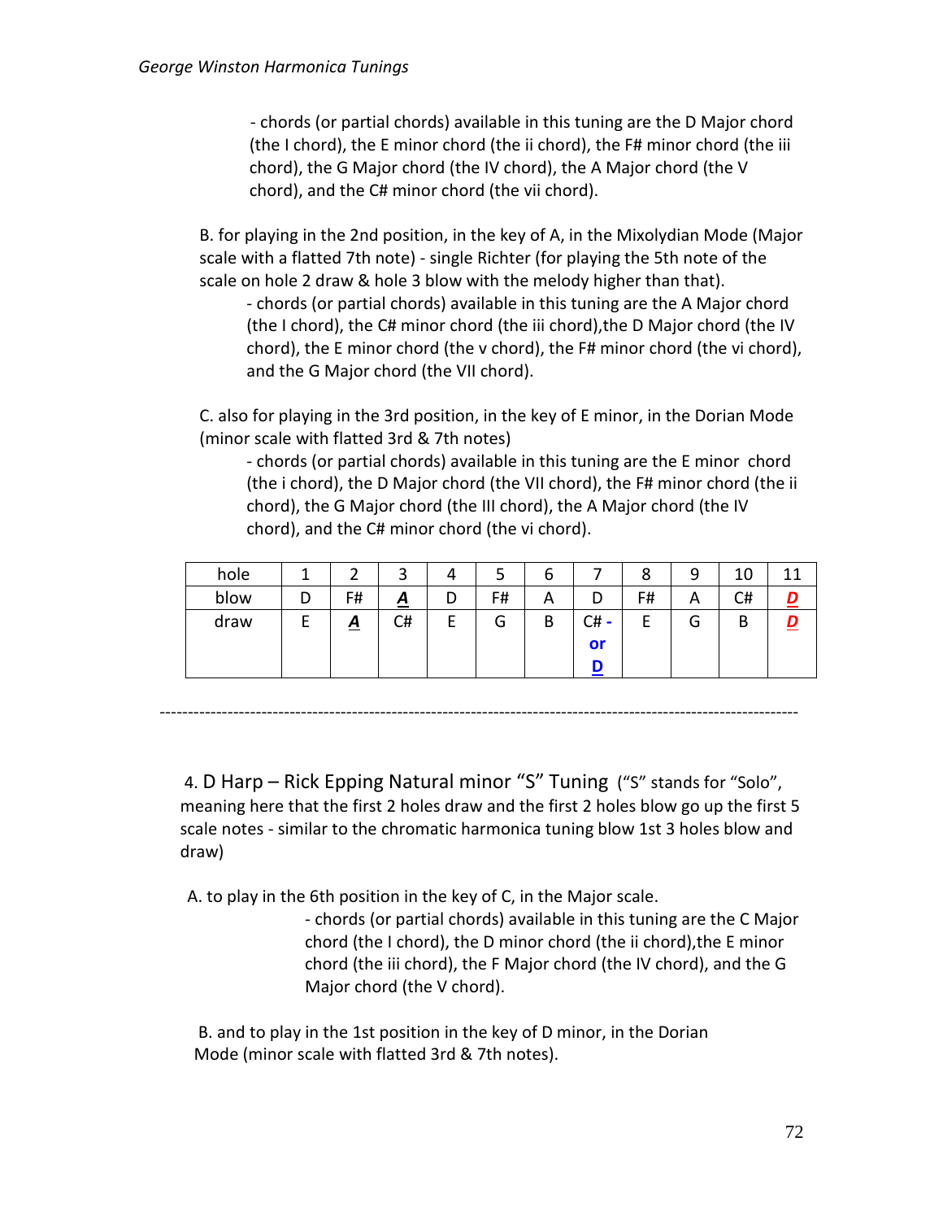- chords (or partial chords) available in this tuning are the D Major chord (the I chord), the E minor chord (the ii chord), the F# minor chord (the iii chord), the G Major chord (the IV chord), the A Major chord (the V chord), and the C# minor chord (the vii chord).

B. for playing in the 2nd position, in the key of A, in the Mixolydian Mode (Major scale with a flatted 7th note) - single Richter (for playing the 5th note of the scale on hole 2 draw & hole 3 blow with the melody higher than that).

- chords (or partial chords) available in this tuning are the A Major chord (the I chord), the C# minor chord (the iii chord),the D Major chord (the IV chord), the E minor chord (the v chord), the F# minor chord (the vi chord), and the G Major chord (the VII chord).

C. also for playing in the 3rd position, in the key of E minor, in the Dorian Mode (minor scale with flatted 3rd & 7th notes)

- chords (or partial chords) available in this tuning are the E minor chord (the i chord), the D Major chord (the VII chord), the F# minor chord (the ii chord), the G Major chord (the III chord), the A Major chord (the IV chord), and the C# minor chord (the vi chord).

| hole | 1 | 2 | 3 | 4 | 5 | 6 | 7 | 8 | 9 | 10 | 11 |
|---|---|---|---|---|---|---|---|---|---|---|---|
| blow | D | F# | ***A*** | D | F# | A | D | F# | A | C# | ***D*** |
| draw | E | ***A*** | C# | E | G | B | C# - or **D** | E | G | B | ***D*** |

---

## 4. D Harp – Rick Epping Natural minor "S" Tuning

("S" stands for "Solo", meaning here that the first 2 holes draw and the first 2 holes blow go up the first 5 scale notes - similar to the chromatic harmonica tuning blow 1st 3 holes blow and draw)

A. to play in the 6th position in the key of C, in the Major scale.

- chords (or partial chords) available in this tuning are the C Major chord (the I chord), the D minor chord (the ii chord),the E minor chord (the iii chord), the F Major chord (the IV chord), and the G Major chord (the V chord).

B. and to play in the 1st position in the key of D minor, in the Dorian Mode (minor scale with flatted 3rd & 7th notes).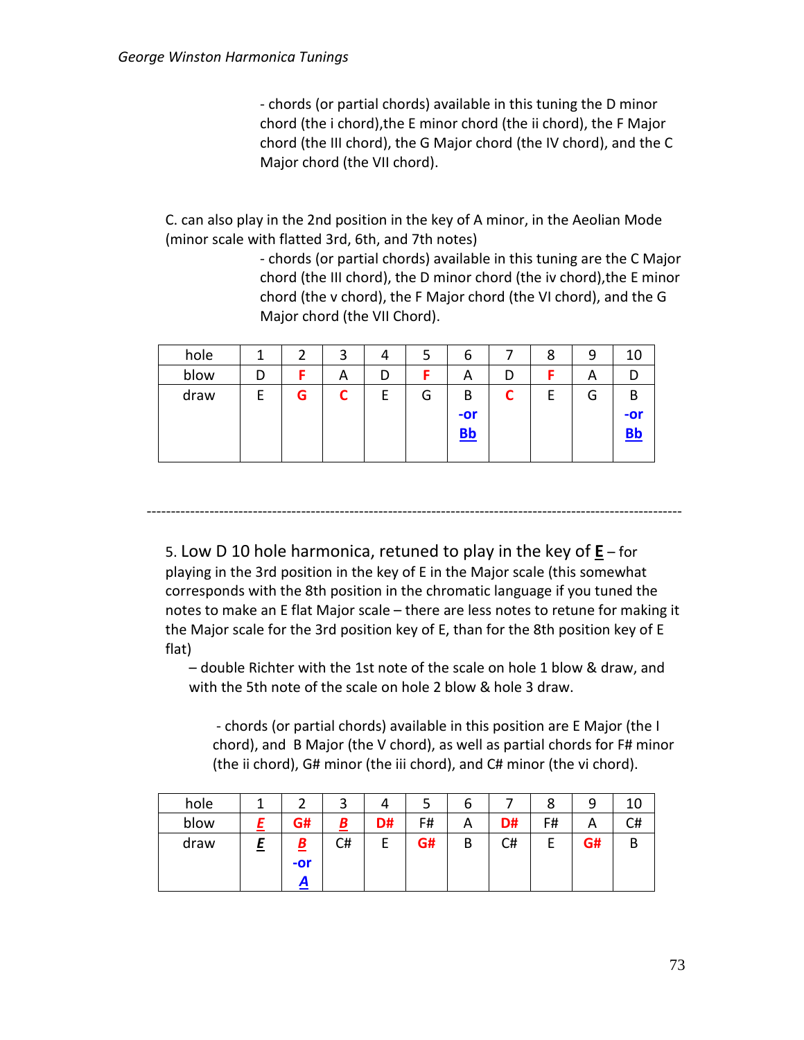- chords (or partial chords) available in this tuning the D minor chord (the i chord),the E minor chord (the ii chord), the F Major chord (the III chord), the G Major chord (the IV chord), and the C Major chord (the VII chord).

C. can also play in the 2nd position in the key of A minor, in the Aeolian Mode (minor scale with flatted 3rd, 6th, and 7th notes)

- chords (or partial chords) available in this tuning are the C Major chord (the III chord), the D minor chord (the iv chord),the E minor chord (the v chord), the F Major chord (the VI chord), and the G Major chord (the VII Chord).

| hole | 1 | 2 | 3 | 4 | 5 | 6 | 7 | 8 | 9 | 10 |
|---|---|---|---|---|---|---|---|---|---|---|
| blow | D | F | A | D | F | A | D | F | A | D |
| draw | E | G | C | E | G | B -or Bb | C | E | G | B -or Bb |

---

5. Low D 10 hole harmonica, retuned to play in the key of **E** – for playing in the 3rd position in the key of E in the Major scale (this somewhat corresponds with the 8th position in the chromatic language if you tuned the notes to make an E flat Major scale – there are less notes to retune for making it the Major scale for the 3rd position key of E, than for the 8th position key of E flat)

– double Richter with the 1st note of the scale on hole 1 blow & draw, and with the 5th note of the scale on hole 2 blow & hole 3 draw.

- chords (or partial chords) available in this position are E Major (the I chord), and B Major (the V chord), as well as partial chords for F# minor (the ii chord), G# minor (the iii chord), and C# minor (the vi chord).

| hole | 1 | 2 | 3 | 4 | 5 | 6 | 7 | 8 | 9 | 10 |
|---|---|---|---|---|---|---|---|---|---|---|
| blow | E | G# | B | D# | F# | A | D# | F# | A | C# |
| draw | E | B -or A | C# | E | G# | B | C# | E | G# | B |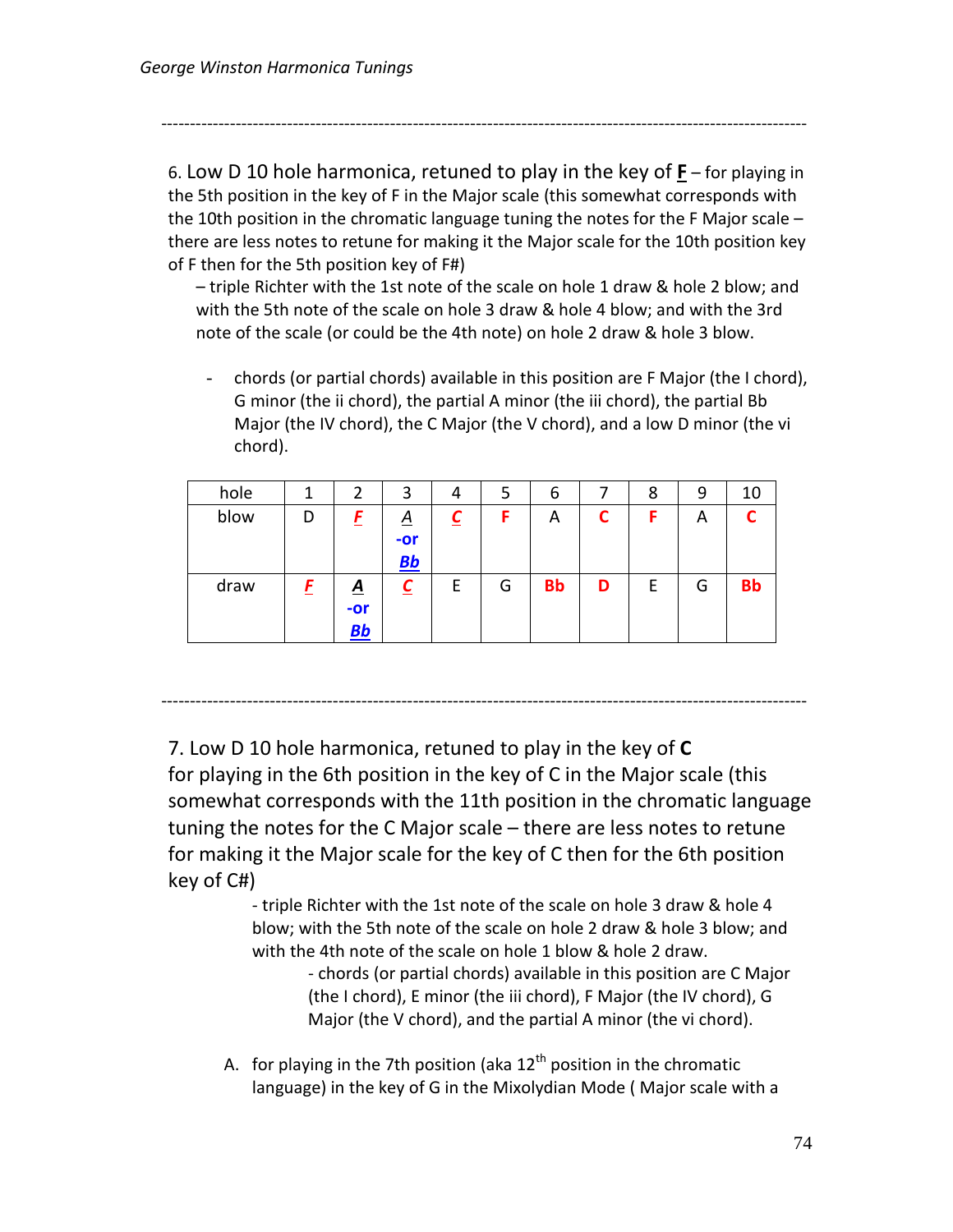---

6. Low D 10 hole harmonica, retuned to play in the key of **F** – for playing in the 5th position in the key of F in the Major scale (this somewhat corresponds with the 10th position in the chromatic language tuning the notes for the F Major scale – there are less notes to retune for making it the Major scale for the 10th position key of F then for the 5th position key of F#)

– triple Richter with the 1st note of the scale on hole 1 draw & hole 2 blow; and with the 5th note of the scale on hole 3 draw & hole 4 blow; and with the 3rd note of the scale (or could be the 4th note) on hole 2 draw & hole 3 blow.

- chords (or partial chords) available in this position are F Major (the I chord), G minor (the ii chord), the partial A minor (the iii chord), the partial Bb Major (the IV chord), the C Major (the V chord), and a low D minor (the vi chord).

| hole | 1 | 2 | 3 | 4 | 5 | 6 | 7 | 8 | 9 | 10 |
|---|---|---|---|---|---|---|---|---|---|---|
| blow | D | **F** | A -or **Bb** | **C** | **F** | A | **C** | **F** | A | **C** |
| draw | **F** | **A** -or **Bb** | **C** | E | G | **Bb** | **D** | E | G | **Bb** |

---

7. Low D 10 hole harmonica, retuned to play in the key of **C** for playing in the 6th position in the key of C in the Major scale (this somewhat corresponds with the 11th position in the chromatic language tuning the notes for the C Major scale – there are less notes to retune for making it the Major scale for the key of C then for the 6th position key of C#)

- triple Richter with the 1st note of the scale on hole 3 draw & hole 4 blow; with the 5th note of the scale on hole 2 draw & hole 3 blow; and with the 4th note of the scale on hole 1 blow & hole 2 draw.
  - chords (or partial chords) available in this position are C Major (the I chord), E minor (the iii chord), F Major (the IV chord), G Major (the V chord), and the partial A minor (the vi chord).

A. for playing in the 7th position (aka 12th position in the chromatic language) in the key of G in the Mixolydian Mode ( Major scale with a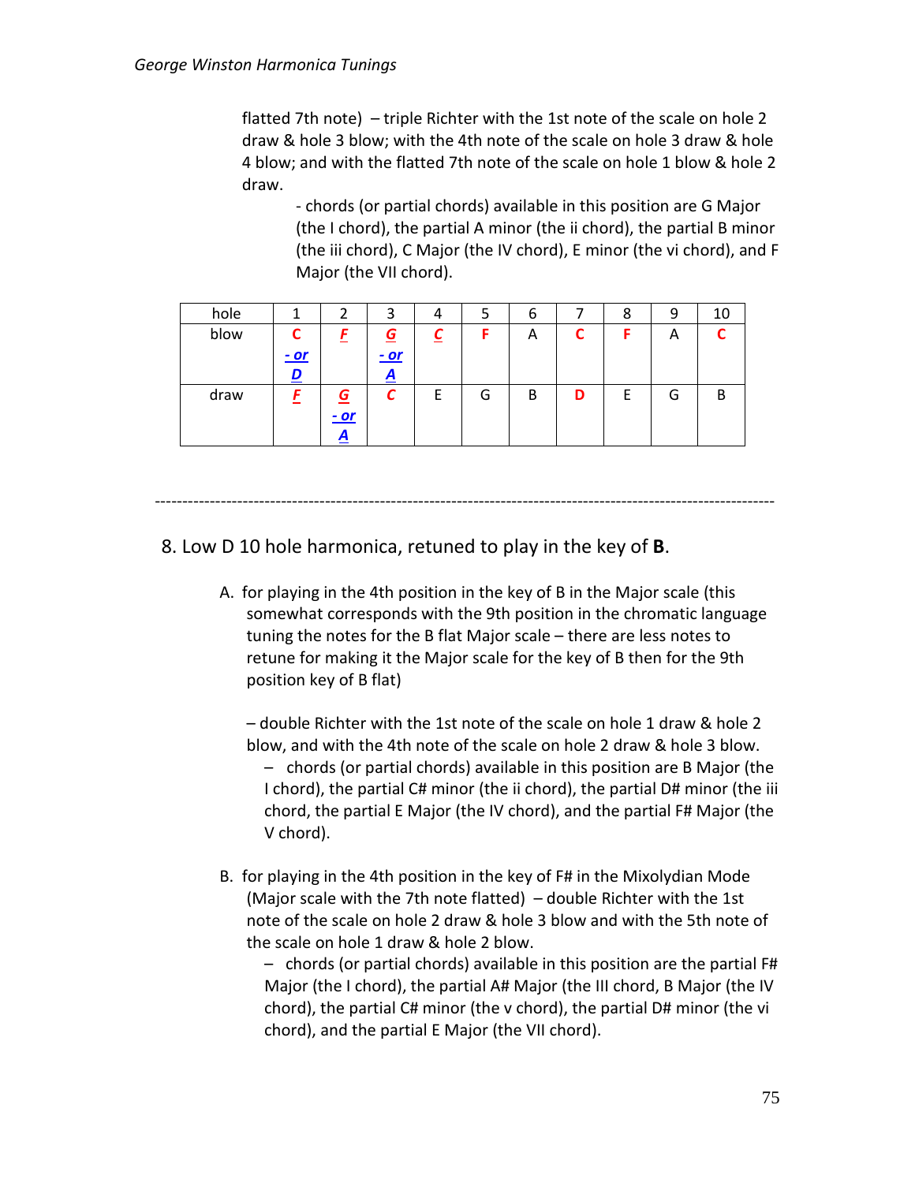flatted 7th note) – triple Richter with the 1st note of the scale on hole 2 draw & hole 3 blow; with the 4th note of the scale on hole 3 draw & hole 4 blow; and with the flatted 7th note of the scale on hole 1 blow & hole 2 draw.

- chords (or partial chords) available in this position are G Major (the I chord), the partial A minor (the ii chord), the partial B minor (the iii chord), C Major (the IV chord), E minor (the vi chord), and F Major (the VII chord).

| hole | 1 | 2 | 3 | 4 | 5 | 6 | 7 | 8 | 9 | 10 |
|---|---|---|---|---|---|---|---|---|---|---|
| blow | **C** ***- or D*** | ***F*** | ***G - or A*** | ***C*** | **F** | A | **C** | **F** | A | **C** |
| draw | ***F*** | ***G - or A*** | ***C*** | E | G | B | **D** | E | G | B |

---

## 8. Low D 10 hole harmonica, retuned to play in the key of **B**.

A. for playing in the 4th position in the key of B in the Major scale (this somewhat corresponds with the 9th position in the chromatic language tuning the notes for the B flat Major scale – there are less notes to retune for making it the Major scale for the key of B then for the 9th position key of B flat)

– double Richter with the 1st note of the scale on hole 1 draw & hole 2 blow, and with the 4th note of the scale on hole 2 draw & hole 3 blow.

– chords (or partial chords) available in this position are B Major (the I chord), the partial C# minor (the ii chord), the partial D# minor (the iii chord, the partial E Major (the IV chord), and the partial F# Major (the V chord).

B. for playing in the 4th position in the key of F# in the Mixolydian Mode (Major scale with the 7th note flatted) – double Richter with the 1st note of the scale on hole 2 draw & hole 3 blow and with the 5th note of the scale on hole 1 draw & hole 2 blow.

– chords (or partial chords) available in this position are the partial F# Major (the I chord), the partial A# Major (the III chord, B Major (the IV chord), the partial C# minor (the v chord), the partial D# minor (the vi chord), and the partial E Major (the VII chord).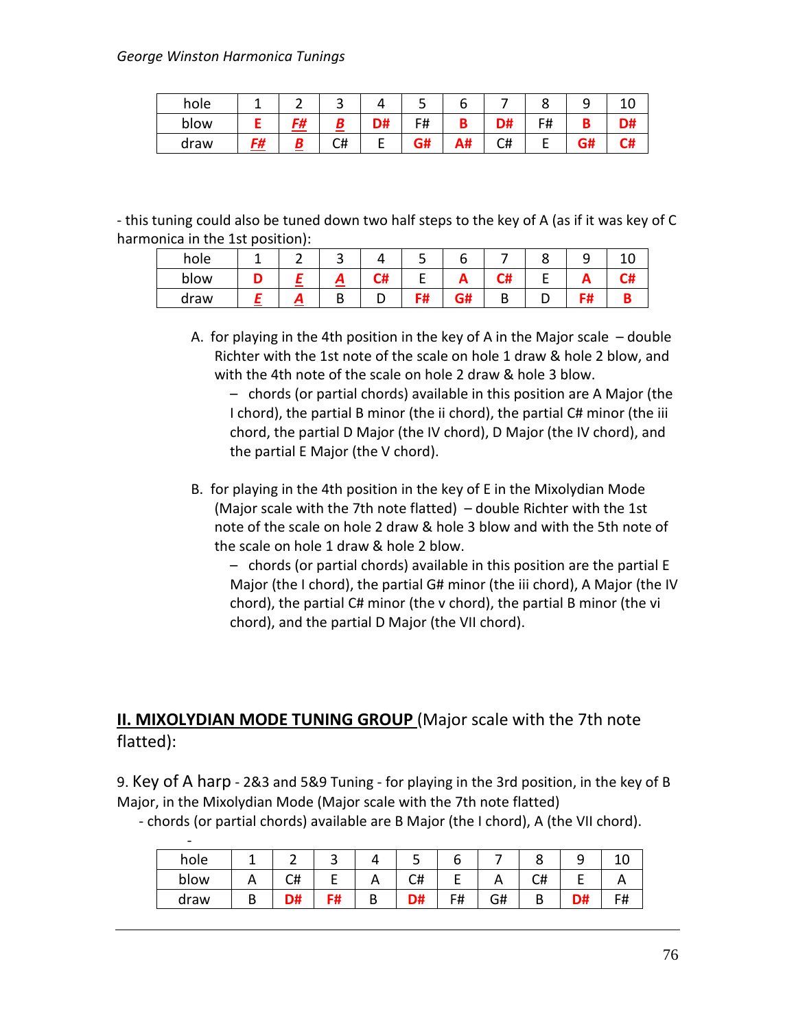| hole | 1 | 2 | 3 | 4 | 5 | 6 | 7 | 8 | 9 | 10 |
|---|---|---|---|---|---|---|---|---|---|---|
| blow | **E** | ***F#*** | ***B*** | **D#** | F# | **B** | **D#** | F# | **B** | **D#** |
| draw | ***F#*** | ***B*** | C# | E | **G#** | **A#** | C# | E | **G#** | **C#** |

- this tuning could also be tuned down two half steps to the key of A (as if it was key of C harmonica in the 1st position):

| hole | 1 | 2 | 3 | 4 | 5 | 6 | 7 | 8 | 9 | 10 |
|---|---|---|---|---|---|---|---|---|---|---|
| blow | **D** | ***E*** | ***A*** | **C#** | E | **A** | **C#** | E | **A** | **C#** |
| draw | ***E*** | ***A*** | B | D | **F#** | **G#** | B | D | **F#** | **B** |

A. for playing in the 4th position in the key of A in the Major scale – double Richter with the 1st note of the scale on hole 1 draw & hole 2 blow, and with the 4th note of the scale on hole 2 draw & hole 3 blow.
   - chords (or partial chords) available in this position are A Major (the I chord), the partial B minor (the ii chord), the partial C# minor (the iii chord, the partial D Major (the IV chord), D Major (the IV chord), and the partial E Major (the V chord).

B. for playing in the 4th position in the key of E in the Mixolydian Mode (Major scale with the 7th note flatted) – double Richter with the 1st note of the scale on hole 2 draw & hole 3 blow and with the 5th note of the scale on hole 1 draw & hole 2 blow.
   - chords (or partial chords) available in this position are the partial E Major (the I chord), the partial G# minor (the iii chord), A Major (the IV chord), the partial C# minor (the v chord), the partial B minor (the vi chord), and the partial D Major (the VII chord).

## II. MIXOLYDIAN MODE TUNING GROUP (Major scale with the 7th note flatted):

9. Key of A harp - 2&3 and 5&9 Tuning - for playing in the 3rd position, in the key of B Major, in the Mixolydian Mode (Major scale with the 7th note flatted)
   - chords (or partial chords) available are B Major (the I chord), A (the VII chord).

-

| hole | 1 | 2 | 3 | 4 | 5 | 6 | 7 | 8 | 9 | 10 |
|---|---|---|---|---|---|---|---|---|---|---|
| blow | A | C# | E | A | C# | E | A | C# | E | A |
| draw | B | **D#** | **F#** | B | **D#** | F# | G# | B | **D#** | F# |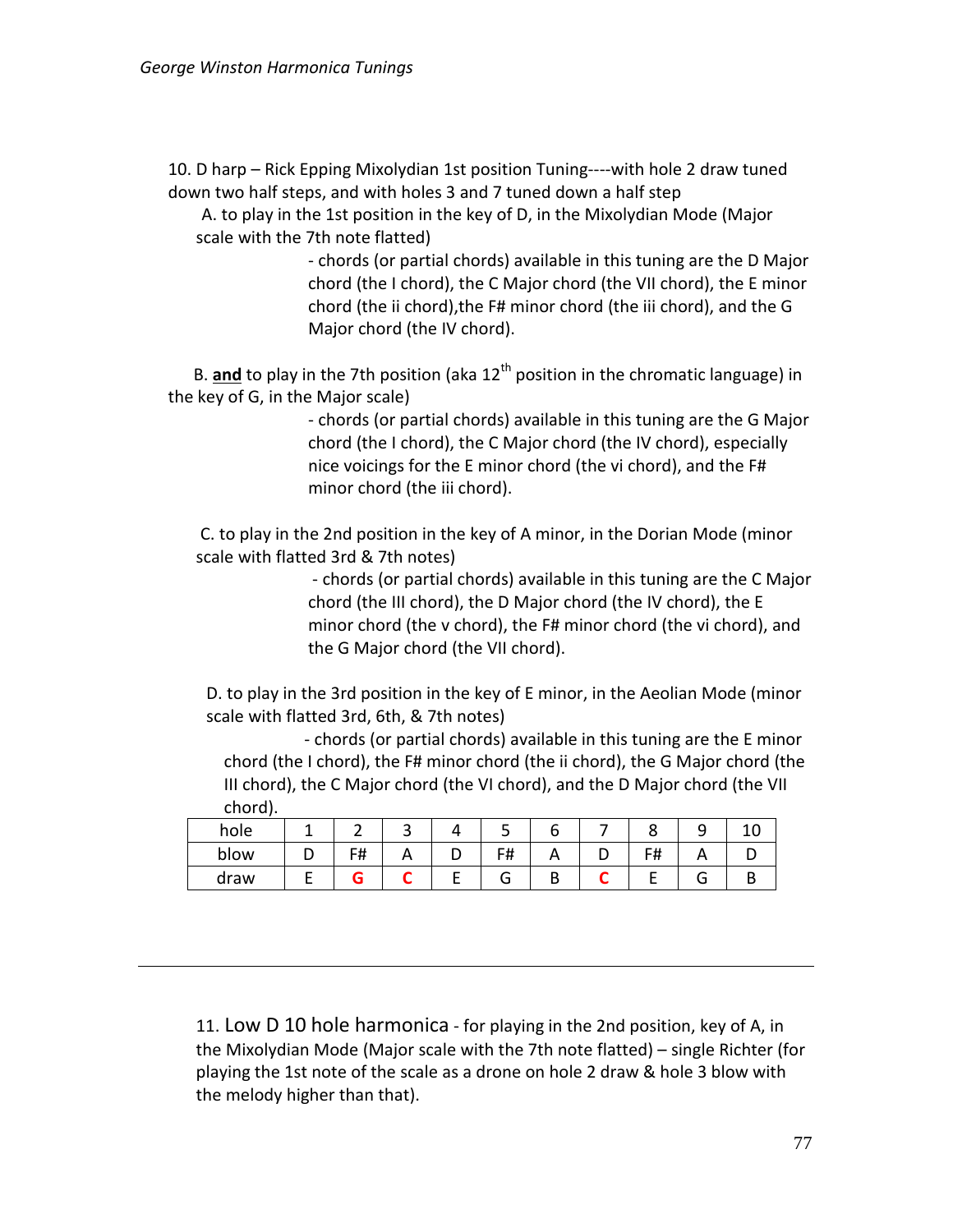10. D harp – Rick Epping Mixolydian 1st position Tuning----with hole 2 draw tuned down two half steps, and with holes 3 and 7 tuned down a half step

A. to play in the 1st position in the key of D, in the Mixolydian Mode (Major scale with the 7th note flatted)

- chords (or partial chords) available in this tuning are the D Major chord (the I chord), the C Major chord (the VII chord), the E minor chord (the ii chord),the F# minor chord (the iii chord), and the G Major chord (the IV chord).

B. **and** to play in the 7th position (aka 12th position in the chromatic language) in the key of G, in the Major scale)

- chords (or partial chords) available in this tuning are the G Major chord (the I chord), the C Major chord (the IV chord), especially nice voicings for the E minor chord (the vi chord), and the F# minor chord (the iii chord).

C. to play in the 2nd position in the key of A minor, in the Dorian Mode (minor scale with flatted 3rd & 7th notes)

- chords (or partial chords) available in this tuning are the C Major chord (the III chord), the D Major chord (the IV chord), the E minor chord (the v chord), the F# minor chord (the vi chord), and the G Major chord (the VII chord).

D. to play in the 3rd position in the key of E minor, in the Aeolian Mode (minor scale with flatted 3rd, 6th, & 7th notes)

- chords (or partial chords) available in this tuning are the E minor chord (the I chord), the F# minor chord (the ii chord), the G Major chord (the III chord), the C Major chord (the VI chord), and the D Major chord (the VII chord).

| hole | 1 | 2 | 3 | 4 | 5 | 6 | 7 | 8 | 9 | 10 |
|---|---|---|---|---|---|---|---|---|---|---|
| blow | D | F# | A | D | F# | A | D | F# | A | D |
| draw | E | G | C | E | G | B | C | E | G | B |

---

11. Low D 10 hole harmonica - for playing in the 2nd position, key of A, in the Mixolydian Mode (Major scale with the 7th note flatted) – single Richter (for playing the 1st note of the scale as a drone on hole 2 draw & hole 3 blow with the melody higher than that).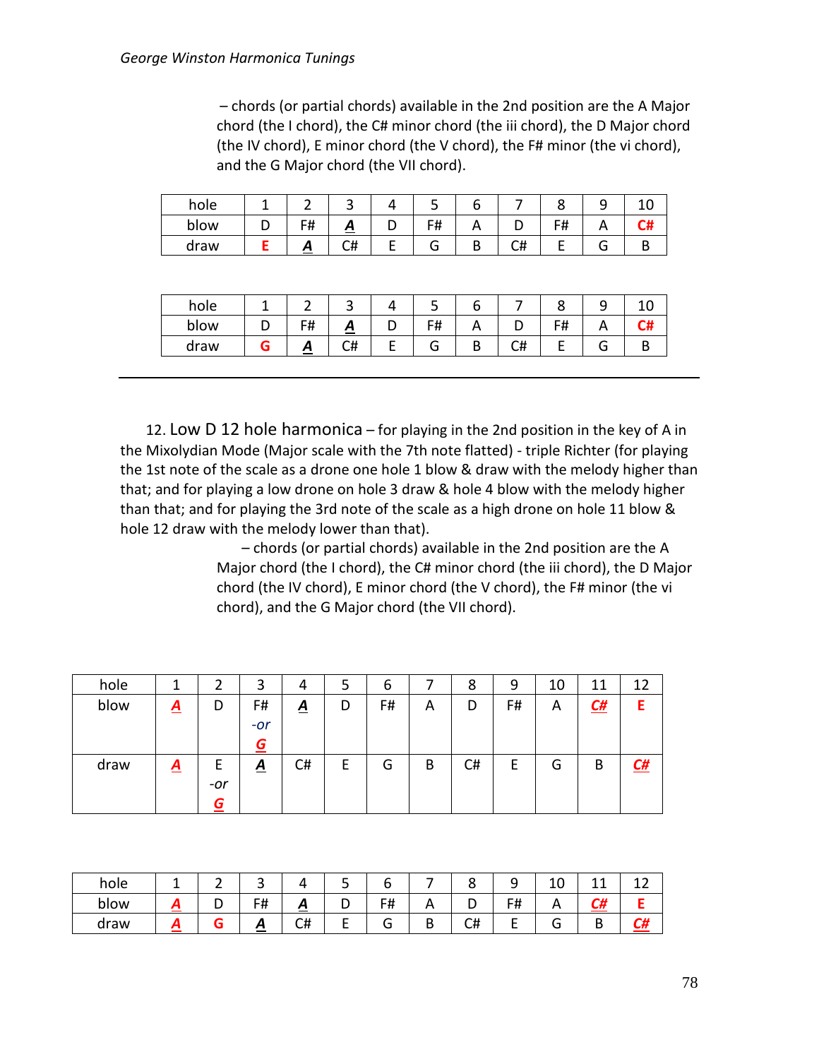– chords (or partial chords) available in the 2nd position are the A Major chord (the I chord), the C# minor chord (the iii chord), the D Major chord (the IV chord), E minor chord (the V chord), the F# minor (the vi chord), and the G Major chord (the VII chord).

| hole | 1 | 2 | 3 | 4 | 5 | 6 | 7 | 8 | 9 | 10 |
|---|---|---|---|---|---|---|---|---|---|---|
| blow | D | F# | ***A*** | D | F# | A | D | F# | A | **C#** |
| draw | **E** | ***A*** | C# | E | G | B | C# | E | G | B |

| hole | 1 | 2 | 3 | 4 | 5 | 6 | 7 | 8 | 9 | 10 |
|---|---|---|---|---|---|---|---|---|---|---|
| blow | D | F# | ***A*** | D | F# | A | D | F# | A | **C#** |
| draw | **G** | ***A*** | C# | E | G | B | C# | E | G | B |

---

12. Low D 12 hole harmonica – for playing in the 2nd position in the key of A in the Mixolydian Mode (Major scale with the 7th note flatted) - triple Richter (for playing the 1st note of the scale as a drone one hole 1 blow & draw with the melody higher than that; and for playing a low drone on hole 3 draw & hole 4 blow with the melody higher than that; and for playing the 3rd note of the scale as a high drone on hole 11 blow & hole 12 draw with the melody lower than that).

– chords (or partial chords) available in the 2nd position are the A Major chord (the I chord), the C# minor chord (the iii chord), the D Major chord (the IV chord), E minor chord (the V chord), the F# minor (the vi chord), and the G Major chord (the VII chord).

| hole | 1 | 2 | 3 | 4 | 5 | 6 | 7 | 8 | 9 | 10 | 11 | 12 |
|---|---|---|---|---|---|---|---|---|---|---|---|---|
| blow | ***A*** | D | F# *-or* ***G*** | ***A*** | D | F# | A | D | F# | A | ***C#*** | **E** |
| draw | ***A*** | E *-or* ***G*** | ***A*** | C# | E | G | B | C# | E | G | B | ***C#*** |

| hole | 1 | 2 | 3 | 4 | 5 | 6 | 7 | 8 | 9 | 10 | 11 | 12 |
|---|---|---|---|---|---|---|---|---|---|---|---|---|
| blow | ***A*** | D | F# | ***A*** | D | F# | A | D | F# | A | ***C#*** | **E** |
| draw | ***A*** | **G** | ***A*** | C# | E | G | B | C# | E | G | B | ***C#*** |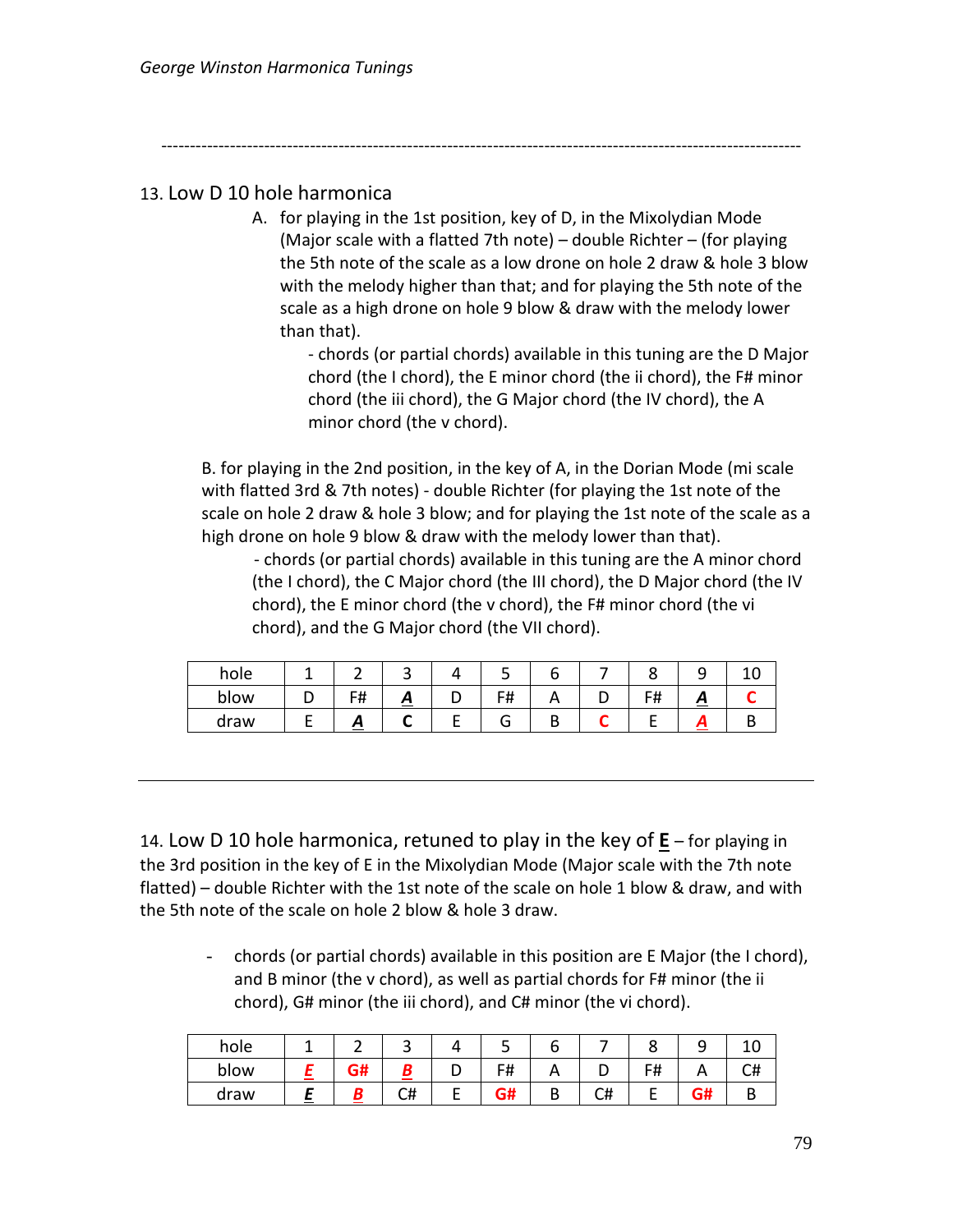---

## 13. Low D 10 hole harmonica

A. for playing in the 1st position, key of D, in the Mixolydian Mode (Major scale with a flatted 7th note) – double Richter – (for playing the 5th note of the scale as a low drone on hole 2 draw & hole 3 blow with the melody higher than that; and for playing the 5th note of the scale as a high drone on hole 9 blow & draw with the melody lower than that).

- chords (or partial chords) available in this tuning are the D Major chord (the I chord), the E minor chord (the ii chord), the F# minor chord (the iii chord), the G Major chord (the IV chord), the A minor chord (the v chord).

B. for playing in the 2nd position, in the key of A, in the Dorian Mode (mi scale with flatted 3rd & 7th notes) - double Richter (for playing the 1st note of the scale on hole 2 draw & hole 3 blow; and for playing the 1st note of the scale as a high drone on hole 9 blow & draw with the melody lower than that).

- chords (or partial chords) available in this tuning are the A minor chord (the I chord), the C Major chord (the III chord), the D Major chord (the IV chord), the E minor chord (the v chord), the F# minor chord (the vi chord), and the G Major chord (the VII chord).

| hole | 1 | 2 | 3 | 4 | 5 | 6 | 7 | 8 | 9 | 10 |
|---|---|---|---|---|---|---|---|---|---|---|
| blow | D | F# | ***A*** | D | F# | A | D | F# | ***A*** | **C** |
| draw | E | ***A*** | **C** | E | G | B | **C** | E | ***A*** | B |

---

## 14. Low D 10 hole harmonica, retuned to play in the key of **E** – for playing in the 3rd position in the key of E in the Mixolydian Mode (Major scale with the 7th note flatted) – double Richter with the 1st note of the scale on hole 1 blow & draw, and with the 5th note of the scale on hole 2 blow & hole 3 draw.

- chords (or partial chords) available in this position are E Major (the I chord), and B minor (the v chord), as well as partial chords for F# minor (the ii chord), G# minor (the iii chord), and C# minor (the vi chord).

| hole | 1 | 2 | 3 | 4 | 5 | 6 | 7 | 8 | 9 | 10 |
|---|---|---|---|---|---|---|---|---|---|---|
| blow | ***E*** | **G#** | ***B*** | D | F# | A | D | F# | A | C# |
| draw | ***E*** | ***B*** | C# | E | **G#** | B | C# | E | **G#** | B |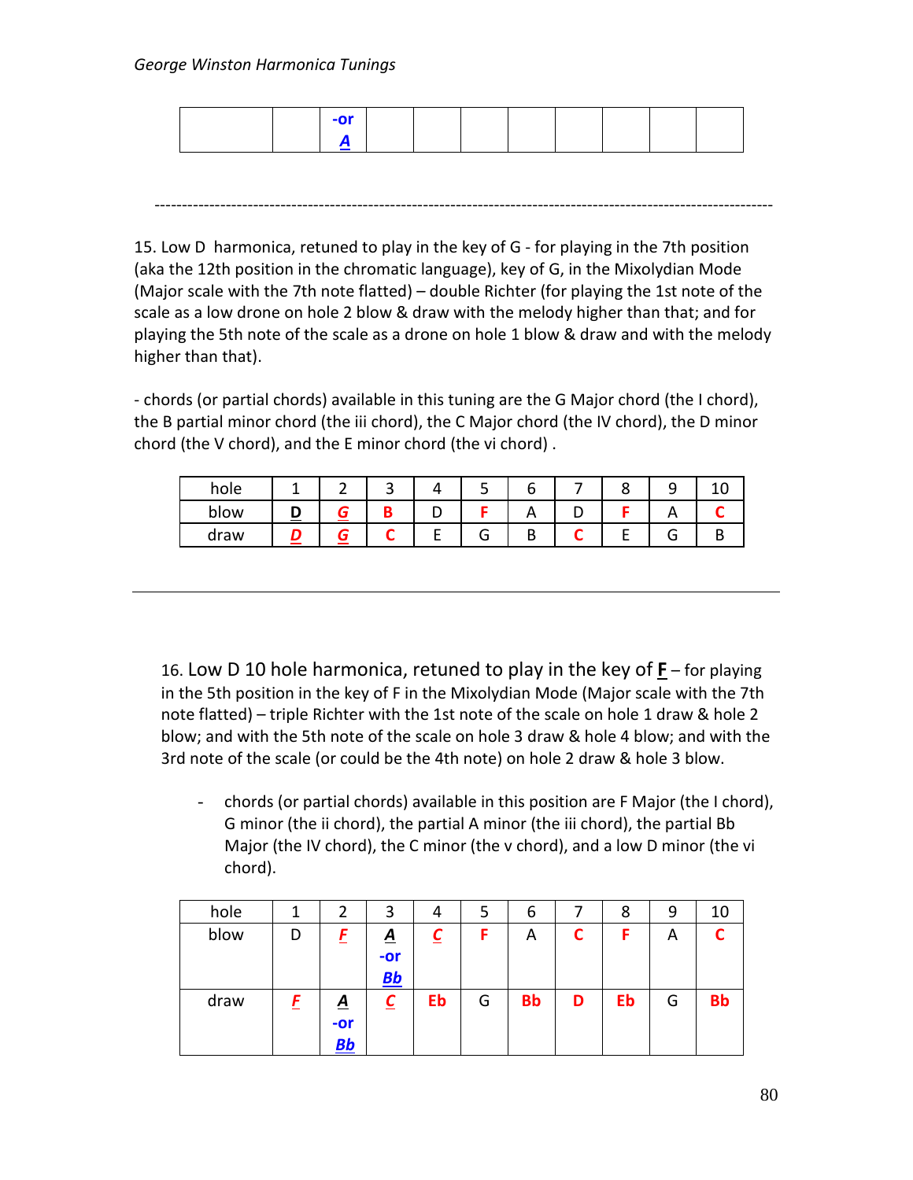|  |  | -or A |  |  |  |  |  |  |  |  |
|---|---|---|---|---|---|---|---|---|---|---|

---

15. Low D harmonica, retuned to play in the key of G - for playing in the 7th position (aka the 12th position in the chromatic language), key of G, in the Mixolydian Mode (Major scale with the 7th note flatted) – double Richter (for playing the 1st note of the scale as a low drone on hole 2 blow & draw with the melody higher than that; and for playing the 5th note of the scale as a drone on hole 1 blow & draw and with the melody higher than that).

- chords (or partial chords) available in this tuning are the G Major chord (the I chord), the B partial minor chord (the iii chord), the C Major chord (the IV chord), the D minor chord (the V chord), and the E minor chord (the vi chord) .

| hole | 1 | 2 | 3 | 4 | 5 | 6 | 7 | 8 | 9 | 10 |
|---|---|---|---|---|---|---|---|---|---|---|
| blow | **D** | ***G*** | **B** | D | **F** | A | D | **F** | A | **C** |
| draw | ***D*** | ***G*** | **C** | E | G | B | **C** | E | G | B |

---

16. Low D 10 hole harmonica, retuned to play in the key of **F** – for playing in the 5th position in the key of F in the Mixolydian Mode (Major scale with the 7th note flatted) – triple Richter with the 1st note of the scale on hole 1 draw & hole 2 blow; and with the 5th note of the scale on hole 3 draw & hole 4 blow; and with the 3rd note of the scale (or could be the 4th note) on hole 2 draw & hole 3 blow.

- chords (or partial chords) available in this position are F Major (the I chord), G minor (the ii chord), the partial A minor (the iii chord), the partial Bb Major (the IV chord), the C minor (the v chord), and a low D minor (the vi chord).

| hole | 1 | 2 | 3 | 4 | 5 | 6 | 7 | 8 | 9 | 10 |
|---|---|---|---|---|---|---|---|---|---|---|
| blow | D | ***F*** | ***A*** -or ***Bb*** | ***C*** | **F** | A | **C** | **F** | A | **C** |
| draw | ***F*** | ***A*** -or ***Bb*** | ***C*** | **Eb** | G | **Bb** | **D** | **Eb** | G | **Bb** |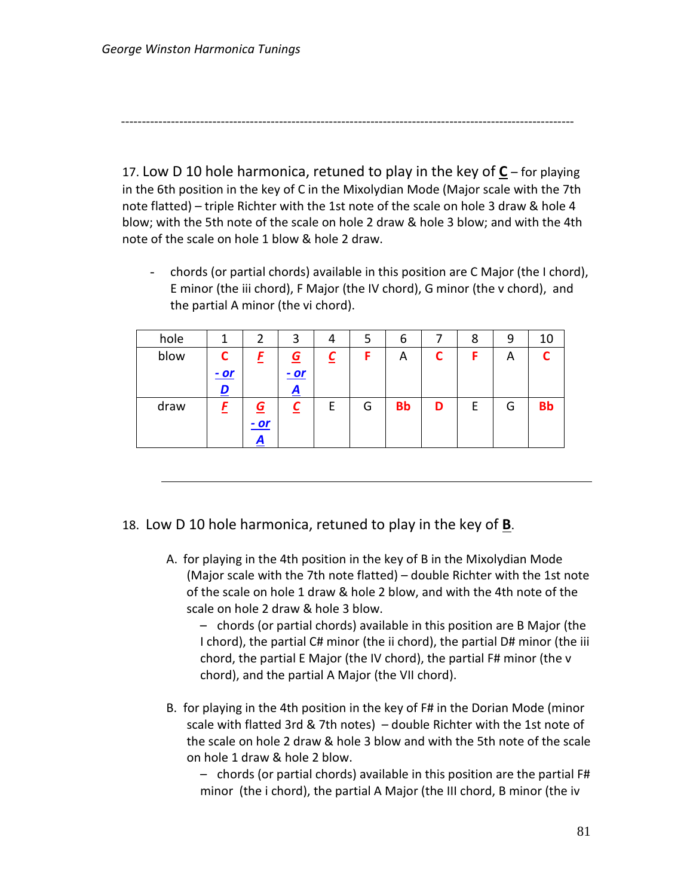---

17. Low D 10 hole harmonica, retuned to play in the key of **C** – for playing in the 6th position in the key of C in the Mixolydian Mode (Major scale with the 7th note flatted) – triple Richter with the 1st note of the scale on hole 3 draw & hole 4 blow; with the 5th note of the scale on hole 2 draw & hole 3 blow; and with the 4th note of the scale on hole 1 blow & hole 2 draw.

- chords (or partial chords) available in this position are C Major (the I chord), E minor (the iii chord), F Major (the IV chord), G minor (the v chord), and the partial A minor (the vi chord).

| hole | 1 | 2 | 3 | 4 | 5 | 6 | 7 | 8 | 9 | 10 |
|---|---|---|---|---|---|---|---|---|---|---|
| blow | **C** ***- or D*** | ***F*** | ***G*** ***- or A*** | ***C*** | **F** | A | **C** | **F** | A | **C** |
| draw | ***F*** | ***G*** ***- or A*** | ***C*** | E | G | **Bb** | **D** | E | G | **Bb** |

---

18. Low D 10 hole harmonica, retuned to play in the key of **B**.

A. for playing in the 4th position in the key of B in the Mixolydian Mode (Major scale with the 7th note flatted) – double Richter with the 1st note of the scale on hole 1 draw & hole 2 blow, and with the 4th note of the scale on hole 2 draw & hole 3 blow.
   - chords (or partial chords) available in this position are B Major (the I chord), the partial C# minor (the ii chord), the partial D# minor (the iii chord, the partial E Major (the IV chord), the partial F# minor (the v chord), and the partial A Major (the VII chord).

B. for playing in the 4th position in the key of F# in the Dorian Mode (minor scale with flatted 3rd & 7th notes) – double Richter with the 1st note of the scale on hole 2 draw & hole 3 blow and with the 5th note of the scale on hole 1 draw & hole 2 blow.
   - chords (or partial chords) available in this position are the partial F# minor (the i chord), the partial A Major (the III chord, B minor (the iv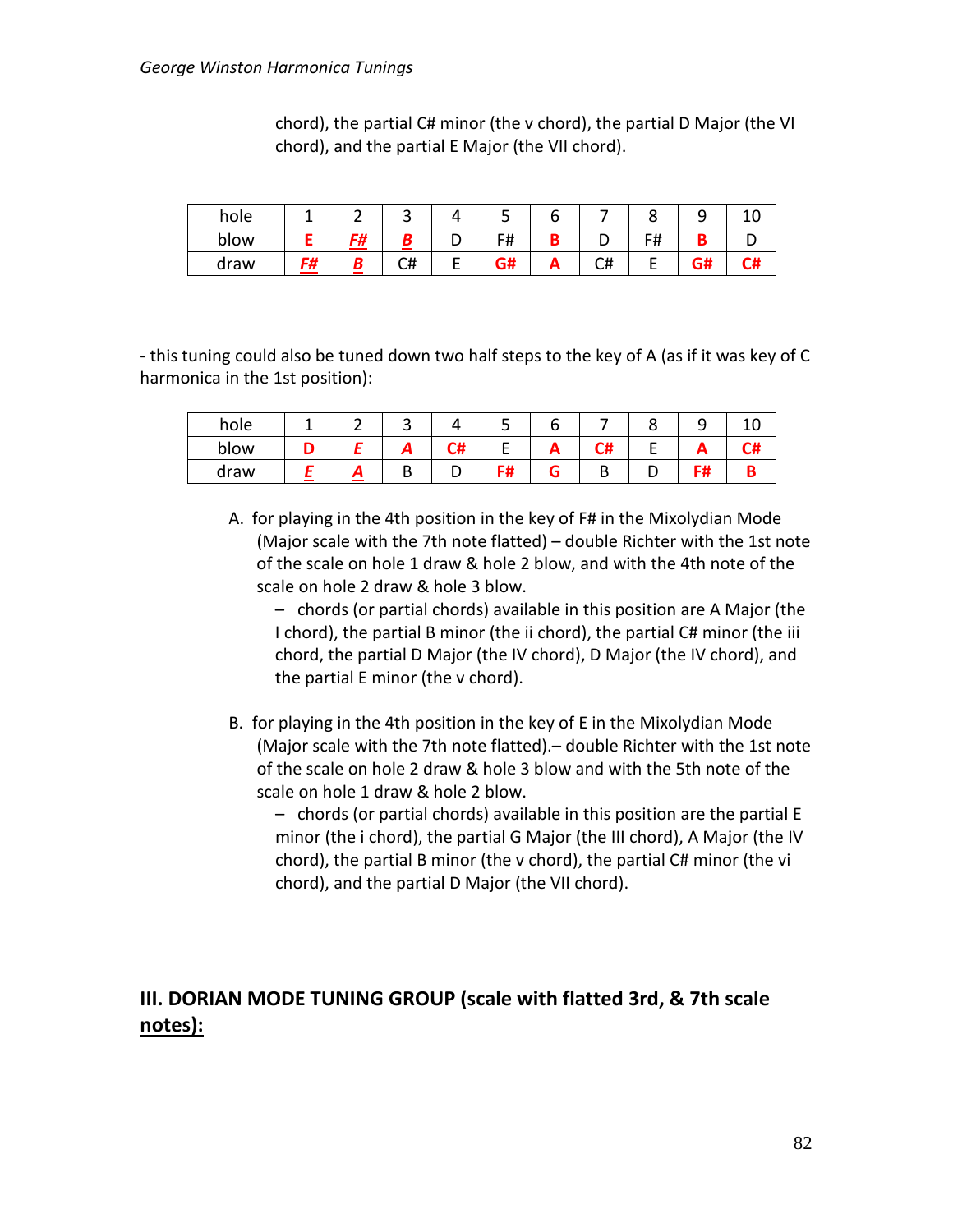chord), the partial C# minor (the v chord), the partial D Major (the VI chord), and the partial E Major (the VII chord).

| hole | 1 | 2 | 3 | 4 | 5 | 6 | 7 | 8 | 9 | 10 |
|---|---|---|---|---|---|---|---|---|---|---|
| blow | **E** | ***F#*** | ***B*** | D | F# | **B** | D | F# | **B** | D |
| draw | ***F#*** | ***B*** | C# | E | **G#** | **A** | C# | E | **G#** | **C#** |

- this tuning could also be tuned down two half steps to the key of A (as if it was key of C harmonica in the 1st position):

| hole | 1 | 2 | 3 | 4 | 5 | 6 | 7 | 8 | 9 | 10 |
|---|---|---|---|---|---|---|---|---|---|---|
| blow | **D** | ***E*** | ***A*** | **C#** | E | **A** | **C#** | E | **A** | **C#** |
| draw | ***E*** | ***A*** | B | D | **F#** | **G** | B | D | **F#** | **B** |

A. for playing in the 4th position in the key of F# in the Mixolydian Mode (Major scale with the 7th note flatted) – double Richter with the 1st note of the scale on hole 1 draw & hole 2 blow, and with the 4th note of the scale on hole 2 draw & hole 3 blow.
   – chords (or partial chords) available in this position are A Major (the I chord), the partial B minor (the ii chord), the partial C# minor (the iii chord, the partial D Major (the IV chord), D Major (the IV chord), and the partial E minor (the v chord).

B. for playing in the 4th position in the key of E in the Mixolydian Mode (Major scale with the 7th note flatted).– double Richter with the 1st note of the scale on hole 2 draw & hole 3 blow and with the 5th note of the scale on hole 1 draw & hole 2 blow.
   – chords (or partial chords) available in this position are the partial E minor (the i chord), the partial G Major (the III chord), A Major (the IV chord), the partial B minor (the v chord), the partial C# minor (the vi chord), and the partial D Major (the VII chord).

## III. DORIAN MODE TUNING GROUP (scale with flatted 3rd, & 7th scale notes):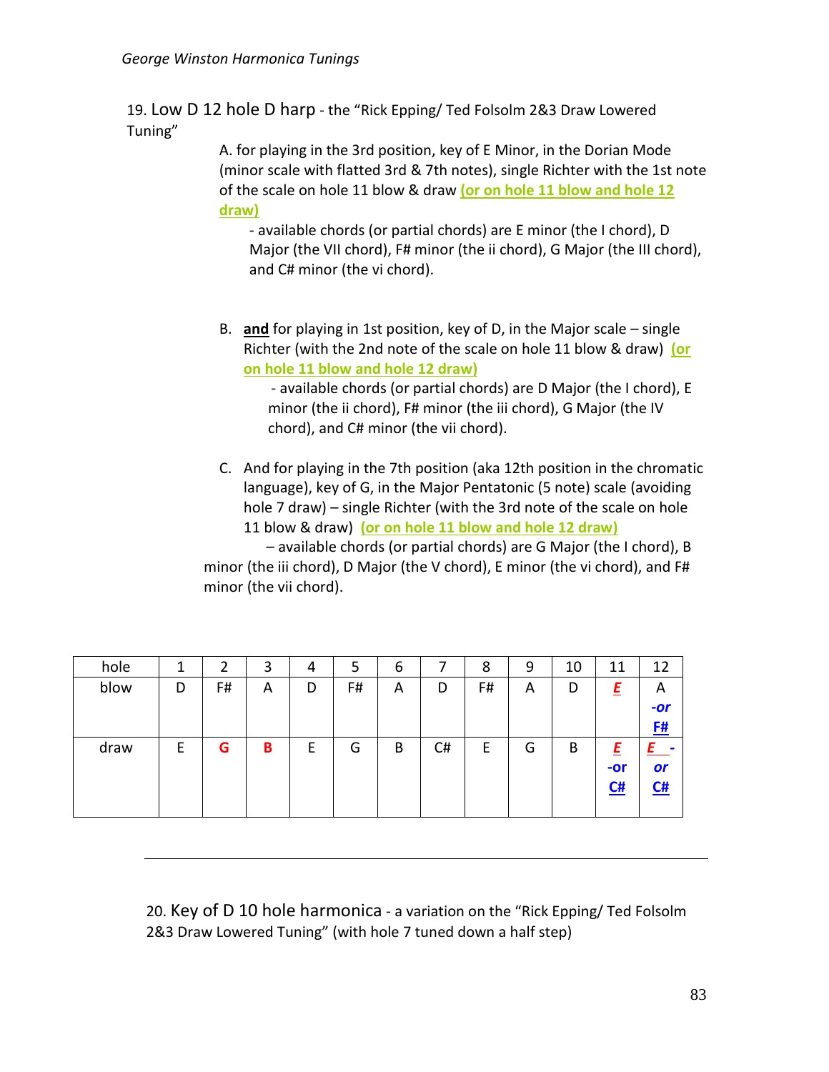19. Low D 12 hole D harp - the "Rick Epping/ Ted Folsolm 2&3 Draw Lowered Tuning"

A. for playing in the 3rd position, key of E Minor, in the Dorian Mode (minor scale with flatted 3rd & 7th notes), single Richter with the 1st note of the scale on hole 11 blow & draw **(or on hole 11 blow and hole 12 draw)**

- available chords (or partial chords) are E minor (the I chord), D Major (the VII chord), F# minor (the ii chord), G Major (the III chord), and C# minor (the vi chord).

B. **and** for playing in 1st position, key of D, in the Major scale – single Richter (with the 2nd note of the scale on hole 11 blow & draw) **(or on hole 11 blow and hole 12 draw)**

- available chords (or partial chords) are D Major (the I chord), E minor (the ii chord), F# minor (the iii chord), G Major (the IV chord), and C# minor (the vii chord).

C. And for playing in the 7th position (aka 12th position in the chromatic language), key of G, in the Major Pentatonic (5 note) scale (avoiding hole 7 draw) – single Richter (with the 3rd note of the scale on hole 11 blow & draw) **(or on hole 11 blow and hole 12 draw)**

– available chords (or partial chords) are G Major (the I chord), B minor (the iii chord), D Major (the V chord), E minor (the vi chord), and F# minor (the vii chord).

| hole | 1 | 2 | 3 | 4 | 5 | 6 | 7 | 8 | 9 | 10 | 11 | 12 |
|---|---|---|---|---|---|---|---|---|---|---|---|---|
| blow | D | F# | A | D | F# | A | D | F# | A | D | **E** | A -or **F#** |
| draw | E | **G** | **B** | E | G | B | C# | E | G | B | **E** -or **C#** | **E** - or **C#** |

---

20. Key of D 10 hole harmonica - a variation on the "Rick Epping/ Ted Folsolm 2&3 Draw Lowered Tuning" (with hole 7 tuned down a half step)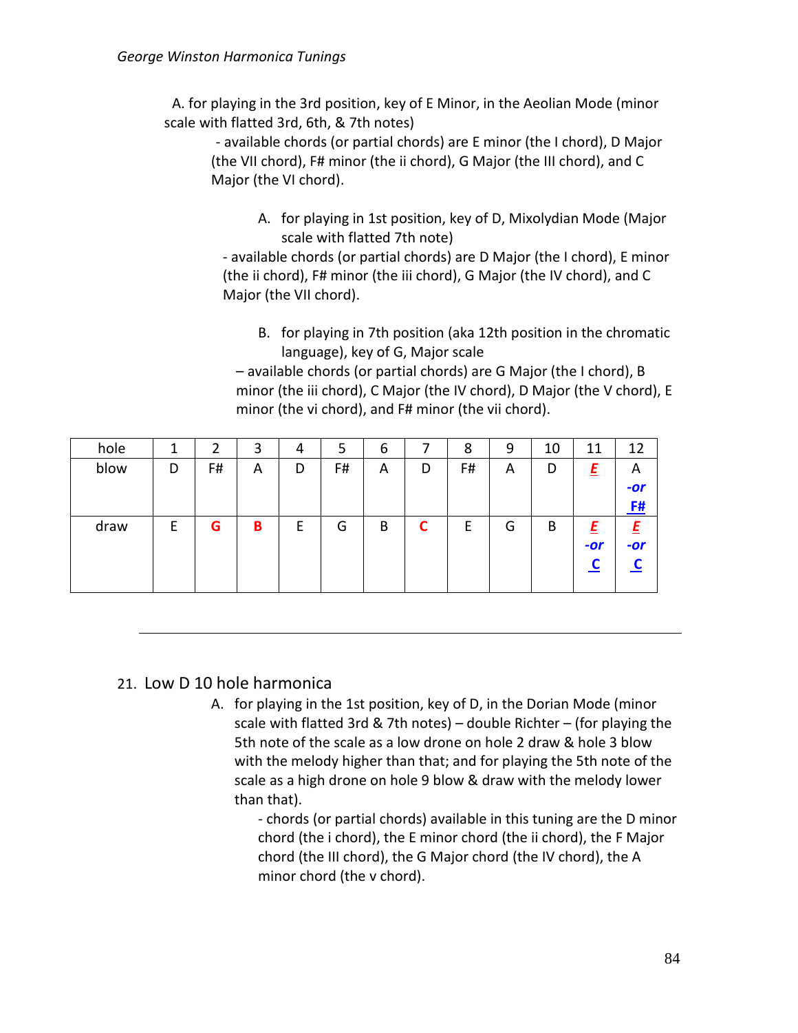A. for playing in the 3rd position, key of E Minor, in the Aeolian Mode (minor scale with flatted 3rd, 6th, & 7th notes)

- available chords (or partial chords) are E minor (the I chord), D Major (the VII chord), F# minor (the ii chord), G Major (the III chord), and C Major (the VI chord).

A. for playing in 1st position, key of D, Mixolydian Mode (Major scale with flatted 7th note)

- available chords (or partial chords) are D Major (the I chord), E minor (the ii chord), F# minor (the iii chord), G Major (the IV chord), and C Major (the VII chord).

B. for playing in 7th position (aka 12th position in the chromatic language), key of G, Major scale

– available chords (or partial chords) are G Major (the I chord), B minor (the iii chord), C Major (the IV chord), D Major (the V chord), E minor (the vi chord), and F# minor (the vii chord).

| hole | 1 | 2 | 3 | 4 | 5 | 6 | 7 | 8 | 9 | 10 | 11 | 12 |
|---|---|---|---|---|---|---|---|---|---|---|---|---|
| blow | D | F# | A | D | F# | A | D | F# | A | D | ***E*** | A ***-or*** ***F#*** |
| draw | E | **G** | **B** | E | G | B | **C** | E | G | B | ***E*** ***-or*** ***C*** | ***E*** ***-or*** ***C*** |

---

21. Low D 10 hole harmonica

A. for playing in the 1st position, key of D, in the Dorian Mode (minor scale with flatted 3rd & 7th notes) – double Richter – (for playing the 5th note of the scale as a low drone on hole 2 draw & hole 3 blow with the melody higher than that; and for playing the 5th note of the scale as a high drone on hole 9 blow & draw with the melody lower than that).

- chords (or partial chords) available in this tuning are the D minor chord (the i chord), the E minor chord (the ii chord), the F Major chord (the III chord), the G Major chord (the IV chord), the A minor chord (the v chord).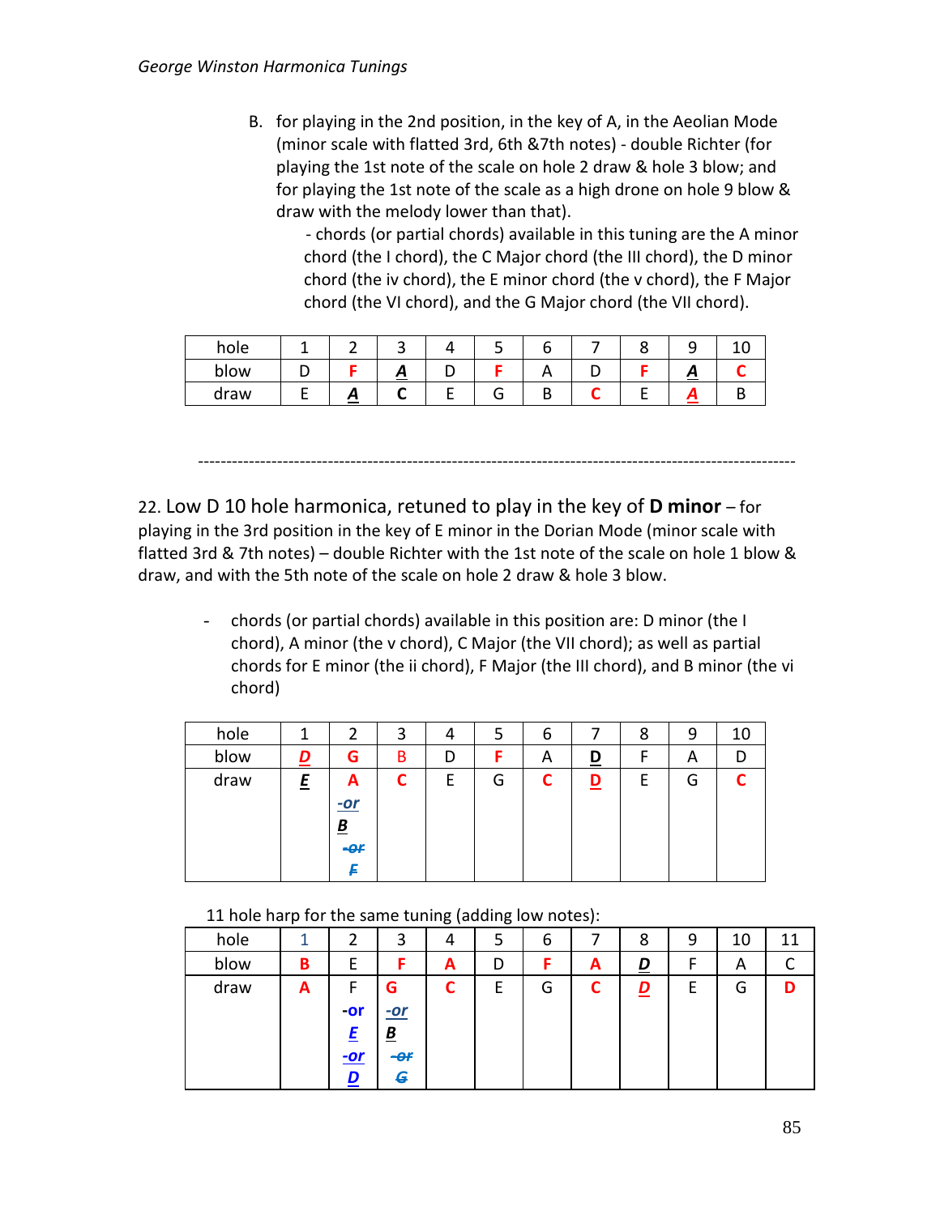B. for playing in the 2nd position, in the key of A, in the Aeolian Mode (minor scale with flatted 3rd, 6th &7th notes) - double Richter (for playing the 1st note of the scale on hole 2 draw & hole 3 blow; and for playing the 1st note of the scale as a high drone on hole 9 blow & draw with the melody lower than that).

- chords (or partial chords) available in this tuning are the A minor chord (the I chord), the C Major chord (the III chord), the D minor chord (the iv chord), the E minor chord (the v chord), the F Major chord (the VI chord), and the G Major chord (the VII chord).

| hole | 1 | 2 | 3 | 4 | 5 | 6 | 7 | 8 | 9 | 10 |
|---|---|---|---|---|---|---|---|---|---|---|
| blow | D | **F** | ***A*** | D | **F** | A | D | **F** | ***A*** | **C** |
| draw | E | ***A*** | **C** | E | G | B | **C** | E | ***A*** | B |

---

22. Low D 10 hole harmonica, retuned to play in the key of **D minor** – for playing in the 3rd position in the key of E minor in the Dorian Mode (minor scale with flatted 3rd & 7th notes) – double Richter with the 1st note of the scale on hole 1 blow & draw, and with the 5th note of the scale on hole 2 draw & hole 3 blow.

- chords (or partial chords) available in this position are: D minor (the I chord), A minor (the v chord), C Major (the VII chord); as well as partial chords for E minor (the ii chord), F Major (the III chord), and B minor (the vi chord)

| hole | 1 | 2 | 3 | 4 | 5 | 6 | 7 | 8 | 9 | 10 |
|---|---|---|---|---|---|---|---|---|---|---|
| blow | ***D*** | **G** | B | D | **F** | A | **D** | F | A | D |
| draw | ***E*** | **A** *-or* ***B*** ~~*-or*~~ ~~*F*~~ | **C** | E | G | **C** | **D** | E | G | **C** |

11 hole harp for the same tuning (adding low notes):

| hole | 1 | 2 | 3 | 4 | 5 | 6 | 7 | 8 | 9 | 10 | 11 |
|---|---|---|---|---|---|---|---|---|---|---|---|
| blow | **B** | E | **F** | **A** | D | **F** | **A** | ***D*** | F | A | C |
| draw | **A** | F **-or** ***E*** ***-or*** ***D*** | **G** *-or* ***B*** ~~*-or*~~ ~~*G*~~ | **C** | E | G | **C** | ***D*** | E | G | **D** |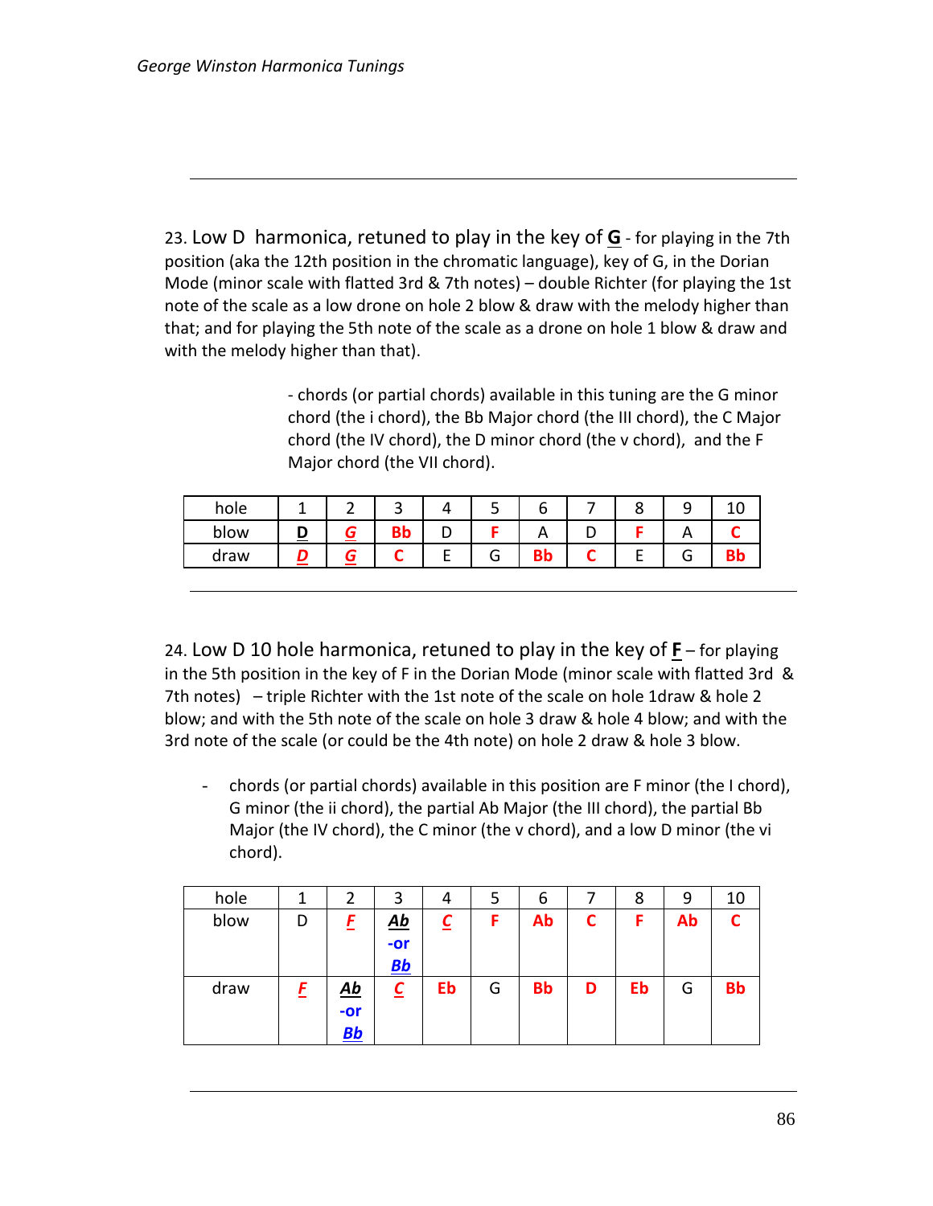23. Low D harmonica, retuned to play in the key of **G** - for playing in the 7th position (aka the 12th position in the chromatic language), key of G, in the Dorian Mode (minor scale with flatted 3rd & 7th notes) – double Richter (for playing the 1st note of the scale as a low drone on hole 2 blow & draw with the melody higher than that; and for playing the 5th note of the scale as a drone on hole 1 blow & draw and with the melody higher than that).

- chords (or partial chords) available in this tuning are the G minor chord (the i chord), the Bb Major chord (the III chord), the C Major chord (the IV chord), the D minor chord (the v chord), and the F Major chord (the VII chord).

| hole | 1 | 2 | 3 | 4 | 5 | 6 | 7 | 8 | 9 | 10 |
|---|---|---|---|---|---|---|---|---|---|---|
| blow | **D** | ***G*** | **Bb** | D | **F** | A | D | **F** | A | **C** |
| draw | ***D*** | ***G*** | **C** | E | G | **Bb** | **C** | E | G | **Bb** |

24. Low D 10 hole harmonica, retuned to play in the key of **F** – for playing in the 5th position in the key of F in the Dorian Mode (minor scale with flatted 3rd & 7th notes) – triple Richter with the 1st note of the scale on hole 1draw & hole 2 blow; and with the 5th note of the scale on hole 3 draw & hole 4 blow; and with the 3rd note of the scale (or could be the 4th note) on hole 2 draw & hole 3 blow.

- chords (or partial chords) available in this position are F minor (the I chord), G minor (the ii chord), the partial Ab Major (the III chord), the partial Bb Major (the IV chord), the C minor (the v chord), and a low D minor (the vi chord).

| hole | 1 | 2 | 3 | 4 | 5 | 6 | 7 | 8 | 9 | 10 |
|---|---|---|---|---|---|---|---|---|---|---|
| blow | D | ***F*** | ***Ab*** -or ***Bb*** | ***C*** | **F** | **Ab** | **C** | **F** | **Ab** | **C** |
| draw | ***F*** | ***Ab*** -or ***Bb*** | ***C*** | **Eb** | G | **Bb** | **D** | **Eb** | G | **Bb** |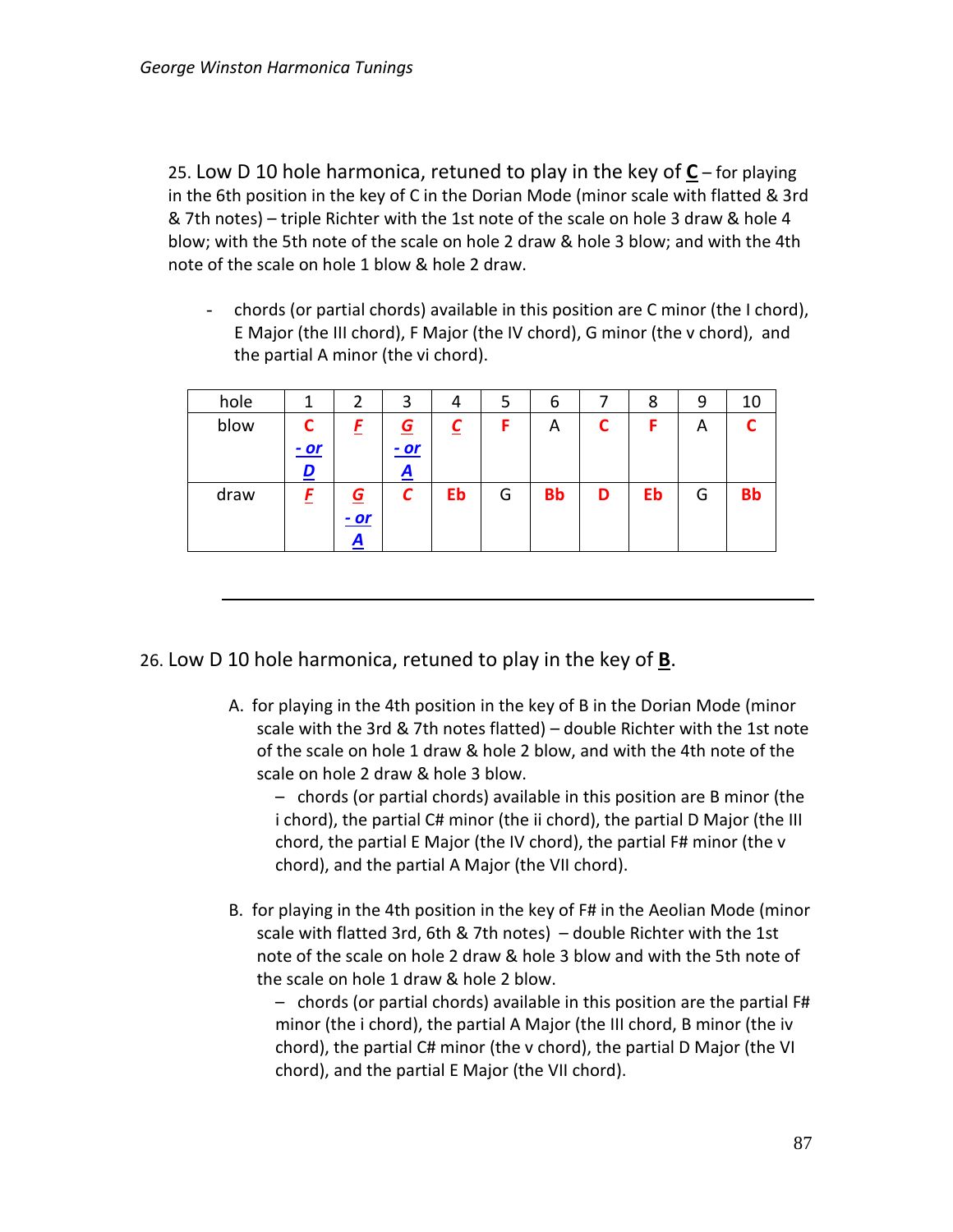25. Low D 10 hole harmonica, retuned to play in the key of **C** – for playing in the 6th position in the key of C in the Dorian Mode (minor scale with flatted & 3rd & 7th notes) – triple Richter with the 1st note of the scale on hole 3 draw & hole 4 blow; with the 5th note of the scale on hole 2 draw & hole 3 blow; and with the 4th note of the scale on hole 1 blow & hole 2 draw.

- chords (or partial chords) available in this position are C minor (the I chord), E Major (the III chord), F Major (the IV chord), G minor (the v chord), and the partial A minor (the vi chord).

| hole | 1 | 2 | 3 | 4 | 5 | 6 | 7 | 8 | 9 | 10 |
|---|---|---|---|---|---|---|---|---|---|---|
| blow | **C** ***- or D*** | ***F*** | ***G - or A*** | ***C*** | **F** | A | **C** | **F** | A | **C** |
| draw | ***F*** | ***G - or A*** | ***C*** | **Eb** | G | **Bb** | **D** | **Eb** | G | **Bb** |

---

26. Low D 10 hole harmonica, retuned to play in the key of **B**.

A. for playing in the 4th position in the key of B in the Dorian Mode (minor scale with the 3rd & 7th notes flatted) – double Richter with the 1st note of the scale on hole 1 draw & hole 2 blow, and with the 4th note of the scale on hole 2 draw & hole 3 blow.

– chords (or partial chords) available in this position are B minor (the i chord), the partial C# minor (the ii chord), the partial D Major (the III chord, the partial E Major (the IV chord), the partial F# minor (the v chord), and the partial A Major (the VII chord).

B. for playing in the 4th position in the key of F# in the Aeolian Mode (minor scale with flatted 3rd, 6th & 7th notes) – double Richter with the 1st note of the scale on hole 2 draw & hole 3 blow and with the 5th note of the scale on hole 1 draw & hole 2 blow.

– chords (or partial chords) available in this position are the partial F# minor (the i chord), the partial A Major (the III chord, B minor (the iv chord), the partial C# minor (the v chord), the partial D Major (the VI chord), and the partial E Major (the VII chord).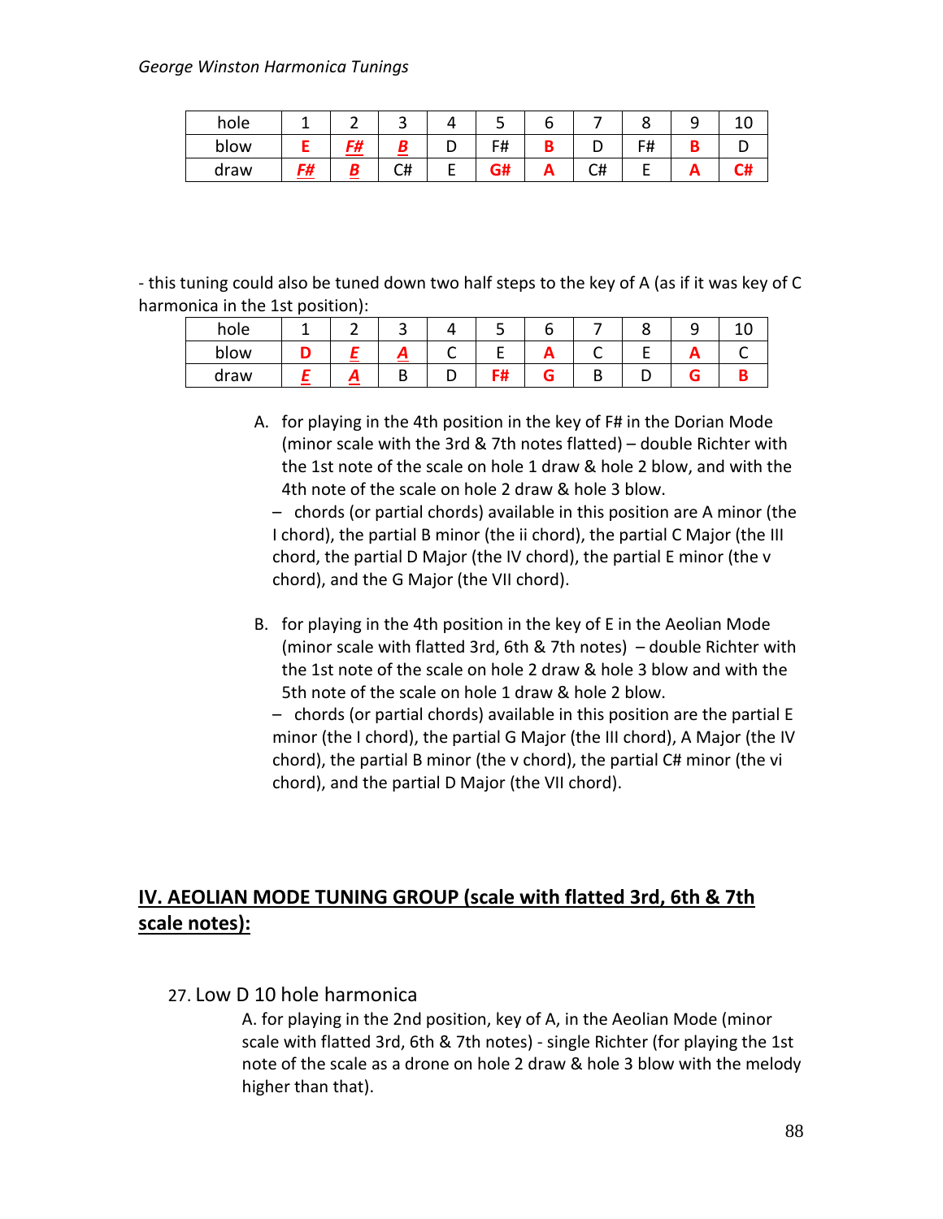*George Winston Harmonica Tunings*

| hole | 1 | 2 | 3 | 4 | 5 | 6 | 7 | 8 | 9 | 10 |
|---|---|---|---|---|---|---|---|---|---|---|
| blow | **E** | ***F#*** | ***B*** | D | F# | **B** | D | F# | **B** | D |
| draw | ***F#*** | ***B*** | C# | E | **G#** | **A** | C# | E | **A** | **C#** |

- this tuning could also be tuned down two half steps to the key of A (as if it was key of C harmonica in the 1st position):

| hole | 1 | 2 | 3 | 4 | 5 | 6 | 7 | 8 | 9 | 10 |
|---|---|---|---|---|---|---|---|---|---|---|
| blow | **D** | ***E*** | ***A*** | C | E | **A** | C | E | **A** | C |
| draw | ***E*** | ***A*** | B | D | **F#** | **G** | B | D | **G** | **B** |

A. for playing in the 4th position in the key of F# in the Dorian Mode (minor scale with the 3rd & 7th notes flatted) – double Richter with the 1st note of the scale on hole 1 draw & hole 2 blow, and with the 4th note of the scale on hole 2 draw & hole 3 blow.
   – chords (or partial chords) available in this position are A minor (the I chord), the partial B minor (the ii chord), the partial C Major (the III chord, the partial D Major (the IV chord), the partial E minor (the v chord), and the G Major (the VII chord).

B. for playing in the 4th position in the key of E in the Aeolian Mode (minor scale with flatted 3rd, 6th & 7th notes) – double Richter with the 1st note of the scale on hole 2 draw & hole 3 blow and with the 5th note of the scale on hole 1 draw & hole 2 blow.
   – chords (or partial chords) available in this position are the partial E minor (the I chord), the partial G Major (the III chord), A Major (the IV chord), the partial B minor (the v chord), the partial C# minor (the vi chord), and the partial D Major (the VII chord).

## IV. AEOLIAN MODE TUNING GROUP (scale with flatted 3rd, 6th & 7th scale notes):

27. Low D 10 hole harmonica

A. for playing in the 2nd position, key of A, in the Aeolian Mode (minor scale with flatted 3rd, 6th & 7th notes) - single Richter (for playing the 1st note of the scale as a drone on hole 2 draw & hole 3 blow with the melody higher than that).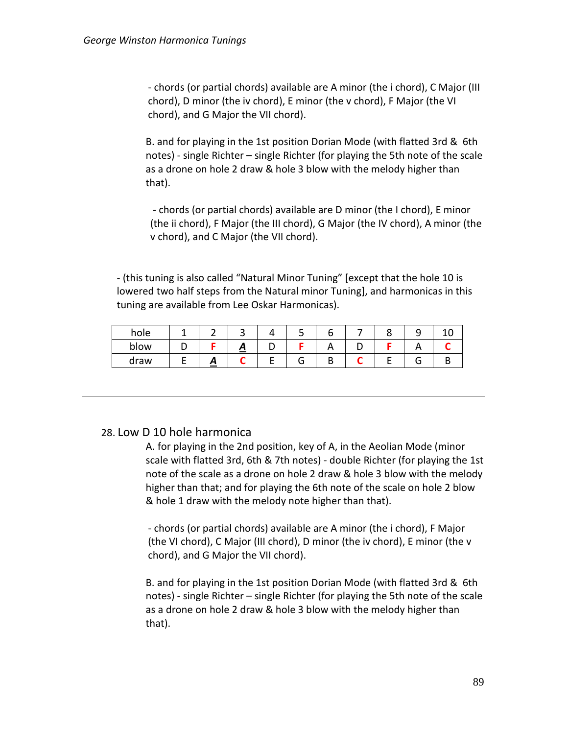- chords (or partial chords) available are A minor (the i chord), C Major (III chord), D minor (the iv chord), E minor (the v chord), F Major (the VI chord), and G Major the VII chord).

B. and for playing in the 1st position Dorian Mode (with flatted 3rd & 6th notes) - single Richter – single Richter (for playing the 5th note of the scale as a drone on hole 2 draw & hole 3 blow with the melody higher than that).

- chords (or partial chords) available are D minor (the I chord), E minor (the ii chord), F Major (the III chord), G Major (the IV chord), A minor (the v chord), and C Major (the VII chord).

- (this tuning is also called "Natural Minor Tuning" [except that the hole 10 is lowered two half steps from the Natural minor Tuning], and harmonicas in this tuning are available from Lee Oskar Harmonicas).

| hole | 1 | 2 | 3 | 4 | 5 | 6 | 7 | 8 | 9 | 10 |
|---|---|---|---|---|---|---|---|---|---|---|
| blow | D | **F** | ***A*** | D | **F** | A | D | **F** | A | **C** |
| draw | E | ***A*** | **C** | E | G | B | **C** | E | G | B |

---

## 28. Low D 10 hole harmonica

A. for playing in the 2nd position, key of A, in the Aeolian Mode (minor scale with flatted 3rd, 6th & 7th notes) - double Richter (for playing the 1st note of the scale as a drone on hole 2 draw & hole 3 blow with the melody higher than that; and for playing the 6th note of the scale on hole 2 blow & hole 1 draw with the melody note higher than that).

- chords (or partial chords) available are A minor (the i chord), F Major (the VI chord), C Major (III chord), D minor (the iv chord), E minor (the v chord), and G Major the VII chord).

B. and for playing in the 1st position Dorian Mode (with flatted 3rd & 6th notes) - single Richter – single Richter (for playing the 5th note of the scale as a drone on hole 2 draw & hole 3 blow with the melody higher than that).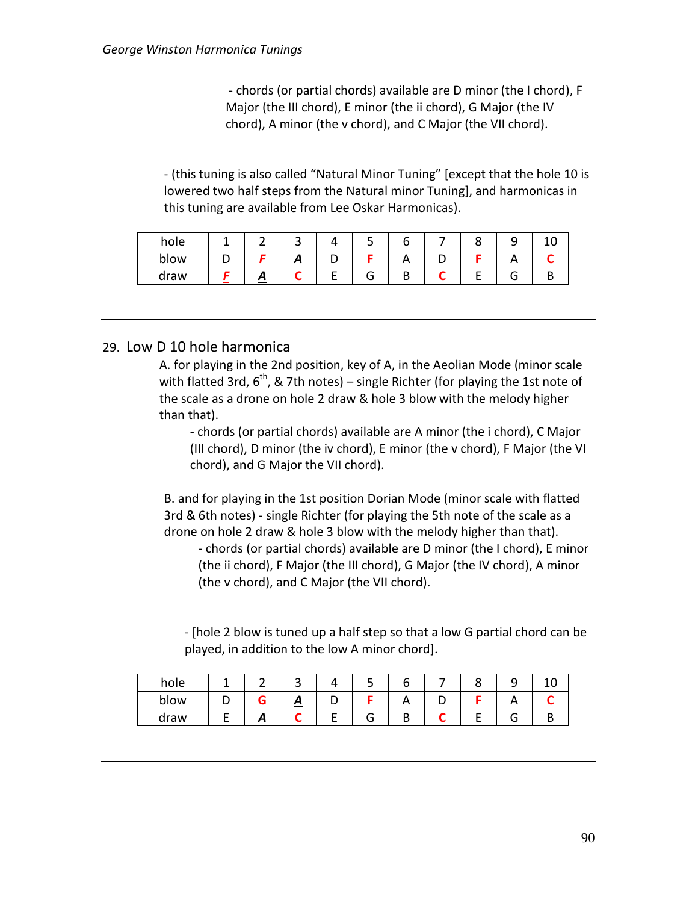- chords (or partial chords) available are D minor (the I chord), F Major (the III chord), E minor (the ii chord), G Major (the IV chord), A minor (the v chord), and C Major (the VII chord).

- (this tuning is also called "Natural Minor Tuning" [except that the hole 10 is lowered two half steps from the Natural minor Tuning], and harmonicas in this tuning are available from Lee Oskar Harmonicas).

| hole | 1 | 2 | 3 | 4 | 5 | 6 | 7 | 8 | 9 | 10 |
|---|---|---|---|---|---|---|---|---|---|---|
| blow | D | ***F*** | ***A*** | D | **F** | A | D | **F** | A | **C** |
| draw | ***F*** | ***A*** | **C** | E | G | B | **C** | E | G | B |

---

## 29. Low D 10 hole harmonica

A. for playing in the 2nd position, key of A, in the Aeolian Mode (minor scale with flatted 3rd, 6th, & 7th notes) – single Richter (for playing the 1st note of the scale as a drone on hole 2 draw & hole 3 blow with the melody higher than that).

- chords (or partial chords) available are A minor (the i chord), C Major (III chord), D minor (the iv chord), E minor (the v chord), F Major (the VI chord), and G Major the VII chord).

B. and for playing in the 1st position Dorian Mode (minor scale with flatted 3rd & 6th notes) - single Richter (for playing the 5th note of the scale as a drone on hole 2 draw & hole 3 blow with the melody higher than that).

- chords (or partial chords) available are D minor (the I chord), E minor (the ii chord), F Major (the III chord), G Major (the IV chord), A minor (the v chord), and C Major (the VII chord).

- [hole 2 blow is tuned up a half step so that a low G partial chord can be played, in addition to the low A minor chord].

| hole | 1 | 2 | 3 | 4 | 5 | 6 | 7 | 8 | 9 | 10 |
|---|---|---|---|---|---|---|---|---|---|---|
| blow | D | **G** | ***A*** | D | **F** | A | D | **F** | A | **C** |
| draw | E | ***A*** | **C** | E | G | B | **C** | E | G | B |

---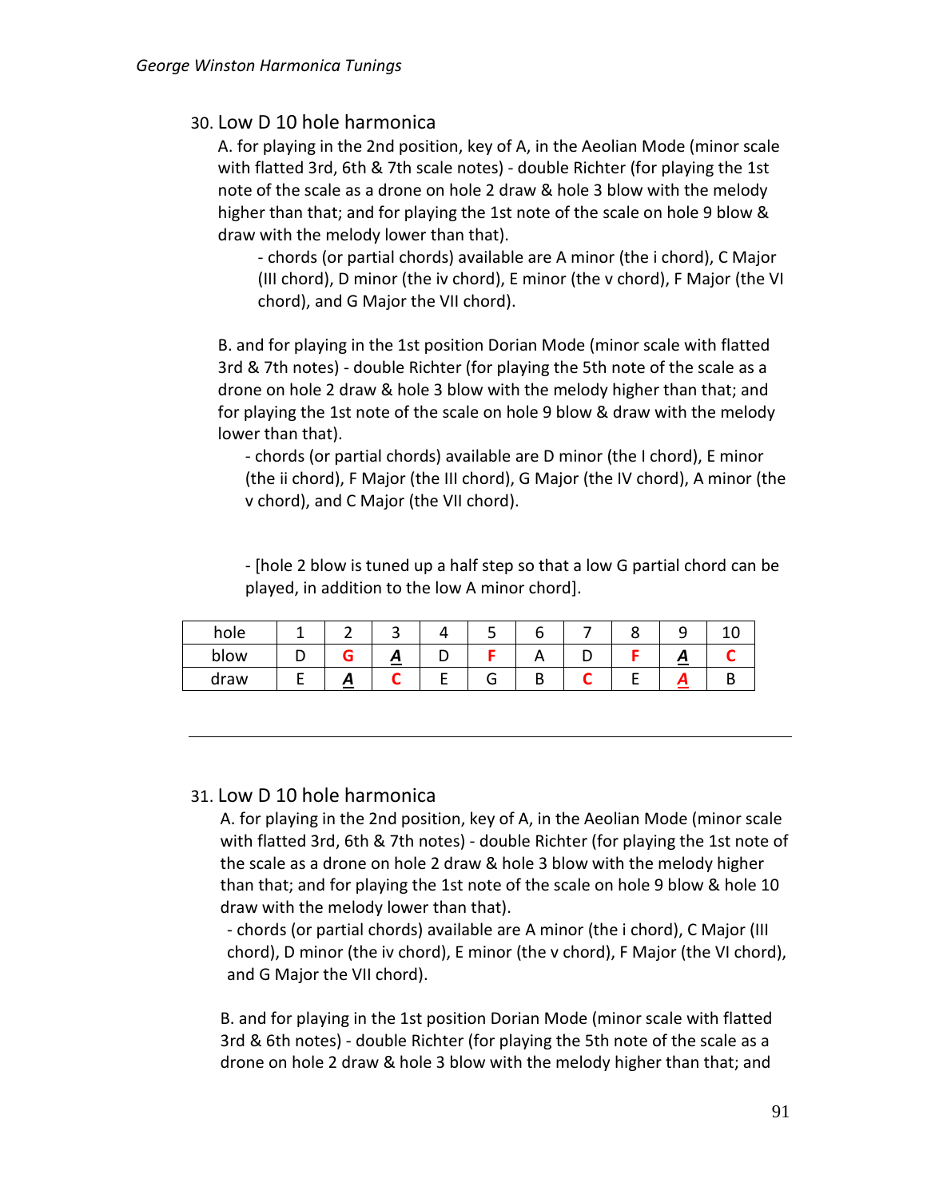30. Low D 10 hole harmonica

A. for playing in the 2nd position, key of A, in the Aeolian Mode (minor scale with flatted 3rd, 6th & 7th scale notes) - double Richter (for playing the 1st note of the scale as a drone on hole 2 draw & hole 3 blow with the melody higher than that; and for playing the 1st note of the scale on hole 9 blow & draw with the melody lower than that).

- chords (or partial chords) available are A minor (the i chord), C Major (III chord), D minor (the iv chord), E minor (the v chord), F Major (the VI chord), and G Major the VII chord).

B. and for playing in the 1st position Dorian Mode (minor scale with flatted 3rd & 7th notes) - double Richter (for playing the 5th note of the scale as a drone on hole 2 draw & hole 3 blow with the melody higher than that; and for playing the 1st note of the scale on hole 9 blow & draw with the melody lower than that).

- chords (or partial chords) available are D minor (the I chord), E minor (the ii chord), F Major (the III chord), G Major (the IV chord), A minor (the v chord), and C Major (the VII chord).

- [hole 2 blow is tuned up a half step so that a low G partial chord can be played, in addition to the low A minor chord].

| hole | 1 | 2 | 3 | 4 | 5 | 6 | 7 | 8 | 9 | 10 |
|---|---|---|---|---|---|---|---|---|---|---|
| blow | D | **G** | ***A*** | D | **F** | A | D | **F** | ***A*** | **C** |
| draw | E | ***A*** | **C** | E | G | B | **C** | E | ***A*** | B |

---

31. Low D 10 hole harmonica

A. for playing in the 2nd position, key of A, in the Aeolian Mode (minor scale with flatted 3rd, 6th & 7th notes) - double Richter (for playing the 1st note of the scale as a drone on hole 2 draw & hole 3 blow with the melody higher than that; and for playing the 1st note of the scale on hole 9 blow & hole 10 draw with the melody lower than that).

- chords (or partial chords) available are A minor (the i chord), C Major (III chord), D minor (the iv chord), E minor (the v chord), F Major (the VI chord), and G Major the VII chord).

B. and for playing in the 1st position Dorian Mode (minor scale with flatted 3rd & 6th notes) - double Richter (for playing the 5th note of the scale as a drone on hole 2 draw & hole 3 blow with the melody higher than that; and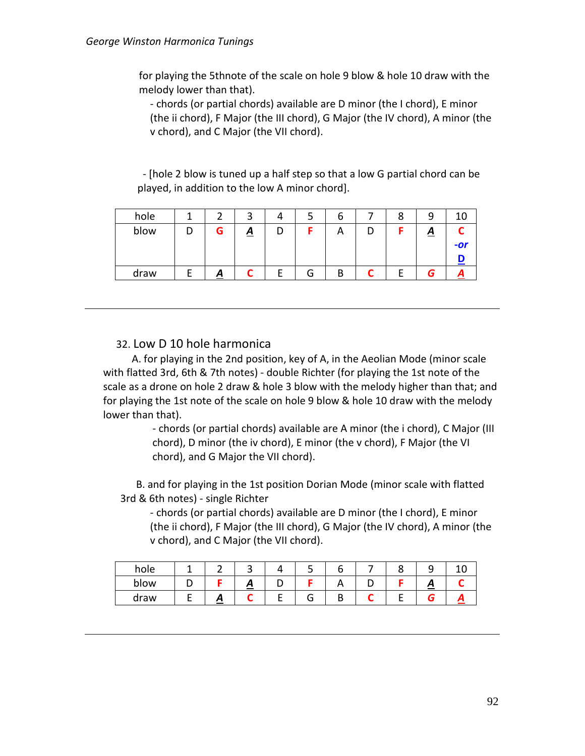for playing the 5thnote of the scale on hole 9 blow & hole 10 draw with the melody lower than that).

- chords (or partial chords) available are D minor (the I chord), E minor (the ii chord), F Major (the III chord), G Major (the IV chord), A minor (the v chord), and C Major (the VII chord).

- [hole 2 blow is tuned up a half step so that a low G partial chord can be played, in addition to the low A minor chord].

| hole | 1 | 2 | 3 | 4 | 5 | 6 | 7 | 8 | 9 | 10 |
|---|---|---|---|---|---|---|---|---|---|---|
| blow | D | **G** | ***A*** | D | **F** | A | D | **F** | ***A*** | **C** *-or* **D** |
| draw | E | ***A*** | **C** | E | G | B | **C** | E | ***G*** | ***A*** |

---

32. Low D 10 hole harmonica

A. for playing in the 2nd position, key of A, in the Aeolian Mode (minor scale with flatted 3rd, 6th & 7th notes) - double Richter (for playing the 1st note of the scale as a drone on hole 2 draw & hole 3 blow with the melody higher than that; and for playing the 1st note of the scale on hole 9 blow & hole 10 draw with the melody lower than that).

- chords (or partial chords) available are A minor (the i chord), C Major (III chord), D minor (the iv chord), E minor (the v chord), F Major (the VI chord), and G Major the VII chord).

B. and for playing in the 1st position Dorian Mode (minor scale with flatted 3rd & 6th notes) - single Richter

- chords (or partial chords) available are D minor (the I chord), E minor (the ii chord), F Major (the III chord), G Major (the IV chord), A minor (the v chord), and C Major (the VII chord).

| hole | 1 | 2 | 3 | 4 | 5 | 6 | 7 | 8 | 9 | 10 |
|---|---|---|---|---|---|---|---|---|---|---|
| blow | D | **F** | ***A*** | D | **F** | A | D | **F** | ***A*** | **C** |
| draw | E | ***A*** | **C** | E | G | B | **C** | E | ***G*** | ***A*** |

---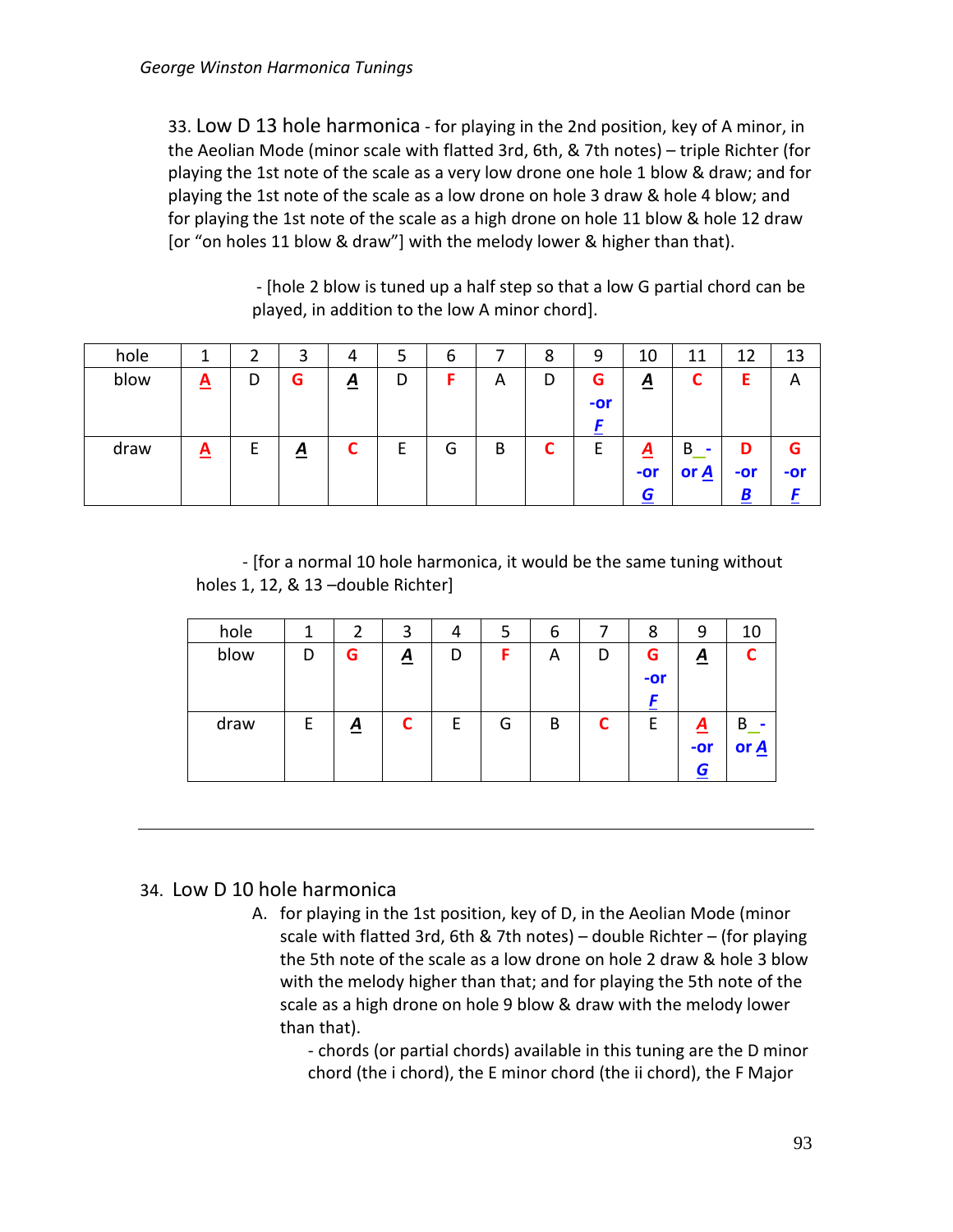33. Low D 13 hole harmonica - for playing in the 2nd position, key of A minor, in the Aeolian Mode (minor scale with flatted 3rd, 6th, & 7th notes) – triple Richter (for playing the 1st note of the scale as a very low drone one hole 1 blow & draw; and for playing the 1st note of the scale as a low drone on hole 3 draw & hole 4 blow; and for playing the 1st note of the scale as a high drone on hole 11 blow & hole 12 draw [or "on holes 11 blow & draw"] with the melody lower & higher than that).

- [hole 2 blow is tuned up a half step so that a low G partial chord can be played, in addition to the low A minor chord].

| hole | 1 | 2 | 3 | 4 | 5 | 6 | 7 | 8 | 9 | 10 | 11 | 12 | 13 |
|---|---|---|---|---|---|---|---|---|---|---|---|---|---|
| blow | **A** | D | **G** | **A** | D | **F** | A | D | **G -or F** | **A** | **C** | **E** | A |
| draw | **A** | E | **A** | **C** | E | G | B | **C** | E | **A -or G** | B_ - or **A** | **D -or B** | **G -or F** |

- [for a normal 10 hole harmonica, it would be the same tuning without holes 1, 12, & 13 –double Richter]

| hole | 1 | 2 | 3 | 4 | 5 | 6 | 7 | 8 | 9 | 10 |
|---|---|---|---|---|---|---|---|---|---|---|
| blow | D | **G** | **A** | D | **F** | A | D | **G -or F** | **A** | **C** |
| draw | E | **A** | **C** | E | G | B | **C** | E | **A -or G** | B_ - or **A** |

---

34. Low D 10 hole harmonica

A. for playing in the 1st position, key of D, in the Aeolian Mode (minor scale with flatted 3rd, 6th & 7th notes) – double Richter – (for playing the 5th note of the scale as a low drone on hole 2 draw & hole 3 blow with the melody higher than that; and for playing the 5th note of the scale as a high drone on hole 9 blow & draw with the melody lower than that).

- chords (or partial chords) available in this tuning are the D minor chord (the i chord), the E minor chord (the ii chord), the F Major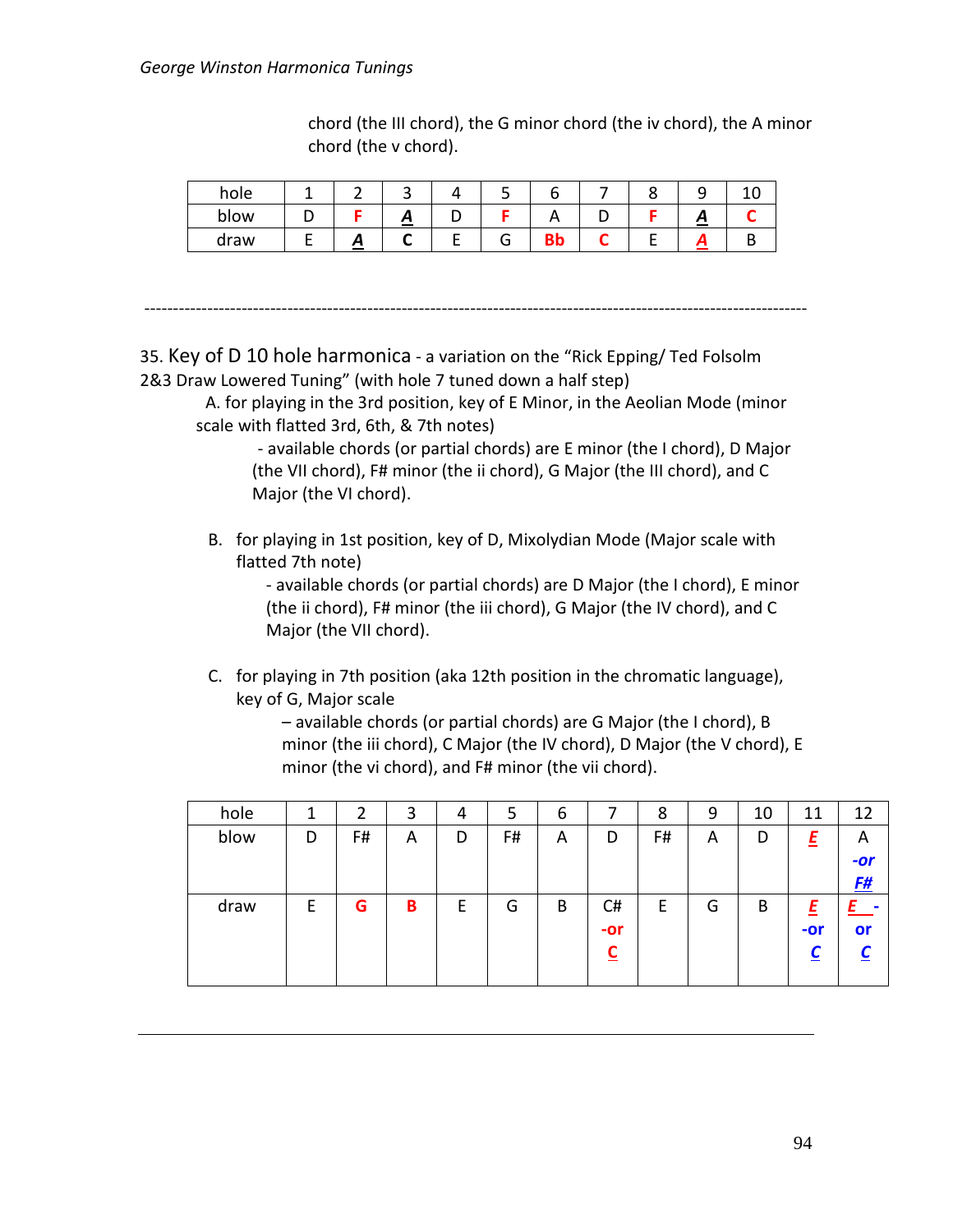chord (the III chord), the G minor chord (the iv chord), the A minor chord (the v chord).

| hole | 1 | 2 | 3 | 4 | 5 | 6 | 7 | 8 | 9 | 10 |
|---|---|---|---|---|---|---|---|---|---|---|
| blow | D | **F** | ***A*** | D | **F** | A | D | **F** | ***A*** | **C** |
| draw | E | ***A*** | **C** | E | G | **Bb** | **C** | E | ***A*** | B |

---

35. Key of D 10 hole harmonica - a variation on the "Rick Epping/ Ted Folsolm 2&3 Draw Lowered Tuning" (with hole 7 tuned down a half step)

A. for playing in the 3rd position, key of E Minor, in the Aeolian Mode (minor scale with flatted 3rd, 6th, & 7th notes)

- available chords (or partial chords) are E minor (the I chord), D Major (the VII chord), F# minor (the ii chord), G Major (the III chord), and C Major (the VI chord).

B. for playing in 1st position, key of D, Mixolydian Mode (Major scale with flatted 7th note)

- available chords (or partial chords) are D Major (the I chord), E minor (the ii chord), F# minor (the iii chord), G Major (the IV chord), and C Major (the VII chord).

C. for playing in 7th position (aka 12th position in the chromatic language), key of G, Major scale

– available chords (or partial chords) are G Major (the I chord), B minor (the iii chord), C Major (the IV chord), D Major (the V chord), E minor (the vi chord), and F# minor (the vii chord).

| hole | 1 | 2 | 3 | 4 | 5 | 6 | 7 | 8 | 9 | 10 | 11 | 12 |
|---|---|---|---|---|---|---|---|---|---|---|---|---|
| blow | D | F# | A | D | F# | A | D | F# | A | D | ***E*** | A ***-or F#*** |
| draw | E | **G** | **B** | E | G | B | C# **-or C** | E | G | B | ***E -or C*** | ***E -or C*** |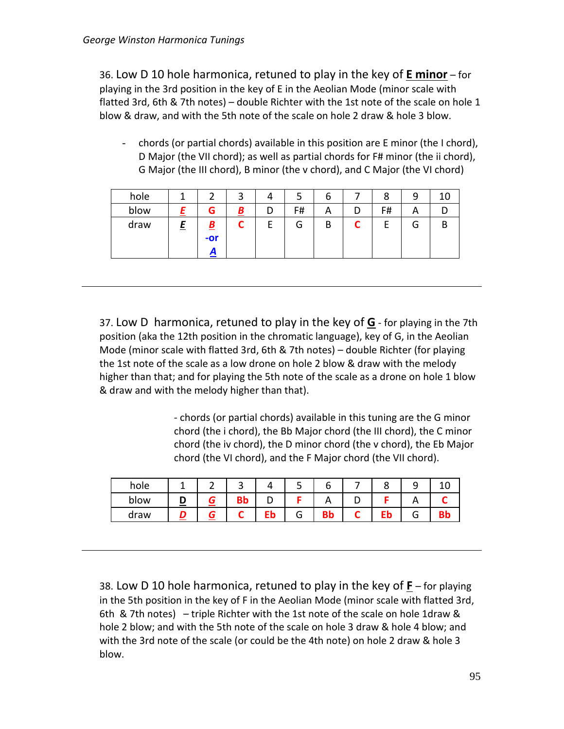36. Low D 10 hole harmonica, retuned to play in the key of **E minor** – for playing in the 3rd position in the key of E in the Aeolian Mode (minor scale with flatted 3rd, 6th & 7th notes) – double Richter with the 1st note of the scale on hole 1 blow & draw, and with the 5th note of the scale on hole 2 draw & hole 3 blow.

- chords (or partial chords) available in this position are E minor (the I chord), D Major (the VII chord); as well as partial chords for F# minor (the ii chord), G Major (the III chord), B minor (the v chord), and C Major (the VI chord)

| hole | 1 | 2 | 3 | 4 | 5 | 6 | 7 | 8 | 9 | 10 |
|---|---|---|---|---|---|---|---|---|---|---|
| blow | **E** | **G** | **B** | D | F# | A | D | F# | A | D |
| draw | **E** | **B** -or **A** | **C** | E | G | B | **C** | E | G | B |

---

37. Low D harmonica, retuned to play in the key of **G** - for playing in the 7th position (aka the 12th position in the chromatic language), key of G, in the Aeolian Mode (minor scale with flatted 3rd, 6th & 7th notes) – double Richter (for playing the 1st note of the scale as a low drone on hole 2 blow & draw with the melody higher than that; and for playing the 5th note of the scale as a drone on hole 1 blow & draw and with the melody higher than that).

- chords (or partial chords) available in this tuning are the G minor chord (the i chord), the Bb Major chord (the III chord), the C minor chord (the iv chord), the D minor chord (the v chord), the Eb Major chord (the VI chord), and the F Major chord (the VII chord).

| hole | 1 | 2 | 3 | 4 | 5 | 6 | 7 | 8 | 9 | 10 |
|---|---|---|---|---|---|---|---|---|---|---|
| blow | **D** | **G** | **Bb** | D | **F** | A | D | **F** | A | **C** |
| draw | **D** | **G** | **C** | **Eb** | G | **Bb** | **C** | **Eb** | G | **Bb** |

---

38. Low D 10 hole harmonica, retuned to play in the key of **F** – for playing in the 5th position in the key of F in the Aeolian Mode (minor scale with flatted 3rd, 6th & 7th notes) – triple Richter with the 1st note of the scale on hole 1draw & hole 2 blow; and with the 5th note of the scale on hole 3 draw & hole 4 blow; and with the 3rd note of the scale (or could be the 4th note) on hole 2 draw & hole 3 blow.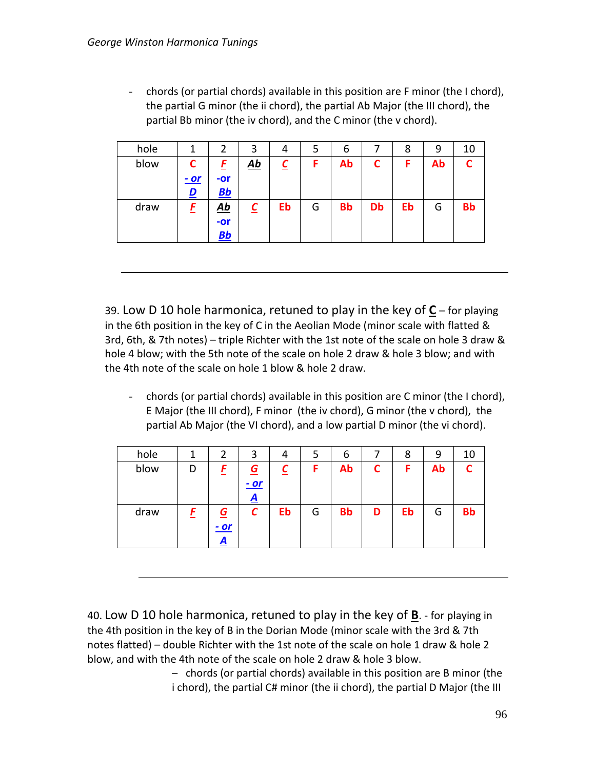- chords (or partial chords) available in this position are F minor (the I chord), the partial G minor (the ii chord), the partial Ab Major (the III chord), the partial Bb minor (the iv chord), and the C minor (the v chord).

| hole | 1 | 2 | 3 | 4 | 5 | 6 | 7 | 8 | 9 | 10 |
|---|---|---|---|---|---|---|---|---|---|---|
| blow | C - or D | F -or Bb | Ab | C | F | Ab | C | F | Ab | C |
| draw | F | Ab -or Bb | C | Eb | G | Bb | Db | Eb | G | Bb |

---

39. Low D 10 hole harmonica, retuned to play in the key of **C** – for playing in the 6th position in the key of C in the Aeolian Mode (minor scale with flatted & 3rd, 6th, & 7th notes) – triple Richter with the 1st note of the scale on hole 3 draw & hole 4 blow; with the 5th note of the scale on hole 2 draw & hole 3 blow; and with the 4th note of the scale on hole 1 blow & hole 2 draw.

- chords (or partial chords) available in this position are C minor (the I chord), E Major (the III chord), F minor (the iv chord), G minor (the v chord), the partial Ab Major (the VI chord), and a low partial D minor (the vi chord).

| hole | 1 | 2 | 3 | 4 | 5 | 6 | 7 | 8 | 9 | 10 |
|---|---|---|---|---|---|---|---|---|---|---|
| blow | D | F | G - or A | C | F | Ab | C | F | Ab | C |
| draw | F | G - or A | C | Eb | G | Bb | D | Eb | G | Bb |

---

40. Low D 10 hole harmonica, retuned to play in the key of **B**. - for playing in the 4th position in the key of B in the Dorian Mode (minor scale with the 3rd & 7th notes flatted) – double Richter with the 1st note of the scale on hole 1 draw & hole 2 blow, and with the 4th note of the scale on hole 2 draw & hole 3 blow.

– chords (or partial chords) available in this position are B minor (the i chord), the partial C# minor (the ii chord), the partial D Major (the III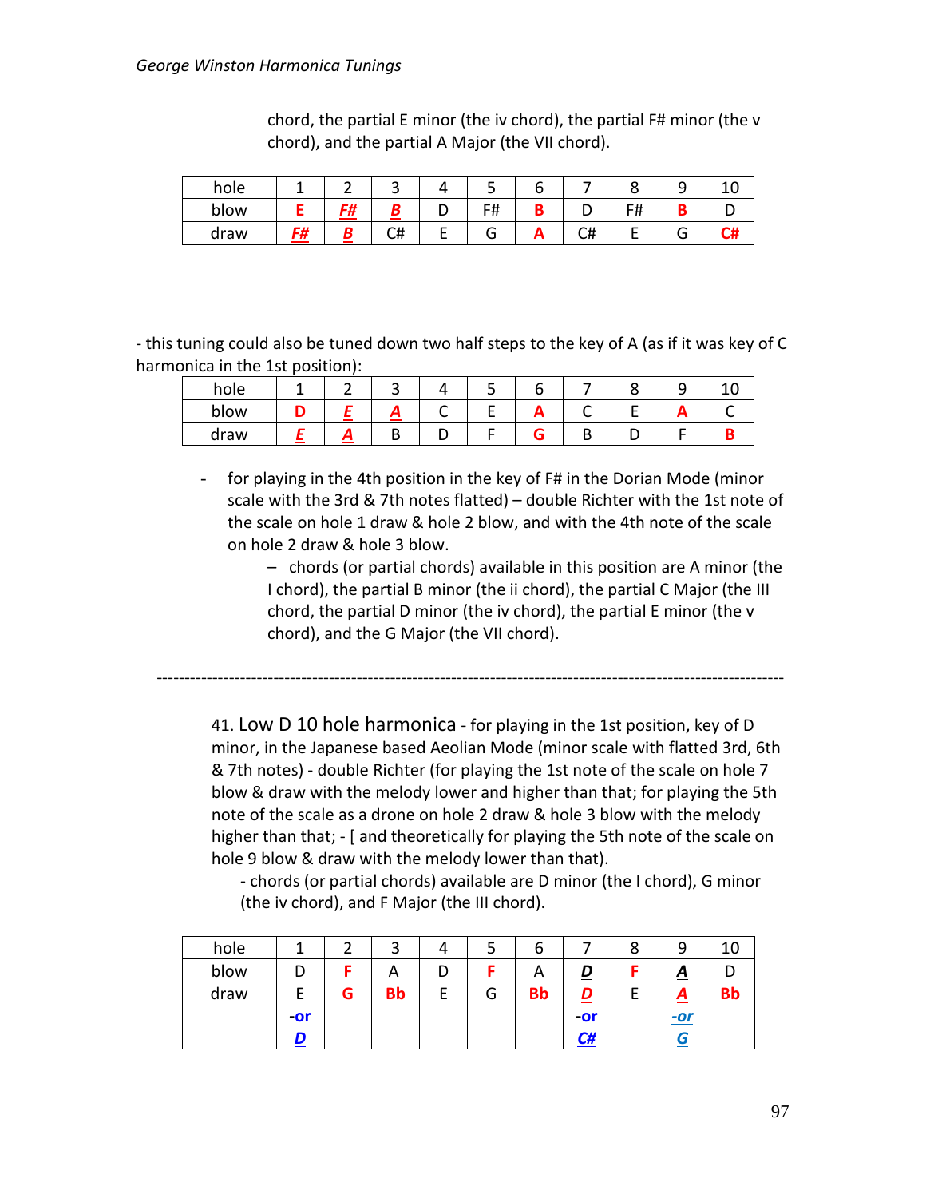chord, the partial E minor (the iv chord), the partial F# minor (the v chord), and the partial A Major (the VII chord).

| hole | 1 | 2 | 3 | 4 | 5 | 6 | 7 | 8 | 9 | 10 |
|---|---|---|---|---|---|---|---|---|---|---|
| blow | **E** | ***F#*** | ***B*** | D | F# | **B** | D | F# | **B** | D |
| draw | ***F#*** | ***B*** | C# | E | G | **A** | C# | E | G | **C#** |

- this tuning could also be tuned down two half steps to the key of A (as if it was key of C harmonica in the 1st position):

| hole | 1 | 2 | 3 | 4 | 5 | 6 | 7 | 8 | 9 | 10 |
|---|---|---|---|---|---|---|---|---|---|---|
| blow | **D** | ***E*** | ***A*** | C | E | **A** | C | E | **A** | C |
| draw | ***E*** | ***A*** | B | D | F | **G** | B | D | F | **B** |

- for playing in the 4th position in the key of F# in the Dorian Mode (minor scale with the 3rd & 7th notes flatted) – double Richter with the 1st note of the scale on hole 1 draw & hole 2 blow, and with the 4th note of the scale on hole 2 draw & hole 3 blow.
    - chords (or partial chords) available in this position are A minor (the I chord), the partial B minor (the ii chord), the partial C Major (the III chord, the partial D minor (the iv chord), the partial E minor (the v chord), and the G Major (the VII chord).

---

41. Low D 10 hole harmonica - for playing in the 1st position, key of D minor, in the Japanese based Aeolian Mode (minor scale with flatted 3rd, 6th & 7th notes) - double Richter (for playing the 1st note of the scale on hole 7 blow & draw with the melody lower and higher than that; for playing the 5th note of the scale as a drone on hole 2 draw & hole 3 blow with the melody higher than that; - [ and theoretically for playing the 5th note of the scale on hole 9 blow & draw with the melody lower than that).

- chords (or partial chords) available are D minor (the I chord), G minor (the iv chord), and F Major (the III chord).

| hole | 1 | 2 | 3 | 4 | 5 | 6 | 7 | 8 | 9 | 10 |
|---|---|---|---|---|---|---|---|---|---|---|
| blow | D | **F** | A | D | **F** | A | ***D*** | **F** | ***A*** | D |
| draw | E -or ***D*** | **G** | **Bb** | E | G | **Bb** | ***D*** -or ***C#*** | E | ***A*** ***-or G*** | **Bb** |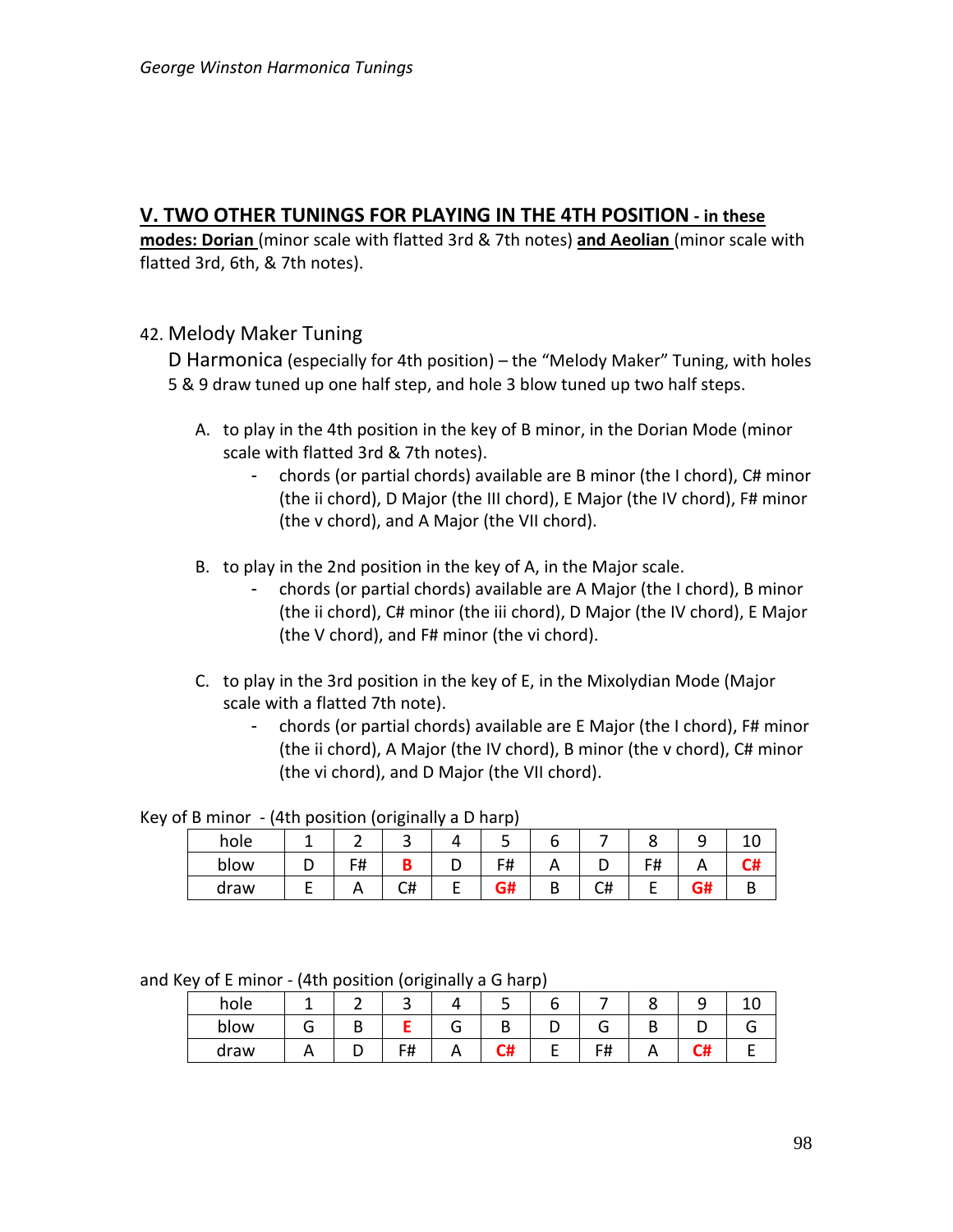## V. TWO OTHER TUNINGS FOR PLAYING IN THE 4TH POSITION - in these modes: Dorian (minor scale with flatted 3rd & 7th notes) and Aeolian (minor scale with flatted 3rd, 6th, & 7th notes).

42. Melody Maker Tuning

D Harmonica (especially for 4th position) – the "Melody Maker" Tuning, with holes 5 & 9 draw tuned up one half step, and hole 3 blow tuned up two half steps.

A. to play in the 4th position in the key of B minor, in the Dorian Mode (minor scale with flatted 3rd & 7th notes).
   - chords (or partial chords) available are B minor (the I chord), C# minor (the ii chord), D Major (the III chord), E Major (the IV chord), F# minor (the v chord), and A Major (the VII chord).

B. to play in the 2nd position in the key of A, in the Major scale.
   - chords (or partial chords) available are A Major (the I chord), B minor (the ii chord), C# minor (the iii chord), D Major (the IV chord), E Major (the V chord), and F# minor (the vi chord).

C. to play in the 3rd position in the key of E, in the Mixolydian Mode (Major scale with a flatted 7th note).
   - chords (or partial chords) available are E Major (the I chord), F# minor (the ii chord), A Major (the IV chord), B minor (the v chord), C# minor (the vi chord), and D Major (the VII chord).

Key of B minor - (4th position (originally a D harp)

| hole | 1 | 2 | 3 | 4 | 5 | 6 | 7 | 8 | 9 | 10 |
|---|---|---|---|---|---|---|---|---|---|---|
| blow | D | F# | **B** | D | F# | A | D | F# | A | **C#** |
| draw | E | A | C# | E | **G#** | B | C# | E | **G#** | B |

and Key of E minor - (4th position (originally a G harp)

| hole | 1 | 2 | 3 | 4 | 5 | 6 | 7 | 8 | 9 | 10 |
|---|---|---|---|---|---|---|---|---|---|---|
| blow | G | B | **E** | G | B | D | G | B | D | G |
| draw | A | D | F# | A | **C#** | E | F# | A | **C#** | E |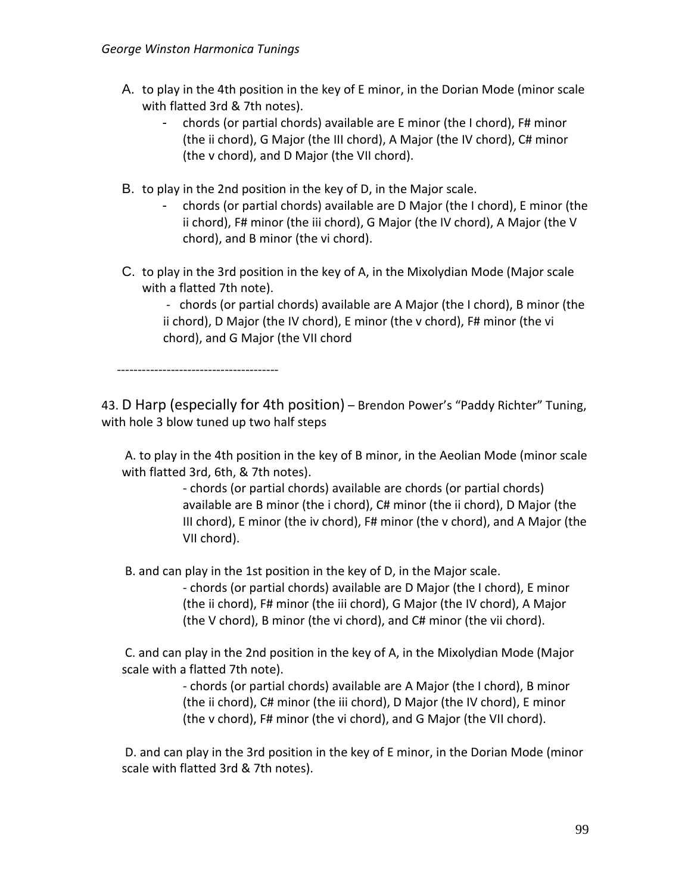A. to play in the 4th position in the key of E minor, in the Dorian Mode (minor scale with flatted 3rd & 7th notes).

- chords (or partial chords) available are E minor (the I chord), F# minor (the ii chord), G Major (the III chord), A Major (the IV chord), C# minor (the v chord), and D Major (the VII chord).

B. to play in the 2nd position in the key of D, in the Major scale.

- chords (or partial chords) available are D Major (the I chord), E minor (the ii chord), F# minor (the iii chord), G Major (the IV chord), A Major (the V chord), and B minor (the vi chord).

C. to play in the 3rd position in the key of A, in the Mixolydian Mode (Major scale with a flatted 7th note).

- chords (or partial chords) available are A Major (the I chord), B minor (the ii chord), D Major (the IV chord), E minor (the v chord), F# minor (the vi chord), and G Major (the VII chord

---------------------------------------

43. D Harp (especially for 4th position) – Brendon Power's "Paddy Richter" Tuning, with hole 3 blow tuned up two half steps

A. to play in the 4th position in the key of B minor, in the Aeolian Mode (minor scale with flatted 3rd, 6th, & 7th notes).

- chords (or partial chords) available are chords (or partial chords) available are B minor (the i chord), C# minor (the ii chord), D Major (the III chord), E minor (the iv chord), F# minor (the v chord), and A Major (the VII chord).

B. and can play in the 1st position in the key of D, in the Major scale.

- chords (or partial chords) available are D Major (the I chord), E minor (the ii chord), F# minor (the iii chord), G Major (the IV chord), A Major (the V chord), B minor (the vi chord), and C# minor (the vii chord).

C. and can play in the 2nd position in the key of A, in the Mixolydian Mode (Major scale with a flatted 7th note).

- chords (or partial chords) available are A Major (the I chord), B minor (the ii chord), C# minor (the iii chord), D Major (the IV chord), E minor (the v chord), F# minor (the vi chord), and G Major (the VII chord).

D. and can play in the 3rd position in the key of E minor, in the Dorian Mode (minor scale with flatted 3rd & 7th notes).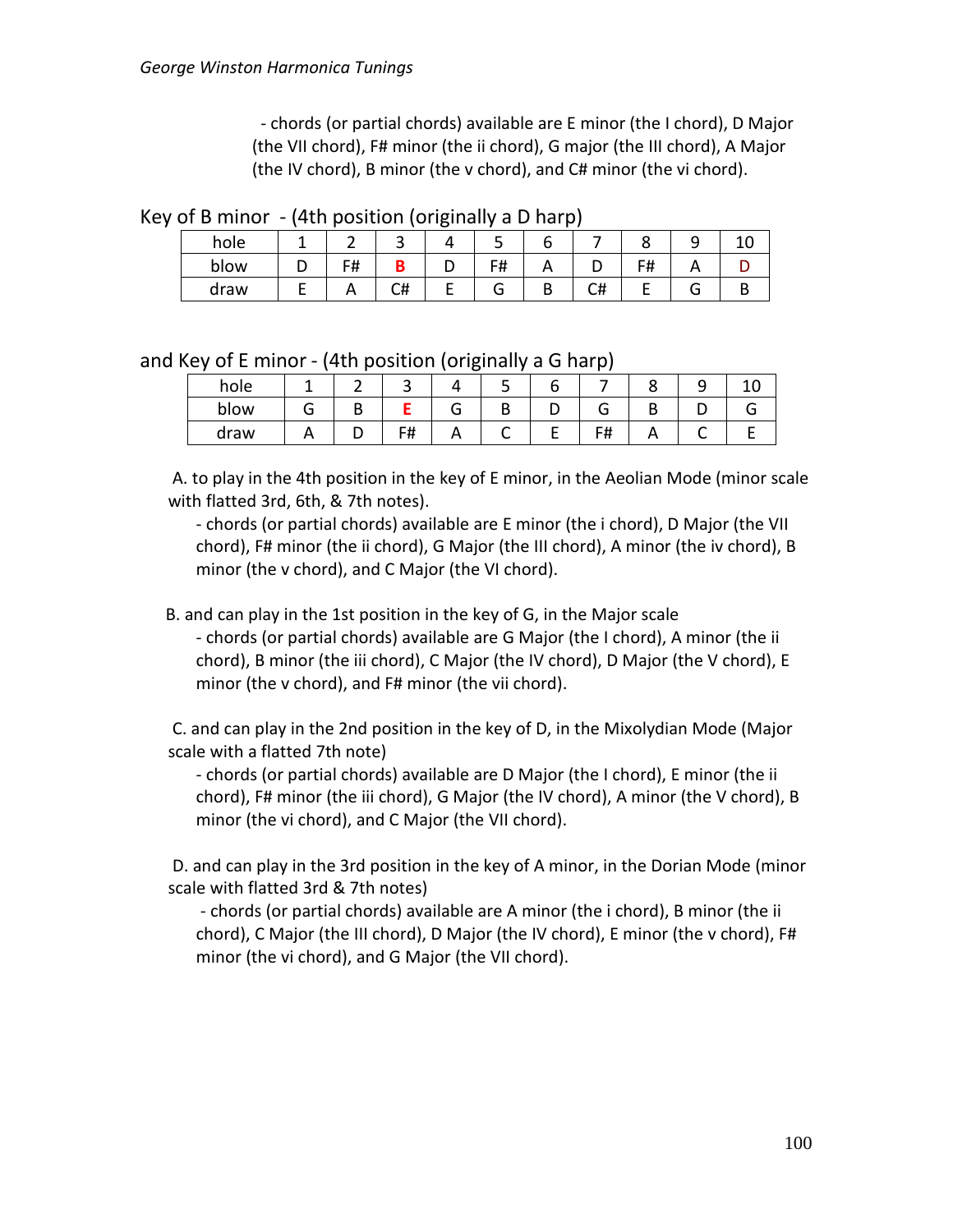- chords (or partial chords) available are E minor (the I chord), D Major (the VII chord), F# minor (the ii chord), G major (the III chord), A Major (the IV chord), B minor (the v chord), and C# minor (the vi chord).

Key of B minor - (4th position (originally a D harp)

| hole | 1 | 2 | 3 | 4 | 5 | 6 | 7 | 8 | 9 | 10 |
|---|---|---|---|---|---|---|---|---|---|---|
| blow | D | F# | **B** | D | F# | A | D | F# | A | D |
| draw | E | A | C# | E | G | B | C# | E | G | B |

and Key of E minor - (4th position (originally a G harp)

| hole | 1 | 2 | 3 | 4 | 5 | 6 | 7 | 8 | 9 | 10 |
|---|---|---|---|---|---|---|---|---|---|---|
| blow | G | B | **E** | G | B | D | G | B | D | G |
| draw | A | D | F# | A | C | E | F# | A | C | E |

A. to play in the 4th position in the key of E minor, in the Aeolian Mode (minor scale with flatted 3rd, 6th, & 7th notes).

- chords (or partial chords) available are E minor (the i chord), D Major (the VII chord), F# minor (the ii chord), G Major (the III chord), A minor (the iv chord), B minor (the v chord), and C Major (the VI chord).

B. and can play in the 1st position in the key of G, in the Major scale

- chords (or partial chords) available are G Major (the I chord), A minor (the ii chord), B minor (the iii chord), C Major (the IV chord), D Major (the V chord), E minor (the v chord), and F# minor (the vii chord).

C. and can play in the 2nd position in the key of D, in the Mixolydian Mode (Major scale with a flatted 7th note)

- chords (or partial chords) available are D Major (the I chord), E minor (the ii chord), F# minor (the iii chord), G Major (the IV chord), A minor (the V chord), B minor (the vi chord), and C Major (the VII chord).

D. and can play in the 3rd position in the key of A minor, in the Dorian Mode (minor scale with flatted 3rd & 7th notes)

- chords (or partial chords) available are A minor (the i chord), B minor (the ii chord), C Major (the III chord), D Major (the IV chord), E minor (the v chord), F# minor (the vi chord), and G Major (the VII chord).